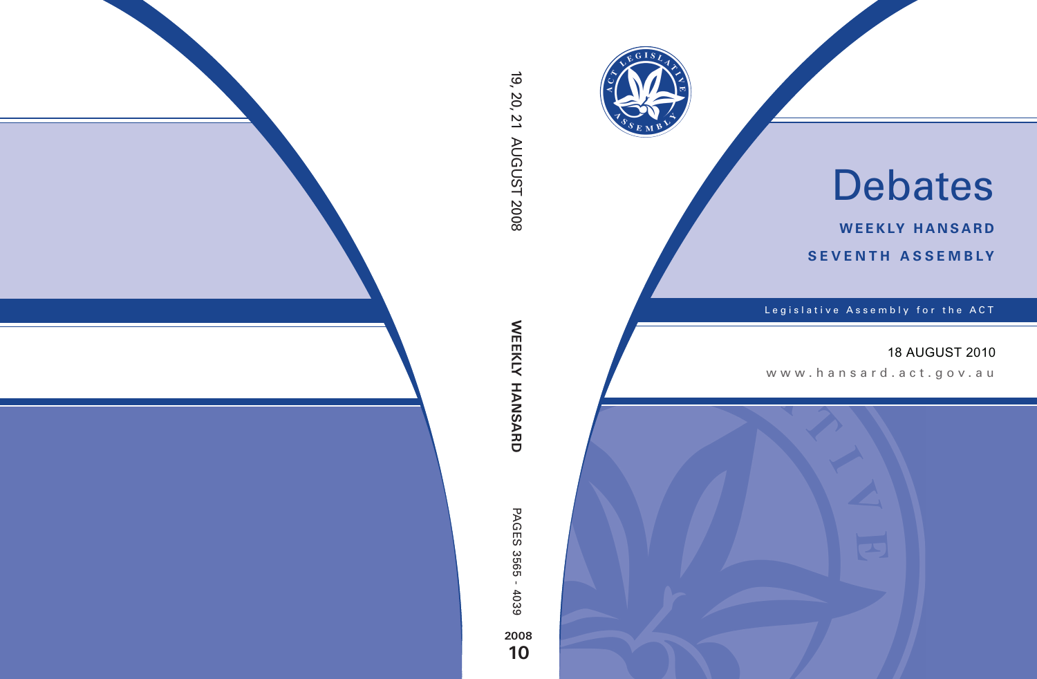# Debates

**WEEKLY HANSARD**

**SEVENTH ASSEMBLY**

Legislative Assembly for the ACT

18 AUGUST 2010

www.hansard.act.gov.au

19, 20, 21 AUGUST 2008

**WEEKLY HANSARD**

PAGES 3565 - 4039

**2008**

**10**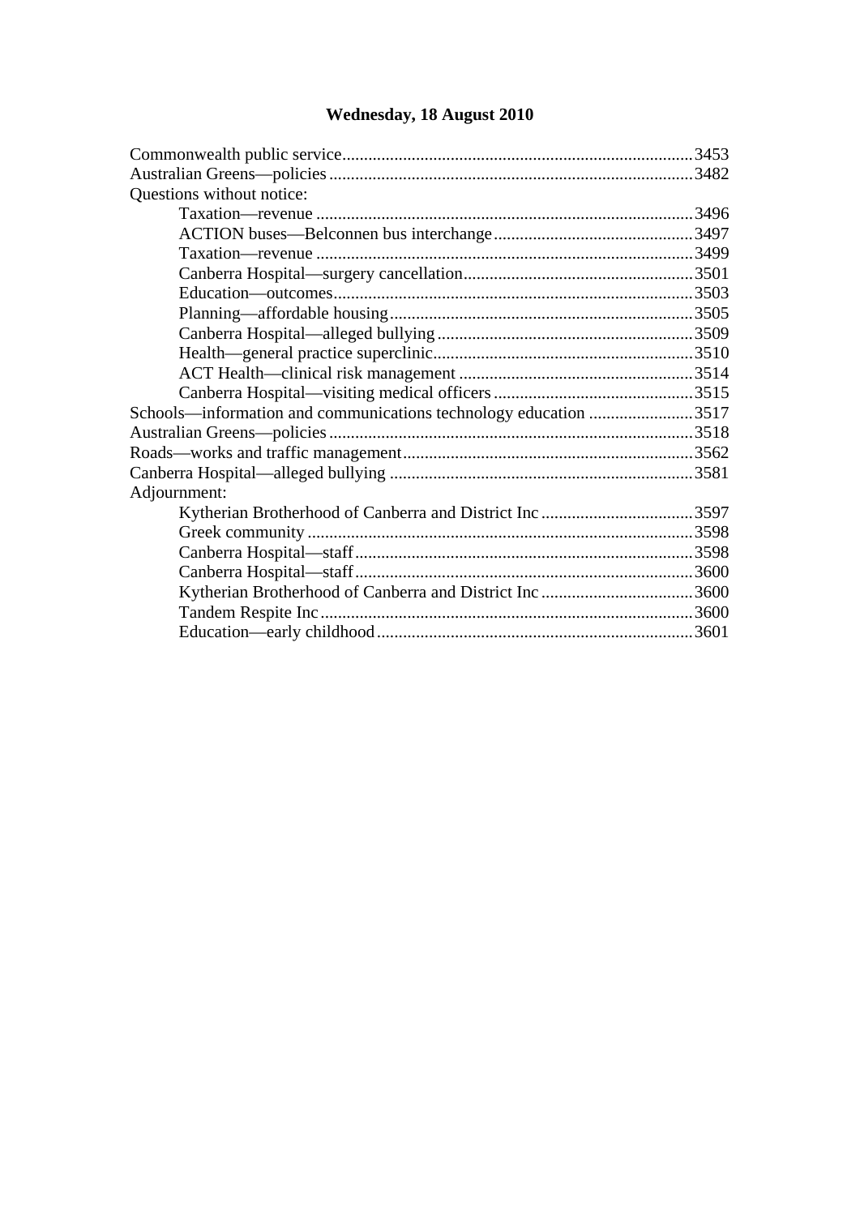## Wednesday, 18 August 2010

Commonwealth public service ... 3453
Australian Greens—policies ... 3482
Questions without notice:
- Taxation—revenue ... 3496
- ACTION buses—Belconnen bus interchange ... 3497
- Taxation—revenue ... 3499
- Canberra Hospital—surgery cancellation ... 3501
- Education—outcomes ... 3503
- Planning—affordable housing ... 3505
- Canberra Hospital—alleged bullying ... 3509
- Health—general practice superclinic ... 3510
- ACT Health—clinical risk management ... 3514
- Canberra Hospital—visiting medical officers ... 3515

Schools—information and communications technology education ... 3517
Australian Greens—policies ... 3518
Roads—works and traffic management ... 3562
Canberra Hospital—alleged bullying ... 3581
Adjournment:
- Kytherian Brotherhood of Canberra and District Inc ... 3597
- Greek community ... 3598
- Canberra Hospital—staff ... 3598
- Canberra Hospital—staff ... 3600
- Kytherian Brotherhood of Canberra and District Inc ... 3600
- Tandem Respite Inc ... 3600
- Education—early childhood ... 3601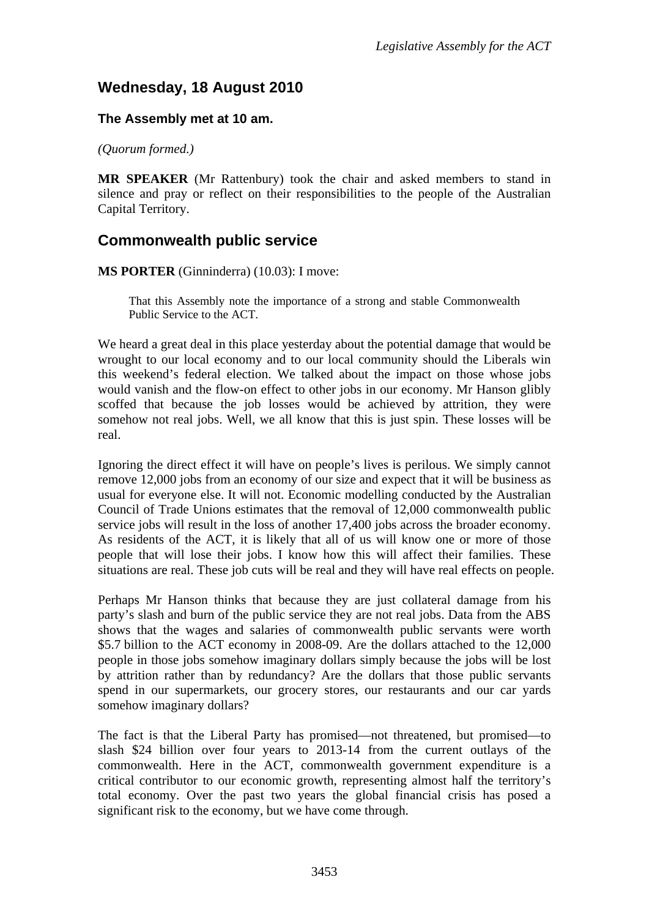## Wednesday, 18 August 2010

### The Assembly met at 10 am.

*(Quorum formed.)*

**MR SPEAKER** (Mr Rattenbury) took the chair and asked members to stand in silence and pray or reflect on their responsibilities to the people of the Australian Capital Territory.

## Commonwealth public service

**MS PORTER** (Ginninderra) (10.03): I move:

> That this Assembly note the importance of a strong and stable Commonwealth Public Service to the ACT.

We heard a great deal in this place yesterday about the potential damage that would be wrought to our local economy and to our local community should the Liberals win this weekend's federal election. We talked about the impact on those whose jobs would vanish and the flow-on effect to other jobs in our economy. Mr Hanson glibly scoffed that because the job losses would be achieved by attrition, they were somehow not real jobs. Well, we all know that this is just spin. These losses will be real.

Ignoring the direct effect it will have on people's lives is perilous. We simply cannot remove 12,000 jobs from an economy of our size and expect that it will be business as usual for everyone else. It will not. Economic modelling conducted by the Australian Council of Trade Unions estimates that the removal of 12,000 commonwealth public service jobs will result in the loss of another 17,400 jobs across the broader economy. As residents of the ACT, it is likely that all of us will know one or more of those people that will lose their jobs. I know how this will affect their families. These situations are real. These job cuts will be real and they will have real effects on people.

Perhaps Mr Hanson thinks that because they are just collateral damage from his party's slash and burn of the public service they are not real jobs. Data from the ABS shows that the wages and salaries of commonwealth public servants were worth $5.7 billion to the ACT economy in 2008-09. Are the dollars attached to the 12,000 people in those jobs somehow imaginary dollars simply because the jobs will be lost by attrition rather than by redundancy? Are the dollars that those public servants spend in our supermarkets, our grocery stores, our restaurants and our car yards somehow imaginary dollars?

The fact is that the Liberal Party has promised—not threatened, but promised—to slash $24 billion over four years to 2013-14 from the current outlays of the commonwealth. Here in the ACT, commonwealth government expenditure is a critical contributor to our economic growth, representing almost half the territory's total economy. Over the past two years the global financial crisis has posed a significant risk to the economy, but we have come through.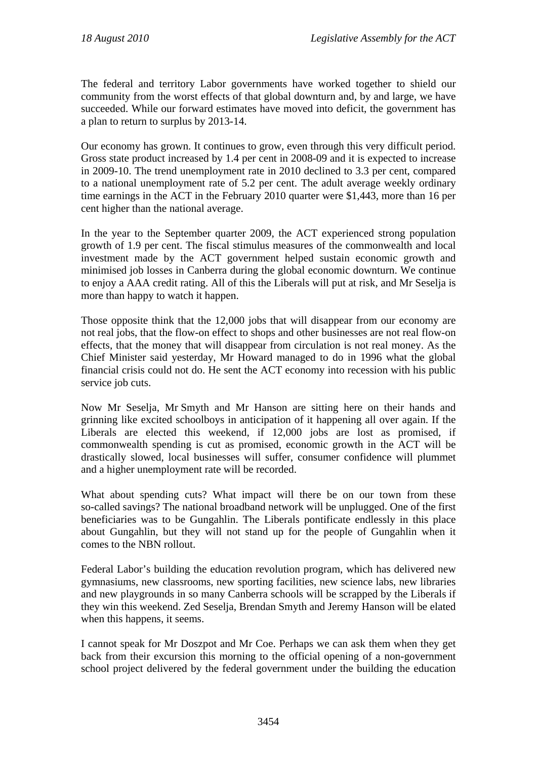The federal and territory Labor governments have worked together to shield our community from the worst effects of that global downturn and, by and large, we have succeeded. While our forward estimates have moved into deficit, the government has a plan to return to surplus by 2013-14.

Our economy has grown. It continues to grow, even through this very difficult period. Gross state product increased by 1.4 per cent in 2008-09 and it is expected to increase in 2009-10. The trend unemployment rate in 2010 declined to 3.3 per cent, compared to a national unemployment rate of 5.2 per cent. The adult average weekly ordinary time earnings in the ACT in the February 2010 quarter were $1,443, more than 16 per cent higher than the national average.

In the year to the September quarter 2009, the ACT experienced strong population growth of 1.9 per cent. The fiscal stimulus measures of the commonwealth and local investment made by the ACT government helped sustain economic growth and minimised job losses in Canberra during the global economic downturn. We continue to enjoy a AAA credit rating. All of this the Liberals will put at risk, and Mr Seselja is more than happy to watch it happen.

Those opposite think that the 12,000 jobs that will disappear from our economy are not real jobs, that the flow-on effect to shops and other businesses are not real flow-on effects, that the money that will disappear from circulation is not real money. As the Chief Minister said yesterday, Mr Howard managed to do in 1996 what the global financial crisis could not do. He sent the ACT economy into recession with his public service job cuts.

Now Mr Seselja, Mr Smyth and Mr Hanson are sitting here on their hands and grinning like excited schoolboys in anticipation of it happening all over again. If the Liberals are elected this weekend, if 12,000 jobs are lost as promised, if commonwealth spending is cut as promised, economic growth in the ACT will be drastically slowed, local businesses will suffer, consumer confidence will plummet and a higher unemployment rate will be recorded.

What about spending cuts? What impact will there be on our town from these so-called savings? The national broadband network will be unplugged. One of the first beneficiaries was to be Gungahlin. The Liberals pontificate endlessly in this place about Gungahlin, but they will not stand up for the people of Gungahlin when it comes to the NBN rollout.

Federal Labor's building the education revolution program, which has delivered new gymnasiums, new classrooms, new sporting facilities, new science labs, new libraries and new playgrounds in so many Canberra schools will be scrapped by the Liberals if they win this weekend. Zed Seselja, Brendan Smyth and Jeremy Hanson will be elated when this happens, it seems.

I cannot speak for Mr Doszpot and Mr Coe. Perhaps we can ask them when they get back from their excursion this morning to the official opening of a non-government school project delivered by the federal government under the building the education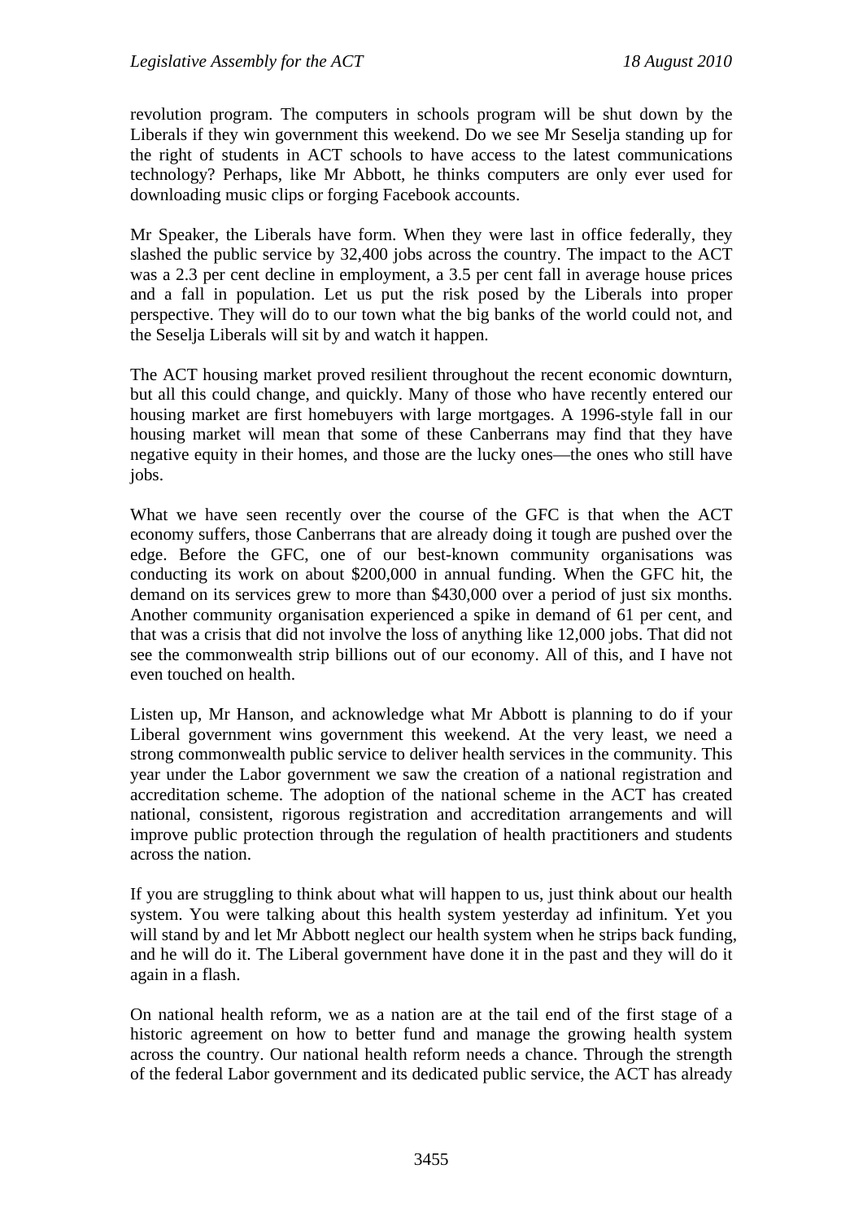revolution program. The computers in schools program will be shut down by the Liberals if they win government this weekend. Do we see Mr Seselja standing up for the right of students in ACT schools to have access to the latest communications technology? Perhaps, like Mr Abbott, he thinks computers are only ever used for downloading music clips or forging Facebook accounts.

Mr Speaker, the Liberals have form. When they were last in office federally, they slashed the public service by 32,400 jobs across the country. The impact to the ACT was a 2.3 per cent decline in employment, a 3.5 per cent fall in average house prices and a fall in population. Let us put the risk posed by the Liberals into proper perspective. They will do to our town what the big banks of the world could not, and the Seselja Liberals will sit by and watch it happen.

The ACT housing market proved resilient throughout the recent economic downturn, but all this could change, and quickly. Many of those who have recently entered our housing market are first homebuyers with large mortgages. A 1996-style fall in our housing market will mean that some of these Canberrans may find that they have negative equity in their homes, and those are the lucky ones—the ones who still have jobs.

What we have seen recently over the course of the GFC is that when the ACT economy suffers, those Canberrans that are already doing it tough are pushed over the edge. Before the GFC, one of our best-known community organisations was conducting its work on about $200,000 in annual funding. When the GFC hit, the demand on its services grew to more than $430,000 over a period of just six months. Another community organisation experienced a spike in demand of 61 per cent, and that was a crisis that did not involve the loss of anything like 12,000 jobs. That did not see the commonwealth strip billions out of our economy. All of this, and I have not even touched on health.

Listen up, Mr Hanson, and acknowledge what Mr Abbott is planning to do if your Liberal government wins government this weekend. At the very least, we need a strong commonwealth public service to deliver health services in the community. This year under the Labor government we saw the creation of a national registration and accreditation scheme. The adoption of the national scheme in the ACT has created national, consistent, rigorous registration and accreditation arrangements and will improve public protection through the regulation of health practitioners and students across the nation.

If you are struggling to think about what will happen to us, just think about our health system. You were talking about this health system yesterday ad infinitum. Yet you will stand by and let Mr Abbott neglect our health system when he strips back funding, and he will do it. The Liberal government have done it in the past and they will do it again in a flash.

On national health reform, we as a nation are at the tail end of the first stage of a historic agreement on how to better fund and manage the growing health system across the country. Our national health reform needs a chance. Through the strength of the federal Labor government and its dedicated public service, the ACT has already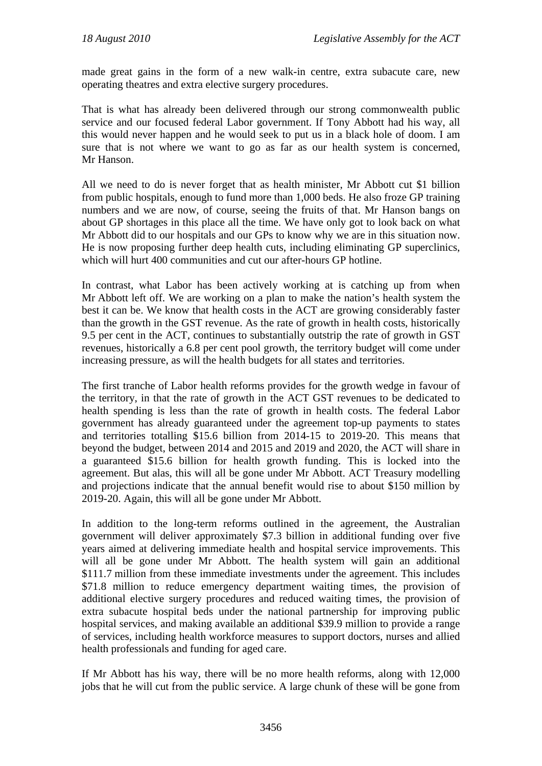made great gains in the form of a new walk-in centre, extra subacute care, new operating theatres and extra elective surgery procedures.

That is what has already been delivered through our strong commonwealth public service and our focused federal Labor government. If Tony Abbott had his way, all this would never happen and he would seek to put us in a black hole of doom. I am sure that is not where we want to go as far as our health system is concerned, Mr Hanson.

All we need to do is never forget that as health minister, Mr Abbott cut $1 billion from public hospitals, enough to fund more than 1,000 beds. He also froze GP training numbers and we are now, of course, seeing the fruits of that. Mr Hanson bangs on about GP shortages in this place all the time. We have only got to look back on what Mr Abbott did to our hospitals and our GPs to know why we are in this situation now. He is now proposing further deep health cuts, including eliminating GP superclinics, which will hurt 400 communities and cut our after-hours GP hotline.

In contrast, what Labor has been actively working at is catching up from when Mr Abbott left off. We are working on a plan to make the nation's health system the best it can be. We know that health costs in the ACT are growing considerably faster than the growth in the GST revenue. As the rate of growth in health costs, historically 9.5 per cent in the ACT, continues to substantially outstrip the rate of growth in GST revenues, historically a 6.8 per cent pool growth, the territory budget will come under increasing pressure, as will the health budgets for all states and territories.

The first tranche of Labor health reforms provides for the growth wedge in favour of the territory, in that the rate of growth in the ACT GST revenues to be dedicated to health spending is less than the rate of growth in health costs. The federal Labor government has already guaranteed under the agreement top-up payments to states and territories totalling $15.6 billion from 2014-15 to 2019-20. This means that beyond the budget, between 2014 and 2015 and 2019 and 2020, the ACT will share in a guaranteed $15.6 billion for health growth funding. This is locked into the agreement. But alas, this will all be gone under Mr Abbott. ACT Treasury modelling and projections indicate that the annual benefit would rise to about $150 million by 2019-20. Again, this will all be gone under Mr Abbott.

In addition to the long-term reforms outlined in the agreement, the Australian government will deliver approximately $7.3 billion in additional funding over five years aimed at delivering immediate health and hospital service improvements. This will all be gone under Mr Abbott. The health system will gain an additional $111.7 million from these immediate investments under the agreement. This includes $71.8 million to reduce emergency department waiting times, the provision of additional elective surgery procedures and reduced waiting times, the provision of extra subacute hospital beds under the national partnership for improving public hospital services, and making available an additional $39.9 million to provide a range of services, including health workforce measures to support doctors, nurses and allied health professionals and funding for aged care.

If Mr Abbott has his way, there will be no more health reforms, along with 12,000 jobs that he will cut from the public service. A large chunk of these will be gone from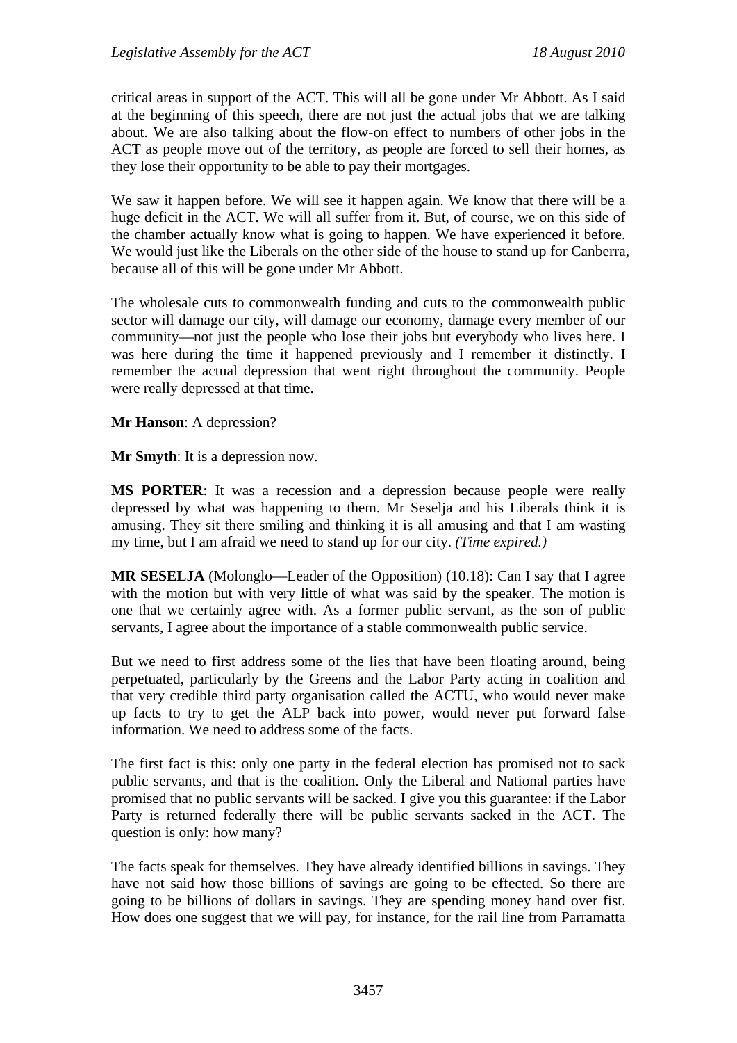critical areas in support of the ACT. This will all be gone under Mr Abbott. As I said at the beginning of this speech, there are not just the actual jobs that we are talking about. We are also talking about the flow-on effect to numbers of other jobs in the ACT as people move out of the territory, as people are forced to sell their homes, as they lose their opportunity to be able to pay their mortgages.

We saw it happen before. We will see it happen again. We know that there will be a huge deficit in the ACT. We will all suffer from it. But, of course, we on this side of the chamber actually know what is going to happen. We have experienced it before. We would just like the Liberals on the other side of the house to stand up for Canberra, because all of this will be gone under Mr Abbott.

The wholesale cuts to commonwealth funding and cuts to the commonwealth public sector will damage our city, will damage our economy, damage every member of our community—not just the people who lose their jobs but everybody who lives here. I was here during the time it happened previously and I remember it distinctly. I remember the actual depression that went right throughout the community. People were really depressed at that time.

**Mr Hanson**: A depression?

**Mr Smyth**: It is a depression now.

**MS PORTER**: It was a recession and a depression because people were really depressed by what was happening to them. Mr Seselja and his Liberals think it is amusing. They sit there smiling and thinking it is all amusing and that I am wasting my time, but I am afraid we need to stand up for our city. *(Time expired.)*

**MR SESELJA** (Molonglo—Leader of the Opposition) (10.18): Can I say that I agree with the motion but with very little of what was said by the speaker. The motion is one that we certainly agree with. As a former public servant, as the son of public servants, I agree about the importance of a stable commonwealth public service.

But we need to first address some of the lies that have been floating around, being perpetuated, particularly by the Greens and the Labor Party acting in coalition and that very credible third party organisation called the ACTU, who would never make up facts to try to get the ALP back into power, would never put forward false information. We need to address some of the facts.

The first fact is this: only one party in the federal election has promised not to sack public servants, and that is the coalition. Only the Liberal and National parties have promised that no public servants will be sacked. I give you this guarantee: if the Labor Party is returned federally there will be public servants sacked in the ACT. The question is only: how many?

The facts speak for themselves. They have already identified billions in savings. They have not said how those billions of savings are going to be effected. So there are going to be billions of dollars in savings. They are spending money hand over fist. How does one suggest that we will pay, for instance, for the rail line from Parramatta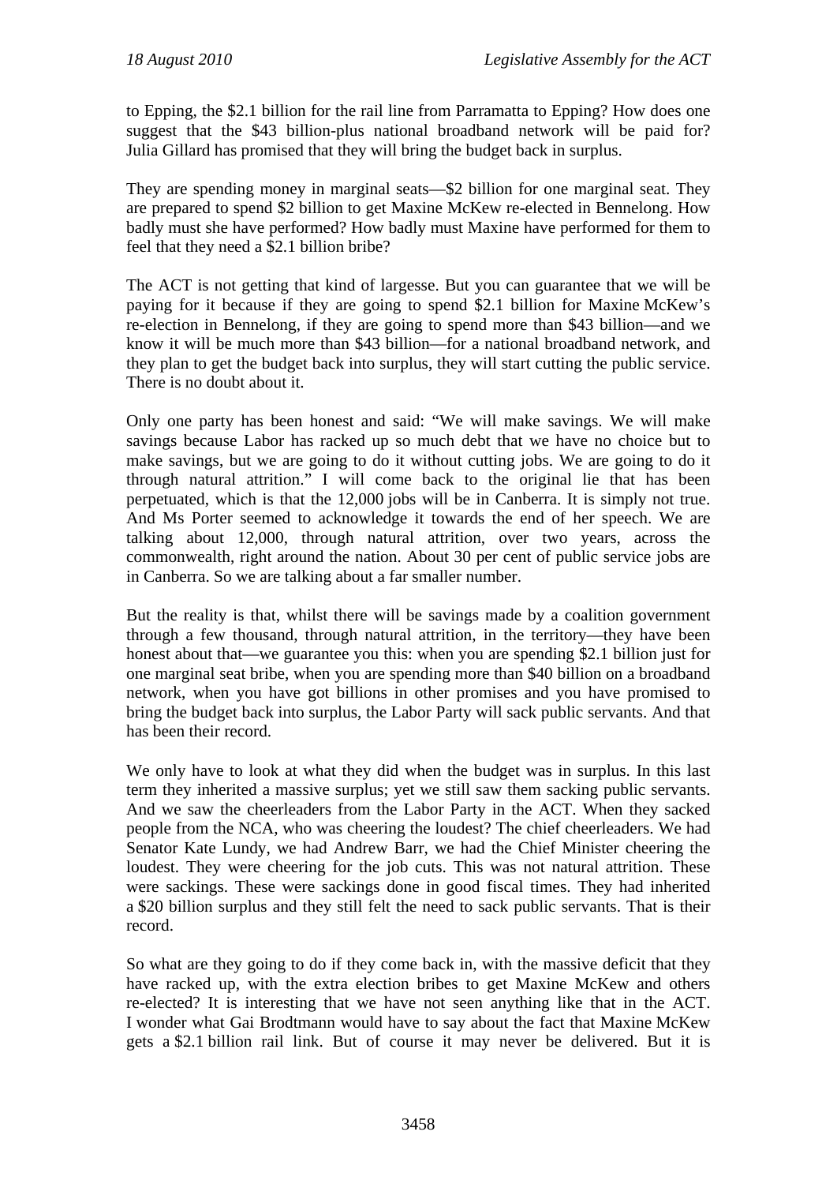to Epping, the $2.1 billion for the rail line from Parramatta to Epping? How does one suggest that the $43 billion-plus national broadband network will be paid for? Julia Gillard has promised that they will bring the budget back in surplus.

They are spending money in marginal seats—$2 billion for one marginal seat. They are prepared to spend $2 billion to get Maxine McKew re-elected in Bennelong. How badly must she have performed? How badly must Maxine have performed for them to feel that they need a $2.1 billion bribe?

The ACT is not getting that kind of largesse. But you can guarantee that we will be paying for it because if they are going to spend $2.1 billion for Maxine McKew's re-election in Bennelong, if they are going to spend more than $43 billion—and we know it will be much more than $43 billion—for a national broadband network, and they plan to get the budget back into surplus, they will start cutting the public service. There is no doubt about it.

Only one party has been honest and said: "We will make savings. We will make savings because Labor has racked up so much debt that we have no choice but to make savings, but we are going to do it without cutting jobs. We are going to do it through natural attrition." I will come back to the original lie that has been perpetuated, which is that the 12,000 jobs will be in Canberra. It is simply not true. And Ms Porter seemed to acknowledge it towards the end of her speech. We are talking about 12,000, through natural attrition, over two years, across the commonwealth, right around the nation. About 30 per cent of public service jobs are in Canberra. So we are talking about a far smaller number.

But the reality is that, whilst there will be savings made by a coalition government through a few thousand, through natural attrition, in the territory—they have been honest about that—we guarantee you this: when you are spending $2.1 billion just for one marginal seat bribe, when you are spending more than $40 billion on a broadband network, when you have got billions in other promises and you have promised to bring the budget back into surplus, the Labor Party will sack public servants. And that has been their record.

We only have to look at what they did when the budget was in surplus. In this last term they inherited a massive surplus; yet we still saw them sacking public servants. And we saw the cheerleaders from the Labor Party in the ACT. When they sacked people from the NCA, who was cheering the loudest? The chief cheerleaders. We had Senator Kate Lundy, we had Andrew Barr, we had the Chief Minister cheering the loudest. They were cheering for the job cuts. This was not natural attrition. These were sackings. These were sackings done in good fiscal times. They had inherited a $20 billion surplus and they still felt the need to sack public servants. That is their record.

So what are they going to do if they come back in, with the massive deficit that they have racked up, with the extra election bribes to get Maxine McKew and others re-elected? It is interesting that we have not seen anything like that in the ACT. I wonder what Gai Brodtmann would have to say about the fact that Maxine McKew gets a $2.1 billion rail link. But of course it may never be delivered. But it is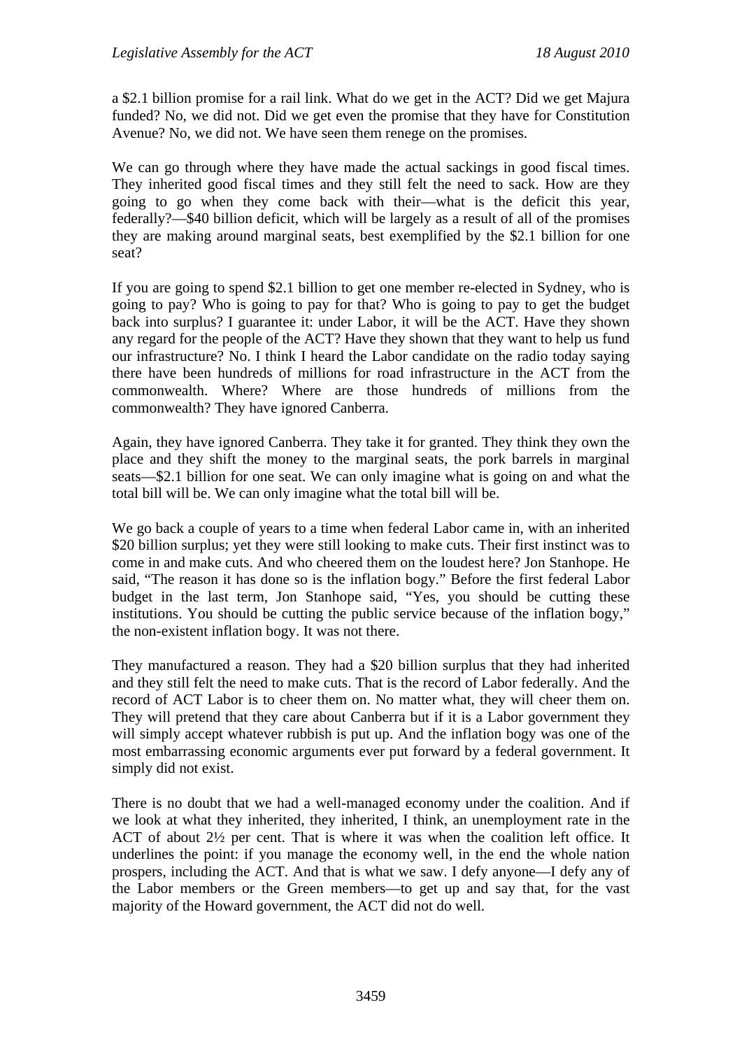a $2.1 billion promise for a rail link. What do we get in the ACT? Did we get Majura funded? No, we did not. Did we get even the promise that they have for Constitution Avenue? No, we did not. We have seen them renege on the promises.

We can go through where they have made the actual sackings in good fiscal times. They inherited good fiscal times and they still felt the need to sack. How are they going to go when they come back with their—what is the deficit this year, federally?—$40 billion deficit, which will be largely as a result of all of the promises they are making around marginal seats, best exemplified by the $2.1 billion for one seat?

If you are going to spend $2.1 billion to get one member re-elected in Sydney, who is going to pay? Who is going to pay for that? Who is going to pay to get the budget back into surplus? I guarantee it: under Labor, it will be the ACT. Have they shown any regard for the people of the ACT? Have they shown that they want to help us fund our infrastructure? No. I think I heard the Labor candidate on the radio today saying there have been hundreds of millions for road infrastructure in the ACT from the commonwealth. Where? Where are those hundreds of millions from the commonwealth? They have ignored Canberra.

Again, they have ignored Canberra. They take it for granted. They think they own the place and they shift the money to the marginal seats, the pork barrels in marginal seats—$2.1 billion for one seat. We can only imagine what is going on and what the total bill will be. We can only imagine what the total bill will be.

We go back a couple of years to a time when federal Labor came in, with an inherited $20 billion surplus; yet they were still looking to make cuts. Their first instinct was to come in and make cuts. And who cheered them on the loudest here? Jon Stanhope. He said, "The reason it has done so is the inflation bogy." Before the first federal Labor budget in the last term, Jon Stanhope said, "Yes, you should be cutting these institutions. You should be cutting the public service because of the inflation bogy," the non-existent inflation bogy. It was not there.

They manufactured a reason. They had a $20 billion surplus that they had inherited and they still felt the need to make cuts. That is the record of Labor federally. And the record of ACT Labor is to cheer them on. No matter what, they will cheer them on. They will pretend that they care about Canberra but if it is a Labor government they will simply accept whatever rubbish is put up. And the inflation bogy was one of the most embarrassing economic arguments ever put forward by a federal government. It simply did not exist.

There is no doubt that we had a well-managed economy under the coalition. And if we look at what they inherited, they inherited, I think, an unemployment rate in the ACT of about 2½ per cent. That is where it was when the coalition left office. It underlines the point: if you manage the economy well, in the end the whole nation prospers, including the ACT. And that is what we saw. I defy anyone—I defy any of the Labor members or the Green members—to get up and say that, for the vast majority of the Howard government, the ACT did not do well.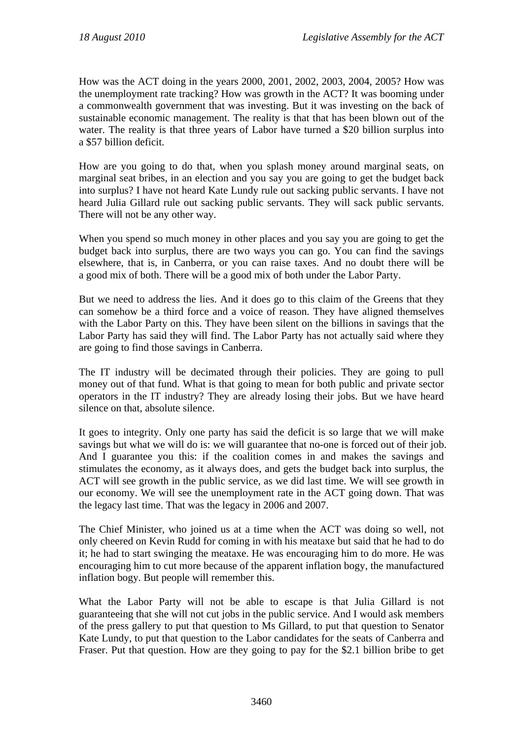How was the ACT doing in the years 2000, 2001, 2002, 2003, 2004, 2005? How was the unemployment rate tracking? How was growth in the ACT? It was booming under a commonwealth government that was investing. But it was investing on the back of sustainable economic management. The reality is that that has been blown out of the water. The reality is that three years of Labor have turned a $20 billion surplus into a $57 billion deficit.

How are you going to do that, when you splash money around marginal seats, on marginal seat bribes, in an election and you say you are going to get the budget back into surplus? I have not heard Kate Lundy rule out sacking public servants. I have not heard Julia Gillard rule out sacking public servants. They will sack public servants. There will not be any other way.

When you spend so much money in other places and you say you are going to get the budget back into surplus, there are two ways you can go. You can find the savings elsewhere, that is, in Canberra, or you can raise taxes. And no doubt there will be a good mix of both. There will be a good mix of both under the Labor Party.

But we need to address the lies. And it does go to this claim of the Greens that they can somehow be a third force and a voice of reason. They have aligned themselves with the Labor Party on this. They have been silent on the billions in savings that the Labor Party has said they will find. The Labor Party has not actually said where they are going to find those savings in Canberra.

The IT industry will be decimated through their policies. They are going to pull money out of that fund. What is that going to mean for both public and private sector operators in the IT industry? They are already losing their jobs. But we have heard silence on that, absolute silence.

It goes to integrity. Only one party has said the deficit is so large that we will make savings but what we will do is: we will guarantee that no-one is forced out of their job. And I guarantee you this: if the coalition comes in and makes the savings and stimulates the economy, as it always does, and gets the budget back into surplus, the ACT will see growth in the public service, as we did last time. We will see growth in our economy. We will see the unemployment rate in the ACT going down. That was the legacy last time. That was the legacy in 2006 and 2007.

The Chief Minister, who joined us at a time when the ACT was doing so well, not only cheered on Kevin Rudd for coming in with his meataxe but said that he had to do it; he had to start swinging the meataxe. He was encouraging him to do more. He was encouraging him to cut more because of the apparent inflation bogy, the manufactured inflation bogy. But people will remember this.

What the Labor Party will not be able to escape is that Julia Gillard is not guaranteeing that she will not cut jobs in the public service. And I would ask members of the press gallery to put that question to Ms Gillard, to put that question to Senator Kate Lundy, to put that question to the Labor candidates for the seats of Canberra and Fraser. Put that question. How are they going to pay for the $2.1 billion bribe to get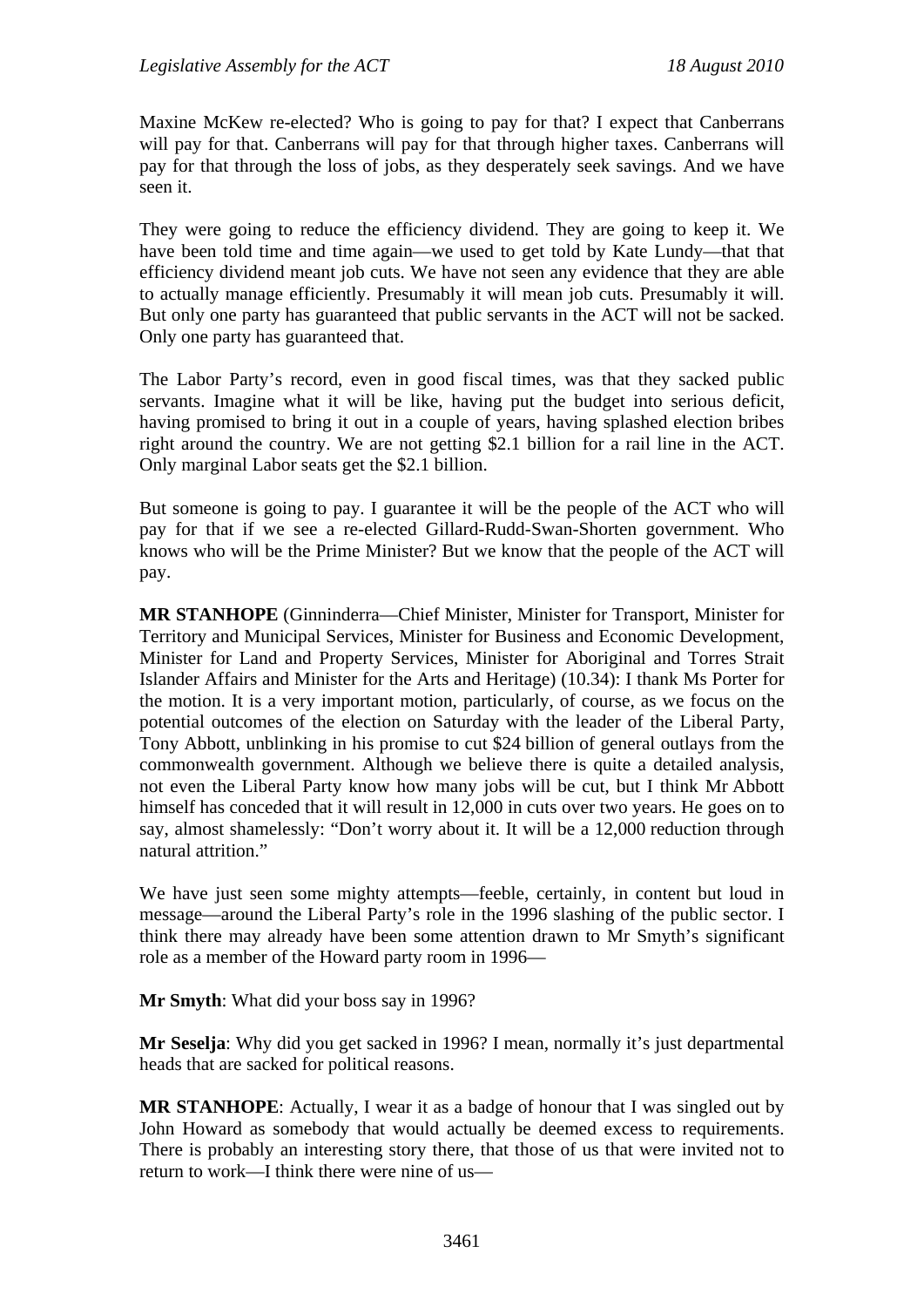Maxine McKew re-elected? Who is going to pay for that? I expect that Canberrans will pay for that. Canberrans will pay for that through higher taxes. Canberrans will pay for that through the loss of jobs, as they desperately seek savings. And we have seen it.

They were going to reduce the efficiency dividend. They are going to keep it. We have been told time and time again—we used to get told by Kate Lundy—that that efficiency dividend meant job cuts. We have not seen any evidence that they are able to actually manage efficiently. Presumably it will mean job cuts. Presumably it will. But only one party has guaranteed that public servants in the ACT will not be sacked. Only one party has guaranteed that.

The Labor Party's record, even in good fiscal times, was that they sacked public servants. Imagine what it will be like, having put the budget into serious deficit, having promised to bring it out in a couple of years, having splashed election bribes right around the country. We are not getting $2.1 billion for a rail line in the ACT. Only marginal Labor seats get the $2.1 billion.

But someone is going to pay. I guarantee it will be the people of the ACT who will pay for that if we see a re-elected Gillard-Rudd-Swan-Shorten government. Who knows who will be the Prime Minister? But we know that the people of the ACT will pay.

**MR STANHOPE** (Ginninderra—Chief Minister, Minister for Transport, Minister for Territory and Municipal Services, Minister for Business and Economic Development, Minister for Land and Property Services, Minister for Aboriginal and Torres Strait Islander Affairs and Minister for the Arts and Heritage) (10.34): I thank Ms Porter for the motion. It is a very important motion, particularly, of course, as we focus on the potential outcomes of the election on Saturday with the leader of the Liberal Party, Tony Abbott, unblinking in his promise to cut $24 billion of general outlays from the commonwealth government. Although we believe there is quite a detailed analysis, not even the Liberal Party know how many jobs will be cut, but I think Mr Abbott himself has conceded that it will result in 12,000 in cuts over two years. He goes on to say, almost shamelessly: "Don't worry about it. It will be a 12,000 reduction through natural attrition."

We have just seen some mighty attempts—feeble, certainly, in content but loud in message—around the Liberal Party's role in the 1996 slashing of the public sector. I think there may already have been some attention drawn to Mr Smyth's significant role as a member of the Howard party room in 1996—

**Mr Smyth**: What did your boss say in 1996?

**Mr Seselja**: Why did you get sacked in 1996? I mean, normally it's just departmental heads that are sacked for political reasons.

**MR STANHOPE**: Actually, I wear it as a badge of honour that I was singled out by John Howard as somebody that would actually be deemed excess to requirements. There is probably an interesting story there, that those of us that were invited not to return to work—I think there were nine of us—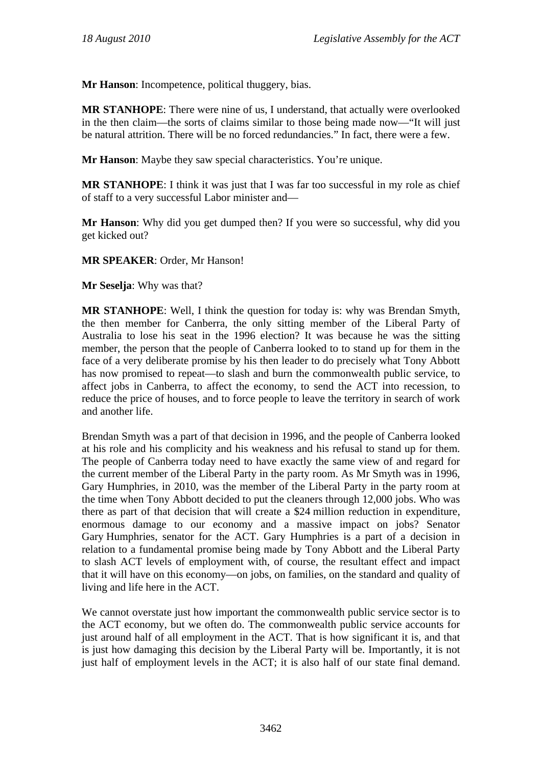**Mr Hanson**: Incompetence, political thuggery, bias.

**MR STANHOPE**: There were nine of us, I understand, that actually were overlooked in the then claim—the sorts of claims similar to those being made now—"It will just be natural attrition. There will be no forced redundancies." In fact, there were a few.

**Mr Hanson**: Maybe they saw special characteristics. You're unique.

**MR STANHOPE**: I think it was just that I was far too successful in my role as chief of staff to a very successful Labor minister and—

**Mr Hanson**: Why did you get dumped then? If you were so successful, why did you get kicked out?

**MR SPEAKER**: Order, Mr Hanson!

**Mr Seselja**: Why was that?

**MR STANHOPE**: Well, I think the question for today is: why was Brendan Smyth, the then member for Canberra, the only sitting member of the Liberal Party of Australia to lose his seat in the 1996 election? It was because he was the sitting member, the person that the people of Canberra looked to to stand up for them in the face of a very deliberate promise by his then leader to do precisely what Tony Abbott has now promised to repeat—to slash and burn the commonwealth public service, to affect jobs in Canberra, to affect the economy, to send the ACT into recession, to reduce the price of houses, and to force people to leave the territory in search of work and another life.

Brendan Smyth was a part of that decision in 1996, and the people of Canberra looked at his role and his complicity and his weakness and his refusal to stand up for them. The people of Canberra today need to have exactly the same view of and regard for the current member of the Liberal Party in the party room. As Mr Smyth was in 1996, Gary Humphries, in 2010, was the member of the Liberal Party in the party room at the time when Tony Abbott decided to put the cleaners through 12,000 jobs. Who was there as part of that decision that will create a $24 million reduction in expenditure, enormous damage to our economy and a massive impact on jobs? Senator Gary Humphries, senator for the ACT. Gary Humphries is a part of a decision in relation to a fundamental promise being made by Tony Abbott and the Liberal Party to slash ACT levels of employment with, of course, the resultant effect and impact that it will have on this economy—on jobs, on families, on the standard and quality of living and life here in the ACT.

We cannot overstate just how important the commonwealth public service sector is to the ACT economy, but we often do. The commonwealth public service accounts for just around half of all employment in the ACT. That is how significant it is, and that is just how damaging this decision by the Liberal Party will be. Importantly, it is not just half of employment levels in the ACT; it is also half of our state final demand.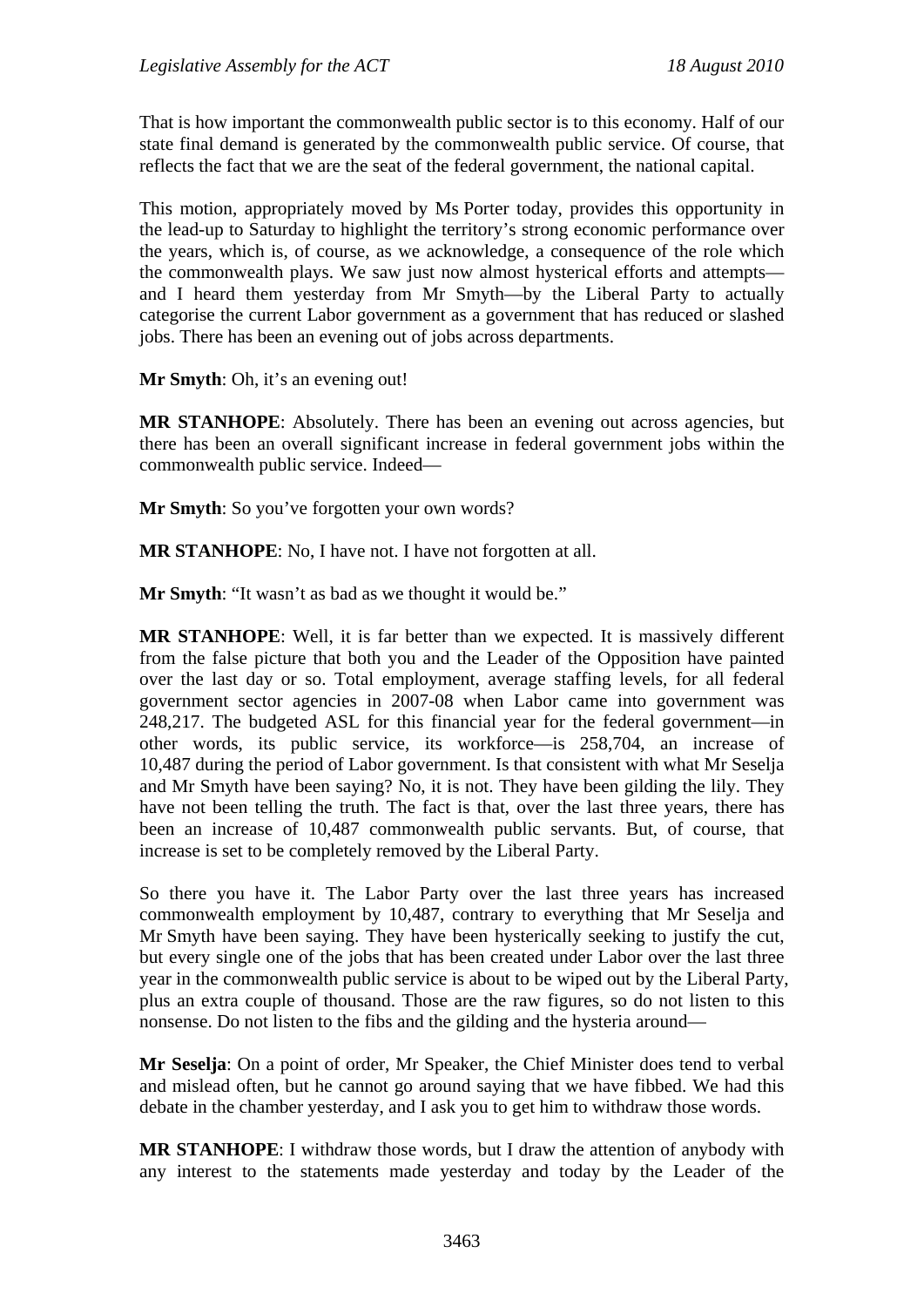That is how important the commonwealth public sector is to this economy. Half of our state final demand is generated by the commonwealth public service. Of course, that reflects the fact that we are the seat of the federal government, the national capital.

This motion, appropriately moved by Ms Porter today, provides this opportunity in the lead-up to Saturday to highlight the territory's strong economic performance over the years, which is, of course, as we acknowledge, a consequence of the role which the commonwealth plays. We saw just now almost hysterical efforts and attempts—and I heard them yesterday from Mr Smyth—by the Liberal Party to actually categorise the current Labor government as a government that has reduced or slashed jobs. There has been an evening out of jobs across departments.

**Mr Smyth**: Oh, it's an evening out!

**MR STANHOPE**: Absolutely. There has been an evening out across agencies, but there has been an overall significant increase in federal government jobs within the commonwealth public service. Indeed—

**Mr Smyth**: So you've forgotten your own words?

**MR STANHOPE**: No, I have not. I have not forgotten at all.

**Mr Smyth**: "It wasn't as bad as we thought it would be."

**MR STANHOPE**: Well, it is far better than we expected. It is massively different from the false picture that both you and the Leader of the Opposition have painted over the last day or so. Total employment, average staffing levels, for all federal government sector agencies in 2007-08 when Labor came into government was 248,217. The budgeted ASL for this financial year for the federal government—in other words, its public service, its workforce—is 258,704, an increase of 10,487 during the period of Labor government. Is that consistent with what Mr Seselja and Mr Smyth have been saying? No, it is not. They have been gilding the lily. They have not been telling the truth. The fact is that, over the last three years, there has been an increase of 10,487 commonwealth public servants. But, of course, that increase is set to be completely removed by the Liberal Party.

So there you have it. The Labor Party over the last three years has increased commonwealth employment by 10,487, contrary to everything that Mr Seselja and Mr Smyth have been saying. They have been hysterically seeking to justify the cut, but every single one of the jobs that has been created under Labor over the last three year in the commonwealth public service is about to be wiped out by the Liberal Party, plus an extra couple of thousand. Those are the raw figures, so do not listen to this nonsense. Do not listen to the fibs and the gilding and the hysteria around—

**Mr Seselja**: On a point of order, Mr Speaker, the Chief Minister does tend to verbal and mislead often, but he cannot go around saying that we have fibbed. We had this debate in the chamber yesterday, and I ask you to get him to withdraw those words.

**MR STANHOPE**: I withdraw those words, but I draw the attention of anybody with any interest to the statements made yesterday and today by the Leader of the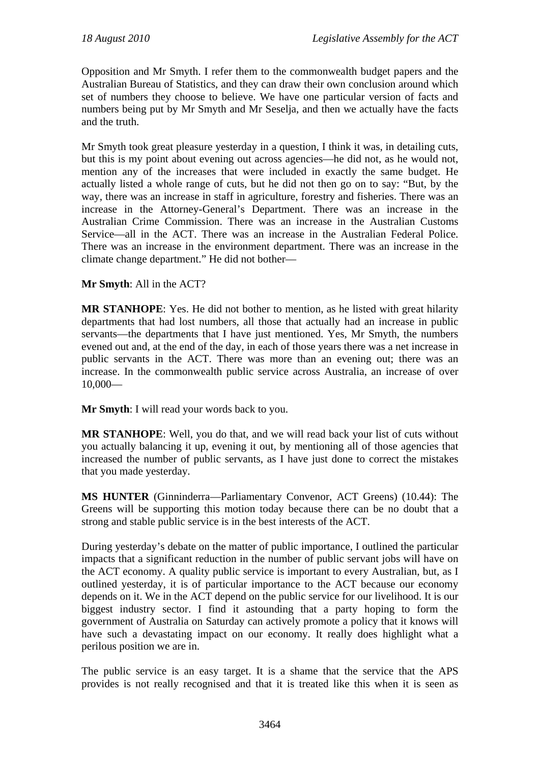Opposition and Mr Smyth. I refer them to the commonwealth budget papers and the Australian Bureau of Statistics, and they can draw their own conclusion around which set of numbers they choose to believe. We have one particular version of facts and numbers being put by Mr Smyth and Mr Seselja, and then we actually have the facts and the truth.

Mr Smyth took great pleasure yesterday in a question, I think it was, in detailing cuts, but this is my point about evening out across agencies—he did not, as he would not, mention any of the increases that were included in exactly the same budget. He actually listed a whole range of cuts, but he did not then go on to say: "But, by the way, there was an increase in staff in agriculture, forestry and fisheries. There was an increase in the Attorney-General's Department. There was an increase in the Australian Crime Commission. There was an increase in the Australian Customs Service—all in the ACT. There was an increase in the Australian Federal Police. There was an increase in the environment department. There was an increase in the climate change department." He did not bother—

**Mr Smyth**: All in the ACT?

**MR STANHOPE**: Yes. He did not bother to mention, as he listed with great hilarity departments that had lost numbers, all those that actually had an increase in public servants—the departments that I have just mentioned. Yes, Mr Smyth, the numbers evened out and, at the end of the day, in each of those years there was a net increase in public servants in the ACT. There was more than an evening out; there was an increase. In the commonwealth public service across Australia, an increase of over 10,000—

**Mr Smyth**: I will read your words back to you.

**MR STANHOPE**: Well, you do that, and we will read back your list of cuts without you actually balancing it up, evening it out, by mentioning all of those agencies that increased the number of public servants, as I have just done to correct the mistakes that you made yesterday.

**MS HUNTER** (Ginninderra—Parliamentary Convenor, ACT Greens) (10.44): The Greens will be supporting this motion today because there can be no doubt that a strong and stable public service is in the best interests of the ACT.

During yesterday's debate on the matter of public importance, I outlined the particular impacts that a significant reduction in the number of public servant jobs will have on the ACT economy. A quality public service is important to every Australian, but, as I outlined yesterday, it is of particular importance to the ACT because our economy depends on it. We in the ACT depend on the public service for our livelihood. It is our biggest industry sector. I find it astounding that a party hoping to form the government of Australia on Saturday can actively promote a policy that it knows will have such a devastating impact on our economy. It really does highlight what a perilous position we are in.

The public service is an easy target. It is a shame that the service that the APS provides is not really recognised and that it is treated like this when it is seen as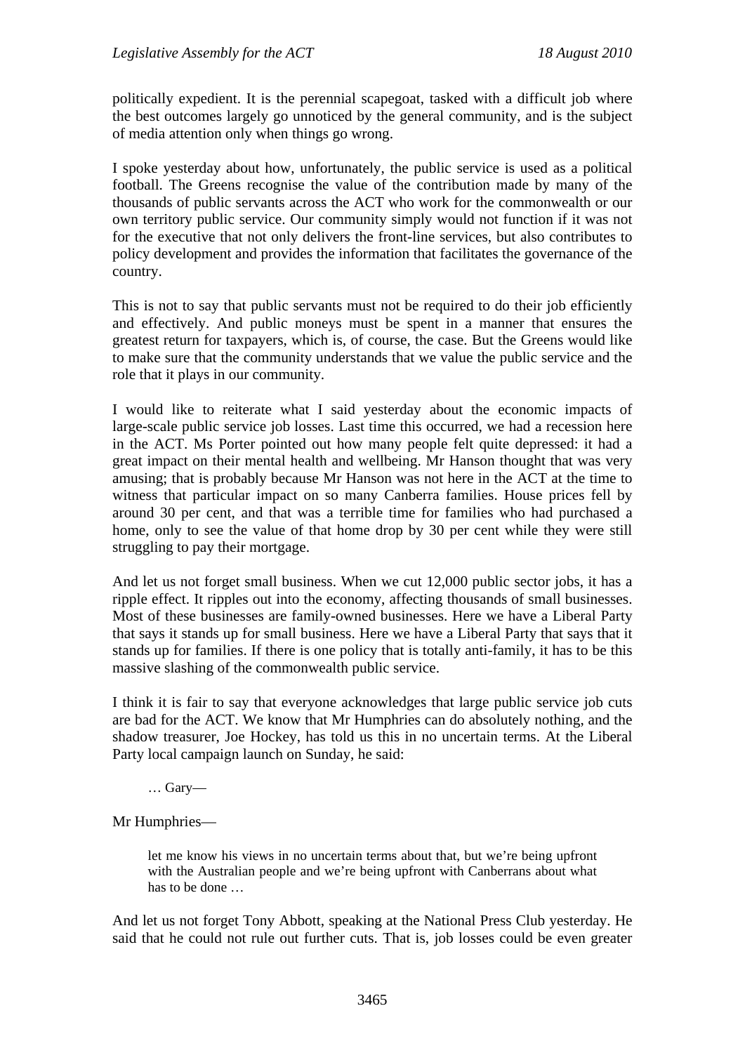politically expedient. It is the perennial scapegoat, tasked with a difficult job where the best outcomes largely go unnoticed by the general community, and is the subject of media attention only when things go wrong.

I spoke yesterday about how, unfortunately, the public service is used as a political football. The Greens recognise the value of the contribution made by many of the thousands of public servants across the ACT who work for the commonwealth or our own territory public service. Our community simply would not function if it was not for the executive that not only delivers the front-line services, but also contributes to policy development and provides the information that facilitates the governance of the country.

This is not to say that public servants must not be required to do their job efficiently and effectively. And public moneys must be spent in a manner that ensures the greatest return for taxpayers, which is, of course, the case. But the Greens would like to make sure that the community understands that we value the public service and the role that it plays in our community.

I would like to reiterate what I said yesterday about the economic impacts of large-scale public service job losses. Last time this occurred, we had a recession here in the ACT. Ms Porter pointed out how many people felt quite depressed: it had a great impact on their mental health and wellbeing. Mr Hanson thought that was very amusing; that is probably because Mr Hanson was not here in the ACT at the time to witness that particular impact on so many Canberra families. House prices fell by around 30 per cent, and that was a terrible time for families who had purchased a home, only to see the value of that home drop by 30 per cent while they were still struggling to pay their mortgage.

And let us not forget small business. When we cut 12,000 public sector jobs, it has a ripple effect. It ripples out into the economy, affecting thousands of small businesses. Most of these businesses are family-owned businesses. Here we have a Liberal Party that says it stands up for small business. Here we have a Liberal Party that says that it stands up for families. If there is one policy that is totally anti-family, it has to be this massive slashing of the commonwealth public service.

I think it is fair to say that everyone acknowledges that large public service job cuts are bad for the ACT. We know that Mr Humphries can do absolutely nothing, and the shadow treasurer, Joe Hockey, has told us this in no uncertain terms. At the Liberal Party local campaign launch on Sunday, he said:

> … Gary—

Mr Humphries—

> let me know his views in no uncertain terms about that, but we're being upfront with the Australian people and we're being upfront with Canberrans about what has to be done …

And let us not forget Tony Abbott, speaking at the National Press Club yesterday. He said that he could not rule out further cuts. That is, job losses could be even greater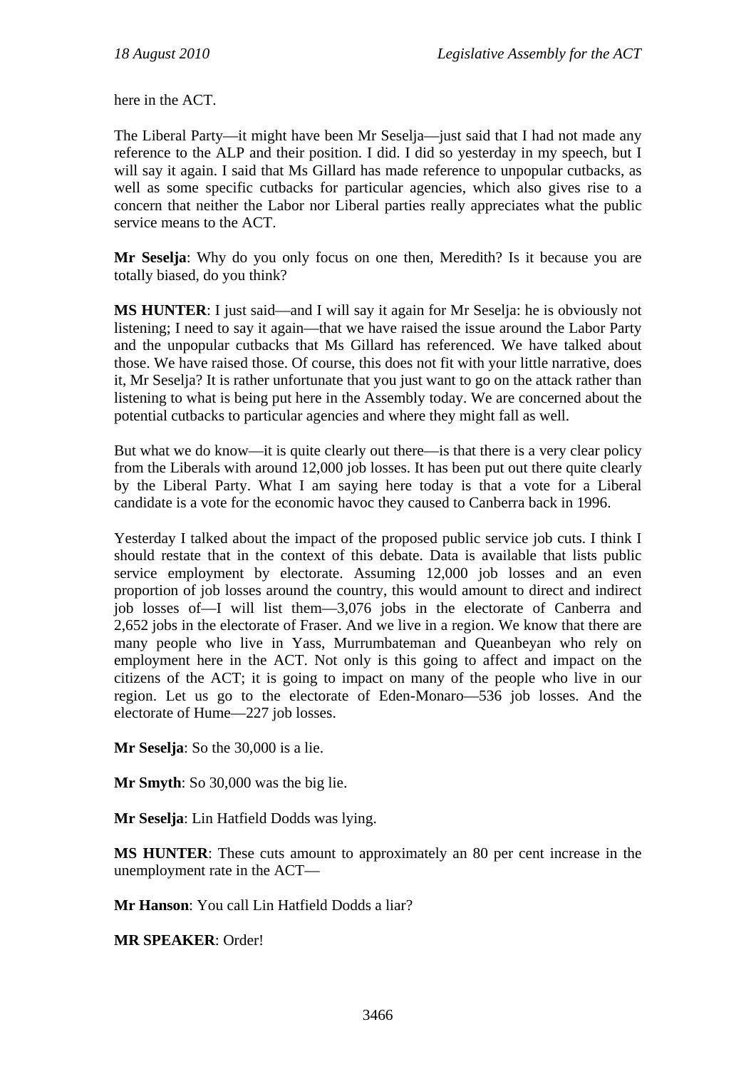here in the ACT.

The Liberal Party—it might have been Mr Seselja—just said that I had not made any reference to the ALP and their position. I did. I did so yesterday in my speech, but I will say it again. I said that Ms Gillard has made reference to unpopular cutbacks, as well as some specific cutbacks for particular agencies, which also gives rise to a concern that neither the Labor nor Liberal parties really appreciates what the public service means to the ACT.

**Mr Seselja**: Why do you only focus on one then, Meredith? Is it because you are totally biased, do you think?

**MS HUNTER**: I just said—and I will say it again for Mr Seselja: he is obviously not listening; I need to say it again—that we have raised the issue around the Labor Party and the unpopular cutbacks that Ms Gillard has referenced. We have talked about those. We have raised those. Of course, this does not fit with your little narrative, does it, Mr Seselja? It is rather unfortunate that you just want to go on the attack rather than listening to what is being put here in the Assembly today. We are concerned about the potential cutbacks to particular agencies and where they might fall as well.

But what we do know—it is quite clearly out there—is that there is a very clear policy from the Liberals with around 12,000 job losses. It has been put out there quite clearly by the Liberal Party. What I am saying here today is that a vote for a Liberal candidate is a vote for the economic havoc they caused to Canberra back in 1996.

Yesterday I talked about the impact of the proposed public service job cuts. I think I should restate that in the context of this debate. Data is available that lists public service employment by electorate. Assuming 12,000 job losses and an even proportion of job losses around the country, this would amount to direct and indirect job losses of—I will list them—3,076 jobs in the electorate of Canberra and 2,652 jobs in the electorate of Fraser. And we live in a region. We know that there are many people who live in Yass, Murrumbateman and Queanbeyan who rely on employment here in the ACT. Not only is this going to affect and impact on the citizens of the ACT; it is going to impact on many of the people who live in our region. Let us go to the electorate of Eden-Monaro—536 job losses. And the electorate of Hume—227 job losses.

**Mr Seselja**: So the 30,000 is a lie.

**Mr Smyth**: So 30,000 was the big lie.

**Mr Seselja**: Lin Hatfield Dodds was lying.

**MS HUNTER**: These cuts amount to approximately an 80 per cent increase in the unemployment rate in the ACT—

**Mr Hanson**: You call Lin Hatfield Dodds a liar?

**MR SPEAKER**: Order!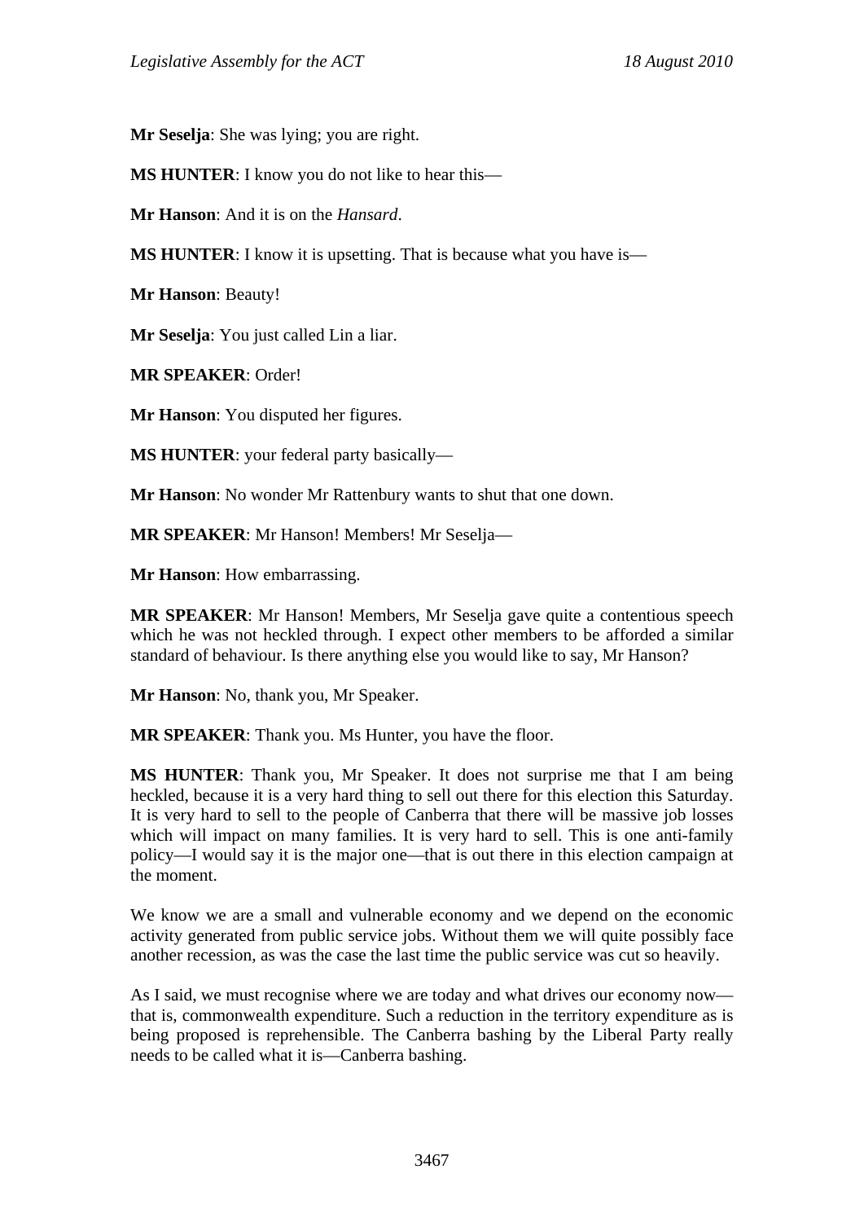**Mr Seselja**: She was lying; you are right.

**MS HUNTER**: I know you do not like to hear this—

**Mr Hanson**: And it is on the *Hansard*.

**MS HUNTER**: I know it is upsetting. That is because what you have is—

**Mr Hanson**: Beauty!

**Mr Seselja**: You just called Lin a liar.

**MR SPEAKER**: Order!

**Mr Hanson**: You disputed her figures.

**MS HUNTER**: your federal party basically—

**Mr Hanson**: No wonder Mr Rattenbury wants to shut that one down.

**MR SPEAKER**: Mr Hanson! Members! Mr Seselja—

**Mr Hanson**: How embarrassing.

**MR SPEAKER**: Mr Hanson! Members, Mr Seselja gave quite a contentious speech which he was not heckled through. I expect other members to be afforded a similar standard of behaviour. Is there anything else you would like to say, Mr Hanson?

**Mr Hanson**: No, thank you, Mr Speaker.

**MR SPEAKER**: Thank you. Ms Hunter, you have the floor.

**MS HUNTER**: Thank you, Mr Speaker. It does not surprise me that I am being heckled, because it is a very hard thing to sell out there for this election this Saturday. It is very hard to sell to the people of Canberra that there will be massive job losses which will impact on many families. It is very hard to sell. This is one anti-family policy—I would say it is the major one—that is out there in this election campaign at the moment.

We know we are a small and vulnerable economy and we depend on the economic activity generated from public service jobs. Without them we will quite possibly face another recession, as was the case the last time the public service was cut so heavily.

As I said, we must recognise where we are today and what drives our economy now—that is, commonwealth expenditure. Such a reduction in the territory expenditure as is being proposed is reprehensible. The Canberra bashing by the Liberal Party really needs to be called what it is—Canberra bashing.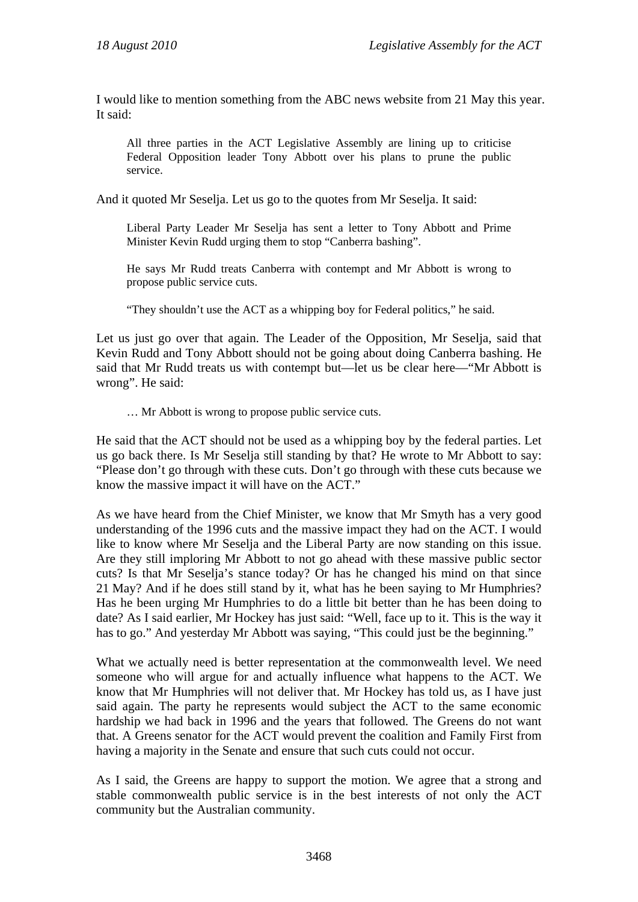I would like to mention something from the ABC news website from 21 May this year. It said:

> All three parties in the ACT Legislative Assembly are lining up to criticise Federal Opposition leader Tony Abbott over his plans to prune the public service.

And it quoted Mr Seselja. Let us go to the quotes from Mr Seselja. It said:

> Liberal Party Leader Mr Seselja has sent a letter to Tony Abbott and Prime Minister Kevin Rudd urging them to stop "Canberra bashing".
>
> He says Mr Rudd treats Canberra with contempt and Mr Abbott is wrong to propose public service cuts.
>
> "They shouldn't use the ACT as a whipping boy for Federal politics," he said.

Let us just go over that again. The Leader of the Opposition, Mr Seselja, said that Kevin Rudd and Tony Abbott should not be going about doing Canberra bashing. He said that Mr Rudd treats us with contempt but—let us be clear here—"Mr Abbott is wrong". He said:

> … Mr Abbott is wrong to propose public service cuts.

He said that the ACT should not be used as a whipping boy by the federal parties. Let us go back there. Is Mr Seselja still standing by that? He wrote to Mr Abbott to say: "Please don't go through with these cuts. Don't go through with these cuts because we know the massive impact it will have on the ACT."

As we have heard from the Chief Minister, we know that Mr Smyth has a very good understanding of the 1996 cuts and the massive impact they had on the ACT. I would like to know where Mr Seselja and the Liberal Party are now standing on this issue. Are they still imploring Mr Abbott to not go ahead with these massive public sector cuts? Is that Mr Seselja's stance today? Or has he changed his mind on that since 21 May? And if he does still stand by it, what has he been saying to Mr Humphries? Has he been urging Mr Humphries to do a little bit better than he has been doing to date? As I said earlier, Mr Hockey has just said: "Well, face up to it. This is the way it has to go." And yesterday Mr Abbott was saying, "This could just be the beginning."

What we actually need is better representation at the commonwealth level. We need someone who will argue for and actually influence what happens to the ACT. We know that Mr Humphries will not deliver that. Mr Hockey has told us, as I have just said again. The party he represents would subject the ACT to the same economic hardship we had back in 1996 and the years that followed. The Greens do not want that. A Greens senator for the ACT would prevent the coalition and Family First from having a majority in the Senate and ensure that such cuts could not occur.

As I said, the Greens are happy to support the motion. We agree that a strong and stable commonwealth public service is in the best interests of not only the ACT community but the Australian community.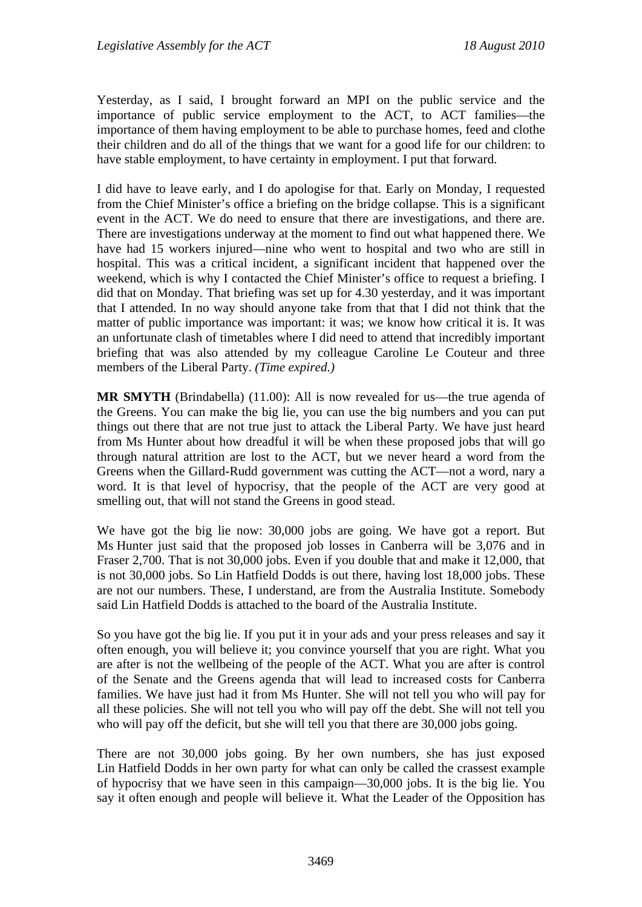Yesterday, as I said, I brought forward an MPI on the public service and the importance of public service employment to the ACT, to ACT families—the importance of them having employment to be able to purchase homes, feed and clothe their children and do all of the things that we want for a good life for our children: to have stable employment, to have certainty in employment. I put that forward.

I did have to leave early, and I do apologise for that. Early on Monday, I requested from the Chief Minister's office a briefing on the bridge collapse. This is a significant event in the ACT. We do need to ensure that there are investigations, and there are. There are investigations underway at the moment to find out what happened there. We have had 15 workers injured—nine who went to hospital and two who are still in hospital. This was a critical incident, a significant incident that happened over the weekend, which is why I contacted the Chief Minister's office to request a briefing. I did that on Monday. That briefing was set up for 4.30 yesterday, and it was important that I attended. In no way should anyone take from that that I did not think that the matter of public importance was important: it was; we know how critical it is. It was an unfortunate clash of timetables where I did need to attend that incredibly important briefing that was also attended by my colleague Caroline Le Couteur and three members of the Liberal Party. *(Time expired.)*

**MR SMYTH** (Brindabella) (11.00): All is now revealed for us—the true agenda of the Greens. You can make the big lie, you can use the big numbers and you can put things out there that are not true just to attack the Liberal Party. We have just heard from Ms Hunter about how dreadful it will be when these proposed jobs that will go through natural attrition are lost to the ACT, but we never heard a word from the Greens when the Gillard-Rudd government was cutting the ACT—not a word, nary a word. It is that level of hypocrisy, that the people of the ACT are very good at smelling out, that will not stand the Greens in good stead.

We have got the big lie now: 30,000 jobs are going. We have got a report. But Ms Hunter just said that the proposed job losses in Canberra will be 3,076 and in Fraser 2,700. That is not 30,000 jobs. Even if you double that and make it 12,000, that is not 30,000 jobs. So Lin Hatfield Dodds is out there, having lost 18,000 jobs. These are not our numbers. These, I understand, are from the Australia Institute. Somebody said Lin Hatfield Dodds is attached to the board of the Australia Institute.

So you have got the big lie. If you put it in your ads and your press releases and say it often enough, you will believe it; you convince yourself that you are right. What you are after is not the wellbeing of the people of the ACT. What you are after is control of the Senate and the Greens agenda that will lead to increased costs for Canberra families. We have just had it from Ms Hunter. She will not tell you who will pay for all these policies. She will not tell you who will pay off the debt. She will not tell you who will pay off the deficit, but she will tell you that there are 30,000 jobs going.

There are not 30,000 jobs going. By her own numbers, she has just exposed Lin Hatfield Dodds in her own party for what can only be called the crassest example of hypocrisy that we have seen in this campaign—30,000 jobs. It is the big lie. You say it often enough and people will believe it. What the Leader of the Opposition has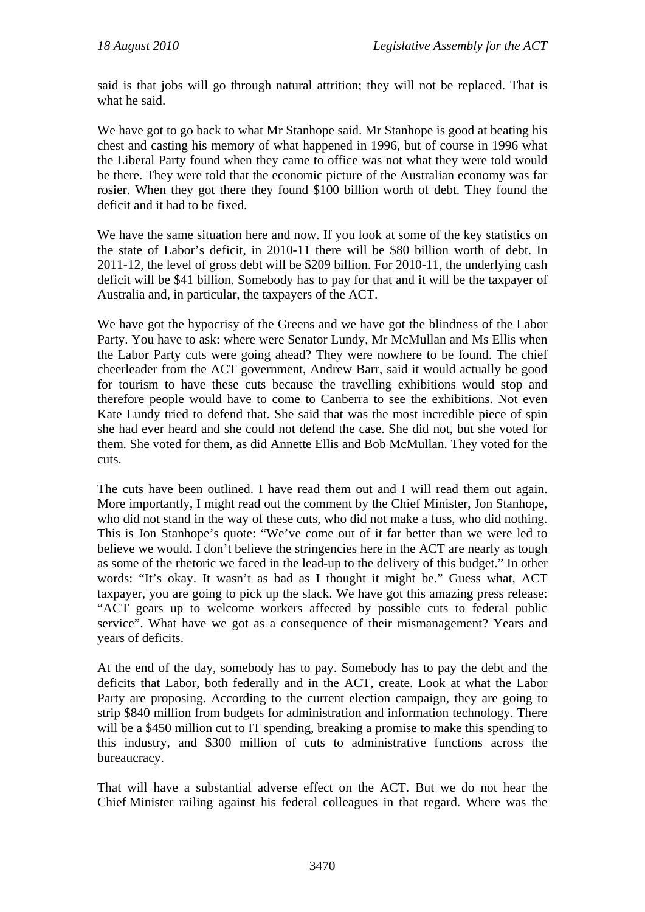said is that jobs will go through natural attrition; they will not be replaced. That is what he said.

We have got to go back to what Mr Stanhope said. Mr Stanhope is good at beating his chest and casting his memory of what happened in 1996, but of course in 1996 what the Liberal Party found when they came to office was not what they were told would be there. They were told that the economic picture of the Australian economy was far rosier. When they got there they found $100 billion worth of debt. They found the deficit and it had to be fixed.

We have the same situation here and now. If you look at some of the key statistics on the state of Labor's deficit, in 2010-11 there will be $80 billion worth of debt. In 2011-12, the level of gross debt will be $209 billion. For 2010-11, the underlying cash deficit will be $41 billion. Somebody has to pay for that and it will be the taxpayer of Australia and, in particular, the taxpayers of the ACT.

We have got the hypocrisy of the Greens and we have got the blindness of the Labor Party. You have to ask: where were Senator Lundy, Mr McMullan and Ms Ellis when the Labor Party cuts were going ahead? They were nowhere to be found. The chief cheerleader from the ACT government, Andrew Barr, said it would actually be good for tourism to have these cuts because the travelling exhibitions would stop and therefore people would have to come to Canberra to see the exhibitions. Not even Kate Lundy tried to defend that. She said that was the most incredible piece of spin she had ever heard and she could not defend the case. She did not, but she voted for them. She voted for them, as did Annette Ellis and Bob McMullan. They voted for the cuts.

The cuts have been outlined. I have read them out and I will read them out again. More importantly, I might read out the comment by the Chief Minister, Jon Stanhope, who did not stand in the way of these cuts, who did not make a fuss, who did nothing. This is Jon Stanhope's quote: "We've come out of it far better than we were led to believe we would. I don't believe the stringencies here in the ACT are nearly as tough as some of the rhetoric we faced in the lead-up to the delivery of this budget." In other words: "It's okay. It wasn't as bad as I thought it might be." Guess what, ACT taxpayer, you are going to pick up the slack. We have got this amazing press release: "ACT gears up to welcome workers affected by possible cuts to federal public service". What have we got as a consequence of their mismanagement? Years and years of deficits.

At the end of the day, somebody has to pay. Somebody has to pay the debt and the deficits that Labor, both federally and in the ACT, create. Look at what the Labor Party are proposing. According to the current election campaign, they are going to strip $840 million from budgets for administration and information technology. There will be a $450 million cut to IT spending, breaking a promise to make this spending to this industry, and $300 million of cuts to administrative functions across the bureaucracy.

That will have a substantial adverse effect on the ACT. But we do not hear the Chief Minister railing against his federal colleagues in that regard. Where was the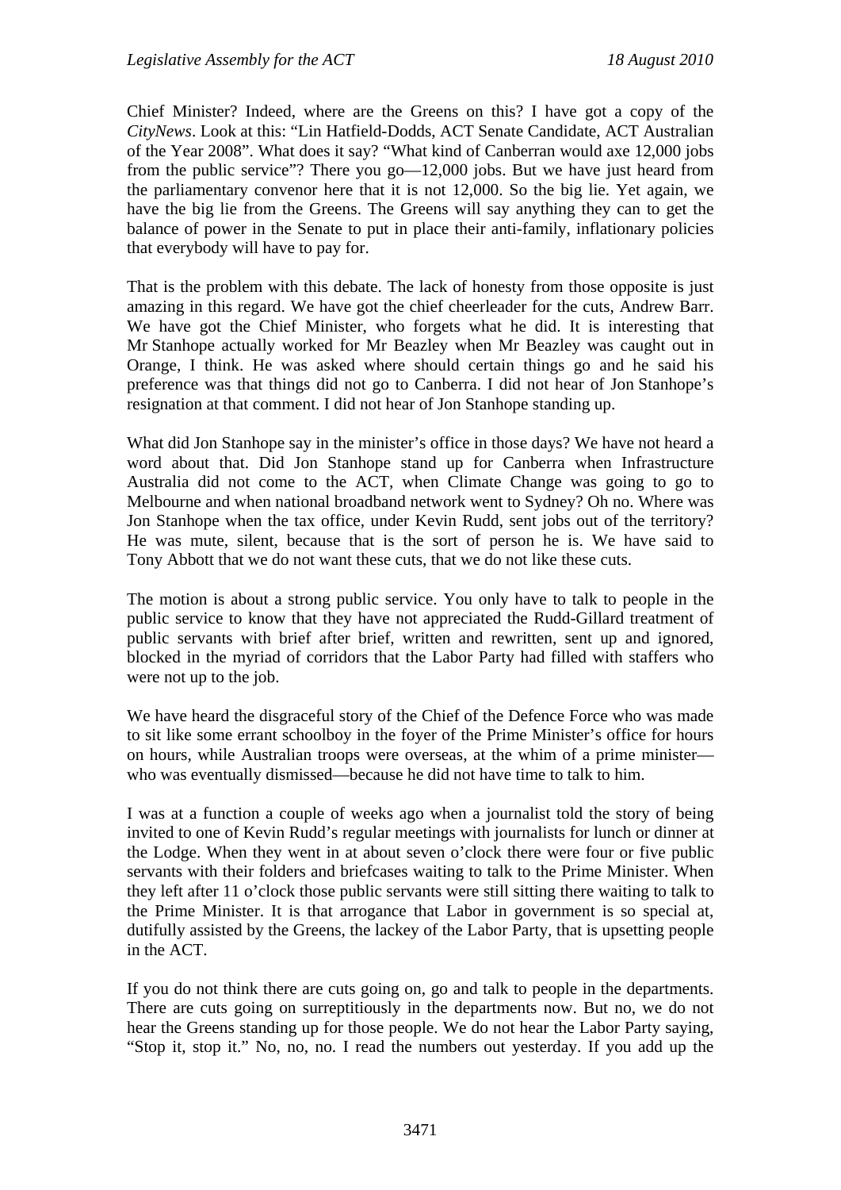Chief Minister? Indeed, where are the Greens on this? I have got a copy of the *CityNews*. Look at this: "Lin Hatfield-Dodds, ACT Senate Candidate, ACT Australian of the Year 2008". What does it say? "What kind of Canberran would axe 12,000 jobs from the public service"? There you go—12,000 jobs. But we have just heard from the parliamentary convenor here that it is not 12,000. So the big lie. Yet again, we have the big lie from the Greens. The Greens will say anything they can to get the balance of power in the Senate to put in place their anti-family, inflationary policies that everybody will have to pay for.

That is the problem with this debate. The lack of honesty from those opposite is just amazing in this regard. We have got the chief cheerleader for the cuts, Andrew Barr. We have got the Chief Minister, who forgets what he did. It is interesting that Mr Stanhope actually worked for Mr Beazley when Mr Beazley was caught out in Orange, I think. He was asked where should certain things go and he said his preference was that things did not go to Canberra. I did not hear of Jon Stanhope's resignation at that comment. I did not hear of Jon Stanhope standing up.

What did Jon Stanhope say in the minister's office in those days? We have not heard a word about that. Did Jon Stanhope stand up for Canberra when Infrastructure Australia did not come to the ACT, when Climate Change was going to go to Melbourne and when national broadband network went to Sydney? Oh no. Where was Jon Stanhope when the tax office, under Kevin Rudd, sent jobs out of the territory? He was mute, silent, because that is the sort of person he is. We have said to Tony Abbott that we do not want these cuts, that we do not like these cuts.

The motion is about a strong public service. You only have to talk to people in the public service to know that they have not appreciated the Rudd-Gillard treatment of public servants with brief after brief, written and rewritten, sent up and ignored, blocked in the myriad of corridors that the Labor Party had filled with staffers who were not up to the job.

We have heard the disgraceful story of the Chief of the Defence Force who was made to sit like some errant schoolboy in the foyer of the Prime Minister's office for hours on hours, while Australian troops were overseas, at the whim of a prime minister—who was eventually dismissed—because he did not have time to talk to him.

I was at a function a couple of weeks ago when a journalist told the story of being invited to one of Kevin Rudd's regular meetings with journalists for lunch or dinner at the Lodge. When they went in at about seven o'clock there were four or five public servants with their folders and briefcases waiting to talk to the Prime Minister. When they left after 11 o'clock those public servants were still sitting there waiting to talk to the Prime Minister. It is that arrogance that Labor in government is so special at, dutifully assisted by the Greens, the lackey of the Labor Party, that is upsetting people in the ACT.

If you do not think there are cuts going on, go and talk to people in the departments. There are cuts going on surreptitiously in the departments now. But no, we do not hear the Greens standing up for those people. We do not hear the Labor Party saying, "Stop it, stop it." No, no, no. I read the numbers out yesterday. If you add up the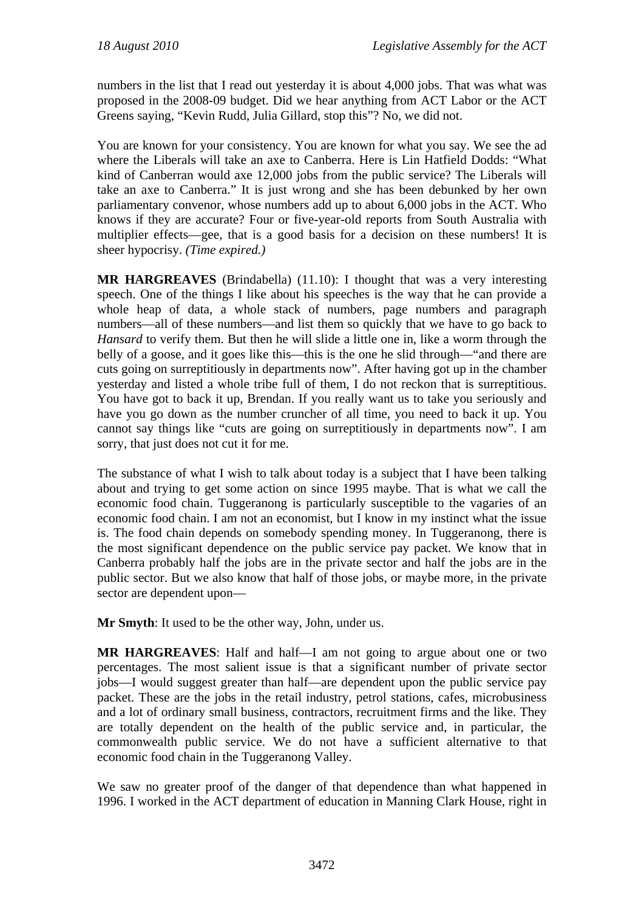numbers in the list that I read out yesterday it is about 4,000 jobs. That was what was proposed in the 2008-09 budget. Did we hear anything from ACT Labor or the ACT Greens saying, "Kevin Rudd, Julia Gillard, stop this"? No, we did not.

You are known for your consistency. You are known for what you say. We see the ad where the Liberals will take an axe to Canberra. Here is Lin Hatfield Dodds: "What kind of Canberran would axe 12,000 jobs from the public service? The Liberals will take an axe to Canberra." It is just wrong and she has been debunked by her own parliamentary convenor, whose numbers add up to about 6,000 jobs in the ACT. Who knows if they are accurate? Four or five-year-old reports from South Australia with multiplier effects—gee, that is a good basis for a decision on these numbers! It is sheer hypocrisy. *(Time expired.)*

**MR HARGREAVES** (Brindabella) (11.10): I thought that was a very interesting speech. One of the things I like about his speeches is the way that he can provide a whole heap of data, a whole stack of numbers, page numbers and paragraph numbers—all of these numbers—and list them so quickly that we have to go back to *Hansard* to verify them. But then he will slide a little one in, like a worm through the belly of a goose, and it goes like this—this is the one he slid through—"and there are cuts going on surreptitiously in departments now". After having got up in the chamber yesterday and listed a whole tribe full of them, I do not reckon that is surreptitious. You have got to back it up, Brendan. If you really want us to take you seriously and have you go down as the number cruncher of all time, you need to back it up. You cannot say things like "cuts are going on surreptitiously in departments now". I am sorry, that just does not cut it for me.

The substance of what I wish to talk about today is a subject that I have been talking about and trying to get some action on since 1995 maybe. That is what we call the economic food chain. Tuggeranong is particularly susceptible to the vagaries of an economic food chain. I am not an economist, but I know in my instinct what the issue is. The food chain depends on somebody spending money. In Tuggeranong, there is the most significant dependence on the public service pay packet. We know that in Canberra probably half the jobs are in the private sector and half the jobs are in the public sector. But we also know that half of those jobs, or maybe more, in the private sector are dependent upon—

**Mr Smyth**: It used to be the other way, John, under us.

**MR HARGREAVES**: Half and half—I am not going to argue about one or two percentages. The most salient issue is that a significant number of private sector jobs—I would suggest greater than half—are dependent upon the public service pay packet. These are the jobs in the retail industry, petrol stations, cafes, microbusiness and a lot of ordinary small business, contractors, recruitment firms and the like. They are totally dependent on the health of the public service and, in particular, the commonwealth public service. We do not have a sufficient alternative to that economic food chain in the Tuggeranong Valley.

We saw no greater proof of the danger of that dependence than what happened in 1996. I worked in the ACT department of education in Manning Clark House, right in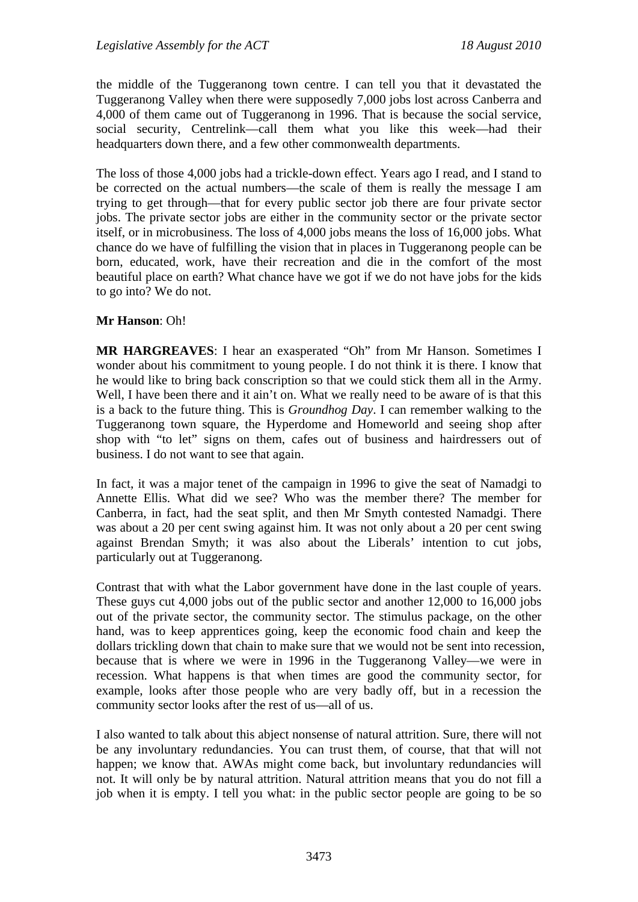the middle of the Tuggeranong town centre. I can tell you that it devastated the Tuggeranong Valley when there were supposedly 7,000 jobs lost across Canberra and 4,000 of them came out of Tuggeranong in 1996. That is because the social service, social security, Centrelink—call them what you like this week—had their headquarters down there, and a few other commonwealth departments.

The loss of those 4,000 jobs had a trickle-down effect. Years ago I read, and I stand to be corrected on the actual numbers—the scale of them is really the message I am trying to get through—that for every public sector job there are four private sector jobs. The private sector jobs are either in the community sector or the private sector itself, or in microbusiness. The loss of 4,000 jobs means the loss of 16,000 jobs. What chance do we have of fulfilling the vision that in places in Tuggeranong people can be born, educated, work, have their recreation and die in the comfort of the most beautiful place on earth? What chance have we got if we do not have jobs for the kids to go into? We do not.

**Mr Hanson**: Oh!

**MR HARGREAVES**: I hear an exasperated "Oh" from Mr Hanson. Sometimes I wonder about his commitment to young people. I do not think it is there. I know that he would like to bring back conscription so that we could stick them all in the Army. Well, I have been there and it ain't on. What we really need to be aware of is that this is a back to the future thing. This is *Groundhog Day*. I can remember walking to the Tuggeranong town square, the Hyperdome and Homeworld and seeing shop after shop with "to let" signs on them, cafes out of business and hairdressers out of business. I do not want to see that again.

In fact, it was a major tenet of the campaign in 1996 to give the seat of Namadgi to Annette Ellis. What did we see? Who was the member there? The member for Canberra, in fact, had the seat split, and then Mr Smyth contested Namadgi. There was about a 20 per cent swing against him. It was not only about a 20 per cent swing against Brendan Smyth; it was also about the Liberals' intention to cut jobs, particularly out at Tuggeranong.

Contrast that with what the Labor government have done in the last couple of years. These guys cut 4,000 jobs out of the public sector and another 12,000 to 16,000 jobs out of the private sector, the community sector. The stimulus package, on the other hand, was to keep apprentices going, keep the economic food chain and keep the dollars trickling down that chain to make sure that we would not be sent into recession, because that is where we were in 1996 in the Tuggeranong Valley—we were in recession. What happens is that when times are good the community sector, for example, looks after those people who are very badly off, but in a recession the community sector looks after the rest of us—all of us.

I also wanted to talk about this abject nonsense of natural attrition. Sure, there will not be any involuntary redundancies. You can trust them, of course, that that will not happen; we know that. AWAs might come back, but involuntary redundancies will not. It will only be by natural attrition. Natural attrition means that you do not fill a job when it is empty. I tell you what: in the public sector people are going to be so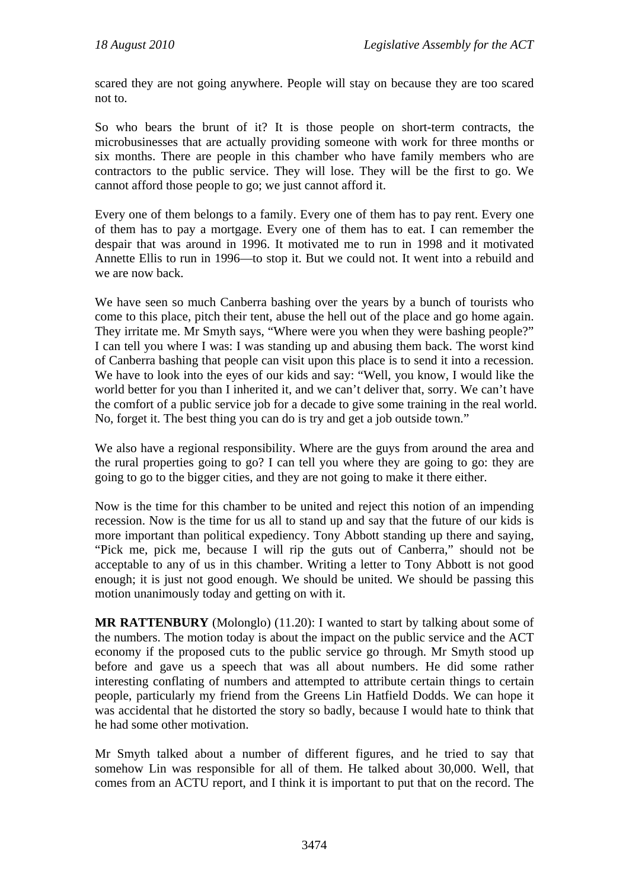scared they are not going anywhere. People will stay on because they are too scared not to.

So who bears the brunt of it? It is those people on short-term contracts, the microbusinesses that are actually providing someone with work for three months or six months. There are people in this chamber who have family members who are contractors to the public service. They will lose. They will be the first to go. We cannot afford those people to go; we just cannot afford it.

Every one of them belongs to a family. Every one of them has to pay rent. Every one of them has to pay a mortgage. Every one of them has to eat. I can remember the despair that was around in 1996. It motivated me to run in 1998 and it motivated Annette Ellis to run in 1996—to stop it. But we could not. It went into a rebuild and we are now back.

We have seen so much Canberra bashing over the years by a bunch of tourists who come to this place, pitch their tent, abuse the hell out of the place and go home again. They irritate me. Mr Smyth says, "Where were you when they were bashing people?" I can tell you where I was: I was standing up and abusing them back. The worst kind of Canberra bashing that people can visit upon this place is to send it into a recession. We have to look into the eyes of our kids and say: "Well, you know, I would like the world better for you than I inherited it, and we can't deliver that, sorry. We can't have the comfort of a public service job for a decade to give some training in the real world. No, forget it. The best thing you can do is try and get a job outside town."

We also have a regional responsibility. Where are the guys from around the area and the rural properties going to go? I can tell you where they are going to go: they are going to go to the bigger cities, and they are not going to make it there either.

Now is the time for this chamber to be united and reject this notion of an impending recession. Now is the time for us all to stand up and say that the future of our kids is more important than political expediency. Tony Abbott standing up there and saying, "Pick me, pick me, because I will rip the guts out of Canberra," should not be acceptable to any of us in this chamber. Writing a letter to Tony Abbott is not good enough; it is just not good enough. We should be united. We should be passing this motion unanimously today and getting on with it.

**MR RATTENBURY** (Molonglo) (11.20): I wanted to start by talking about some of the numbers. The motion today is about the impact on the public service and the ACT economy if the proposed cuts to the public service go through. Mr Smyth stood up before and gave us a speech that was all about numbers. He did some rather interesting conflating of numbers and attempted to attribute certain things to certain people, particularly my friend from the Greens Lin Hatfield Dodds. We can hope it was accidental that he distorted the story so badly, because I would hate to think that he had some other motivation.

Mr Smyth talked about a number of different figures, and he tried to say that somehow Lin was responsible for all of them. He talked about 30,000. Well, that comes from an ACTU report, and I think it is important to put that on the record. The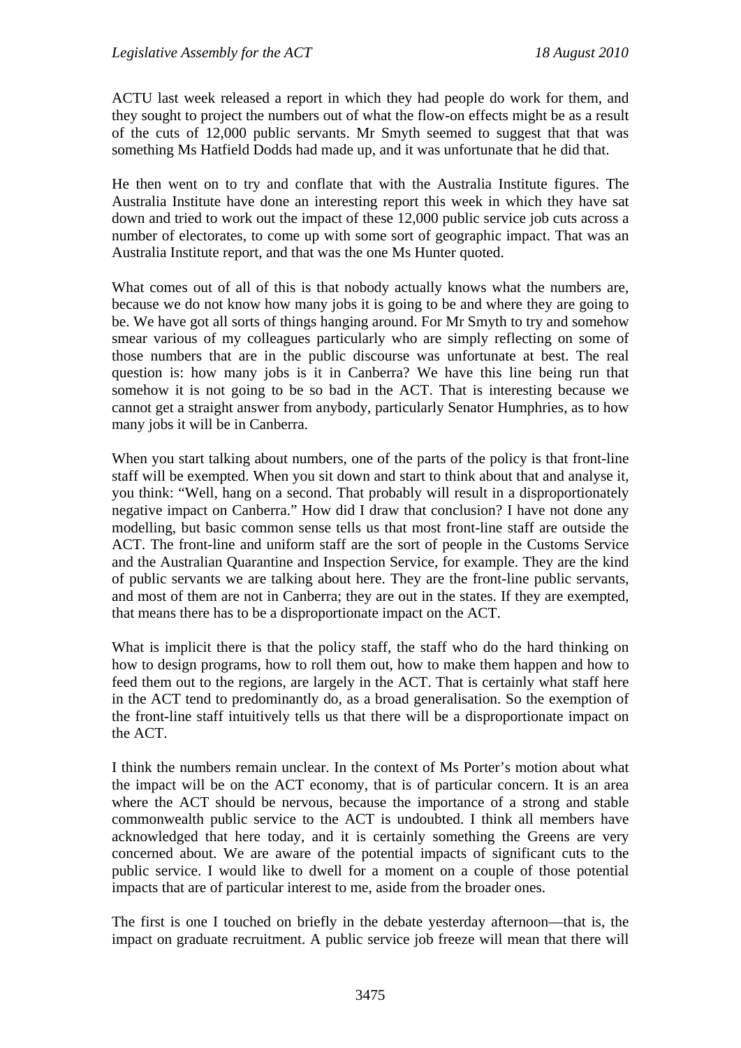ACTU last week released a report in which they had people do work for them, and they sought to project the numbers out of what the flow-on effects might be as a result of the cuts of 12,000 public servants. Mr Smyth seemed to suggest that that was something Ms Hatfield Dodds had made up, and it was unfortunate that he did that.

He then went on to try and conflate that with the Australia Institute figures. The Australia Institute have done an interesting report this week in which they have sat down and tried to work out the impact of these 12,000 public service job cuts across a number of electorates, to come up with some sort of geographic impact. That was an Australia Institute report, and that was the one Ms Hunter quoted.

What comes out of all of this is that nobody actually knows what the numbers are, because we do not know how many jobs it is going to be and where they are going to be. We have got all sorts of things hanging around. For Mr Smyth to try and somehow smear various of my colleagues particularly who are simply reflecting on some of those numbers that are in the public discourse was unfortunate at best. The real question is: how many jobs is it in Canberra? We have this line being run that somehow it is not going to be so bad in the ACT. That is interesting because we cannot get a straight answer from anybody, particularly Senator Humphries, as to how many jobs it will be in Canberra.

When you start talking about numbers, one of the parts of the policy is that front-line staff will be exempted. When you sit down and start to think about that and analyse it, you think: "Well, hang on a second. That probably will result in a disproportionately negative impact on Canberra." How did I draw that conclusion? I have not done any modelling, but basic common sense tells us that most front-line staff are outside the ACT. The front-line and uniform staff are the sort of people in the Customs Service and the Australian Quarantine and Inspection Service, for example. They are the kind of public servants we are talking about here. They are the front-line public servants, and most of them are not in Canberra; they are out in the states. If they are exempted, that means there has to be a disproportionate impact on the ACT.

What is implicit there is that the policy staff, the staff who do the hard thinking on how to design programs, how to roll them out, how to make them happen and how to feed them out to the regions, are largely in the ACT. That is certainly what staff here in the ACT tend to predominantly do, as a broad generalisation. So the exemption of the front-line staff intuitively tells us that there will be a disproportionate impact on the ACT.

I think the numbers remain unclear. In the context of Ms Porter's motion about what the impact will be on the ACT economy, that is of particular concern. It is an area where the ACT should be nervous, because the importance of a strong and stable commonwealth public service to the ACT is undoubted. I think all members have acknowledged that here today, and it is certainly something the Greens are very concerned about. We are aware of the potential impacts of significant cuts to the public service. I would like to dwell for a moment on a couple of those potential impacts that are of particular interest to me, aside from the broader ones.

The first is one I touched on briefly in the debate yesterday afternoon—that is, the impact on graduate recruitment. A public service job freeze will mean that there will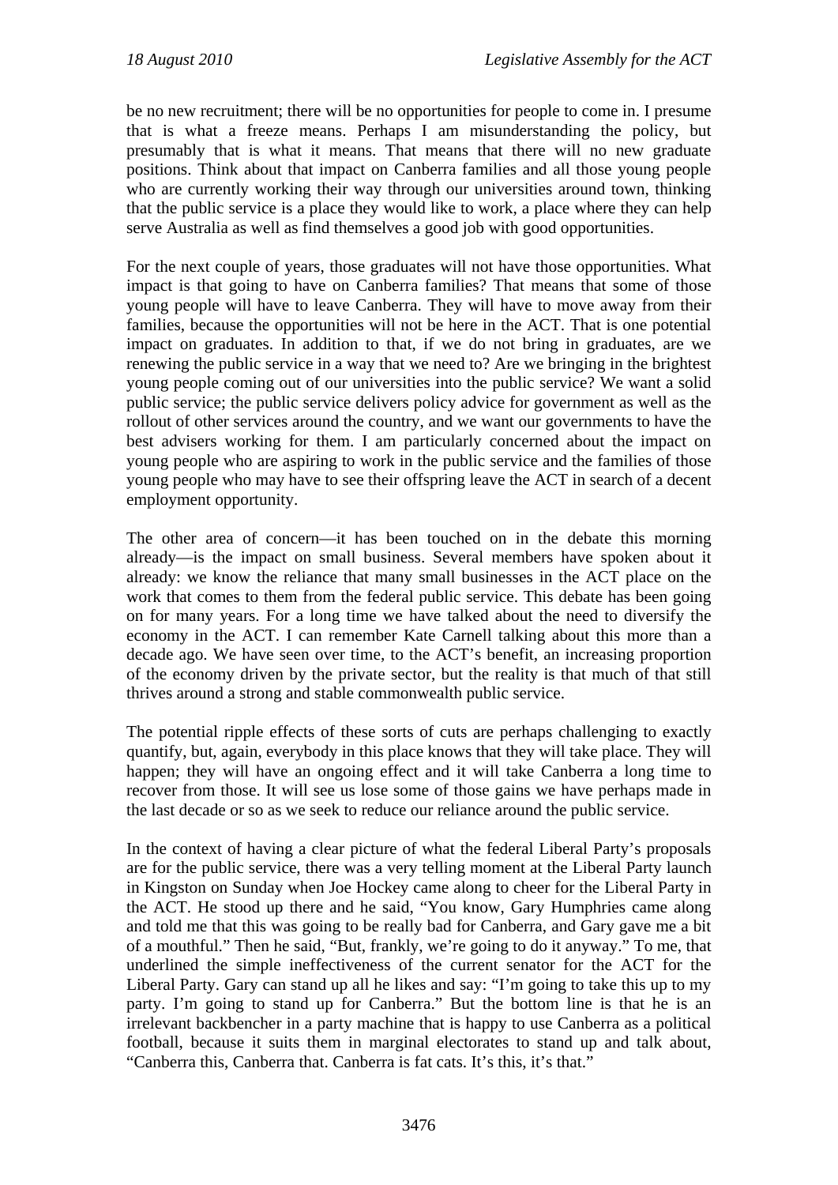be no new recruitment; there will be no opportunities for people to come in. I presume that is what a freeze means. Perhaps I am misunderstanding the policy, but presumably that is what it means. That means that there will no new graduate positions. Think about that impact on Canberra families and all those young people who are currently working their way through our universities around town, thinking that the public service is a place they would like to work, a place where they can help serve Australia as well as find themselves a good job with good opportunities.

For the next couple of years, those graduates will not have those opportunities. What impact is that going to have on Canberra families? That means that some of those young people will have to leave Canberra. They will have to move away from their families, because the opportunities will not be here in the ACT. That is one potential impact on graduates. In addition to that, if we do not bring in graduates, are we renewing the public service in a way that we need to? Are we bringing in the brightest young people coming out of our universities into the public service? We want a solid public service; the public service delivers policy advice for government as well as the rollout of other services around the country, and we want our governments to have the best advisers working for them. I am particularly concerned about the impact on young people who are aspiring to work in the public service and the families of those young people who may have to see their offspring leave the ACT in search of a decent employment opportunity.

The other area of concern—it has been touched on in the debate this morning already—is the impact on small business. Several members have spoken about it already: we know the reliance that many small businesses in the ACT place on the work that comes to them from the federal public service. This debate has been going on for many years. For a long time we have talked about the need to diversify the economy in the ACT. I can remember Kate Carnell talking about this more than a decade ago. We have seen over time, to the ACT's benefit, an increasing proportion of the economy driven by the private sector, but the reality is that much of that still thrives around a strong and stable commonwealth public service.

The potential ripple effects of these sorts of cuts are perhaps challenging to exactly quantify, but, again, everybody in this place knows that they will take place. They will happen; they will have an ongoing effect and it will take Canberra a long time to recover from those. It will see us lose some of those gains we have perhaps made in the last decade or so as we seek to reduce our reliance around the public service.

In the context of having a clear picture of what the federal Liberal Party's proposals are for the public service, there was a very telling moment at the Liberal Party launch in Kingston on Sunday when Joe Hockey came along to cheer for the Liberal Party in the ACT. He stood up there and he said, "You know, Gary Humphries came along and told me that this was going to be really bad for Canberra, and Gary gave me a bit of a mouthful." Then he said, "But, frankly, we're going to do it anyway." To me, that underlined the simple ineffectiveness of the current senator for the ACT for the Liberal Party. Gary can stand up all he likes and say: "I'm going to take this up to my party. I'm going to stand up for Canberra." But the bottom line is that he is an irrelevant backbencher in a party machine that is happy to use Canberra as a political football, because it suits them in marginal electorates to stand up and talk about, "Canberra this, Canberra that. Canberra is fat cats. It's this, it's that."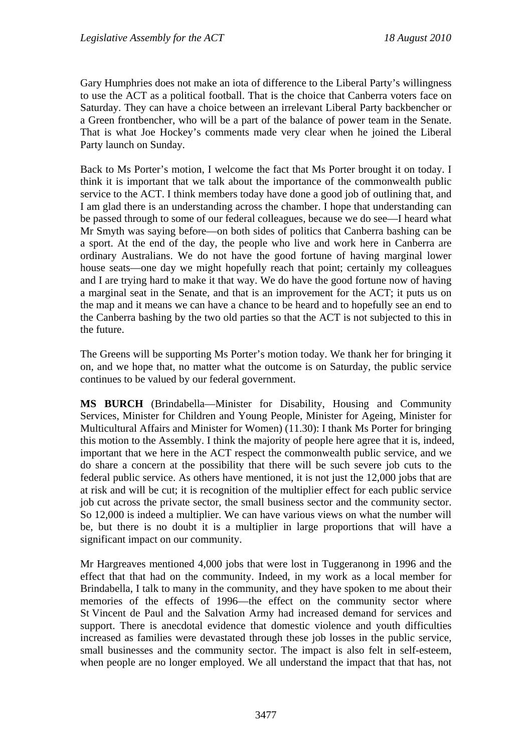Gary Humphries does not make an iota of difference to the Liberal Party's willingness to use the ACT as a political football. That is the choice that Canberra voters face on Saturday. They can have a choice between an irrelevant Liberal Party backbencher or a Green frontbencher, who will be a part of the balance of power team in the Senate. That is what Joe Hockey's comments made very clear when he joined the Liberal Party launch on Sunday.

Back to Ms Porter's motion, I welcome the fact that Ms Porter brought it on today. I think it is important that we talk about the importance of the commonwealth public service to the ACT. I think members today have done a good job of outlining that, and I am glad there is an understanding across the chamber. I hope that understanding can be passed through to some of our federal colleagues, because we do see—I heard what Mr Smyth was saying before—on both sides of politics that Canberra bashing can be a sport. At the end of the day, the people who live and work here in Canberra are ordinary Australians. We do not have the good fortune of having marginal lower house seats—one day we might hopefully reach that point; certainly my colleagues and I are trying hard to make it that way. We do have the good fortune now of having a marginal seat in the Senate, and that is an improvement for the ACT; it puts us on the map and it means we can have a chance to be heard and to hopefully see an end to the Canberra bashing by the two old parties so that the ACT is not subjected to this in the future.

The Greens will be supporting Ms Porter's motion today. We thank her for bringing it on, and we hope that, no matter what the outcome is on Saturday, the public service continues to be valued by our federal government.

**MS BURCH** (Brindabella—Minister for Disability, Housing and Community Services, Minister for Children and Young People, Minister for Ageing, Minister for Multicultural Affairs and Minister for Women) (11.30): I thank Ms Porter for bringing this motion to the Assembly. I think the majority of people here agree that it is, indeed, important that we here in the ACT respect the commonwealth public service, and we do share a concern at the possibility that there will be such severe job cuts to the federal public service. As others have mentioned, it is not just the 12,000 jobs that are at risk and will be cut; it is recognition of the multiplier effect for each public service job cut across the private sector, the small business sector and the community sector. So 12,000 is indeed a multiplier. We can have various views on what the number will be, but there is no doubt it is a multiplier in large proportions that will have a significant impact on our community.

Mr Hargreaves mentioned 4,000 jobs that were lost in Tuggeranong in 1996 and the effect that that had on the community. Indeed, in my work as a local member for Brindabella, I talk to many in the community, and they have spoken to me about their memories of the effects of 1996—the effect on the community sector where St Vincent de Paul and the Salvation Army had increased demand for services and support. There is anecdotal evidence that domestic violence and youth difficulties increased as families were devastated through these job losses in the public service, small businesses and the community sector. The impact is also felt in self-esteem, when people are no longer employed. We all understand the impact that that has, not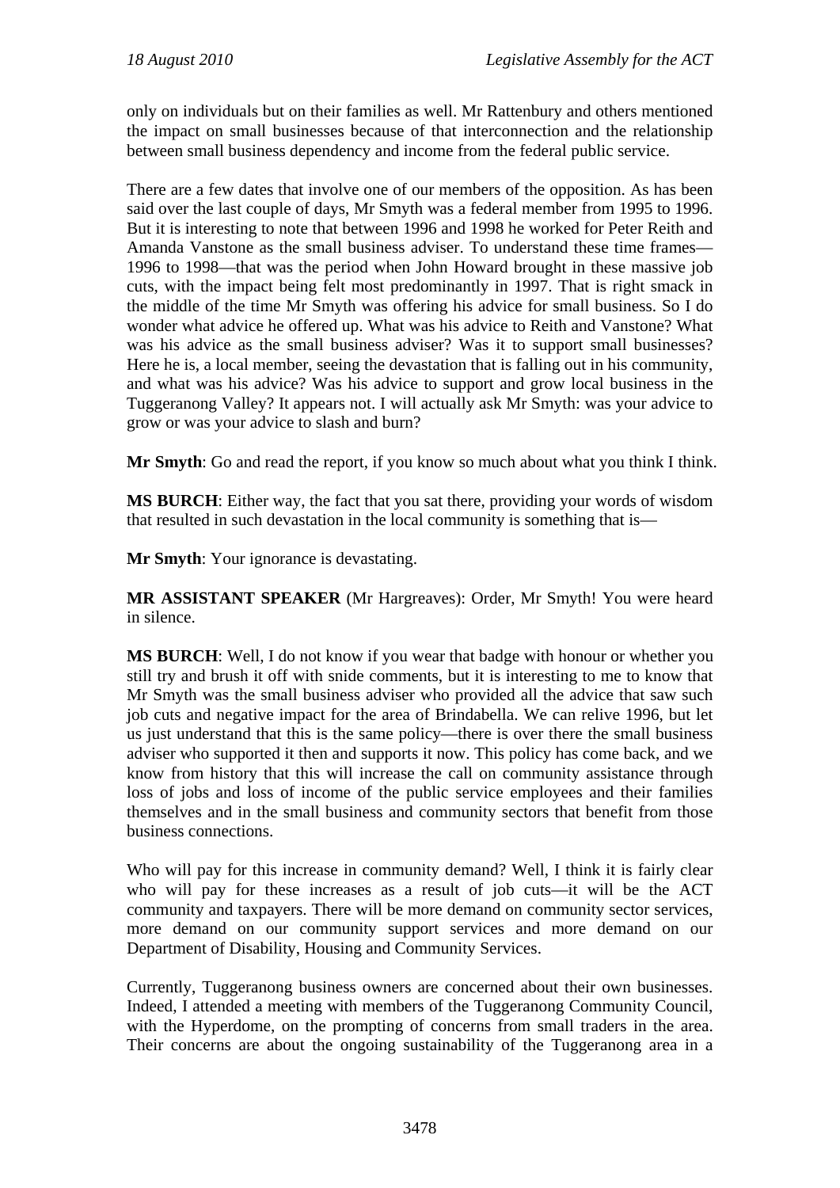only on individuals but on their families as well. Mr Rattenbury and others mentioned the impact on small businesses because of that interconnection and the relationship between small business dependency and income from the federal public service.

There are a few dates that involve one of our members of the opposition. As has been said over the last couple of days, Mr Smyth was a federal member from 1995 to 1996. But it is interesting to note that between 1996 and 1998 he worked for Peter Reith and Amanda Vanstone as the small business adviser. To understand these time frames—1996 to 1998—that was the period when John Howard brought in these massive job cuts, with the impact being felt most predominantly in 1997. That is right smack in the middle of the time Mr Smyth was offering his advice for small business. So I do wonder what advice he offered up. What was his advice to Reith and Vanstone? What was his advice as the small business adviser? Was it to support small businesses? Here he is, a local member, seeing the devastation that is falling out in his community, and what was his advice? Was his advice to support and grow local business in the Tuggeranong Valley? It appears not. I will actually ask Mr Smyth: was your advice to grow or was your advice to slash and burn?

**Mr Smyth**: Go and read the report, if you know so much about what you think I think.

**MS BURCH**: Either way, the fact that you sat there, providing your words of wisdom that resulted in such devastation in the local community is something that is—

**Mr Smyth**: Your ignorance is devastating.

**MR ASSISTANT SPEAKER** (Mr Hargreaves): Order, Mr Smyth! You were heard in silence.

**MS BURCH**: Well, I do not know if you wear that badge with honour or whether you still try and brush it off with snide comments, but it is interesting to me to know that Mr Smyth was the small business adviser who provided all the advice that saw such job cuts and negative impact for the area of Brindabella. We can relive 1996, but let us just understand that this is the same policy—there is over there the small business adviser who supported it then and supports it now. This policy has come back, and we know from history that this will increase the call on community assistance through loss of jobs and loss of income of the public service employees and their families themselves and in the small business and community sectors that benefit from those business connections.

Who will pay for this increase in community demand? Well, I think it is fairly clear who will pay for these increases as a result of job cuts—it will be the ACT community and taxpayers. There will be more demand on community sector services, more demand on our community support services and more demand on our Department of Disability, Housing and Community Services.

Currently, Tuggeranong business owners are concerned about their own businesses. Indeed, I attended a meeting with members of the Tuggeranong Community Council, with the Hyperdome, on the prompting of concerns from small traders in the area. Their concerns are about the ongoing sustainability of the Tuggeranong area in a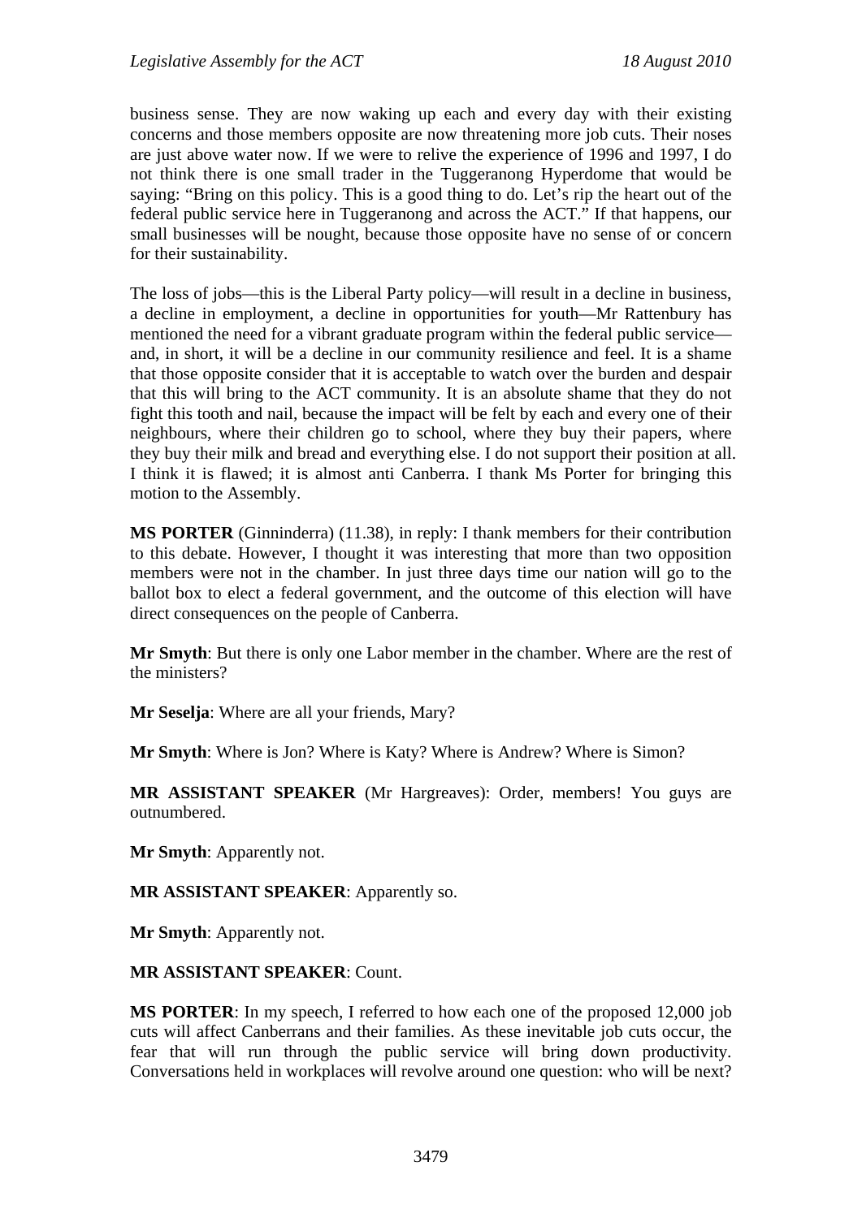business sense. They are now waking up each and every day with their existing concerns and those members opposite are now threatening more job cuts. Their noses are just above water now. If we were to relive the experience of 1996 and 1997, I do not think there is one small trader in the Tuggeranong Hyperdome that would be saying: "Bring on this policy. This is a good thing to do. Let's rip the heart out of the federal public service here in Tuggeranong and across the ACT." If that happens, our small businesses will be nought, because those opposite have no sense of or concern for their sustainability.

The loss of jobs—this is the Liberal Party policy—will result in a decline in business, a decline in employment, a decline in opportunities for youth—Mr Rattenbury has mentioned the need for a vibrant graduate program within the federal public service—and, in short, it will be a decline in our community resilience and feel. It is a shame that those opposite consider that it is acceptable to watch over the burden and despair that this will bring to the ACT community. It is an absolute shame that they do not fight this tooth and nail, because the impact will be felt by each and every one of their neighbours, where their children go to school, where they buy their papers, where they buy their milk and bread and everything else. I do not support their position at all. I think it is flawed; it is almost anti Canberra. I thank Ms Porter for bringing this motion to the Assembly.

**MS PORTER** (Ginninderra) (11.38), in reply: I thank members for their contribution to this debate. However, I thought it was interesting that more than two opposition members were not in the chamber. In just three days time our nation will go to the ballot box to elect a federal government, and the outcome of this election will have direct consequences on the people of Canberra.

**Mr Smyth**: But there is only one Labor member in the chamber. Where are the rest of the ministers?

**Mr Seselja**: Where are all your friends, Mary?

**Mr Smyth**: Where is Jon? Where is Katy? Where is Andrew? Where is Simon?

**MR ASSISTANT SPEAKER** (Mr Hargreaves): Order, members! You guys are outnumbered.

**Mr Smyth**: Apparently not.

**MR ASSISTANT SPEAKER**: Apparently so.

**Mr Smyth**: Apparently not.

**MR ASSISTANT SPEAKER**: Count.

**MS PORTER**: In my speech, I referred to how each one of the proposed 12,000 job cuts will affect Canberrans and their families. As these inevitable job cuts occur, the fear that will run through the public service will bring down productivity. Conversations held in workplaces will revolve around one question: who will be next?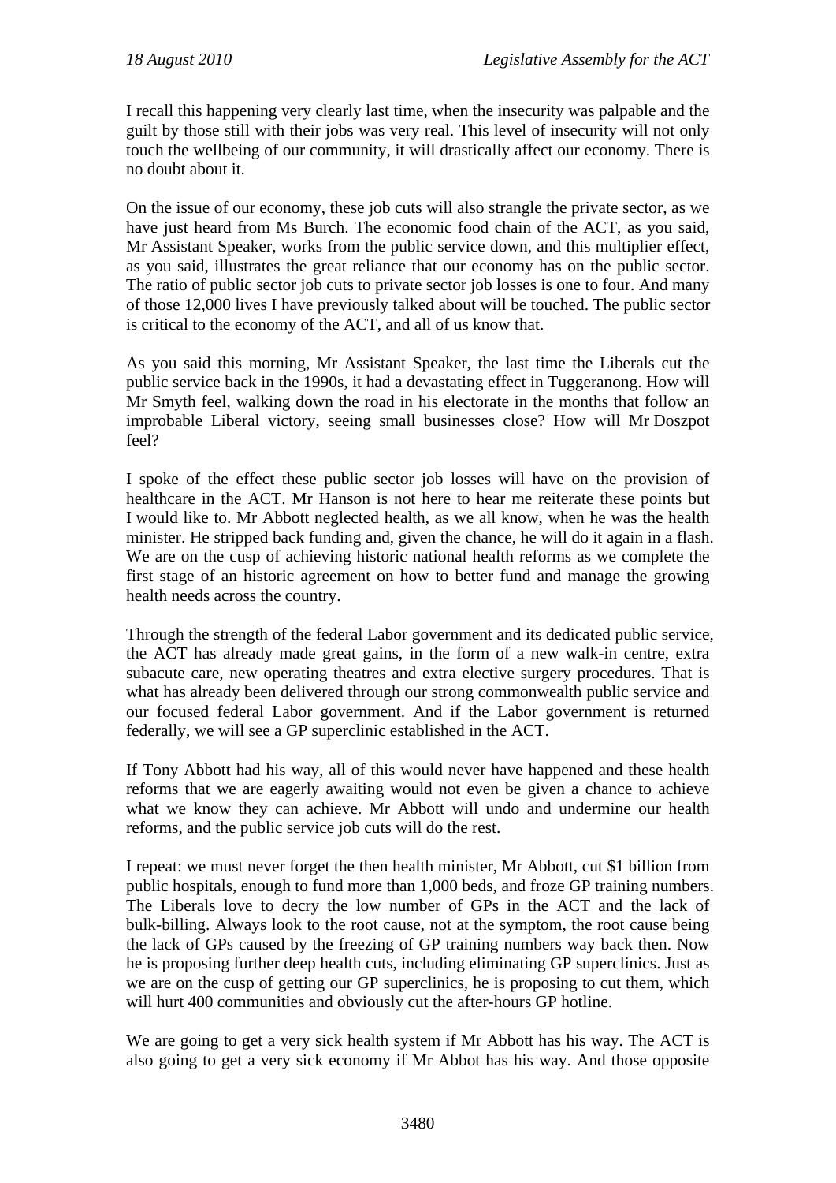I recall this happening very clearly last time, when the insecurity was palpable and the guilt by those still with their jobs was very real. This level of insecurity will not only touch the wellbeing of our community, it will drastically affect our economy. There is no doubt about it.

On the issue of our economy, these job cuts will also strangle the private sector, as we have just heard from Ms Burch. The economic food chain of the ACT, as you said, Mr Assistant Speaker, works from the public service down, and this multiplier effect, as you said, illustrates the great reliance that our economy has on the public sector. The ratio of public sector job cuts to private sector job losses is one to four. And many of those 12,000 lives I have previously talked about will be touched. The public sector is critical to the economy of the ACT, and all of us know that.

As you said this morning, Mr Assistant Speaker, the last time the Liberals cut the public service back in the 1990s, it had a devastating effect in Tuggeranong. How will Mr Smyth feel, walking down the road in his electorate in the months that follow an improbable Liberal victory, seeing small businesses close? How will Mr Doszpot feel?

I spoke of the effect these public sector job losses will have on the provision of healthcare in the ACT. Mr Hanson is not here to hear me reiterate these points but I would like to. Mr Abbott neglected health, as we all know, when he was the health minister. He stripped back funding and, given the chance, he will do it again in a flash. We are on the cusp of achieving historic national health reforms as we complete the first stage of an historic agreement on how to better fund and manage the growing health needs across the country.

Through the strength of the federal Labor government and its dedicated public service, the ACT has already made great gains, in the form of a new walk-in centre, extra subacute care, new operating theatres and extra elective surgery procedures. That is what has already been delivered through our strong commonwealth public service and our focused federal Labor government. And if the Labor government is returned federally, we will see a GP superclinic established in the ACT.

If Tony Abbott had his way, all of this would never have happened and these health reforms that we are eagerly awaiting would not even be given a chance to achieve what we know they can achieve. Mr Abbott will undo and undermine our health reforms, and the public service job cuts will do the rest.

I repeat: we must never forget the then health minister, Mr Abbott, cut $1 billion from public hospitals, enough to fund more than 1,000 beds, and froze GP training numbers. The Liberals love to decry the low number of GPs in the ACT and the lack of bulk-billing. Always look to the root cause, not at the symptom, the root cause being the lack of GPs caused by the freezing of GP training numbers way back then. Now he is proposing further deep health cuts, including eliminating GP superclinics. Just as we are on the cusp of getting our GP superclinics, he is proposing to cut them, which will hurt 400 communities and obviously cut the after-hours GP hotline.

We are going to get a very sick health system if Mr Abbott has his way. The ACT is also going to get a very sick economy if Mr Abbot has his way. And those opposite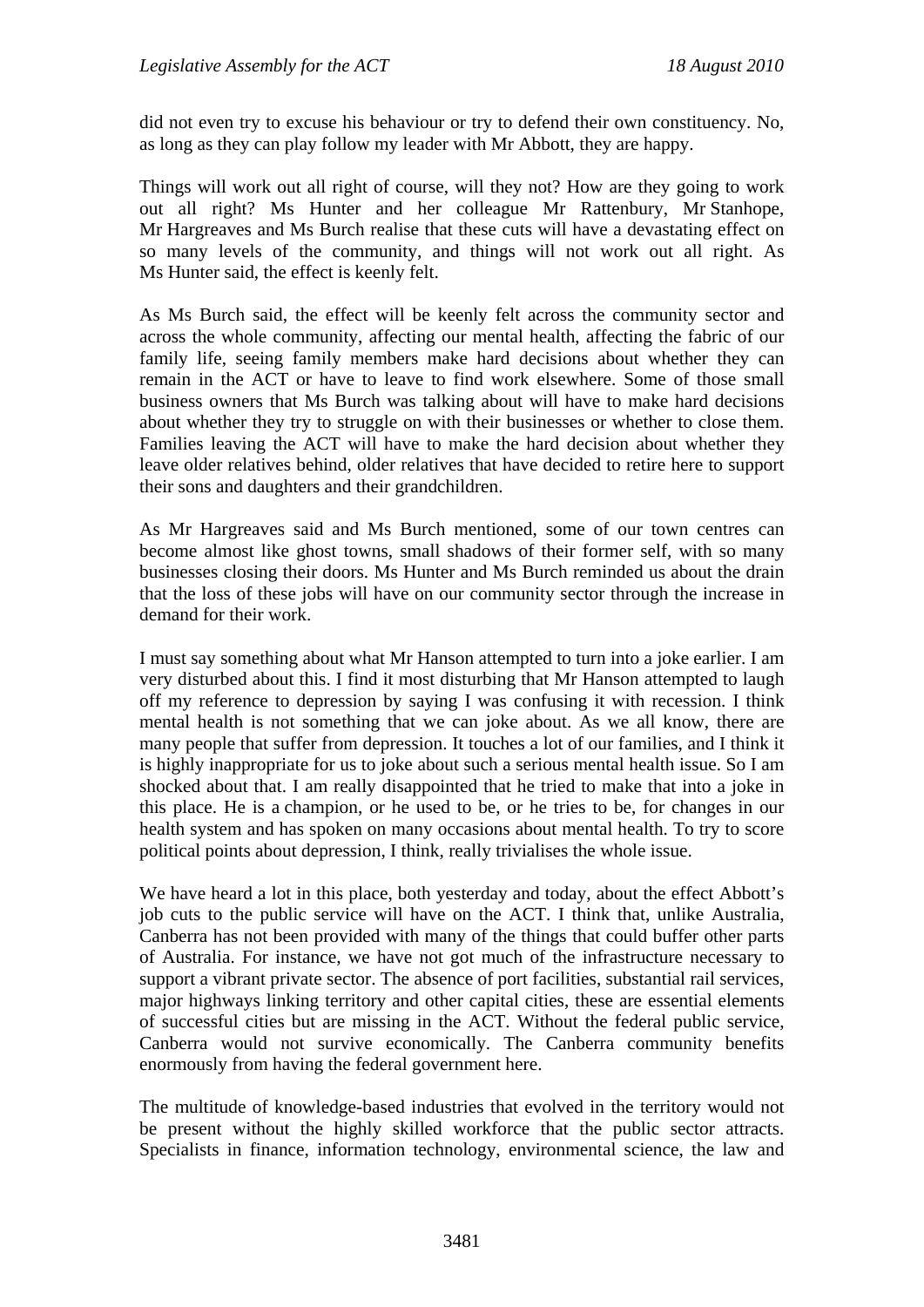did not even try to excuse his behaviour or try to defend their own constituency. No, as long as they can play follow my leader with Mr Abbott, they are happy.

Things will work out all right of course, will they not? How are they going to work out all right? Ms Hunter and her colleague Mr Rattenbury, Mr Stanhope, Mr Hargreaves and Ms Burch realise that these cuts will have a devastating effect on so many levels of the community, and things will not work out all right. As Ms Hunter said, the effect is keenly felt.

As Ms Burch said, the effect will be keenly felt across the community sector and across the whole community, affecting our mental health, affecting the fabric of our family life, seeing family members make hard decisions about whether they can remain in the ACT or have to leave to find work elsewhere. Some of those small business owners that Ms Burch was talking about will have to make hard decisions about whether they try to struggle on with their businesses or whether to close them. Families leaving the ACT will have to make the hard decision about whether they leave older relatives behind, older relatives that have decided to retire here to support their sons and daughters and their grandchildren.

As Mr Hargreaves said and Ms Burch mentioned, some of our town centres can become almost like ghost towns, small shadows of their former self, with so many businesses closing their doors. Ms Hunter and Ms Burch reminded us about the drain that the loss of these jobs will have on our community sector through the increase in demand for their work.

I must say something about what Mr Hanson attempted to turn into a joke earlier. I am very disturbed about this. I find it most disturbing that Mr Hanson attempted to laugh off my reference to depression by saying I was confusing it with recession. I think mental health is not something that we can joke about. As we all know, there are many people that suffer from depression. It touches a lot of our families, and I think it is highly inappropriate for us to joke about such a serious mental health issue. So I am shocked about that. I am really disappointed that he tried to make that into a joke in this place. He is a champion, or he used to be, or he tries to be, for changes in our health system and has spoken on many occasions about mental health. To try to score political points about depression, I think, really trivialises the whole issue.

We have heard a lot in this place, both yesterday and today, about the effect Abbott's job cuts to the public service will have on the ACT. I think that, unlike Australia, Canberra has not been provided with many of the things that could buffer other parts of Australia. For instance, we have not got much of the infrastructure necessary to support a vibrant private sector. The absence of port facilities, substantial rail services, major highways linking territory and other capital cities, these are essential elements of successful cities but are missing in the ACT. Without the federal public service, Canberra would not survive economically. The Canberra community benefits enormously from having the federal government here.

The multitude of knowledge-based industries that evolved in the territory would not be present without the highly skilled workforce that the public sector attracts. Specialists in finance, information technology, environmental science, the law and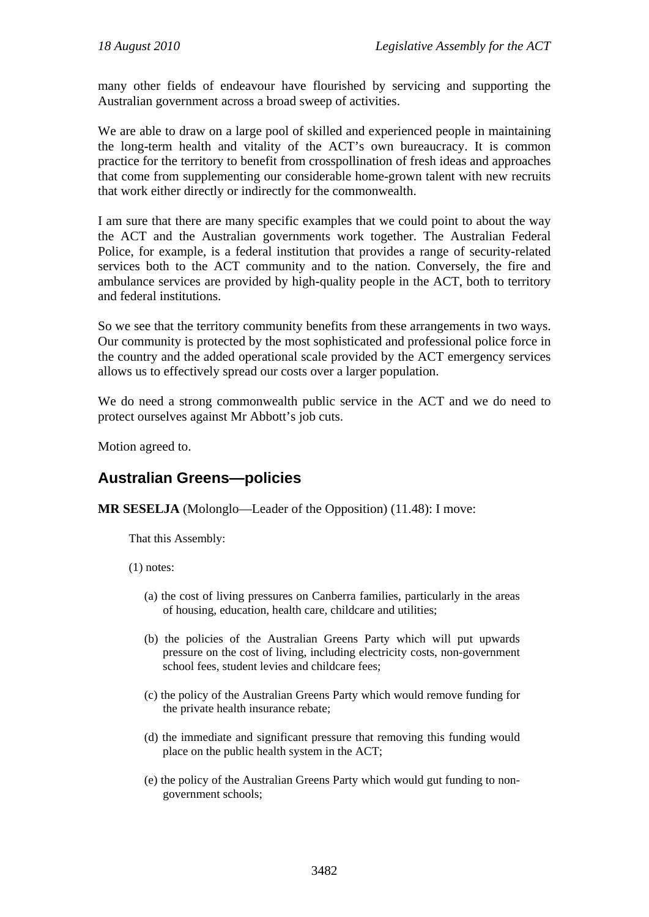many other fields of endeavour have flourished by servicing and supporting the Australian government across a broad sweep of activities.

We are able to draw on a large pool of skilled and experienced people in maintaining the long-term health and vitality of the ACT's own bureaucracy. It is common practice for the territory to benefit from crosspollination of fresh ideas and approaches that come from supplementing our considerable home-grown talent with new recruits that work either directly or indirectly for the commonwealth.

I am sure that there are many specific examples that we could point to about the way the ACT and the Australian governments work together. The Australian Federal Police, for example, is a federal institution that provides a range of security-related services both to the ACT community and to the nation. Conversely, the fire and ambulance services are provided by high-quality people in the ACT, both to territory and federal institutions.

So we see that the territory community benefits from these arrangements in two ways. Our community is protected by the most sophisticated and professional police force in the country and the added operational scale provided by the ACT emergency services allows us to effectively spread our costs over a larger population.

We do need a strong commonwealth public service in the ACT and we do need to protect ourselves against Mr Abbott's job cuts.

Motion agreed to.

## Australian Greens—policies

**MR SESELJA** (Molonglo—Leader of the Opposition) (11.48): I move:

That this Assembly:

(1) notes:

(a) the cost of living pressures on Canberra families, particularly in the areas of housing, education, health care, childcare and utilities;

(b) the policies of the Australian Greens Party which will put upwards pressure on the cost of living, including electricity costs, non-government school fees, student levies and childcare fees;

(c) the policy of the Australian Greens Party which would remove funding for the private health insurance rebate;

(d) the immediate and significant pressure that removing this funding would place on the public health system in the ACT;

(e) the policy of the Australian Greens Party which would gut funding to non-government schools;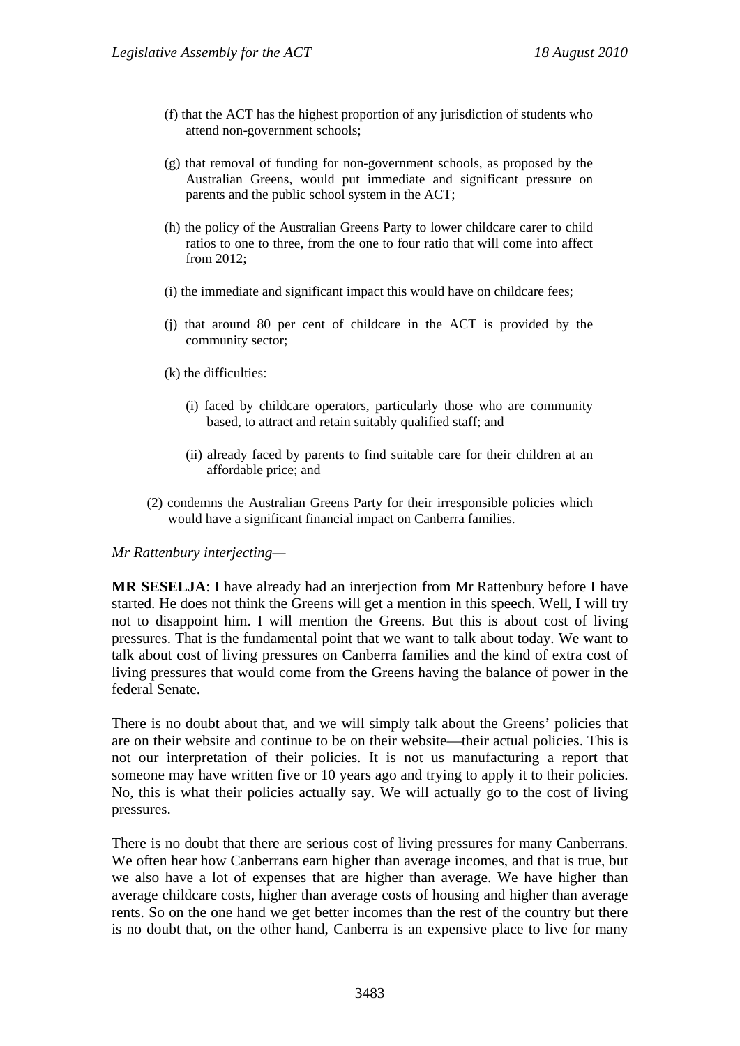(f) that the ACT has the highest proportion of any jurisdiction of students who attend non-government schools;

(g) that removal of funding for non-government schools, as proposed by the Australian Greens, would put immediate and significant pressure on parents and the public school system in the ACT;

(h) the policy of the Australian Greens Party to lower childcare carer to child ratios to one to three, from the one to four ratio that will come into affect from 2012;

(i) the immediate and significant impact this would have on childcare fees;

(j) that around 80 per cent of childcare in the ACT is provided by the community sector;

(k) the difficulties:

   (i) faced by childcare operators, particularly those who are community based, to attract and retain suitably qualified staff; and

   (ii) already faced by parents to find suitable care for their children at an affordable price; and

(2) condemns the Australian Greens Party for their irresponsible policies which would have a significant financial impact on Canberra families.

*Mr Rattenbury interjecting*—

**MR SESELJA**: I have already had an interjection from Mr Rattenbury before I have started. He does not think the Greens will get a mention in this speech. Well, I will try not to disappoint him. I will mention the Greens. But this is about cost of living pressures. That is the fundamental point that we want to talk about today. We want to talk about cost of living pressures on Canberra families and the kind of extra cost of living pressures that would come from the Greens having the balance of power in the federal Senate.

There is no doubt about that, and we will simply talk about the Greens' policies that are on their website and continue to be on their website—their actual policies. This is not our interpretation of their policies. It is not us manufacturing a report that someone may have written five or 10 years ago and trying to apply it to their policies. No, this is what their policies actually say. We will actually go to the cost of living pressures.

There is no doubt that there are serious cost of living pressures for many Canberrans. We often hear how Canberrans earn higher than average incomes, and that is true, but we also have a lot of expenses that are higher than average. We have higher than average childcare costs, higher than average costs of housing and higher than average rents. So on the one hand we get better incomes than the rest of the country but there is no doubt that, on the other hand, Canberra is an expensive place to live for many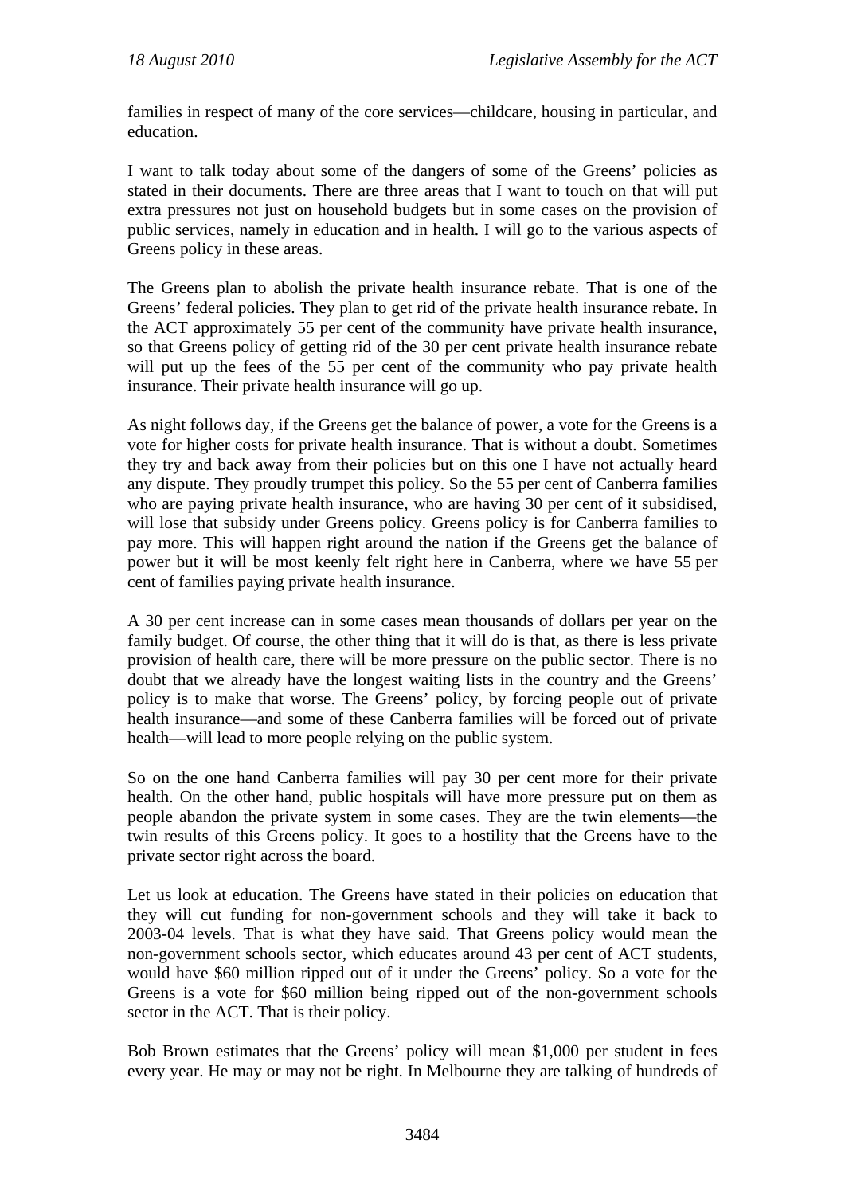families in respect of many of the core services—childcare, housing in particular, and education.

I want to talk today about some of the dangers of some of the Greens' policies as stated in their documents. There are three areas that I want to touch on that will put extra pressures not just on household budgets but in some cases on the provision of public services, namely in education and in health. I will go to the various aspects of Greens policy in these areas.

The Greens plan to abolish the private health insurance rebate. That is one of the Greens' federal policies. They plan to get rid of the private health insurance rebate. In the ACT approximately 55 per cent of the community have private health insurance, so that Greens policy of getting rid of the 30 per cent private health insurance rebate will put up the fees of the 55 per cent of the community who pay private health insurance. Their private health insurance will go up.

As night follows day, if the Greens get the balance of power, a vote for the Greens is a vote for higher costs for private health insurance. That is without a doubt. Sometimes they try and back away from their policies but on this one I have not actually heard any dispute. They proudly trumpet this policy. So the 55 per cent of Canberra families who are paying private health insurance, who are having 30 per cent of it subsidised, will lose that subsidy under Greens policy. Greens policy is for Canberra families to pay more. This will happen right around the nation if the Greens get the balance of power but it will be most keenly felt right here in Canberra, where we have 55 per cent of families paying private health insurance.

A 30 per cent increase can in some cases mean thousands of dollars per year on the family budget. Of course, the other thing that it will do is that, as there is less private provision of health care, there will be more pressure on the public sector. There is no doubt that we already have the longest waiting lists in the country and the Greens' policy is to make that worse. The Greens' policy, by forcing people out of private health insurance—and some of these Canberra families will be forced out of private health—will lead to more people relying on the public system.

So on the one hand Canberra families will pay 30 per cent more for their private health. On the other hand, public hospitals will have more pressure put on them as people abandon the private system in some cases. They are the twin elements—the twin results of this Greens policy. It goes to a hostility that the Greens have to the private sector right across the board.

Let us look at education. The Greens have stated in their policies on education that they will cut funding for non-government schools and they will take it back to 2003-04 levels. That is what they have said. That Greens policy would mean the non-government schools sector, which educates around 43 per cent of ACT students, would have $60 million ripped out of it under the Greens' policy. So a vote for the Greens is a vote for $60 million being ripped out of the non-government schools sector in the ACT. That is their policy.

Bob Brown estimates that the Greens' policy will mean $1,000 per student in fees every year. He may or may not be right. In Melbourne they are talking of hundreds of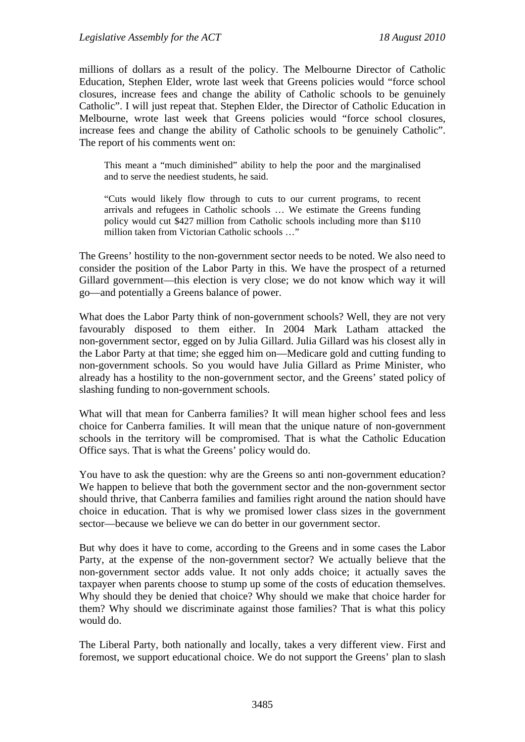millions of dollars as a result of the policy. The Melbourne Director of Catholic Education, Stephen Elder, wrote last week that Greens policies would "force school closures, increase fees and change the ability of Catholic schools to be genuinely Catholic". I will just repeat that. Stephen Elder, the Director of Catholic Education in Melbourne, wrote last week that Greens policies would "force school closures, increase fees and change the ability of Catholic schools to be genuinely Catholic". The report of his comments went on:

> This meant a "much diminished" ability to help the poor and the marginalised and to serve the neediest students, he said.
>
> "Cuts would likely flow through to cuts to our current programs, to recent arrivals and refugees in Catholic schools … We estimate the Greens funding policy would cut $427 million from Catholic schools including more than $110 million taken from Victorian Catholic schools …"

The Greens' hostility to the non-government sector needs to be noted. We also need to consider the position of the Labor Party in this. We have the prospect of a returned Gillard government—this election is very close; we do not know which way it will go—and potentially a Greens balance of power.

What does the Labor Party think of non-government schools? Well, they are not very favourably disposed to them either. In 2004 Mark Latham attacked the non-government sector, egged on by Julia Gillard. Julia Gillard was his closest ally in the Labor Party at that time; she egged him on—Medicare gold and cutting funding to non-government schools. So you would have Julia Gillard as Prime Minister, who already has a hostility to the non-government sector, and the Greens' stated policy of slashing funding to non-government schools.

What will that mean for Canberra families? It will mean higher school fees and less choice for Canberra families. It will mean that the unique nature of non-government schools in the territory will be compromised. That is what the Catholic Education Office says. That is what the Greens' policy would do.

You have to ask the question: why are the Greens so anti non-government education? We happen to believe that both the government sector and the non-government sector should thrive, that Canberra families and families right around the nation should have choice in education. That is why we promised lower class sizes in the government sector—because we believe we can do better in our government sector.

But why does it have to come, according to the Greens and in some cases the Labor Party, at the expense of the non-government sector? We actually believe that the non-government sector adds value. It not only adds choice; it actually saves the taxpayer when parents choose to stump up some of the costs of education themselves. Why should they be denied that choice? Why should we make that choice harder for them? Why should we discriminate against those families? That is what this policy would do.

The Liberal Party, both nationally and locally, takes a very different view. First and foremost, we support educational choice. We do not support the Greens' plan to slash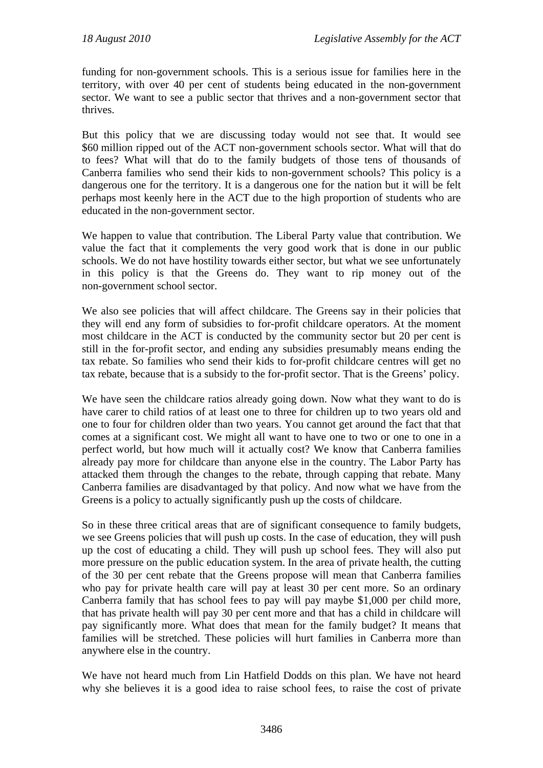funding for non-government schools. This is a serious issue for families here in the territory, with over 40 per cent of students being educated in the non-government sector. We want to see a public sector that thrives and a non-government sector that thrives.

But this policy that we are discussing today would not see that. It would see $60 million ripped out of the ACT non-government schools sector. What will that do to fees? What will that do to the family budgets of those tens of thousands of Canberra families who send their kids to non-government schools? This policy is a dangerous one for the territory. It is a dangerous one for the nation but it will be felt perhaps most keenly here in the ACT due to the high proportion of students who are educated in the non-government sector.

We happen to value that contribution. The Liberal Party value that contribution. We value the fact that it complements the very good work that is done in our public schools. We do not have hostility towards either sector, but what we see unfortunately in this policy is that the Greens do. They want to rip money out of the non-government school sector.

We also see policies that will affect childcare. The Greens say in their policies that they will end any form of subsidies to for-profit childcare operators. At the moment most childcare in the ACT is conducted by the community sector but 20 per cent is still in the for-profit sector, and ending any subsidies presumably means ending the tax rebate. So families who send their kids to for-profit childcare centres will get no tax rebate, because that is a subsidy to the for-profit sector. That is the Greens' policy.

We have seen the childcare ratios already going down. Now what they want to do is have carer to child ratios of at least one to three for children up to two years old and one to four for children older than two years. You cannot get around the fact that that comes at a significant cost. We might all want to have one to two or one to one in a perfect world, but how much will it actually cost? We know that Canberra families already pay more for childcare than anyone else in the country. The Labor Party has attacked them through the changes to the rebate, through capping that rebate. Many Canberra families are disadvantaged by that policy. And now what we have from the Greens is a policy to actually significantly push up the costs of childcare.

So in these three critical areas that are of significant consequence to family budgets, we see Greens policies that will push up costs. In the case of education, they will push up the cost of educating a child. They will push up school fees. They will also put more pressure on the public education system. In the area of private health, the cutting of the 30 per cent rebate that the Greens propose will mean that Canberra families who pay for private health care will pay at least 30 per cent more. So an ordinary Canberra family that has school fees to pay will pay maybe $1,000 per child more, that has private health will pay 30 per cent more and that has a child in childcare will pay significantly more. What does that mean for the family budget? It means that families will be stretched. These policies will hurt families in Canberra more than anywhere else in the country.

We have not heard much from Lin Hatfield Dodds on this plan. We have not heard why she believes it is a good idea to raise school fees, to raise the cost of private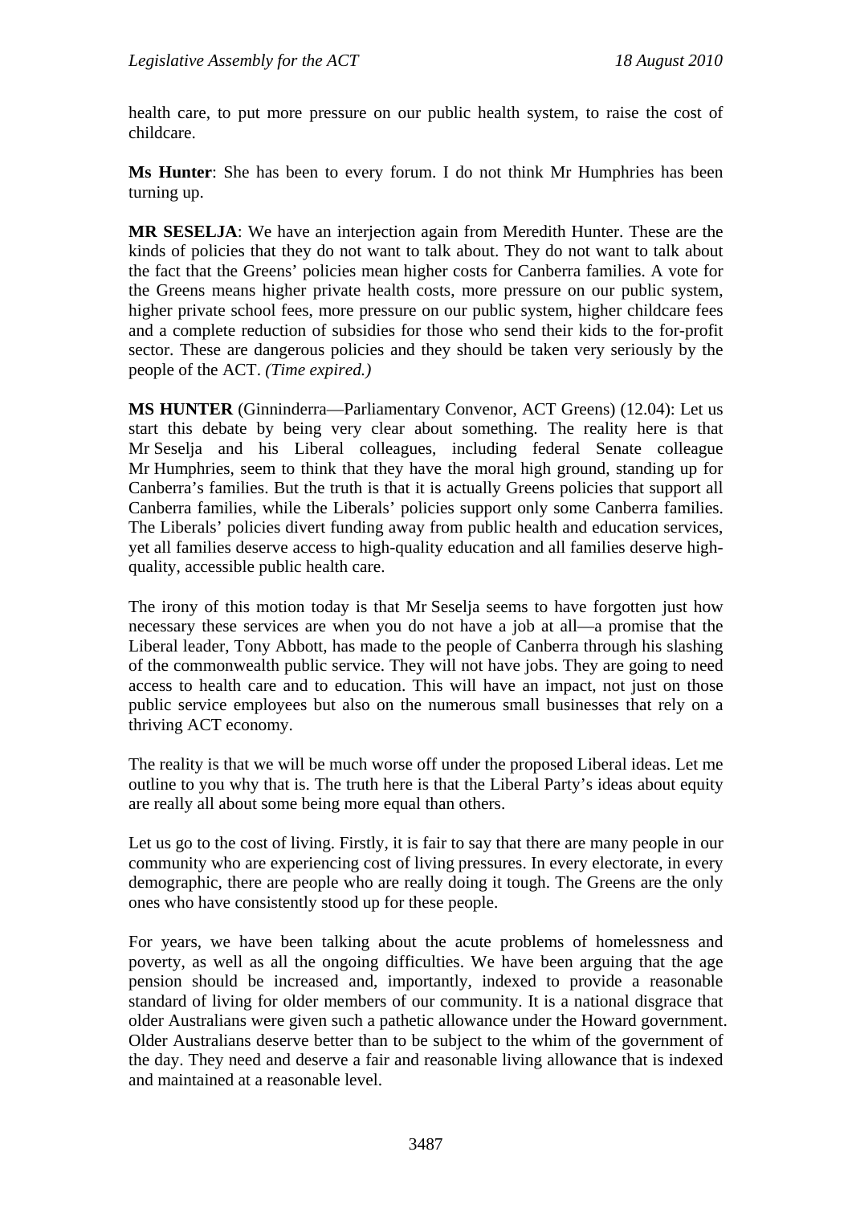health care, to put more pressure on our public health system, to raise the cost of childcare.

**Ms Hunter**: She has been to every forum. I do not think Mr Humphries has been turning up.

**MR SESELJA**: We have an interjection again from Meredith Hunter. These are the kinds of policies that they do not want to talk about. They do not want to talk about the fact that the Greens' policies mean higher costs for Canberra families. A vote for the Greens means higher private health costs, more pressure on our public system, higher private school fees, more pressure on our public system, higher childcare fees and a complete reduction of subsidies for those who send their kids to the for-profit sector. These are dangerous policies and they should be taken very seriously by the people of the ACT. *(Time expired.)*

**MS HUNTER** (Ginninderra—Parliamentary Convenor, ACT Greens) (12.04): Let us start this debate by being very clear about something. The reality here is that Mr Seselja and his Liberal colleagues, including federal Senate colleague Mr Humphries, seem to think that they have the moral high ground, standing up for Canberra's families. But the truth is that it is actually Greens policies that support all Canberra families, while the Liberals' policies support only some Canberra families. The Liberals' policies divert funding away from public health and education services, yet all families deserve access to high-quality education and all families deserve high-quality, accessible public health care.

The irony of this motion today is that Mr Seselja seems to have forgotten just how necessary these services are when you do not have a job at all—a promise that the Liberal leader, Tony Abbott, has made to the people of Canberra through his slashing of the commonwealth public service. They will not have jobs. They are going to need access to health care and to education. This will have an impact, not just on those public service employees but also on the numerous small businesses that rely on a thriving ACT economy.

The reality is that we will be much worse off under the proposed Liberal ideas. Let me outline to you why that is. The truth here is that the Liberal Party's ideas about equity are really all about some being more equal than others.

Let us go to the cost of living. Firstly, it is fair to say that there are many people in our community who are experiencing cost of living pressures. In every electorate, in every demographic, there are people who are really doing it tough. The Greens are the only ones who have consistently stood up for these people.

For years, we have been talking about the acute problems of homelessness and poverty, as well as all the ongoing difficulties. We have been arguing that the age pension should be increased and, importantly, indexed to provide a reasonable standard of living for older members of our community. It is a national disgrace that older Australians were given such a pathetic allowance under the Howard government. Older Australians deserve better than to be subject to the whim of the government of the day. They need and deserve a fair and reasonable living allowance that is indexed and maintained at a reasonable level.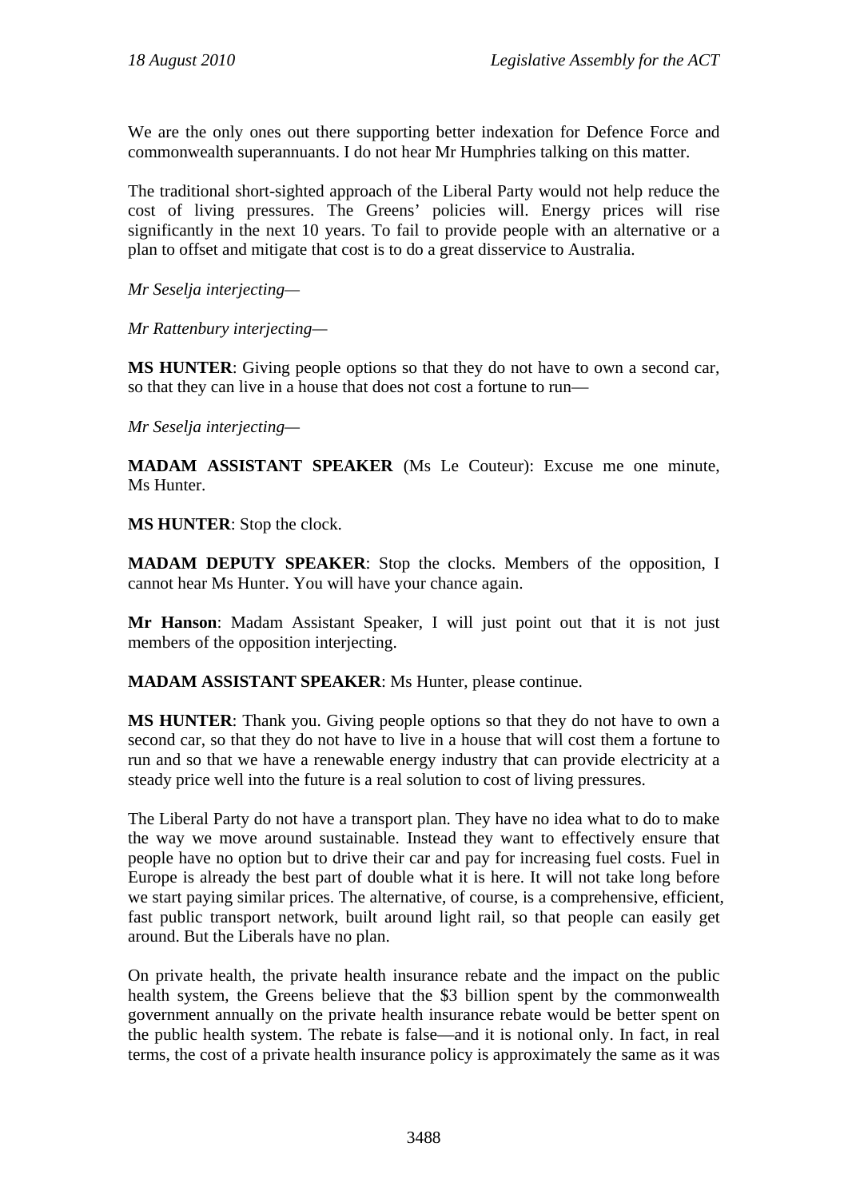We are the only ones out there supporting better indexation for Defence Force and commonwealth superannuants. I do not hear Mr Humphries talking on this matter.

The traditional short-sighted approach of the Liberal Party would not help reduce the cost of living pressures. The Greens' policies will. Energy prices will rise significantly in the next 10 years. To fail to provide people with an alternative or a plan to offset and mitigate that cost is to do a great disservice to Australia.

*Mr Seselja interjecting*—

*Mr Rattenbury interjecting*—

**MS HUNTER**: Giving people options so that they do not have to own a second car, so that they can live in a house that does not cost a fortune to run—

*Mr Seselja interjecting*—

**MADAM ASSISTANT SPEAKER** (Ms Le Couteur): Excuse me one minute, Ms Hunter.

**MS HUNTER**: Stop the clock.

**MADAM DEPUTY SPEAKER**: Stop the clocks. Members of the opposition, I cannot hear Ms Hunter. You will have your chance again.

**Mr Hanson**: Madam Assistant Speaker, I will just point out that it is not just members of the opposition interjecting.

**MADAM ASSISTANT SPEAKER**: Ms Hunter, please continue.

**MS HUNTER**: Thank you. Giving people options so that they do not have to own a second car, so that they do not have to live in a house that will cost them a fortune to run and so that we have a renewable energy industry that can provide electricity at a steady price well into the future is a real solution to cost of living pressures.

The Liberal Party do not have a transport plan. They have no idea what to do to make the way we move around sustainable. Instead they want to effectively ensure that people have no option but to drive their car and pay for increasing fuel costs. Fuel in Europe is already the best part of double what it is here. It will not take long before we start paying similar prices. The alternative, of course, is a comprehensive, efficient, fast public transport network, built around light rail, so that people can easily get around. But the Liberals have no plan.

On private health, the private health insurance rebate and the impact on the public health system, the Greens believe that the $3 billion spent by the commonwealth government annually on the private health insurance rebate would be better spent on the public health system. The rebate is false—and it is notional only. In fact, in real terms, the cost of a private health insurance policy is approximately the same as it was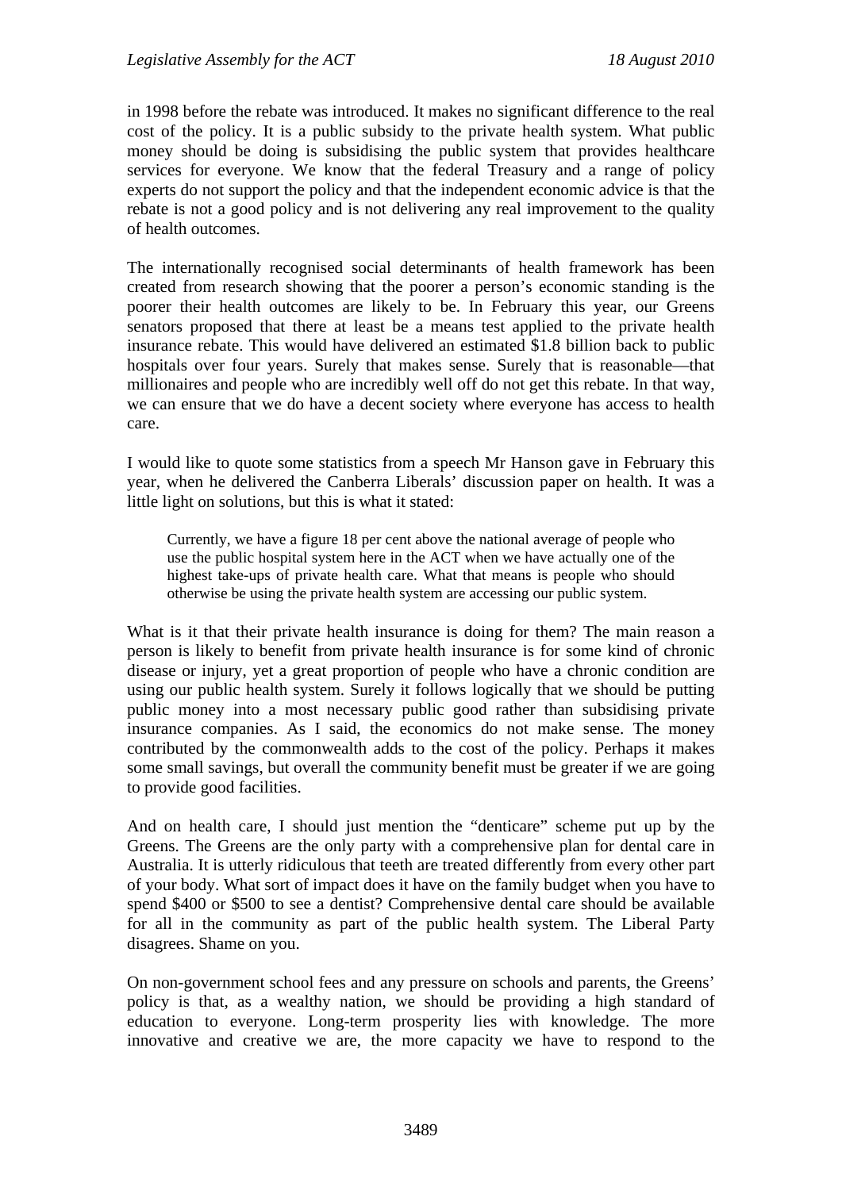in 1998 before the rebate was introduced. It makes no significant difference to the real cost of the policy. It is a public subsidy to the private health system. What public money should be doing is subsidising the public system that provides healthcare services for everyone. We know that the federal Treasury and a range of policy experts do not support the policy and that the independent economic advice is that the rebate is not a good policy and is not delivering any real improvement to the quality of health outcomes.

The internationally recognised social determinants of health framework has been created from research showing that the poorer a person's economic standing is the poorer their health outcomes are likely to be. In February this year, our Greens senators proposed that there at least be a means test applied to the private health insurance rebate. This would have delivered an estimated $1.8 billion back to public hospitals over four years. Surely that makes sense. Surely that is reasonable—that millionaires and people who are incredibly well off do not get this rebate. In that way, we can ensure that we do have a decent society where everyone has access to health care.

I would like to quote some statistics from a speech Mr Hanson gave in February this year, when he delivered the Canberra Liberals' discussion paper on health. It was a little light on solutions, but this is what it stated:

> Currently, we have a figure 18 per cent above the national average of people who use the public hospital system here in the ACT when we have actually one of the highest take-ups of private health care. What that means is people who should otherwise be using the private health system are accessing our public system.

What is it that their private health insurance is doing for them? The main reason a person is likely to benefit from private health insurance is for some kind of chronic disease or injury, yet a great proportion of people who have a chronic condition are using our public health system. Surely it follows logically that we should be putting public money into a most necessary public good rather than subsidising private insurance companies. As I said, the economics do not make sense. The money contributed by the commonwealth adds to the cost of the policy. Perhaps it makes some small savings, but overall the community benefit must be greater if we are going to provide good facilities.

And on health care, I should just mention the "denticare" scheme put up by the Greens. The Greens are the only party with a comprehensive plan for dental care in Australia. It is utterly ridiculous that teeth are treated differently from every other part of your body. What sort of impact does it have on the family budget when you have to spend $400 or $500 to see a dentist? Comprehensive dental care should be available for all in the community as part of the public health system. The Liberal Party disagrees. Shame on you.

On non-government school fees and any pressure on schools and parents, the Greens' policy is that, as a wealthy nation, we should be providing a high standard of education to everyone. Long-term prosperity lies with knowledge. The more innovative and creative we are, the more capacity we have to respond to the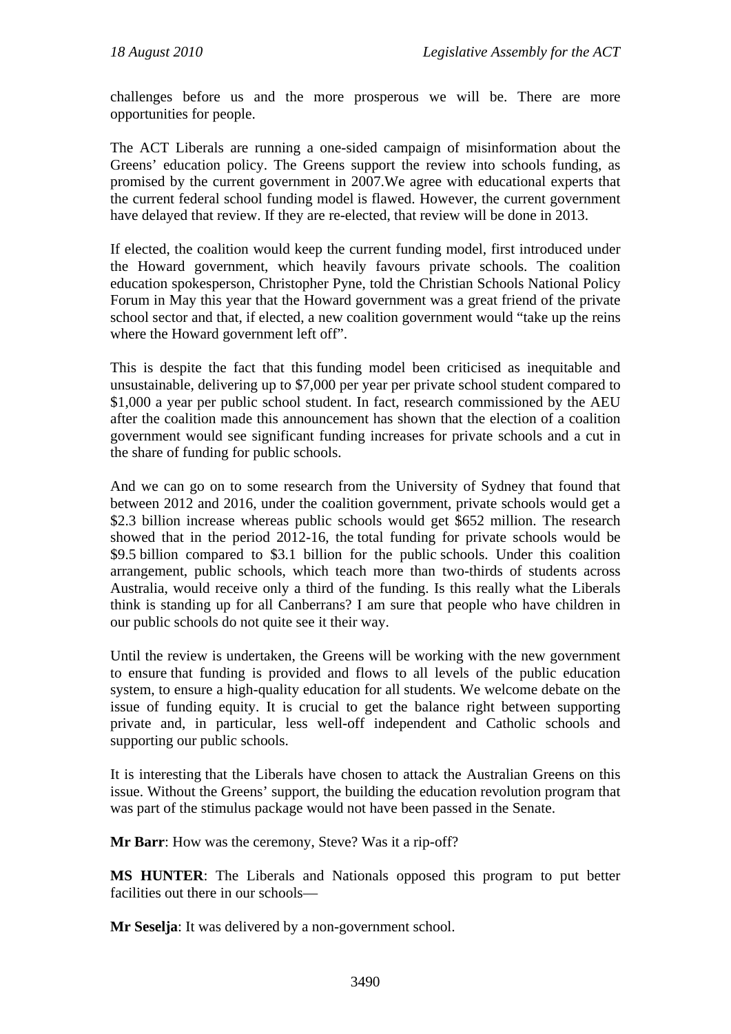challenges before us and the more prosperous we will be. There are more opportunities for people.

The ACT Liberals are running a one-sided campaign of misinformation about the Greens' education policy. The Greens support the review into schools funding, as promised by the current government in 2007.We agree with educational experts that the current federal school funding model is flawed. However, the current government have delayed that review. If they are re-elected, that review will be done in 2013.

If elected, the coalition would keep the current funding model, first introduced under the Howard government, which heavily favours private schools. The coalition education spokesperson, Christopher Pyne, told the Christian Schools National Policy Forum in May this year that the Howard government was a great friend of the private school sector and that, if elected, a new coalition government would "take up the reins where the Howard government left off".

This is despite the fact that this funding model been criticised as inequitable and unsustainable, delivering up to $7,000 per year per private school student compared to $1,000 a year per public school student. In fact, research commissioned by the AEU after the coalition made this announcement has shown that the election of a coalition government would see significant funding increases for private schools and a cut in the share of funding for public schools.

And we can go on to some research from the University of Sydney that found that between 2012 and 2016, under the coalition government, private schools would get a $2.3 billion increase whereas public schools would get $652 million. The research showed that in the period 2012-16, the total funding for private schools would be $9.5 billion compared to $3.1 billion for the public schools. Under this coalition arrangement, public schools, which teach more than two-thirds of students across Australia, would receive only a third of the funding. Is this really what the Liberals think is standing up for all Canberrans? I am sure that people who have children in our public schools do not quite see it their way.

Until the review is undertaken, the Greens will be working with the new government to ensure that funding is provided and flows to all levels of the public education system, to ensure a high-quality education for all students. We welcome debate on the issue of funding equity. It is crucial to get the balance right between supporting private and, in particular, less well-off independent and Catholic schools and supporting our public schools.

It is interesting that the Liberals have chosen to attack the Australian Greens on this issue. Without the Greens' support, the building the education revolution program that was part of the stimulus package would not have been passed in the Senate.

**Mr Barr**: How was the ceremony, Steve? Was it a rip-off?

**MS HUNTER**: The Liberals and Nationals opposed this program to put better facilities out there in our schools—

**Mr Seselja**: It was delivered by a non-government school.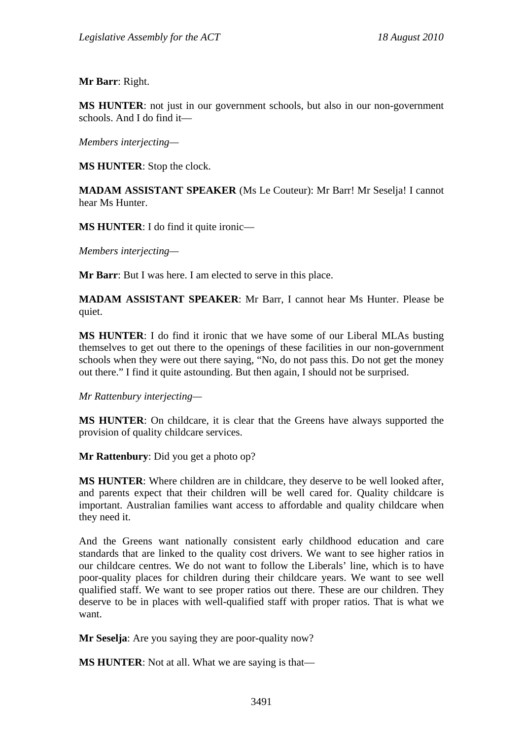**Mr Barr**: Right.

**MS HUNTER**: not just in our government schools, but also in our non-government schools. And I do find it—

*Members interjecting*—

**MS HUNTER**: Stop the clock.

**MADAM ASSISTANT SPEAKER** (Ms Le Couteur): Mr Barr! Mr Seselja! I cannot hear Ms Hunter.

**MS HUNTER**: I do find it quite ironic—

*Members interjecting*—

**Mr Barr**: But I was here. I am elected to serve in this place.

**MADAM ASSISTANT SPEAKER**: Mr Barr, I cannot hear Ms Hunter. Please be quiet.

**MS HUNTER**: I do find it ironic that we have some of our Liberal MLAs busting themselves to get out there to the openings of these facilities in our non-government schools when they were out there saying, "No, do not pass this. Do not get the money out there." I find it quite astounding. But then again, I should not be surprised.

*Mr Rattenbury interjecting*—

**MS HUNTER**: On childcare, it is clear that the Greens have always supported the provision of quality childcare services.

**Mr Rattenbury**: Did you get a photo op?

**MS HUNTER**: Where children are in childcare, they deserve to be well looked after, and parents expect that their children will be well cared for. Quality childcare is important. Australian families want access to affordable and quality childcare when they need it.

And the Greens want nationally consistent early childhood education and care standards that are linked to the quality cost drivers. We want to see higher ratios in our childcare centres. We do not want to follow the Liberals' line, which is to have poor-quality places for children during their childcare years. We want to see well qualified staff. We want to see proper ratios out there. These are our children. They deserve to be in places with well-qualified staff with proper ratios. That is what we want.

**Mr Seselja**: Are you saying they are poor-quality now?

**MS HUNTER**: Not at all. What we are saying is that—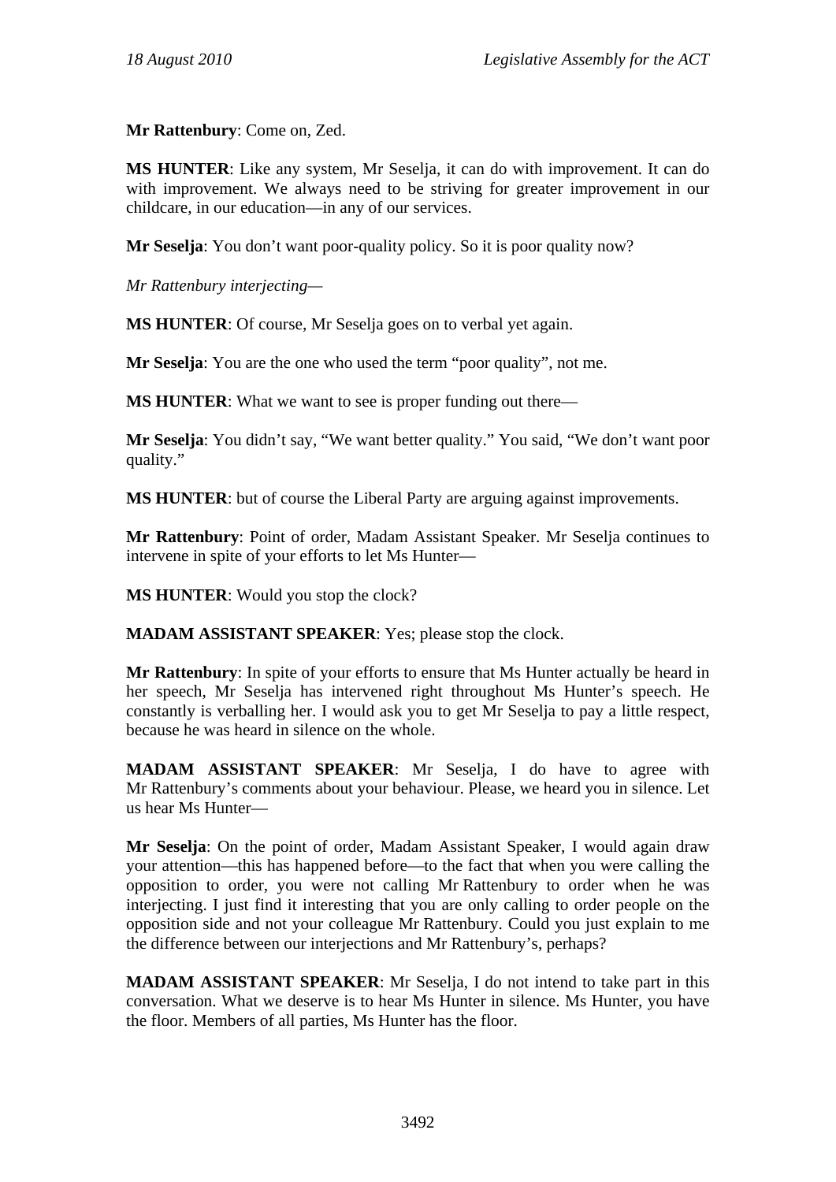**Mr Rattenbury**: Come on, Zed.

**MS HUNTER**: Like any system, Mr Seselja, it can do with improvement. It can do with improvement. We always need to be striving for greater improvement in our childcare, in our education—in any of our services.

**Mr Seselja**: You don't want poor-quality policy. So it is poor quality now?

*Mr Rattenbury interjecting—*

**MS HUNTER**: Of course, Mr Seselja goes on to verbal yet again.

**Mr Seselja**: You are the one who used the term "poor quality", not me.

**MS HUNTER**: What we want to see is proper funding out there—

**Mr Seselja**: You didn't say, "We want better quality." You said, "We don't want poor quality."

**MS HUNTER**: but of course the Liberal Party are arguing against improvements.

**Mr Rattenbury**: Point of order, Madam Assistant Speaker. Mr Seselja continues to intervene in spite of your efforts to let Ms Hunter—

**MS HUNTER**: Would you stop the clock?

**MADAM ASSISTANT SPEAKER**: Yes; please stop the clock.

**Mr Rattenbury**: In spite of your efforts to ensure that Ms Hunter actually be heard in her speech, Mr Seselja has intervened right throughout Ms Hunter's speech. He constantly is verballing her. I would ask you to get Mr Seselja to pay a little respect, because he was heard in silence on the whole.

**MADAM ASSISTANT SPEAKER**: Mr Seselja, I do have to agree with Mr Rattenbury's comments about your behaviour. Please, we heard you in silence. Let us hear Ms Hunter—

**Mr Seselja**: On the point of order, Madam Assistant Speaker, I would again draw your attention—this has happened before—to the fact that when you were calling the opposition to order, you were not calling Mr Rattenbury to order when he was interjecting. I just find it interesting that you are only calling to order people on the opposition side and not your colleague Mr Rattenbury. Could you just explain to me the difference between our interjections and Mr Rattenbury's, perhaps?

**MADAM ASSISTANT SPEAKER**: Mr Seselja, I do not intend to take part in this conversation. What we deserve is to hear Ms Hunter in silence. Ms Hunter, you have the floor. Members of all parties, Ms Hunter has the floor.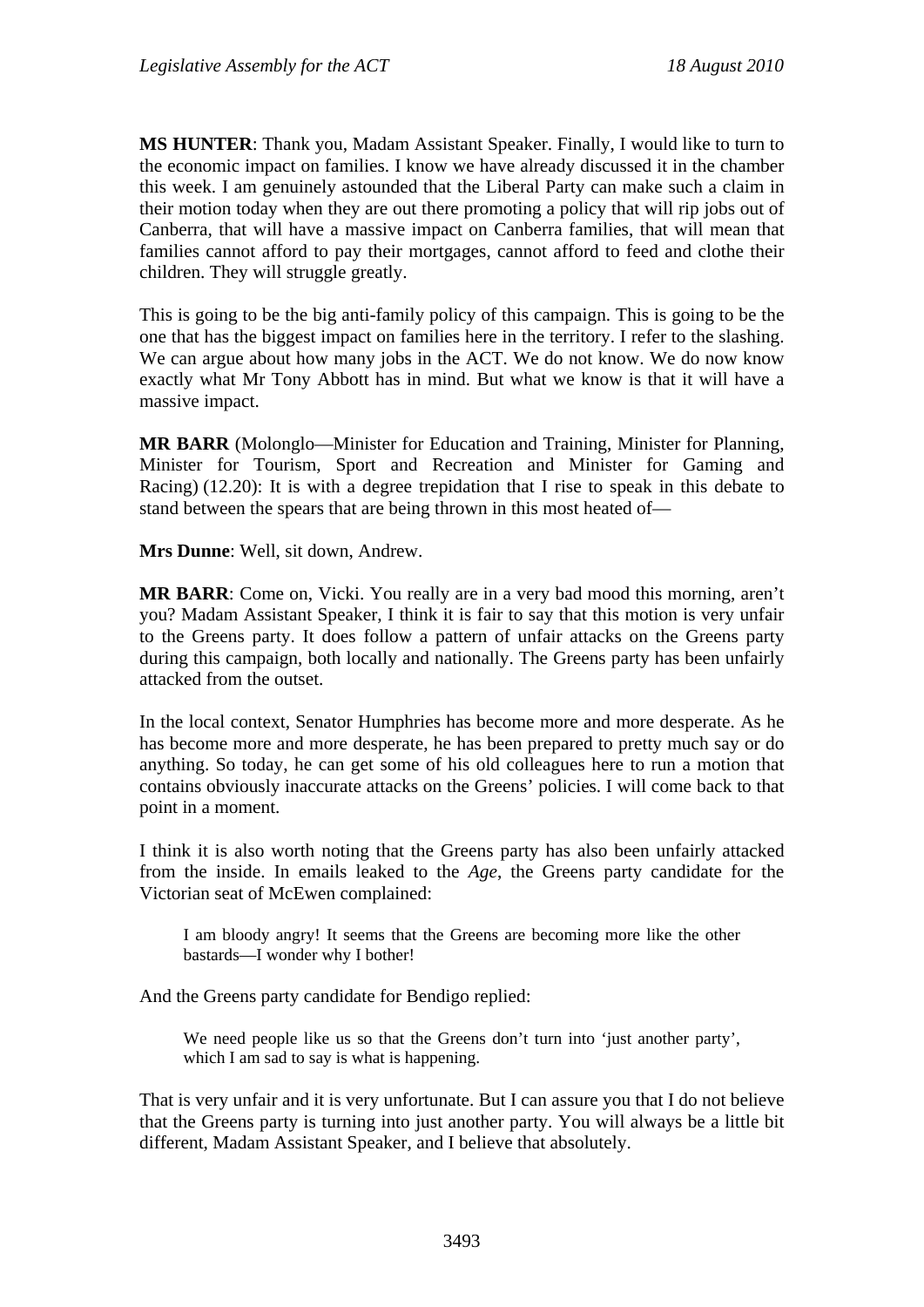**MS HUNTER**: Thank you, Madam Assistant Speaker. Finally, I would like to turn to the economic impact on families. I know we have already discussed it in the chamber this week. I am genuinely astounded that the Liberal Party can make such a claim in their motion today when they are out there promoting a policy that will rip jobs out of Canberra, that will have a massive impact on Canberra families, that will mean that families cannot afford to pay their mortgages, cannot afford to feed and clothe their children. They will struggle greatly.

This is going to be the big anti-family policy of this campaign. This is going to be the one that has the biggest impact on families here in the territory. I refer to the slashing. We can argue about how many jobs in the ACT. We do not know. We do now know exactly what Mr Tony Abbott has in mind. But what we know is that it will have a massive impact.

**MR BARR** (Molonglo—Minister for Education and Training, Minister for Planning, Minister for Tourism, Sport and Recreation and Minister for Gaming and Racing) (12.20): It is with a degree trepidation that I rise to speak in this debate to stand between the spears that are being thrown in this most heated of—

**Mrs Dunne**: Well, sit down, Andrew.

**MR BARR**: Come on, Vicki. You really are in a very bad mood this morning, aren't you? Madam Assistant Speaker, I think it is fair to say that this motion is very unfair to the Greens party. It does follow a pattern of unfair attacks on the Greens party during this campaign, both locally and nationally. The Greens party has been unfairly attacked from the outset.

In the local context, Senator Humphries has become more and more desperate. As he has become more and more desperate, he has been prepared to pretty much say or do anything. So today, he can get some of his old colleagues here to run a motion that contains obviously inaccurate attacks on the Greens' policies. I will come back to that point in a moment.

I think it is also worth noting that the Greens party has also been unfairly attacked from the inside. In emails leaked to the *Age*, the Greens party candidate for the Victorian seat of McEwen complained:

> I am bloody angry! It seems that the Greens are becoming more like the other bastards—I wonder why I bother!

And the Greens party candidate for Bendigo replied:

> We need people like us so that the Greens don't turn into 'just another party', which I am sad to say is what is happening.

That is very unfair and it is very unfortunate. But I can assure you that I do not believe that the Greens party is turning into just another party. You will always be a little bit different, Madam Assistant Speaker, and I believe that absolutely.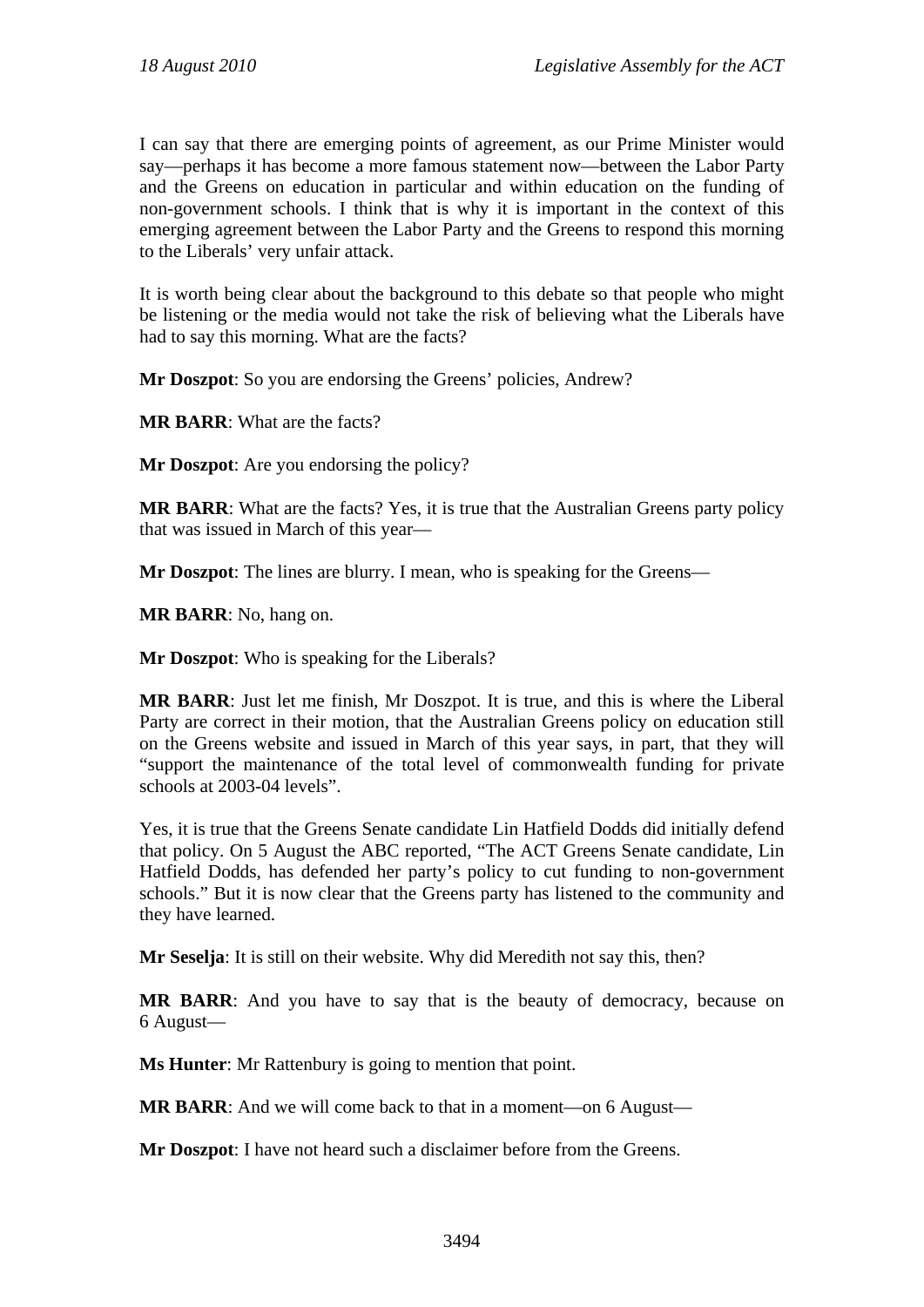I can say that there are emerging points of agreement, as our Prime Minister would say—perhaps it has become a more famous statement now—between the Labor Party and the Greens on education in particular and within education on the funding of non-government schools. I think that is why it is important in the context of this emerging agreement between the Labor Party and the Greens to respond this morning to the Liberals' very unfair attack.

It is worth being clear about the background to this debate so that people who might be listening or the media would not take the risk of believing what the Liberals have had to say this morning. What are the facts?

**Mr Doszpot**: So you are endorsing the Greens' policies, Andrew?

**MR BARR**: What are the facts?

**Mr Doszpot**: Are you endorsing the policy?

**MR BARR**: What are the facts? Yes, it is true that the Australian Greens party policy that was issued in March of this year—

**Mr Doszpot**: The lines are blurry. I mean, who is speaking for the Greens—

**MR BARR**: No, hang on.

**Mr Doszpot**: Who is speaking for the Liberals?

**MR BARR**: Just let me finish, Mr Doszpot. It is true, and this is where the Liberal Party are correct in their motion, that the Australian Greens policy on education still on the Greens website and issued in March of this year says, in part, that they will "support the maintenance of the total level of commonwealth funding for private schools at 2003-04 levels".

Yes, it is true that the Greens Senate candidate Lin Hatfield Dodds did initially defend that policy. On 5 August the ABC reported, "The ACT Greens Senate candidate, Lin Hatfield Dodds, has defended her party's policy to cut funding to non-government schools." But it is now clear that the Greens party has listened to the community and they have learned.

**Mr Seselja**: It is still on their website. Why did Meredith not say this, then?

**MR BARR**: And you have to say that is the beauty of democracy, because on 6 August—

**Ms Hunter**: Mr Rattenbury is going to mention that point.

**MR BARR**: And we will come back to that in a moment—on 6 August—

**Mr Doszpot**: I have not heard such a disclaimer before from the Greens.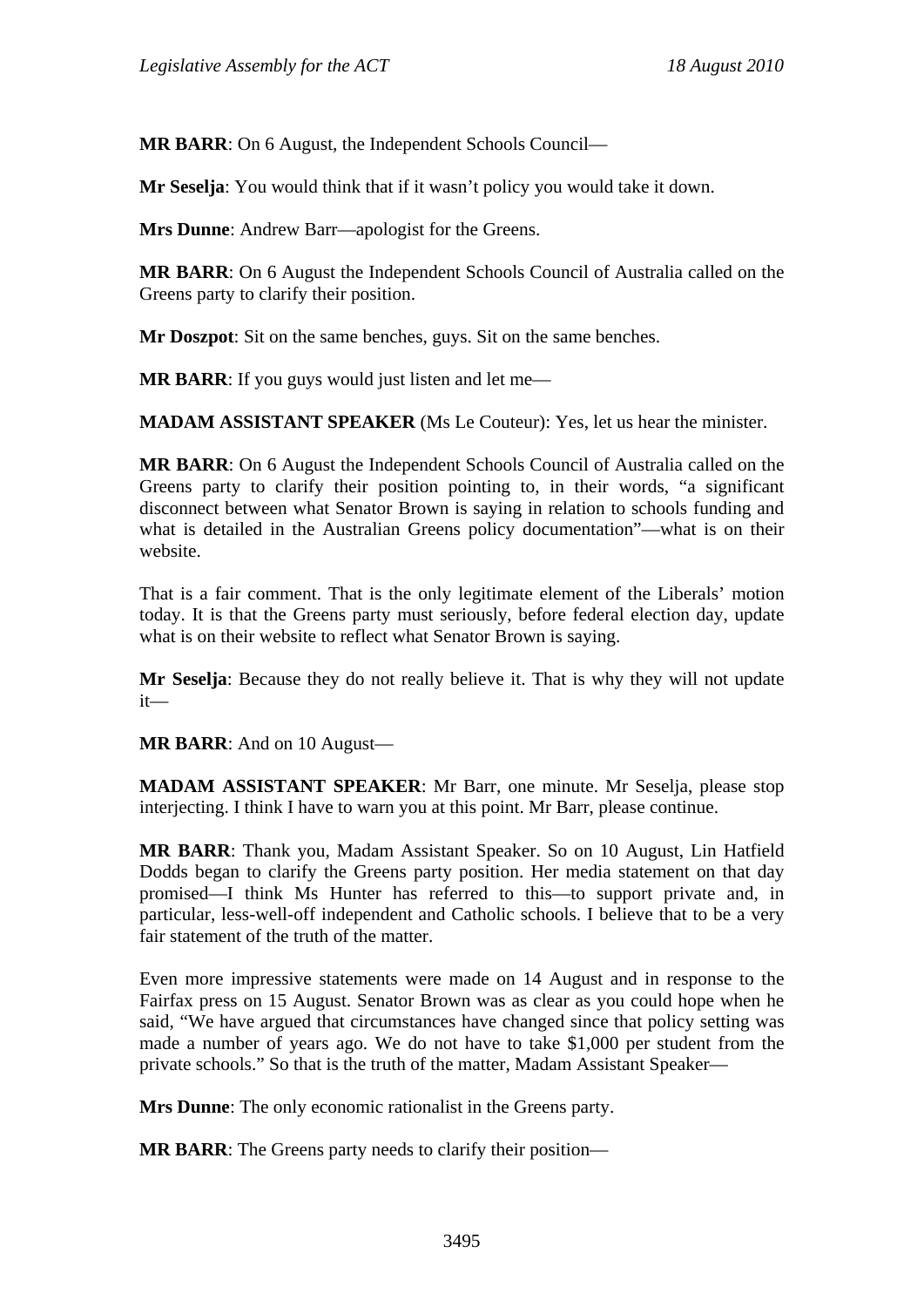**MR BARR**: On 6 August, the Independent Schools Council—

**Mr Seselja**: You would think that if it wasn't policy you would take it down.

**Mrs Dunne**: Andrew Barr—apologist for the Greens.

**MR BARR**: On 6 August the Independent Schools Council of Australia called on the Greens party to clarify their position.

**Mr Doszpot**: Sit on the same benches, guys. Sit on the same benches.

**MR BARR**: If you guys would just listen and let me—

**MADAM ASSISTANT SPEAKER** (Ms Le Couteur): Yes, let us hear the minister.

**MR BARR**: On 6 August the Independent Schools Council of Australia called on the Greens party to clarify their position pointing to, in their words, "a significant disconnect between what Senator Brown is saying in relation to schools funding and what is detailed in the Australian Greens policy documentation"—what is on their website.

That is a fair comment. That is the only legitimate element of the Liberals' motion today. It is that the Greens party must seriously, before federal election day, update what is on their website to reflect what Senator Brown is saying.

**Mr Seselja**: Because they do not really believe it. That is why they will not update it—

**MR BARR**: And on 10 August—

**MADAM ASSISTANT SPEAKER**: Mr Barr, one minute. Mr Seselja, please stop interjecting. I think I have to warn you at this point. Mr Barr, please continue.

**MR BARR**: Thank you, Madam Assistant Speaker. So on 10 August, Lin Hatfield Dodds began to clarify the Greens party position. Her media statement on that day promised—I think Ms Hunter has referred to this—to support private and, in particular, less-well-off independent and Catholic schools. I believe that to be a very fair statement of the truth of the matter.

Even more impressive statements were made on 14 August and in response to the Fairfax press on 15 August. Senator Brown was as clear as you could hope when he said, "We have argued that circumstances have changed since that policy setting was made a number of years ago. We do not have to take $1,000 per student from the private schools." So that is the truth of the matter, Madam Assistant Speaker—

**Mrs Dunne**: The only economic rationalist in the Greens party.

**MR BARR**: The Greens party needs to clarify their position—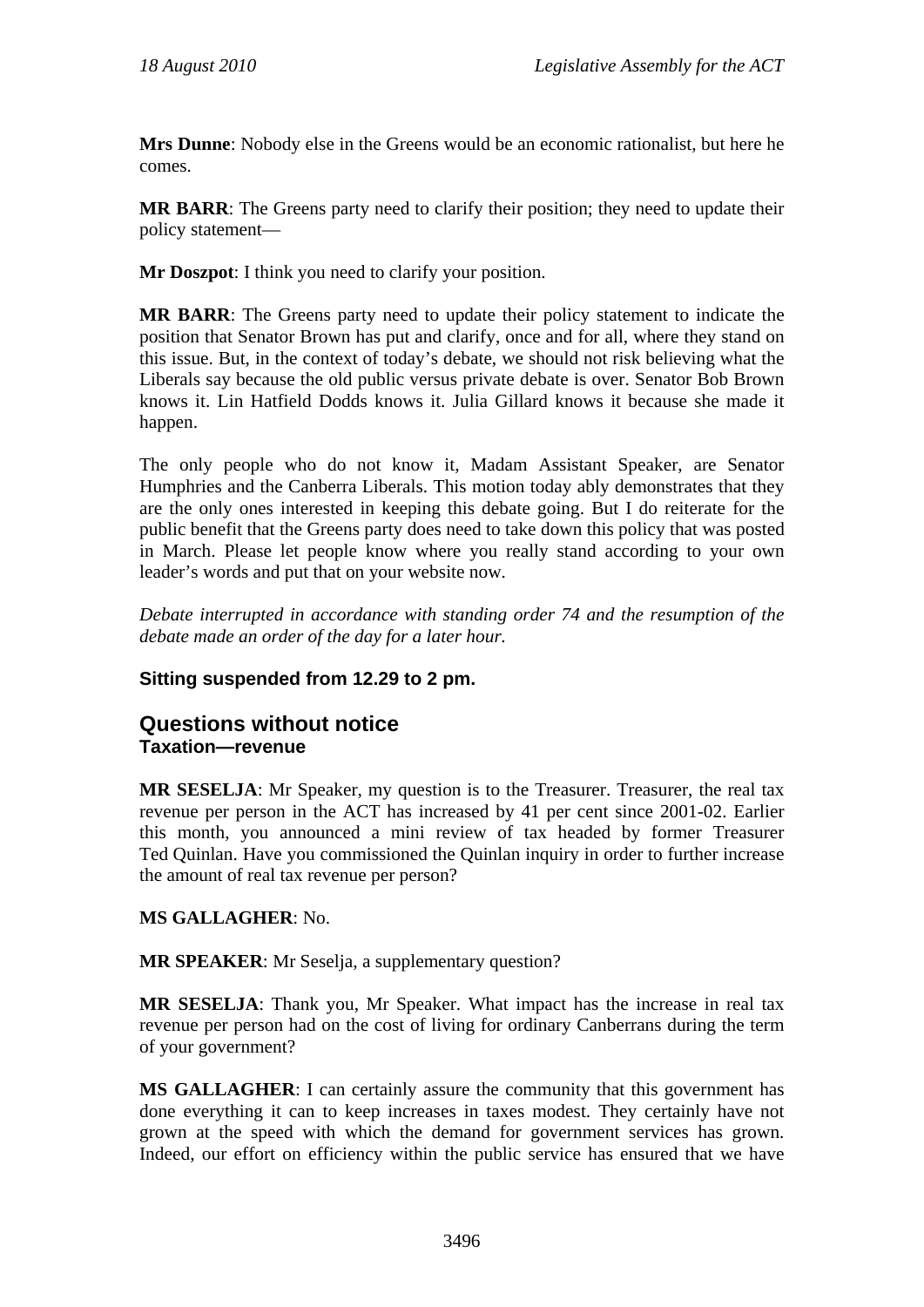**Mrs Dunne**: Nobody else in the Greens would be an economic rationalist, but here he comes.

**MR BARR**: The Greens party need to clarify their position; they need to update their policy statement—

**Mr Doszpot**: I think you need to clarify your position.

**MR BARR**: The Greens party need to update their policy statement to indicate the position that Senator Brown has put and clarify, once and for all, where they stand on this issue. But, in the context of today's debate, we should not risk believing what the Liberals say because the old public versus private debate is over. Senator Bob Brown knows it. Lin Hatfield Dodds knows it. Julia Gillard knows it because she made it happen.

The only people who do not know it, Madam Assistant Speaker, are Senator Humphries and the Canberra Liberals. This motion today ably demonstrates that they are the only ones interested in keeping this debate going. But I do reiterate for the public benefit that the Greens party does need to take down this policy that was posted in March. Please let people know where you really stand according to your own leader's words and put that on your website now.

*Debate interrupted in accordance with standing order 74 and the resumption of the debate made an order of the day for a later hour.*

**Sitting suspended from 12.29 to 2 pm.**

## Questions without notice

### Taxation—revenue

**MR SESELJA**: Mr Speaker, my question is to the Treasurer. Treasurer, the real tax revenue per person in the ACT has increased by 41 per cent since 2001-02. Earlier this month, you announced a mini review of tax headed by former Treasurer Ted Quinlan. Have you commissioned the Quinlan inquiry in order to further increase the amount of real tax revenue per person?

**MS GALLAGHER**: No.

**MR SPEAKER**: Mr Seselja, a supplementary question?

**MR SESELJA**: Thank you, Mr Speaker. What impact has the increase in real tax revenue per person had on the cost of living for ordinary Canberrans during the term of your government?

**MS GALLAGHER**: I can certainly assure the community that this government has done everything it can to keep increases in taxes modest. They certainly have not grown at the speed with which the demand for government services has grown. Indeed, our effort on efficiency within the public service has ensured that we have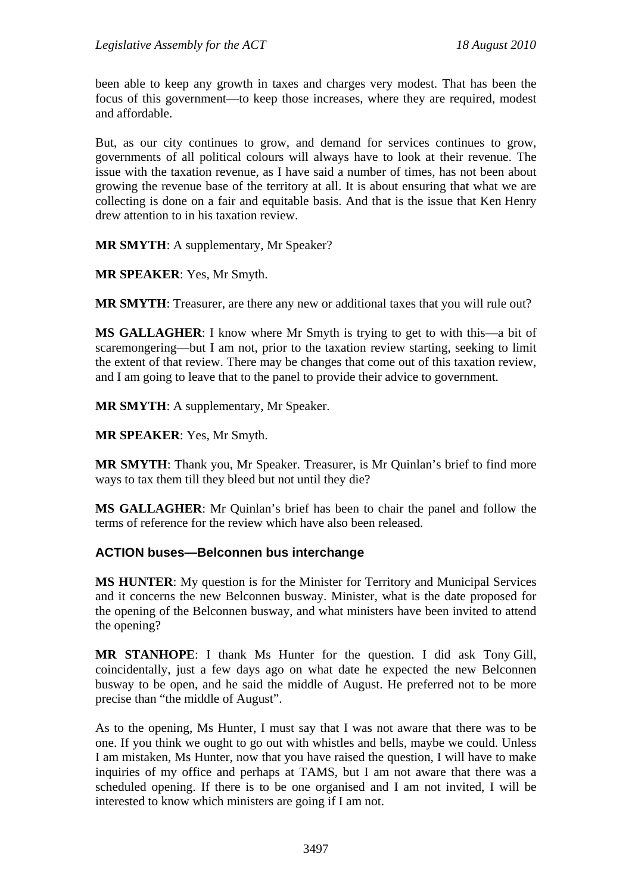been able to keep any growth in taxes and charges very modest. That has been the focus of this government—to keep those increases, where they are required, modest and affordable.

But, as our city continues to grow, and demand for services continues to grow, governments of all political colours will always have to look at their revenue. The issue with the taxation revenue, as I have said a number of times, has not been about growing the revenue base of the territory at all. It is about ensuring that what we are collecting is done on a fair and equitable basis. And that is the issue that Ken Henry drew attention to in his taxation review.

**MR SMYTH**: A supplementary, Mr Speaker?

**MR SPEAKER**: Yes, Mr Smyth.

**MR SMYTH**: Treasurer, are there any new or additional taxes that you will rule out?

**MS GALLAGHER**: I know where Mr Smyth is trying to get to with this—a bit of scaremongering—but I am not, prior to the taxation review starting, seeking to limit the extent of that review. There may be changes that come out of this taxation review, and I am going to leave that to the panel to provide their advice to government.

**MR SMYTH**: A supplementary, Mr Speaker.

**MR SPEAKER**: Yes, Mr Smyth.

**MR SMYTH**: Thank you, Mr Speaker. Treasurer, is Mr Quinlan's brief to find more ways to tax them till they bleed but not until they die?

**MS GALLAGHER**: Mr Quinlan's brief has been to chair the panel and follow the terms of reference for the review which have also been released.

### ACTION buses—Belconnen bus interchange

**MS HUNTER**: My question is for the Minister for Territory and Municipal Services and it concerns the new Belconnen busway. Minister, what is the date proposed for the opening of the Belconnen busway, and what ministers have been invited to attend the opening?

**MR STANHOPE**: I thank Ms Hunter for the question. I did ask Tony Gill, coincidentally, just a few days ago on what date he expected the new Belconnen busway to be open, and he said the middle of August. He preferred not to be more precise than "the middle of August".

As to the opening, Ms Hunter, I must say that I was not aware that there was to be one. If you think we ought to go out with whistles and bells, maybe we could. Unless I am mistaken, Ms Hunter, now that you have raised the question, I will have to make inquiries of my office and perhaps at TAMS, but I am not aware that there was a scheduled opening. If there is to be one organised and I am not invited, I will be interested to know which ministers are going if I am not.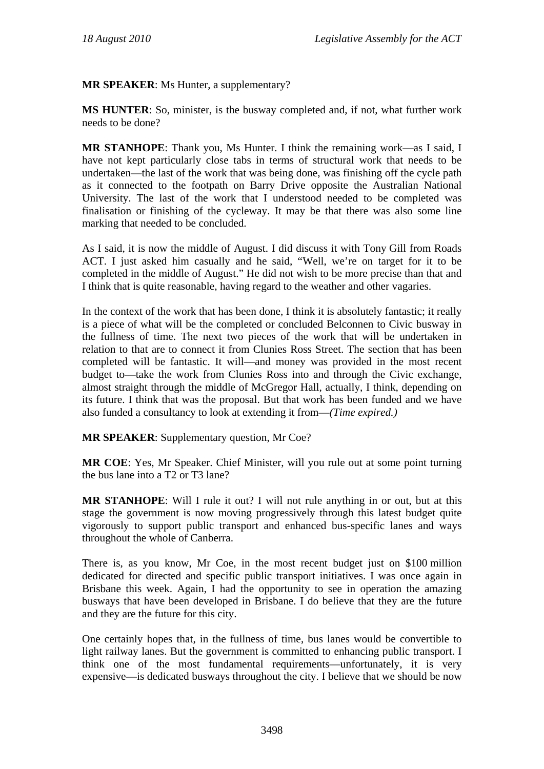**MR SPEAKER**: Ms Hunter, a supplementary?

**MS HUNTER**: So, minister, is the busway completed and, if not, what further work needs to be done?

**MR STANHOPE**: Thank you, Ms Hunter. I think the remaining work—as I said, I have not kept particularly close tabs in terms of structural work that needs to be undertaken—the last of the work that was being done, was finishing off the cycle path as it connected to the footpath on Barry Drive opposite the Australian National University. The last of the work that I understood needed to be completed was finalisation or finishing of the cycleway. It may be that there was also some line marking that needed to be concluded.

As I said, it is now the middle of August. I did discuss it with Tony Gill from Roads ACT. I just asked him casually and he said, "Well, we're on target for it to be completed in the middle of August." He did not wish to be more precise than that and I think that is quite reasonable, having regard to the weather and other vagaries.

In the context of the work that has been done, I think it is absolutely fantastic; it really is a piece of what will be the completed or concluded Belconnen to Civic busway in the fullness of time. The next two pieces of the work that will be undertaken in relation to that are to connect it from Clunies Ross Street. The section that has been completed will be fantastic. It will—and money was provided in the most recent budget to—take the work from Clunies Ross into and through the Civic exchange, almost straight through the middle of McGregor Hall, actually, I think, depending on its future. I think that was the proposal. But that work has been funded and we have also funded a consultancy to look at extending it from—*(Time expired.)*

**MR SPEAKER**: Supplementary question, Mr Coe?

**MR COE**: Yes, Mr Speaker. Chief Minister, will you rule out at some point turning the bus lane into a T2 or T3 lane?

**MR STANHOPE**: Will I rule it out? I will not rule anything in or out, but at this stage the government is now moving progressively through this latest budget quite vigorously to support public transport and enhanced bus-specific lanes and ways throughout the whole of Canberra.

There is, as you know, Mr Coe, in the most recent budget just on $100 million dedicated for directed and specific public transport initiatives. I was once again in Brisbane this week. Again, I had the opportunity to see in operation the amazing busways that have been developed in Brisbane. I do believe that they are the future and they are the future for this city.

One certainly hopes that, in the fullness of time, bus lanes would be convertible to light railway lanes. But the government is committed to enhancing public transport. I think one of the most fundamental requirements—unfortunately, it is very expensive—is dedicated busways throughout the city. I believe that we should be now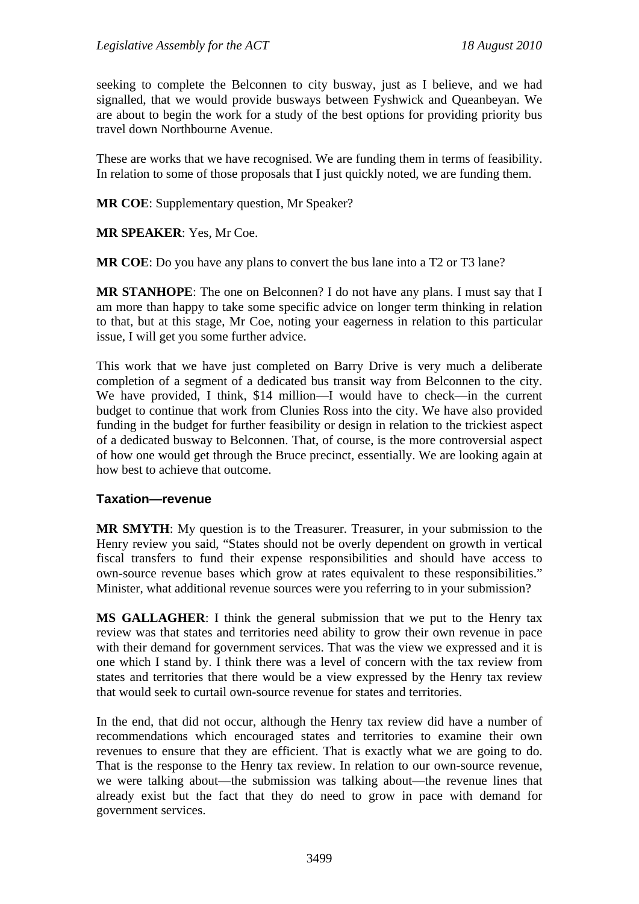seeking to complete the Belconnen to city busway, just as I believe, and we had signalled, that we would provide busways between Fyshwick and Queanbeyan. We are about to begin the work for a study of the best options for providing priority bus travel down Northbourne Avenue.

These are works that we have recognised. We are funding them in terms of feasibility. In relation to some of those proposals that I just quickly noted, we are funding them.

**MR COE**: Supplementary question, Mr Speaker?

**MR SPEAKER**: Yes, Mr Coe.

**MR COE**: Do you have any plans to convert the bus lane into a T2 or T3 lane?

**MR STANHOPE**: The one on Belconnen? I do not have any plans. I must say that I am more than happy to take some specific advice on longer term thinking in relation to that, but at this stage, Mr Coe, noting your eagerness in relation to this particular issue, I will get you some further advice.

This work that we have just completed on Barry Drive is very much a deliberate completion of a segment of a dedicated bus transit way from Belconnen to the city. We have provided, I think, \$14 million—I would have to check—in the current budget to continue that work from Clunies Ross into the city. We have also provided funding in the budget for further feasibility or design in relation to the trickiest aspect of a dedicated busway to Belconnen. That, of course, is the more controversial aspect of how one would get through the Bruce precinct, essentially. We are looking again at how best to achieve that outcome.

### Taxation—revenue

**MR SMYTH**: My question is to the Treasurer. Treasurer, in your submission to the Henry review you said, "States should not be overly dependent on growth in vertical fiscal transfers to fund their expense responsibilities and should have access to own-source revenue bases which grow at rates equivalent to these responsibilities." Minister, what additional revenue sources were you referring to in your submission?

**MS GALLAGHER**: I think the general submission that we put to the Henry tax review was that states and territories need ability to grow their own revenue in pace with their demand for government services. That was the view we expressed and it is one which I stand by. I think there was a level of concern with the tax review from states and territories that there would be a view expressed by the Henry tax review that would seek to curtail own-source revenue for states and territories.

In the end, that did not occur, although the Henry tax review did have a number of recommendations which encouraged states and territories to examine their own revenues to ensure that they are efficient. That is exactly what we are going to do. That is the response to the Henry tax review. In relation to our own-source revenue, we were talking about—the submission was talking about—the revenue lines that already exist but the fact that they do need to grow in pace with demand for government services.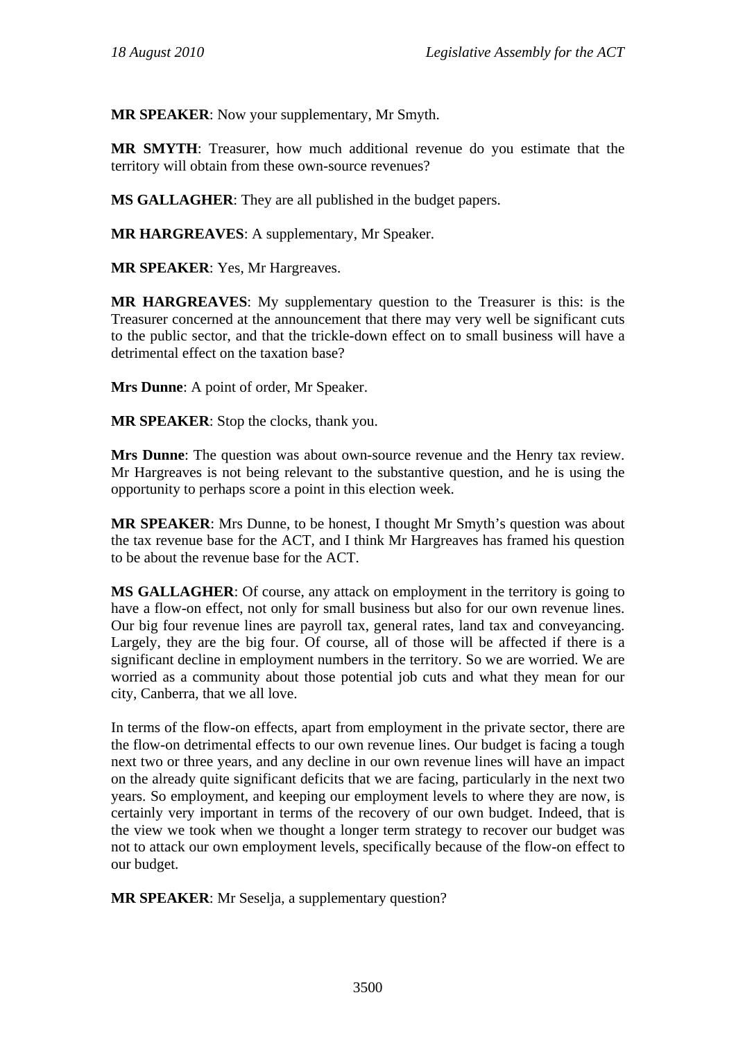**MR SPEAKER**: Now your supplementary, Mr Smyth.

**MR SMYTH**: Treasurer, how much additional revenue do you estimate that the territory will obtain from these own-source revenues?

**MS GALLAGHER**: They are all published in the budget papers.

**MR HARGREAVES**: A supplementary, Mr Speaker.

**MR SPEAKER**: Yes, Mr Hargreaves.

**MR HARGREAVES**: My supplementary question to the Treasurer is this: is the Treasurer concerned at the announcement that there may very well be significant cuts to the public sector, and that the trickle-down effect on to small business will have a detrimental effect on the taxation base?

**Mrs Dunne**: A point of order, Mr Speaker.

**MR SPEAKER**: Stop the clocks, thank you.

**Mrs Dunne**: The question was about own-source revenue and the Henry tax review. Mr Hargreaves is not being relevant to the substantive question, and he is using the opportunity to perhaps score a point in this election week.

**MR SPEAKER**: Mrs Dunne, to be honest, I thought Mr Smyth's question was about the tax revenue base for the ACT, and I think Mr Hargreaves has framed his question to be about the revenue base for the ACT.

**MS GALLAGHER**: Of course, any attack on employment in the territory is going to have a flow-on effect, not only for small business but also for our own revenue lines. Our big four revenue lines are payroll tax, general rates, land tax and conveyancing. Largely, they are the big four. Of course, all of those will be affected if there is a significant decline in employment numbers in the territory. So we are worried. We are worried as a community about those potential job cuts and what they mean for our city, Canberra, that we all love.

In terms of the flow-on effects, apart from employment in the private sector, there are the flow-on detrimental effects to our own revenue lines. Our budget is facing a tough next two or three years, and any decline in our own revenue lines will have an impact on the already quite significant deficits that we are facing, particularly in the next two years. So employment, and keeping our employment levels to where they are now, is certainly very important in terms of the recovery of our own budget. Indeed, that is the view we took when we thought a longer term strategy to recover our budget was not to attack our own employment levels, specifically because of the flow-on effect to our budget.

**MR SPEAKER**: Mr Seselja, a supplementary question?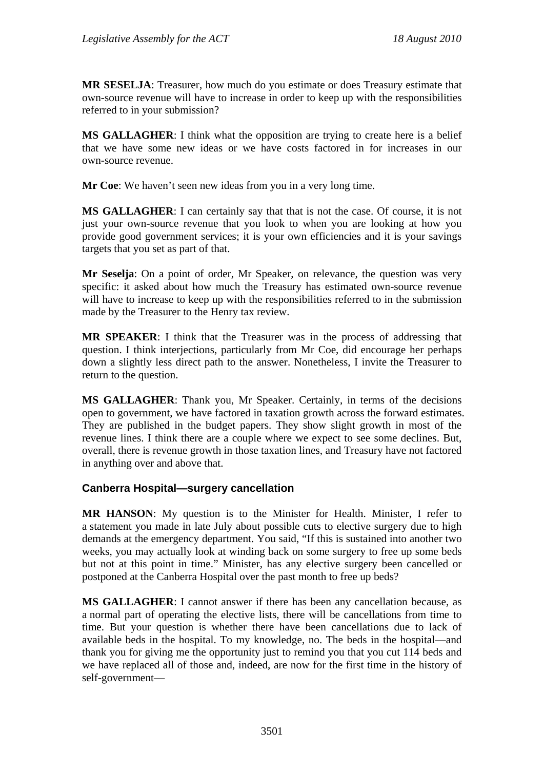**MR SESELJA**: Treasurer, how much do you estimate or does Treasury estimate that own-source revenue will have to increase in order to keep up with the responsibilities referred to in your submission?

**MS GALLAGHER**: I think what the opposition are trying to create here is a belief that we have some new ideas or we have costs factored in for increases in our own-source revenue.

**Mr Coe**: We haven't seen new ideas from you in a very long time.

**MS GALLAGHER**: I can certainly say that that is not the case. Of course, it is not just your own-source revenue that you look to when you are looking at how you provide good government services; it is your own efficiencies and it is your savings targets that you set as part of that.

**Mr Seselja**: On a point of order, Mr Speaker, on relevance, the question was very specific: it asked about how much the Treasury has estimated own-source revenue will have to increase to keep up with the responsibilities referred to in the submission made by the Treasurer to the Henry tax review.

**MR SPEAKER**: I think that the Treasurer was in the process of addressing that question. I think interjections, particularly from Mr Coe, did encourage her perhaps down a slightly less direct path to the answer. Nonetheless, I invite the Treasurer to return to the question.

**MS GALLAGHER**: Thank you, Mr Speaker. Certainly, in terms of the decisions open to government, we have factored in taxation growth across the forward estimates. They are published in the budget papers. They show slight growth in most of the revenue lines. I think there are a couple where we expect to see some declines. But, overall, there is revenue growth in those taxation lines, and Treasury have not factored in anything over and above that.

### Canberra Hospital—surgery cancellation

**MR HANSON**: My question is to the Minister for Health. Minister, I refer to a statement you made in late July about possible cuts to elective surgery due to high demands at the emergency department. You said, "If this is sustained into another two weeks, you may actually look at winding back on some surgery to free up some beds but not at this point in time." Minister, has any elective surgery been cancelled or postponed at the Canberra Hospital over the past month to free up beds?

**MS GALLAGHER**: I cannot answer if there has been any cancellation because, as a normal part of operating the elective lists, there will be cancellations from time to time. But your question is whether there have been cancellations due to lack of available beds in the hospital. To my knowledge, no. The beds in the hospital—and thank you for giving me the opportunity just to remind you that you cut 114 beds and we have replaced all of those and, indeed, are now for the first time in the history of self-government—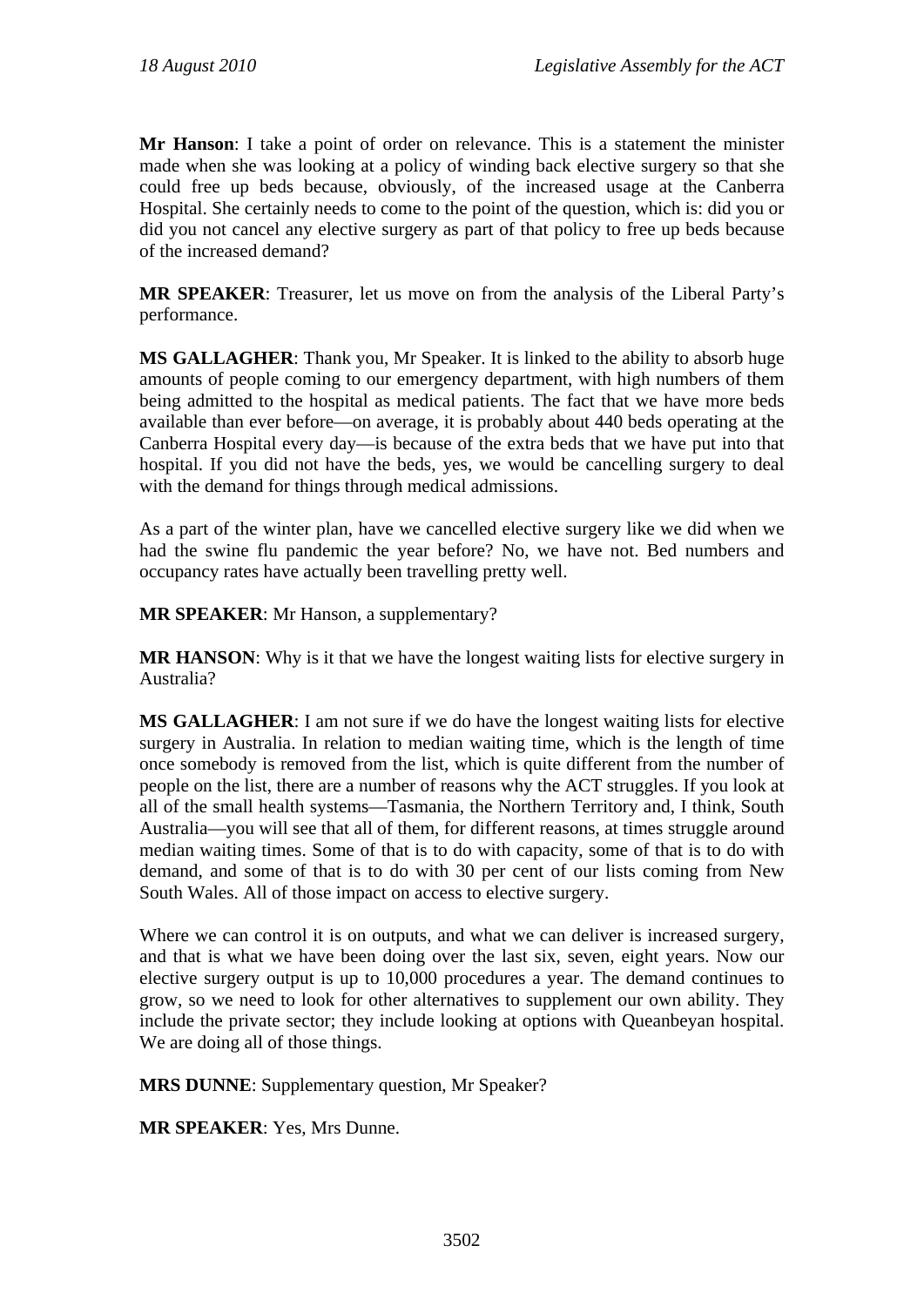**Mr Hanson**: I take a point of order on relevance. This is a statement the minister made when she was looking at a policy of winding back elective surgery so that she could free up beds because, obviously, of the increased usage at the Canberra Hospital. She certainly needs to come to the point of the question, which is: did you or did you not cancel any elective surgery as part of that policy to free up beds because of the increased demand?

**MR SPEAKER**: Treasurer, let us move on from the analysis of the Liberal Party's performance.

**MS GALLAGHER**: Thank you, Mr Speaker. It is linked to the ability to absorb huge amounts of people coming to our emergency department, with high numbers of them being admitted to the hospital as medical patients. The fact that we have more beds available than ever before—on average, it is probably about 440 beds operating at the Canberra Hospital every day—is because of the extra beds that we have put into that hospital. If you did not have the beds, yes, we would be cancelling surgery to deal with the demand for things through medical admissions.

As a part of the winter plan, have we cancelled elective surgery like we did when we had the swine flu pandemic the year before? No, we have not. Bed numbers and occupancy rates have actually been travelling pretty well.

**MR SPEAKER**: Mr Hanson, a supplementary?

**MR HANSON**: Why is it that we have the longest waiting lists for elective surgery in Australia?

**MS GALLAGHER**: I am not sure if we do have the longest waiting lists for elective surgery in Australia. In relation to median waiting time, which is the length of time once somebody is removed from the list, which is quite different from the number of people on the list, there are a number of reasons why the ACT struggles. If you look at all of the small health systems—Tasmania, the Northern Territory and, I think, South Australia—you will see that all of them, for different reasons, at times struggle around median waiting times. Some of that is to do with capacity, some of that is to do with demand, and some of that is to do with 30 per cent of our lists coming from New South Wales. All of those impact on access to elective surgery.

Where we can control it is on outputs, and what we can deliver is increased surgery, and that is what we have been doing over the last six, seven, eight years. Now our elective surgery output is up to 10,000 procedures a year. The demand continues to grow, so we need to look for other alternatives to supplement our own ability. They include the private sector; they include looking at options with Queanbeyan hospital. We are doing all of those things.

**MRS DUNNE**: Supplementary question, Mr Speaker?

**MR SPEAKER**: Yes, Mrs Dunne.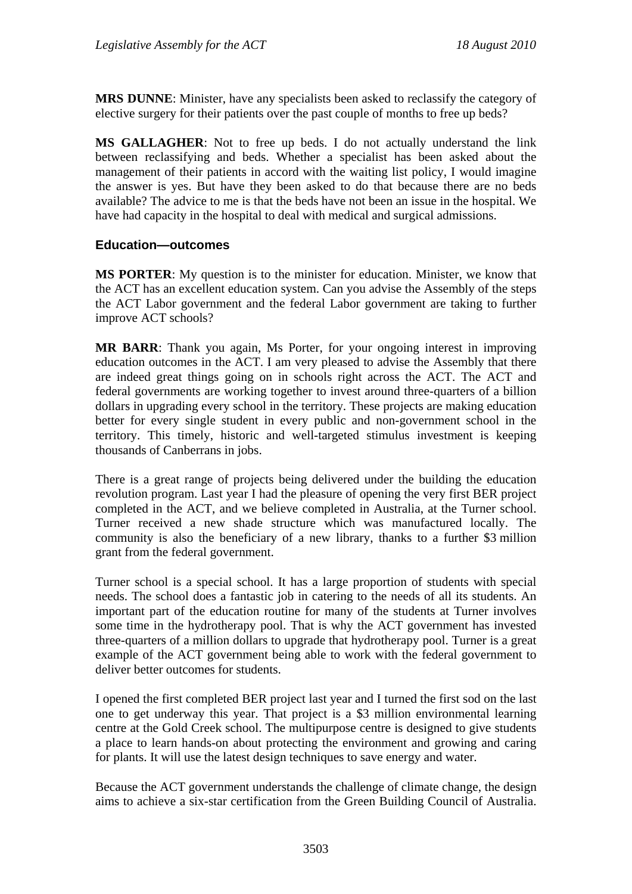**MRS DUNNE**: Minister, have any specialists been asked to reclassify the category of elective surgery for their patients over the past couple of months to free up beds?

**MS GALLAGHER**: Not to free up beds. I do not actually understand the link between reclassifying and beds. Whether a specialist has been asked about the management of their patients in accord with the waiting list policy, I would imagine the answer is yes. But have they been asked to do that because there are no beds available? The advice to me is that the beds have not been an issue in the hospital. We have had capacity in the hospital to deal with medical and surgical admissions.

## Education—outcomes

**MS PORTER**: My question is to the minister for education. Minister, we know that the ACT has an excellent education system. Can you advise the Assembly of the steps the ACT Labor government and the federal Labor government are taking to further improve ACT schools?

**MR BARR**: Thank you again, Ms Porter, for your ongoing interest in improving education outcomes in the ACT. I am very pleased to advise the Assembly that there are indeed great things going on in schools right across the ACT. The ACT and federal governments are working together to invest around three-quarters of a billion dollars in upgrading every school in the territory. These projects are making education better for every single student in every public and non-government school in the territory. This timely, historic and well-targeted stimulus investment is keeping thousands of Canberrans in jobs.

There is a great range of projects being delivered under the building the education revolution program. Last year I had the pleasure of opening the very first BER project completed in the ACT, and we believe completed in Australia, at the Turner school. Turner received a new shade structure which was manufactured locally. The community is also the beneficiary of a new library, thanks to a further $3 million grant from the federal government.

Turner school is a special school. It has a large proportion of students with special needs. The school does a fantastic job in catering to the needs of all its students. An important part of the education routine for many of the students at Turner involves some time in the hydrotherapy pool. That is why the ACT government has invested three-quarters of a million dollars to upgrade that hydrotherapy pool. Turner is a great example of the ACT government being able to work with the federal government to deliver better outcomes for students.

I opened the first completed BER project last year and I turned the first sod on the last one to get underway this year. That project is a $3 million environmental learning centre at the Gold Creek school. The multipurpose centre is designed to give students a place to learn hands-on about protecting the environment and growing and caring for plants. It will use the latest design techniques to save energy and water.

Because the ACT government understands the challenge of climate change, the design aims to achieve a six-star certification from the Green Building Council of Australia.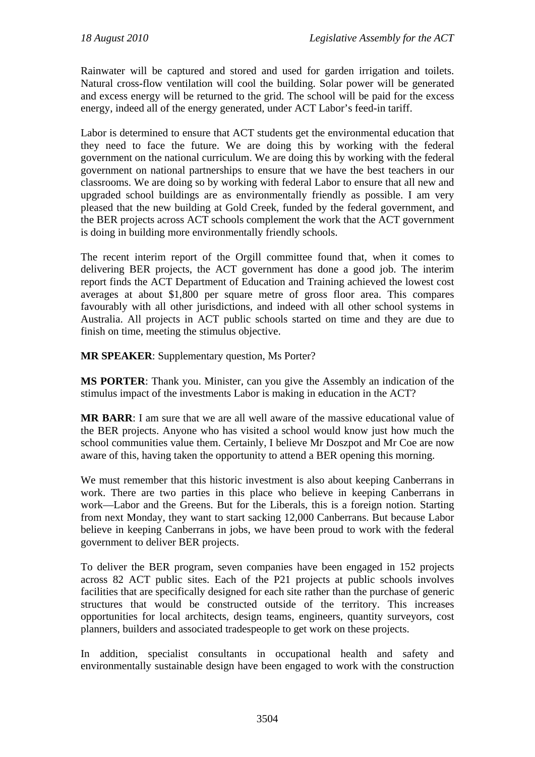Rainwater will be captured and stored and used for garden irrigation and toilets. Natural cross-flow ventilation will cool the building. Solar power will be generated and excess energy will be returned to the grid. The school will be paid for the excess energy, indeed all of the energy generated, under ACT Labor's feed-in tariff.

Labor is determined to ensure that ACT students get the environmental education that they need to face the future. We are doing this by working with the federal government on the national curriculum. We are doing this by working with the federal government on national partnerships to ensure that we have the best teachers in our classrooms. We are doing so by working with federal Labor to ensure that all new and upgraded school buildings are as environmentally friendly as possible. I am very pleased that the new building at Gold Creek, funded by the federal government, and the BER projects across ACT schools complement the work that the ACT government is doing in building more environmentally friendly schools.

The recent interim report of the Orgill committee found that, when it comes to delivering BER projects, the ACT government has done a good job. The interim report finds the ACT Department of Education and Training achieved the lowest cost averages at about $1,800 per square metre of gross floor area. This compares favourably with all other jurisdictions, and indeed with all other school systems in Australia. All projects in ACT public schools started on time and they are due to finish on time, meeting the stimulus objective.

**MR SPEAKER**: Supplementary question, Ms Porter?

**MS PORTER**: Thank you. Minister, can you give the Assembly an indication of the stimulus impact of the investments Labor is making in education in the ACT?

**MR BARR**: I am sure that we are all well aware of the massive educational value of the BER projects. Anyone who has visited a school would know just how much the school communities value them. Certainly, I believe Mr Doszpot and Mr Coe are now aware of this, having taken the opportunity to attend a BER opening this morning.

We must remember that this historic investment is also about keeping Canberrans in work. There are two parties in this place who believe in keeping Canberrans in work—Labor and the Greens. But for the Liberals, this is a foreign notion. Starting from next Monday, they want to start sacking 12,000 Canberrans. But because Labor believe in keeping Canberrans in jobs, we have been proud to work with the federal government to deliver BER projects.

To deliver the BER program, seven companies have been engaged in 152 projects across 82 ACT public sites. Each of the P21 projects at public schools involves facilities that are specifically designed for each site rather than the purchase of generic structures that would be constructed outside of the territory. This increases opportunities for local architects, design teams, engineers, quantity surveyors, cost planners, builders and associated tradespeople to get work on these projects.

In addition, specialist consultants in occupational health and safety and environmentally sustainable design have been engaged to work with the construction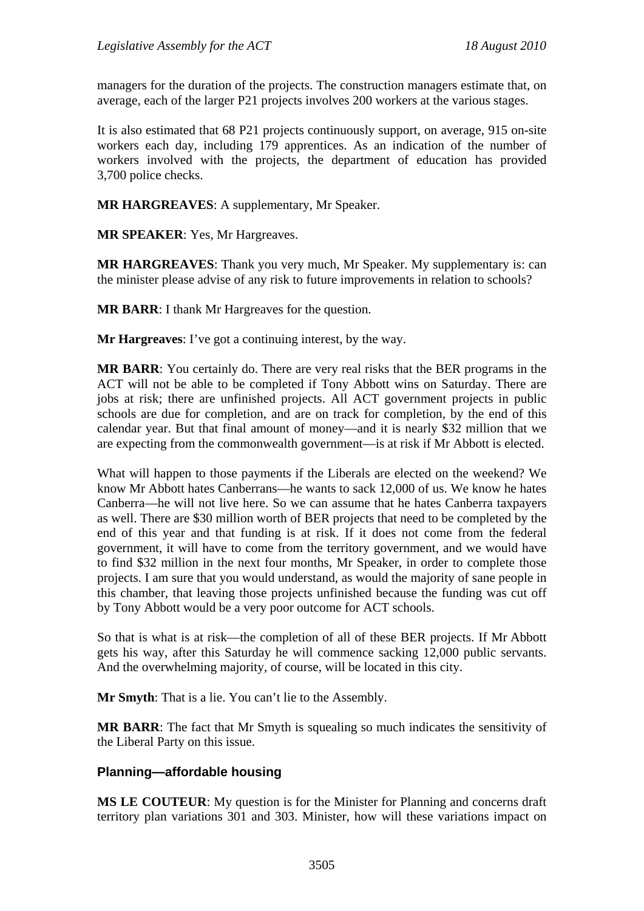managers for the duration of the projects. The construction managers estimate that, on average, each of the larger P21 projects involves 200 workers at the various stages.

It is also estimated that 68 P21 projects continuously support, on average, 915 on-site workers each day, including 179 apprentices. As an indication of the number of workers involved with the projects, the department of education has provided 3,700 police checks.

**MR HARGREAVES**: A supplementary, Mr Speaker.

**MR SPEAKER**: Yes, Mr Hargreaves.

**MR HARGREAVES**: Thank you very much, Mr Speaker. My supplementary is: can the minister please advise of any risk to future improvements in relation to schools?

**MR BARR**: I thank Mr Hargreaves for the question.

**Mr Hargreaves**: I've got a continuing interest, by the way.

**MR BARR**: You certainly do. There are very real risks that the BER programs in the ACT will not be able to be completed if Tony Abbott wins on Saturday. There are jobs at risk; there are unfinished projects. All ACT government projects in public schools are due for completion, and are on track for completion, by the end of this calendar year. But that final amount of money—and it is nearly $32 million that we are expecting from the commonwealth government—is at risk if Mr Abbott is elected.

What will happen to those payments if the Liberals are elected on the weekend? We know Mr Abbott hates Canberrans—he wants to sack 12,000 of us. We know he hates Canberra—he will not live here. So we can assume that he hates Canberra taxpayers as well. There are $30 million worth of BER projects that need to be completed by the end of this year and that funding is at risk. If it does not come from the federal government, it will have to come from the territory government, and we would have to find $32 million in the next four months, Mr Speaker, in order to complete those projects. I am sure that you would understand, as would the majority of sane people in this chamber, that leaving those projects unfinished because the funding was cut off by Tony Abbott would be a very poor outcome for ACT schools.

So that is what is at risk—the completion of all of these BER projects. If Mr Abbott gets his way, after this Saturday he will commence sacking 12,000 public servants. And the overwhelming majority, of course, will be located in this city.

**Mr Smyth**: That is a lie. You can't lie to the Assembly.

**MR BARR**: The fact that Mr Smyth is squealing so much indicates the sensitivity of the Liberal Party on this issue.

### Planning—affordable housing

**MS LE COUTEUR**: My question is for the Minister for Planning and concerns draft territory plan variations 301 and 303. Minister, how will these variations impact on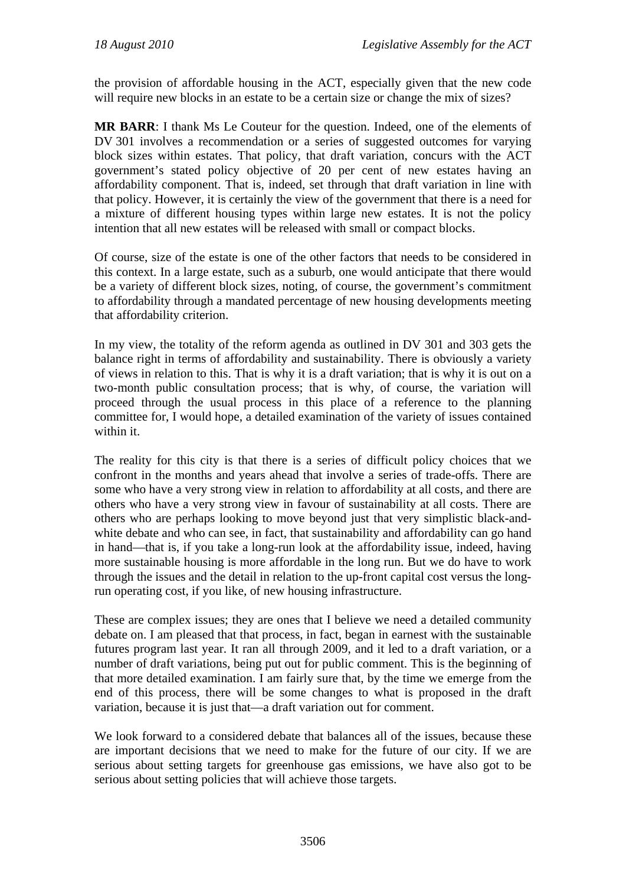the provision of affordable housing in the ACT, especially given that the new code will require new blocks in an estate to be a certain size or change the mix of sizes?

**MR BARR**: I thank Ms Le Couteur for the question. Indeed, one of the elements of DV 301 involves a recommendation or a series of suggested outcomes for varying block sizes within estates. That policy, that draft variation, concurs with the ACT government's stated policy objective of 20 per cent of new estates having an affordability component. That is, indeed, set through that draft variation in line with that policy. However, it is certainly the view of the government that there is a need for a mixture of different housing types within large new estates. It is not the policy intention that all new estates will be released with small or compact blocks.

Of course, size of the estate is one of the other factors that needs to be considered in this context. In a large estate, such as a suburb, one would anticipate that there would be a variety of different block sizes, noting, of course, the government's commitment to affordability through a mandated percentage of new housing developments meeting that affordability criterion.

In my view, the totality of the reform agenda as outlined in DV 301 and 303 gets the balance right in terms of affordability and sustainability. There is obviously a variety of views in relation to this. That is why it is a draft variation; that is why it is out on a two-month public consultation process; that is why, of course, the variation will proceed through the usual process in this place of a reference to the planning committee for, I would hope, a detailed examination of the variety of issues contained within it.

The reality for this city is that there is a series of difficult policy choices that we confront in the months and years ahead that involve a series of trade-offs. There are some who have a very strong view in relation to affordability at all costs, and there are others who have a very strong view in favour of sustainability at all costs. There are others who are perhaps looking to move beyond just that very simplistic black-and-white debate and who can see, in fact, that sustainability and affordability can go hand in hand—that is, if you take a long-run look at the affordability issue, indeed, having more sustainable housing is more affordable in the long run. But we do have to work through the issues and the detail in relation to the up-front capital cost versus the long-run operating cost, if you like, of new housing infrastructure.

These are complex issues; they are ones that I believe we need a detailed community debate on. I am pleased that that process, in fact, began in earnest with the sustainable futures program last year. It ran all through 2009, and it led to a draft variation, or a number of draft variations, being put out for public comment. This is the beginning of that more detailed examination. I am fairly sure that, by the time we emerge from the end of this process, there will be some changes to what is proposed in the draft variation, because it is just that—a draft variation out for comment.

We look forward to a considered debate that balances all of the issues, because these are important decisions that we need to make for the future of our city. If we are serious about setting targets for greenhouse gas emissions, we have also got to be serious about setting policies that will achieve those targets.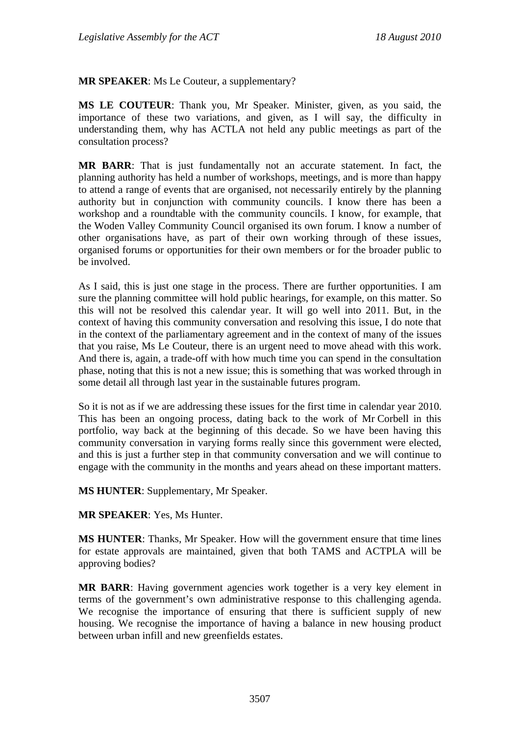**MR SPEAKER**: Ms Le Couteur, a supplementary?

**MS LE COUTEUR**: Thank you, Mr Speaker. Minister, given, as you said, the importance of these two variations, and given, as I will say, the difficulty in understanding them, why has ACTLA not held any public meetings as part of the consultation process?

**MR BARR**: That is just fundamentally not an accurate statement. In fact, the planning authority has held a number of workshops, meetings, and is more than happy to attend a range of events that are organised, not necessarily entirely by the planning authority but in conjunction with community councils. I know there has been a workshop and a roundtable with the community councils. I know, for example, that the Woden Valley Community Council organised its own forum. I know a number of other organisations have, as part of their own working through of these issues, organised forums or opportunities for their own members or for the broader public to be involved.

As I said, this is just one stage in the process. There are further opportunities. I am sure the planning committee will hold public hearings, for example, on this matter. So this will not be resolved this calendar year. It will go well into 2011. But, in the context of having this community conversation and resolving this issue, I do note that in the context of the parliamentary agreement and in the context of many of the issues that you raise, Ms Le Couteur, there is an urgent need to move ahead with this work. And there is, again, a trade-off with how much time you can spend in the consultation phase, noting that this is not a new issue; this is something that was worked through in some detail all through last year in the sustainable futures program.

So it is not as if we are addressing these issues for the first time in calendar year 2010. This has been an ongoing process, dating back to the work of Mr Corbell in this portfolio, way back at the beginning of this decade. So we have been having this community conversation in varying forms really since this government were elected, and this is just a further step in that community conversation and we will continue to engage with the community in the months and years ahead on these important matters.

**MS HUNTER**: Supplementary, Mr Speaker.

**MR SPEAKER**: Yes, Ms Hunter.

**MS HUNTER**: Thanks, Mr Speaker. How will the government ensure that time lines for estate approvals are maintained, given that both TAMS and ACTPLA will be approving bodies?

**MR BARR**: Having government agencies work together is a very key element in terms of the government's own administrative response to this challenging agenda. We recognise the importance of ensuring that there is sufficient supply of new housing. We recognise the importance of having a balance in new housing product between urban infill and new greenfields estates.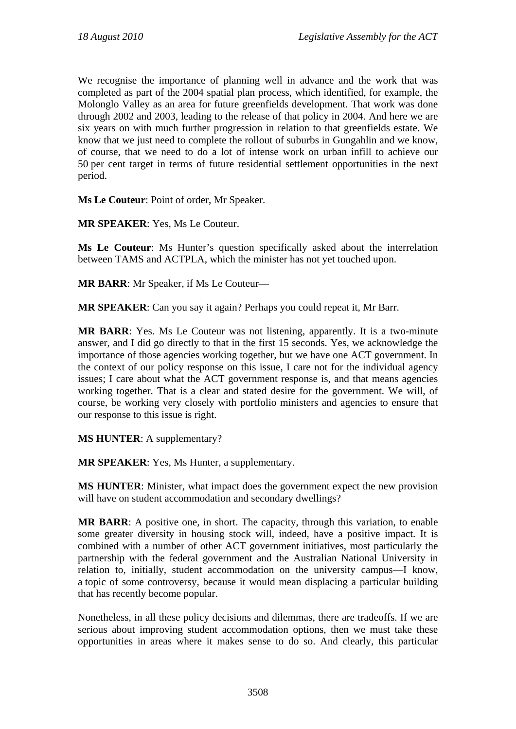We recognise the importance of planning well in advance and the work that was completed as part of the 2004 spatial plan process, which identified, for example, the Molonglo Valley as an area for future greenfields development. That work was done through 2002 and 2003, leading to the release of that policy in 2004. And here we are six years on with much further progression in relation to that greenfields estate. We know that we just need to complete the rollout of suburbs in Gungahlin and we know, of course, that we need to do a lot of intense work on urban infill to achieve our 50 per cent target in terms of future residential settlement opportunities in the next period.

**Ms Le Couteur**: Point of order, Mr Speaker.

**MR SPEAKER**: Yes, Ms Le Couteur.

**Ms Le Couteur**: Ms Hunter's question specifically asked about the interrelation between TAMS and ACTPLA, which the minister has not yet touched upon.

**MR BARR**: Mr Speaker, if Ms Le Couteur—

**MR SPEAKER**: Can you say it again? Perhaps you could repeat it, Mr Barr.

**MR BARR**: Yes. Ms Le Couteur was not listening, apparently. It is a two-minute answer, and I did go directly to that in the first 15 seconds. Yes, we acknowledge the importance of those agencies working together, but we have one ACT government. In the context of our policy response on this issue, I care not for the individual agency issues; I care about what the ACT government response is, and that means agencies working together. That is a clear and stated desire for the government. We will, of course, be working very closely with portfolio ministers and agencies to ensure that our response to this issue is right.

**MS HUNTER**: A supplementary?

**MR SPEAKER**: Yes, Ms Hunter, a supplementary.

**MS HUNTER**: Minister, what impact does the government expect the new provision will have on student accommodation and secondary dwellings?

**MR BARR**: A positive one, in short. The capacity, through this variation, to enable some greater diversity in housing stock will, indeed, have a positive impact. It is combined with a number of other ACT government initiatives, most particularly the partnership with the federal government and the Australian National University in relation to, initially, student accommodation on the university campus—I know, a topic of some controversy, because it would mean displacing a particular building that has recently become popular.

Nonetheless, in all these policy decisions and dilemmas, there are tradeoffs. If we are serious about improving student accommodation options, then we must take these opportunities in areas where it makes sense to do so. And clearly, this particular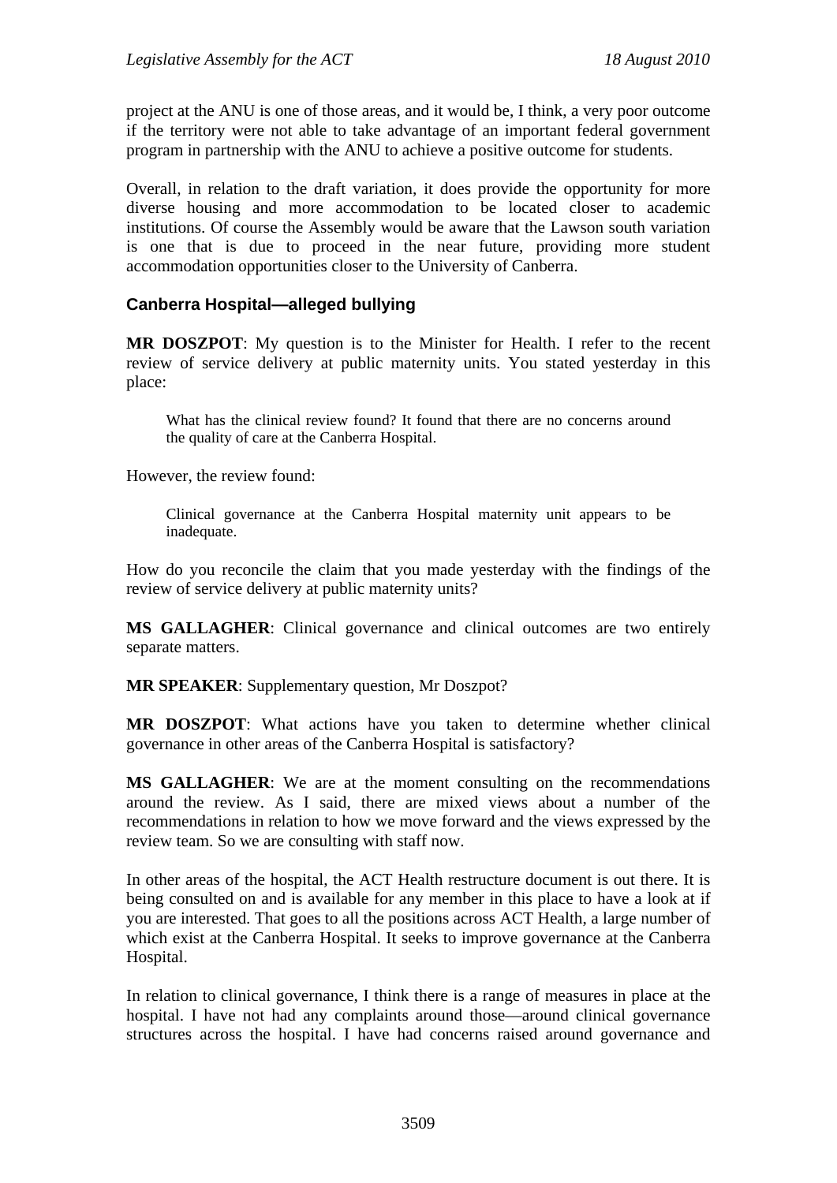project at the ANU is one of those areas, and it would be, I think, a very poor outcome if the territory were not able to take advantage of an important federal government program in partnership with the ANU to achieve a positive outcome for students.

Overall, in relation to the draft variation, it does provide the opportunity for more diverse housing and more accommodation to be located closer to academic institutions. Of course the Assembly would be aware that the Lawson south variation is one that is due to proceed in the near future, providing more student accommodation opportunities closer to the University of Canberra.

### Canberra Hospital—alleged bullying

**MR DOSZPOT**: My question is to the Minister for Health. I refer to the recent review of service delivery at public maternity units. You stated yesterday in this place:

> What has the clinical review found? It found that there are no concerns around the quality of care at the Canberra Hospital.

However, the review found:

> Clinical governance at the Canberra Hospital maternity unit appears to be inadequate.

How do you reconcile the claim that you made yesterday with the findings of the review of service delivery at public maternity units?

**MS GALLAGHER**: Clinical governance and clinical outcomes are two entirely separate matters.

**MR SPEAKER**: Supplementary question, Mr Doszpot?

**MR DOSZPOT**: What actions have you taken to determine whether clinical governance in other areas of the Canberra Hospital is satisfactory?

**MS GALLAGHER**: We are at the moment consulting on the recommendations around the review. As I said, there are mixed views about a number of the recommendations in relation to how we move forward and the views expressed by the review team. So we are consulting with staff now.

In other areas of the hospital, the ACT Health restructure document is out there. It is being consulted on and is available for any member in this place to have a look at if you are interested. That goes to all the positions across ACT Health, a large number of which exist at the Canberra Hospital. It seeks to improve governance at the Canberra Hospital.

In relation to clinical governance, I think there is a range of measures in place at the hospital. I have not had any complaints around those—around clinical governance structures across the hospital. I have had concerns raised around governance and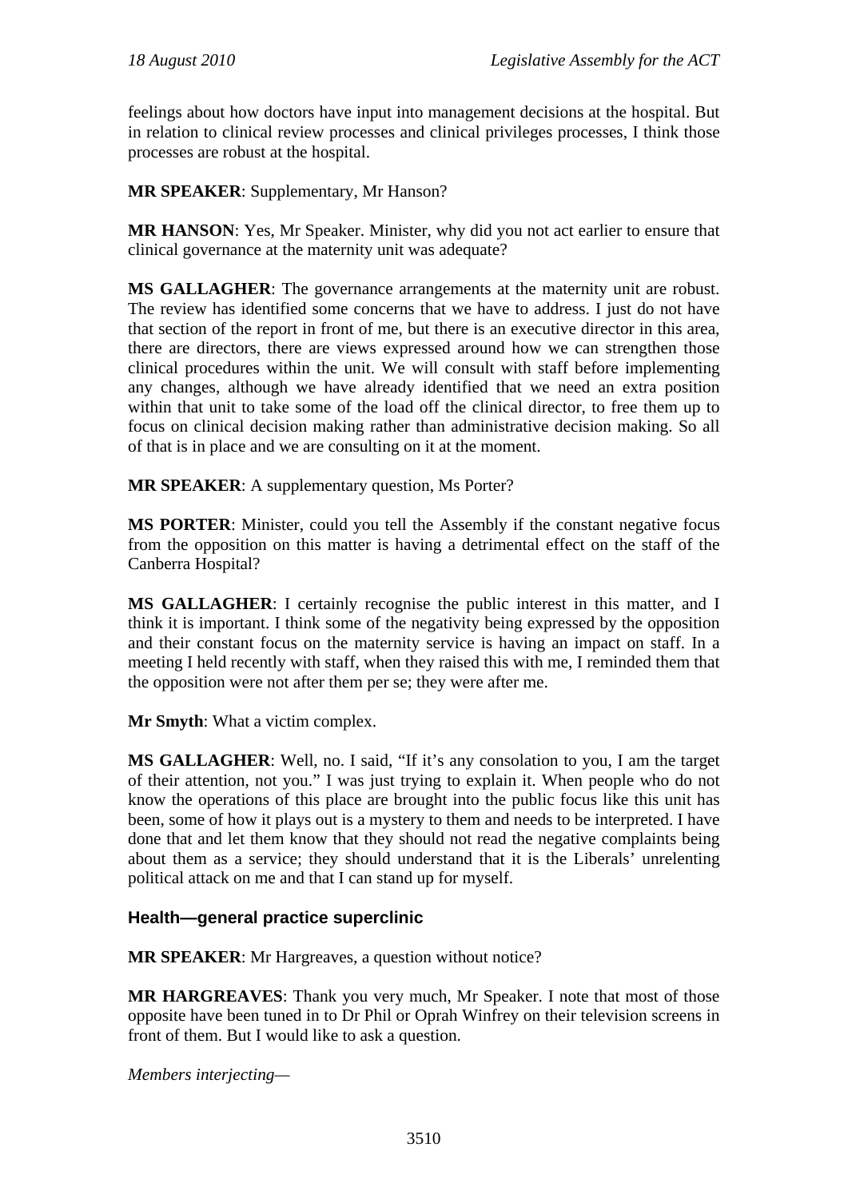feelings about how doctors have input into management decisions at the hospital. But in relation to clinical review processes and clinical privileges processes, I think those processes are robust at the hospital.

**MR SPEAKER**: Supplementary, Mr Hanson?

**MR HANSON**: Yes, Mr Speaker. Minister, why did you not act earlier to ensure that clinical governance at the maternity unit was adequate?

**MS GALLAGHER**: The governance arrangements at the maternity unit are robust. The review has identified some concerns that we have to address. I just do not have that section of the report in front of me, but there is an executive director in this area, there are directors, there are views expressed around how we can strengthen those clinical procedures within the unit. We will consult with staff before implementing any changes, although we have already identified that we need an extra position within that unit to take some of the load off the clinical director, to free them up to focus on clinical decision making rather than administrative decision making. So all of that is in place and we are consulting on it at the moment.

**MR SPEAKER**: A supplementary question, Ms Porter?

**MS PORTER**: Minister, could you tell the Assembly if the constant negative focus from the opposition on this matter is having a detrimental effect on the staff of the Canberra Hospital?

**MS GALLAGHER**: I certainly recognise the public interest in this matter, and I think it is important. I think some of the negativity being expressed by the opposition and their constant focus on the maternity service is having an impact on staff. In a meeting I held recently with staff, when they raised this with me, I reminded them that the opposition were not after them per se; they were after me.

**Mr Smyth**: What a victim complex.

**MS GALLAGHER**: Well, no. I said, "If it's any consolation to you, I am the target of their attention, not you." I was just trying to explain it. When people who do not know the operations of this place are brought into the public focus like this unit has been, some of how it plays out is a mystery to them and needs to be interpreted. I have done that and let them know that they should not read the negative complaints being about them as a service; they should understand that it is the Liberals' unrelenting political attack on me and that I can stand up for myself.

### Health—general practice superclinic

**MR SPEAKER**: Mr Hargreaves, a question without notice?

**MR HARGREAVES**: Thank you very much, Mr Speaker. I note that most of those opposite have been tuned in to Dr Phil or Oprah Winfrey on their television screens in front of them. But I would like to ask a question.

*Members interjecting*—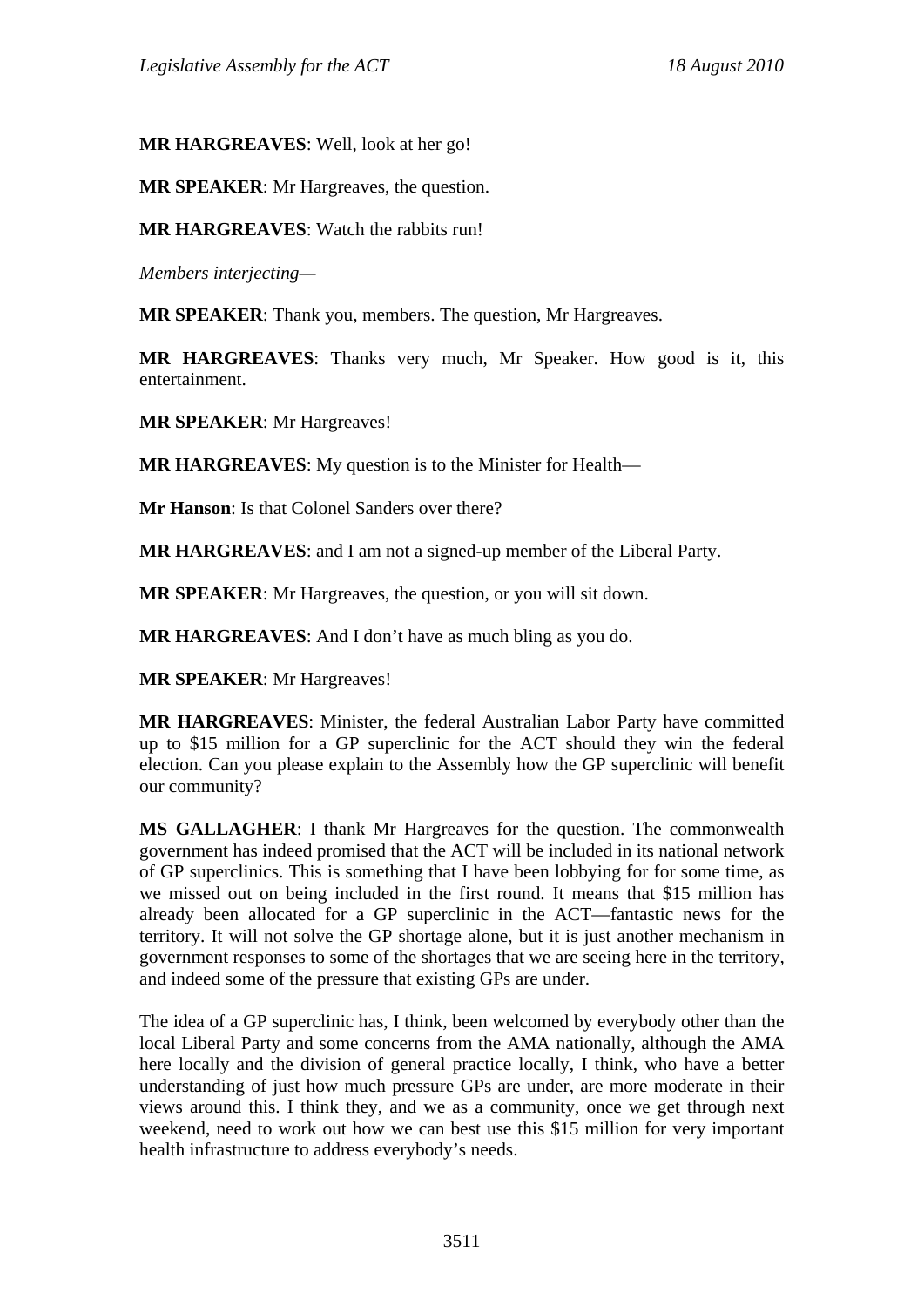**MR HARGREAVES**: Well, look at her go!

**MR SPEAKER**: Mr Hargreaves, the question.

**MR HARGREAVES**: Watch the rabbits run!

*Members interjecting—*

**MR SPEAKER**: Thank you, members. The question, Mr Hargreaves.

**MR HARGREAVES**: Thanks very much, Mr Speaker. How good is it, this entertainment.

**MR SPEAKER**: Mr Hargreaves!

**MR HARGREAVES**: My question is to the Minister for Health—

**Mr Hanson**: Is that Colonel Sanders over there?

**MR HARGREAVES**: and I am not a signed-up member of the Liberal Party.

**MR SPEAKER**: Mr Hargreaves, the question, or you will sit down.

**MR HARGREAVES**: And I don't have as much bling as you do.

**MR SPEAKER**: Mr Hargreaves!

**MR HARGREAVES**: Minister, the federal Australian Labor Party have committed up to $15 million for a GP superclinic for the ACT should they win the federal election. Can you please explain to the Assembly how the GP superclinic will benefit our community?

**MS GALLAGHER**: I thank Mr Hargreaves for the question. The commonwealth government has indeed promised that the ACT will be included in its national network of GP superclinics. This is something that I have been lobbying for for some time, as we missed out on being included in the first round. It means that $15 million has already been allocated for a GP superclinic in the ACT—fantastic news for the territory. It will not solve the GP shortage alone, but it is just another mechanism in government responses to some of the shortages that we are seeing here in the territory, and indeed some of the pressure that existing GPs are under.

The idea of a GP superclinic has, I think, been welcomed by everybody other than the local Liberal Party and some concerns from the AMA nationally, although the AMA here locally and the division of general practice locally, I think, who have a better understanding of just how much pressure GPs are under, are more moderate in their views around this. I think they, and we as a community, once we get through next weekend, need to work out how we can best use this $15 million for very important health infrastructure to address everybody's needs.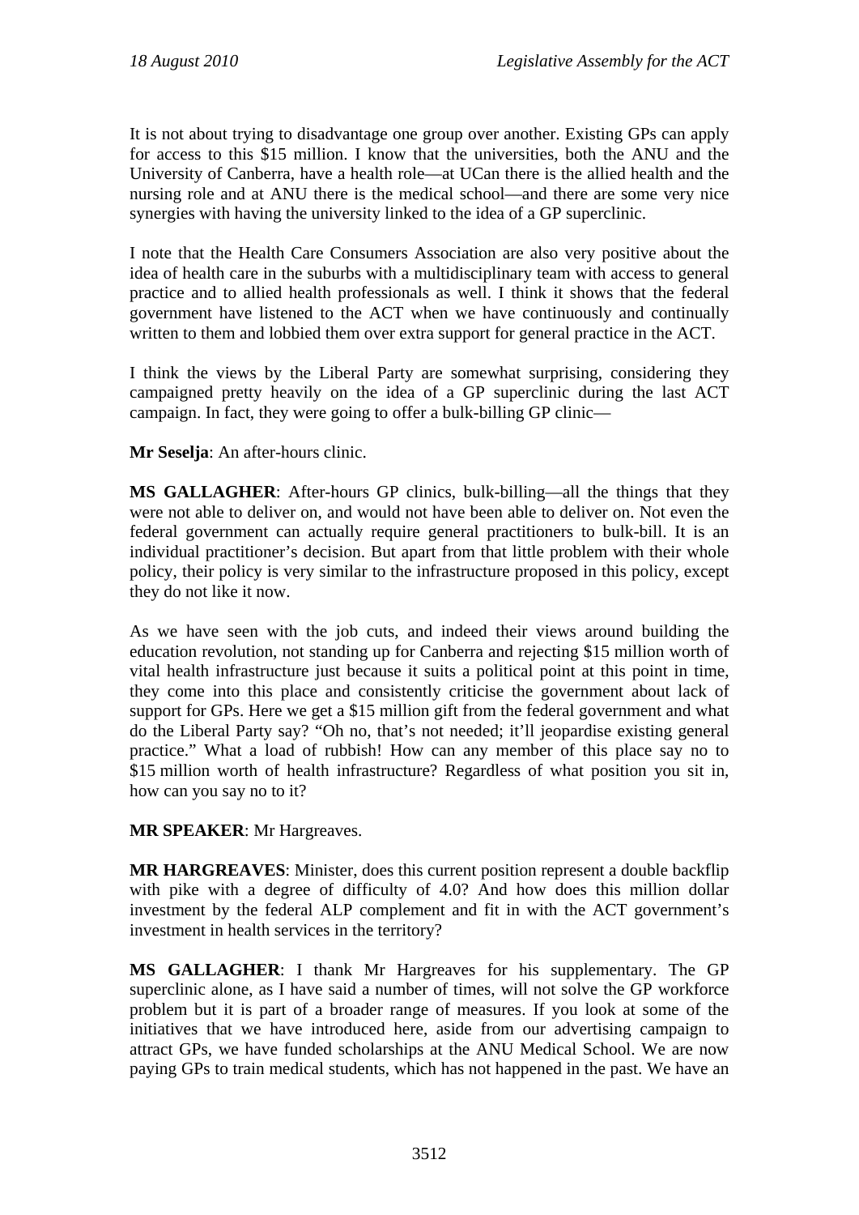It is not about trying to disadvantage one group over another. Existing GPs can apply for access to this $15 million. I know that the universities, both the ANU and the University of Canberra, have a health role—at UCan there is the allied health and the nursing role and at ANU there is the medical school—and there are some very nice synergies with having the university linked to the idea of a GP superclinic.

I note that the Health Care Consumers Association are also very positive about the idea of health care in the suburbs with a multidisciplinary team with access to general practice and to allied health professionals as well. I think it shows that the federal government have listened to the ACT when we have continuously and continually written to them and lobbied them over extra support for general practice in the ACT.

I think the views by the Liberal Party are somewhat surprising, considering they campaigned pretty heavily on the idea of a GP superclinic during the last ACT campaign. In fact, they were going to offer a bulk-billing GP clinic—

**Mr Seselja**: An after-hours clinic.

**MS GALLAGHER**: After-hours GP clinics, bulk-billing—all the things that they were not able to deliver on, and would not have been able to deliver on. Not even the federal government can actually require general practitioners to bulk-bill. It is an individual practitioner's decision. But apart from that little problem with their whole policy, their policy is very similar to the infrastructure proposed in this policy, except they do not like it now.

As we have seen with the job cuts, and indeed their views around building the education revolution, not standing up for Canberra and rejecting $15 million worth of vital health infrastructure just because it suits a political point at this point in time, they come into this place and consistently criticise the government about lack of support for GPs. Here we get a $15 million gift from the federal government and what do the Liberal Party say? "Oh no, that's not needed; it'll jeopardise existing general practice." What a load of rubbish! How can any member of this place say no to $15 million worth of health infrastructure? Regardless of what position you sit in, how can you say no to it?

**MR SPEAKER**: Mr Hargreaves.

**MR HARGREAVES**: Minister, does this current position represent a double backflip with pike with a degree of difficulty of 4.0? And how does this million dollar investment by the federal ALP complement and fit in with the ACT government's investment in health services in the territory?

**MS GALLAGHER**: I thank Mr Hargreaves for his supplementary. The GP superclinic alone, as I have said a number of times, will not solve the GP workforce problem but it is part of a broader range of measures. If you look at some of the initiatives that we have introduced here, aside from our advertising campaign to attract GPs, we have funded scholarships at the ANU Medical School. We are now paying GPs to train medical students, which has not happened in the past. We have an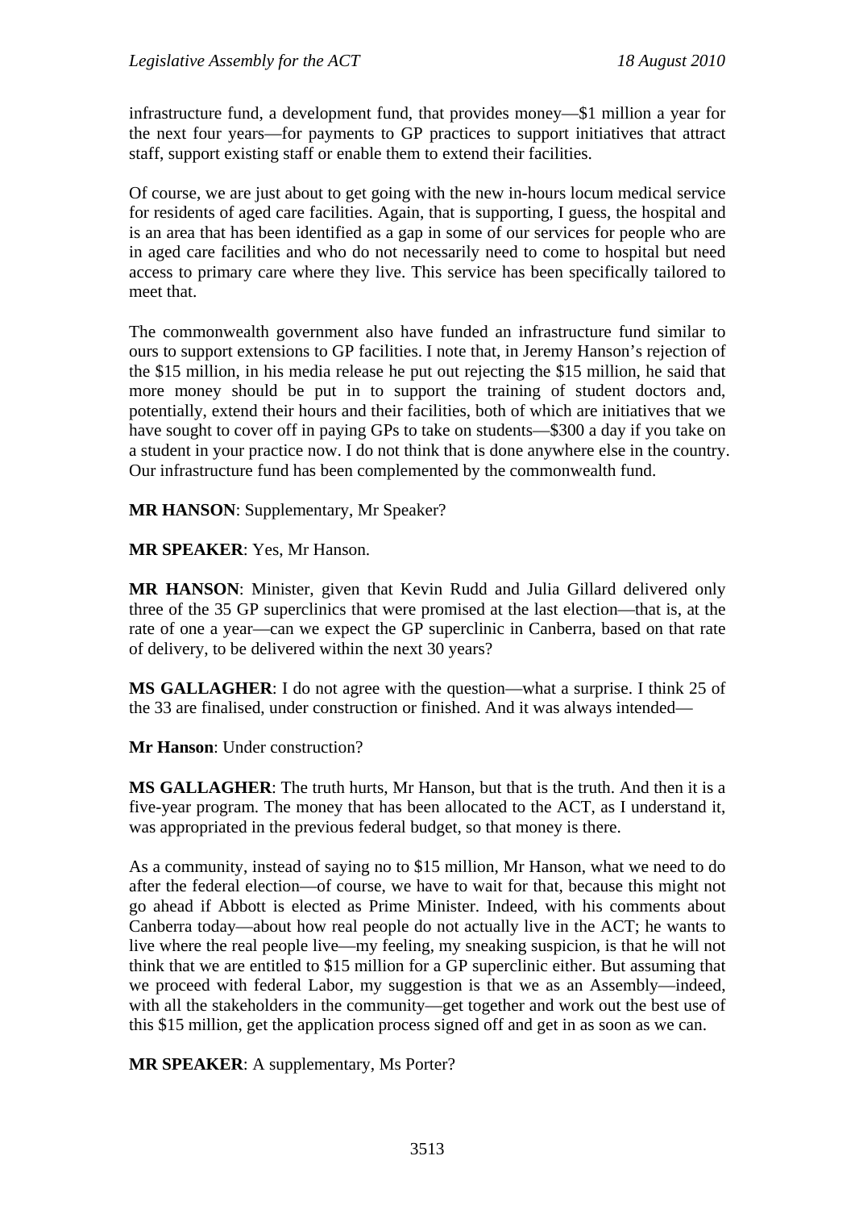infrastructure fund, a development fund, that provides money—$1 million a year for the next four years—for payments to GP practices to support initiatives that attract staff, support existing staff or enable them to extend their facilities.

Of course, we are just about to get going with the new in-hours locum medical service for residents of aged care facilities. Again, that is supporting, I guess, the hospital and is an area that has been identified as a gap in some of our services for people who are in aged care facilities and who do not necessarily need to come to hospital but need access to primary care where they live. This service has been specifically tailored to meet that.

The commonwealth government also have funded an infrastructure fund similar to ours to support extensions to GP facilities. I note that, in Jeremy Hanson's rejection of the $15 million, in his media release he put out rejecting the $15 million, he said that more money should be put in to support the training of student doctors and, potentially, extend their hours and their facilities, both of which are initiatives that we have sought to cover off in paying GPs to take on students—$300 a day if you take on a student in your practice now. I do not think that is done anywhere else in the country. Our infrastructure fund has been complemented by the commonwealth fund.

**MR HANSON**: Supplementary, Mr Speaker?

**MR SPEAKER**: Yes, Mr Hanson.

**MR HANSON**: Minister, given that Kevin Rudd and Julia Gillard delivered only three of the 35 GP superclinics that were promised at the last election—that is, at the rate of one a year—can we expect the GP superclinic in Canberra, based on that rate of delivery, to be delivered within the next 30 years?

**MS GALLAGHER**: I do not agree with the question—what a surprise. I think 25 of the 33 are finalised, under construction or finished. And it was always intended—

**Mr Hanson**: Under construction?

**MS GALLAGHER**: The truth hurts, Mr Hanson, but that is the truth. And then it is a five-year program. The money that has been allocated to the ACT, as I understand it, was appropriated in the previous federal budget, so that money is there.

As a community, instead of saying no to $15 million, Mr Hanson, what we need to do after the federal election—of course, we have to wait for that, because this might not go ahead if Abbott is elected as Prime Minister. Indeed, with his comments about Canberra today—about how real people do not actually live in the ACT; he wants to live where the real people live—my feeling, my sneaking suspicion, is that he will not think that we are entitled to $15 million for a GP superclinic either. But assuming that we proceed with federal Labor, my suggestion is that we as an Assembly—indeed, with all the stakeholders in the community—get together and work out the best use of this $15 million, get the application process signed off and get in as soon as we can.

**MR SPEAKER**: A supplementary, Ms Porter?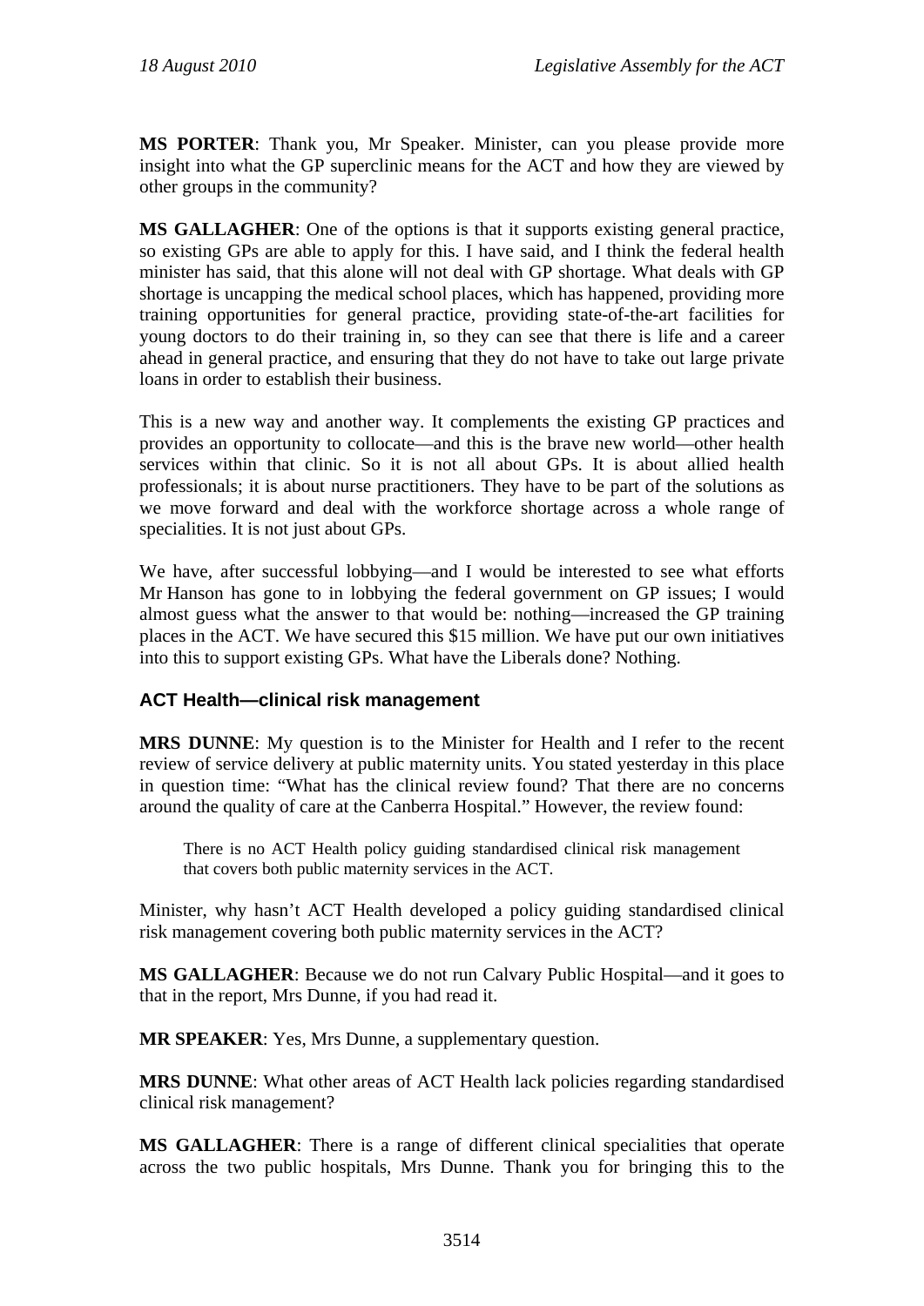**MS PORTER**: Thank you, Mr Speaker. Minister, can you please provide more insight into what the GP superclinic means for the ACT and how they are viewed by other groups in the community?

**MS GALLAGHER**: One of the options is that it supports existing general practice, so existing GPs are able to apply for this. I have said, and I think the federal health minister has said, that this alone will not deal with GP shortage. What deals with GP shortage is uncapping the medical school places, which has happened, providing more training opportunities for general practice, providing state-of-the-art facilities for young doctors to do their training in, so they can see that there is life and a career ahead in general practice, and ensuring that they do not have to take out large private loans in order to establish their business.

This is a new way and another way. It complements the existing GP practices and provides an opportunity to collocate—and this is the brave new world—other health services within that clinic. So it is not all about GPs. It is about allied health professionals; it is about nurse practitioners. They have to be part of the solutions as we move forward and deal with the workforce shortage across a whole range of specialities. It is not just about GPs.

We have, after successful lobbying—and I would be interested to see what efforts Mr Hanson has gone to in lobbying the federal government on GP issues; I would almost guess what the answer to that would be: nothing—increased the GP training places in the ACT. We have secured this $15 million. We have put our own initiatives into this to support existing GPs. What have the Liberals done? Nothing.

### ACT Health—clinical risk management

**MRS DUNNE**: My question is to the Minister for Health and I refer to the recent review of service delivery at public maternity units. You stated yesterday in this place in question time: "What has the clinical review found? That there are no concerns around the quality of care at the Canberra Hospital." However, the review found:

> There is no ACT Health policy guiding standardised clinical risk management that covers both public maternity services in the ACT.

Minister, why hasn't ACT Health developed a policy guiding standardised clinical risk management covering both public maternity services in the ACT?

**MS GALLAGHER**: Because we do not run Calvary Public Hospital—and it goes to that in the report, Mrs Dunne, if you had read it.

**MR SPEAKER**: Yes, Mrs Dunne, a supplementary question.

**MRS DUNNE**: What other areas of ACT Health lack policies regarding standardised clinical risk management?

**MS GALLAGHER**: There is a range of different clinical specialities that operate across the two public hospitals, Mrs Dunne. Thank you for bringing this to the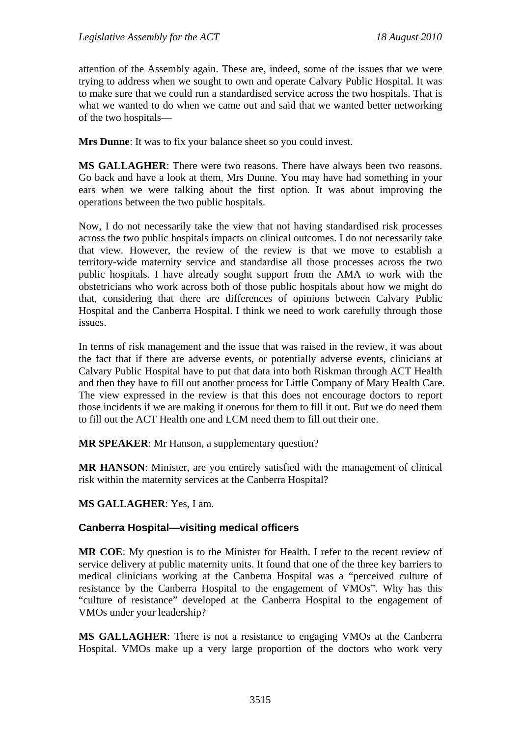attention of the Assembly again. These are, indeed, some of the issues that we were trying to address when we sought to own and operate Calvary Public Hospital. It was to make sure that we could run a standardised service across the two hospitals. That is what we wanted to do when we came out and said that we wanted better networking of the two hospitals—

**Mrs Dunne**: It was to fix your balance sheet so you could invest.

**MS GALLAGHER**: There were two reasons. There have always been two reasons. Go back and have a look at them, Mrs Dunne. You may have had something in your ears when we were talking about the first option. It was about improving the operations between the two public hospitals.

Now, I do not necessarily take the view that not having standardised risk processes across the two public hospitals impacts on clinical outcomes. I do not necessarily take that view. However, the review of the review is that we move to establish a territory-wide maternity service and standardise all those processes across the two public hospitals. I have already sought support from the AMA to work with the obstetricians who work across both of those public hospitals about how we might do that, considering that there are differences of opinions between Calvary Public Hospital and the Canberra Hospital. I think we need to work carefully through those issues.

In terms of risk management and the issue that was raised in the review, it was about the fact that if there are adverse events, or potentially adverse events, clinicians at Calvary Public Hospital have to put that data into both Riskman through ACT Health and then they have to fill out another process for Little Company of Mary Health Care. The view expressed in the review is that this does not encourage doctors to report those incidents if we are making it onerous for them to fill it out. But we do need them to fill out the ACT Health one and LCM need them to fill out their one.

**MR SPEAKER**: Mr Hanson, a supplementary question?

**MR HANSON**: Minister, are you entirely satisfied with the management of clinical risk within the maternity services at the Canberra Hospital?

**MS GALLAGHER**: Yes, I am.

### Canberra Hospital—visiting medical officers

**MR COE**: My question is to the Minister for Health. I refer to the recent review of service delivery at public maternity units. It found that one of the three key barriers to medical clinicians working at the Canberra Hospital was a "perceived culture of resistance by the Canberra Hospital to the engagement of VMOs". Why has this "culture of resistance" developed at the Canberra Hospital to the engagement of VMOs under your leadership?

**MS GALLAGHER**: There is not a resistance to engaging VMOs at the Canberra Hospital. VMOs make up a very large proportion of the doctors who work very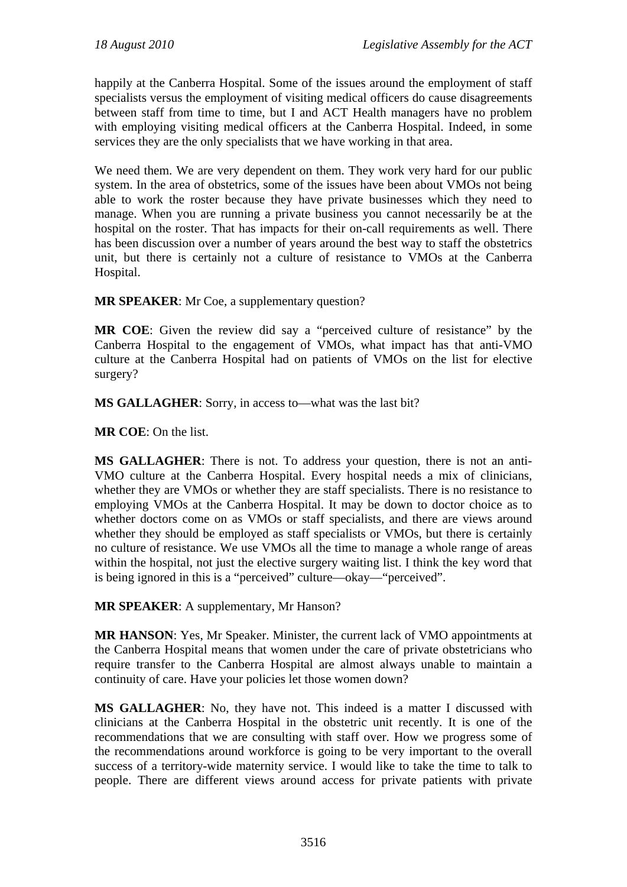happily at the Canberra Hospital. Some of the issues around the employment of staff specialists versus the employment of visiting medical officers do cause disagreements between staff from time to time, but I and ACT Health managers have no problem with employing visiting medical officers at the Canberra Hospital. Indeed, in some services they are the only specialists that we have working in that area.

We need them. We are very dependent on them. They work very hard for our public system. In the area of obstetrics, some of the issues have been about VMOs not being able to work the roster because they have private businesses which they need to manage. When you are running a private business you cannot necessarily be at the hospital on the roster. That has impacts for their on-call requirements as well. There has been discussion over a number of years around the best way to staff the obstetrics unit, but there is certainly not a culture of resistance to VMOs at the Canberra Hospital.

**MR SPEAKER**: Mr Coe, a supplementary question?

**MR COE**: Given the review did say a "perceived culture of resistance" by the Canberra Hospital to the engagement of VMOs, what impact has that anti-VMO culture at the Canberra Hospital had on patients of VMOs on the list for elective surgery?

**MS GALLAGHER**: Sorry, in access to—what was the last bit?

**MR COE**: On the list.

**MS GALLAGHER**: There is not. To address your question, there is not an anti-VMO culture at the Canberra Hospital. Every hospital needs a mix of clinicians, whether they are VMOs or whether they are staff specialists. There is no resistance to employing VMOs at the Canberra Hospital. It may be down to doctor choice as to whether doctors come on as VMOs or staff specialists, and there are views around whether they should be employed as staff specialists or VMOs, but there is certainly no culture of resistance. We use VMOs all the time to manage a whole range of areas within the hospital, not just the elective surgery waiting list. I think the key word that is being ignored in this is a "perceived" culture—okay—"perceived".

**MR SPEAKER**: A supplementary, Mr Hanson?

**MR HANSON**: Yes, Mr Speaker. Minister, the current lack of VMO appointments at the Canberra Hospital means that women under the care of private obstetricians who require transfer to the Canberra Hospital are almost always unable to maintain a continuity of care. Have your policies let those women down?

**MS GALLAGHER**: No, they have not. This indeed is a matter I discussed with clinicians at the Canberra Hospital in the obstetric unit recently. It is one of the recommendations that we are consulting with staff over. How we progress some of the recommendations around workforce is going to be very important to the overall success of a territory-wide maternity service. I would like to take the time to talk to people. There are different views around access for private patients with private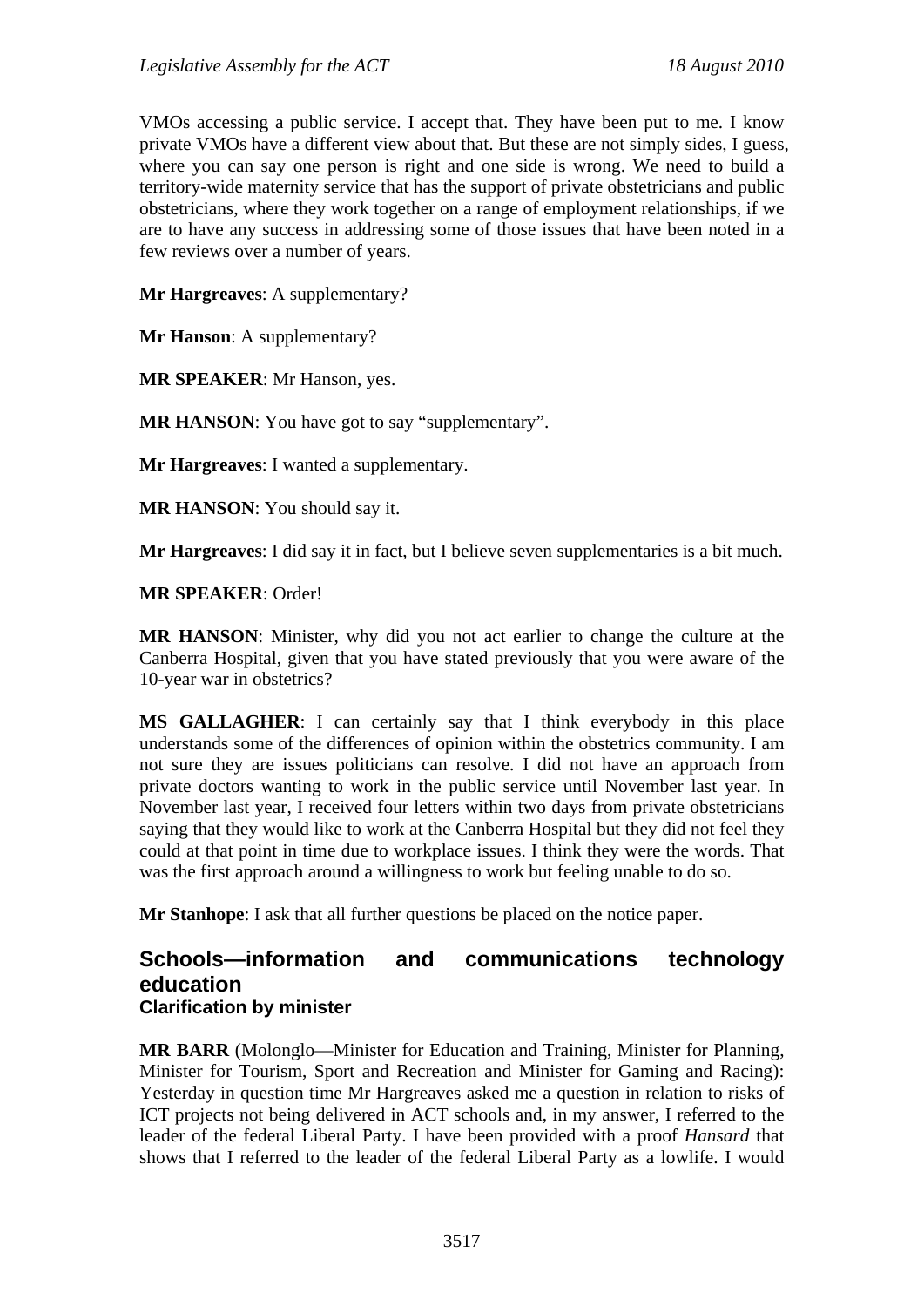VMOs accessing a public service. I accept that. They have been put to me. I know private VMOs have a different view about that. But these are not simply sides, I guess, where you can say one person is right and one side is wrong. We need to build a territory-wide maternity service that has the support of private obstetricians and public obstetricians, where they work together on a range of employment relationships, if we are to have any success in addressing some of those issues that have been noted in a few reviews over a number of years.

**Mr Hargreaves**: A supplementary?

**Mr Hanson**: A supplementary?

**MR SPEAKER**: Mr Hanson, yes.

**MR HANSON**: You have got to say "supplementary".

**Mr Hargreaves**: I wanted a supplementary.

**MR HANSON**: You should say it.

**Mr Hargreaves**: I did say it in fact, but I believe seven supplementaries is a bit much.

**MR SPEAKER**: Order!

**MR HANSON**: Minister, why did you not act earlier to change the culture at the Canberra Hospital, given that you have stated previously that you were aware of the 10-year war in obstetrics?

**MS GALLAGHER**: I can certainly say that I think everybody in this place understands some of the differences of opinion within the obstetrics community. I am not sure they are issues politicians can resolve. I did not have an approach from private doctors wanting to work in the public service until November last year. In November last year, I received four letters within two days from private obstetricians saying that they would like to work at the Canberra Hospital but they did not feel they could at that point in time due to workplace issues. I think they were the words. That was the first approach around a willingness to work but feeling unable to do so.

**Mr Stanhope**: I ask that all further questions be placed on the notice paper.

## Schools—information and communications technology education

### Clarification by minister

**MR BARR** (Molonglo—Minister for Education and Training, Minister for Planning, Minister for Tourism, Sport and Recreation and Minister for Gaming and Racing): Yesterday in question time Mr Hargreaves asked me a question in relation to risks of ICT projects not being delivered in ACT schools and, in my answer, I referred to the leader of the federal Liberal Party. I have been provided with a proof *Hansard* that shows that I referred to the leader of the federal Liberal Party as a lowlife. I would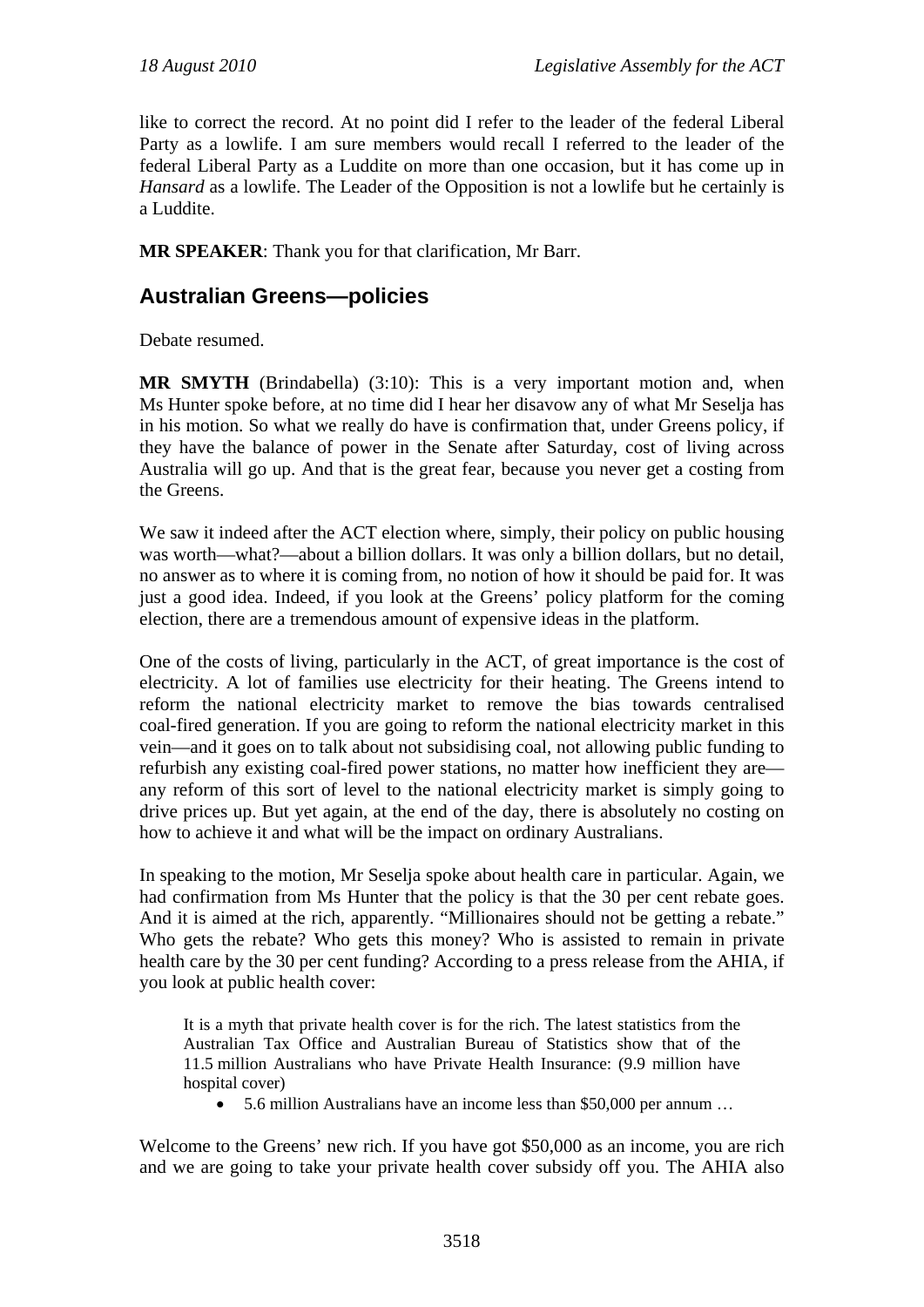like to correct the record. At no point did I refer to the leader of the federal Liberal Party as a lowlife. I am sure members would recall I referred to the leader of the federal Liberal Party as a Luddite on more than one occasion, but it has come up in *Hansard* as a lowlife. The Leader of the Opposition is not a lowlife but he certainly is a Luddite.

**MR SPEAKER**: Thank you for that clarification, Mr Barr.

## Australian Greens—policies

Debate resumed.

**MR SMYTH** (Brindabella) (3:10): This is a very important motion and, when Ms Hunter spoke before, at no time did I hear her disavow any of what Mr Seselja has in his motion. So what we really do have is confirmation that, under Greens policy, if they have the balance of power in the Senate after Saturday, cost of living across Australia will go up. And that is the great fear, because you never get a costing from the Greens.

We saw it indeed after the ACT election where, simply, their policy on public housing was worth—what?—about a billion dollars. It was only a billion dollars, but no detail, no answer as to where it is coming from, no notion of how it should be paid for. It was just a good idea. Indeed, if you look at the Greens' policy platform for the coming election, there are a tremendous amount of expensive ideas in the platform.

One of the costs of living, particularly in the ACT, of great importance is the cost of electricity. A lot of families use electricity for their heating. The Greens intend to reform the national electricity market to remove the bias towards centralised coal-fired generation. If you are going to reform the national electricity market in this vein—and it goes on to talk about not subsidising coal, not allowing public funding to refurbish any existing coal-fired power stations, no matter how inefficient they are—any reform of this sort of level to the national electricity market is simply going to drive prices up. But yet again, at the end of the day, there is absolutely no costing on how to achieve it and what will be the impact on ordinary Australians.

In speaking to the motion, Mr Seselja spoke about health care in particular. Again, we had confirmation from Ms Hunter that the policy is that the 30 per cent rebate goes. And it is aimed at the rich, apparently. "Millionaires should not be getting a rebate." Who gets the rebate? Who gets this money? Who is assisted to remain in private health care by the 30 per cent funding? According to a press release from the AHIA, if you look at public health cover:

> It is a myth that private health cover is for the rich. The latest statistics from the Australian Tax Office and Australian Bureau of Statistics show that of the 11.5 million Australians who have Private Health Insurance: (9.9 million have hospital cover)
>
> - 5.6 million Australians have an income less than $50,000 per annum …

Welcome to the Greens' new rich. If you have got $50,000 as an income, you are rich and we are going to take your private health cover subsidy off you. The AHIA also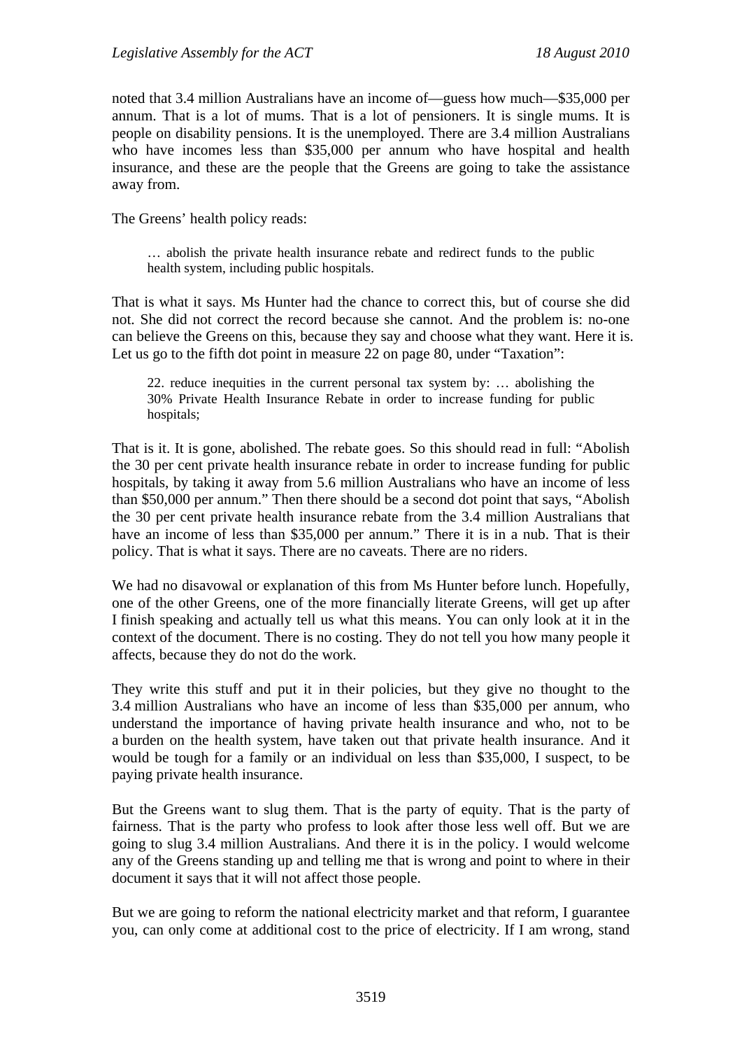noted that 3.4 million Australians have an income of—guess how much—$35,000 per annum. That is a lot of mums. That is a lot of pensioners. It is single mums. It is people on disability pensions. It is the unemployed. There are 3.4 million Australians who have incomes less than $35,000 per annum who have hospital and health insurance, and these are the people that the Greens are going to take the assistance away from.

The Greens' health policy reads:

> … abolish the private health insurance rebate and redirect funds to the public health system, including public hospitals.

That is what it says. Ms Hunter had the chance to correct this, but of course she did not. She did not correct the record because she cannot. And the problem is: no-one can believe the Greens on this, because they say and choose what they want. Here it is. Let us go to the fifth dot point in measure 22 on page 80, under "Taxation":

> 22. reduce inequities in the current personal tax system by: … abolishing the 30% Private Health Insurance Rebate in order to increase funding for public hospitals;

That is it. It is gone, abolished. The rebate goes. So this should read in full: "Abolish the 30 per cent private health insurance rebate in order to increase funding for public hospitals, by taking it away from 5.6 million Australians who have an income of less than $50,000 per annum." Then there should be a second dot point that says, "Abolish the 30 per cent private health insurance rebate from the 3.4 million Australians that have an income of less than $35,000 per annum." There it is in a nub. That is their policy. That is what it says. There are no caveats. There are no riders.

We had no disavowal or explanation of this from Ms Hunter before lunch. Hopefully, one of the other Greens, one of the more financially literate Greens, will get up after I finish speaking and actually tell us what this means. You can only look at it in the context of the document. There is no costing. They do not tell you how many people it affects, because they do not do the work.

They write this stuff and put it in their policies, but they give no thought to the 3.4 million Australians who have an income of less than $35,000 per annum, who understand the importance of having private health insurance and who, not to be a burden on the health system, have taken out that private health insurance. And it would be tough for a family or an individual on less than $35,000, I suspect, to be paying private health insurance.

But the Greens want to slug them. That is the party of equity. That is the party of fairness. That is the party who profess to look after those less well off. But we are going to slug 3.4 million Australians. And there it is in the policy. I would welcome any of the Greens standing up and telling me that is wrong and point to where in their document it says that it will not affect those people.

But we are going to reform the national electricity market and that reform, I guarantee you, can only come at additional cost to the price of electricity. If I am wrong, stand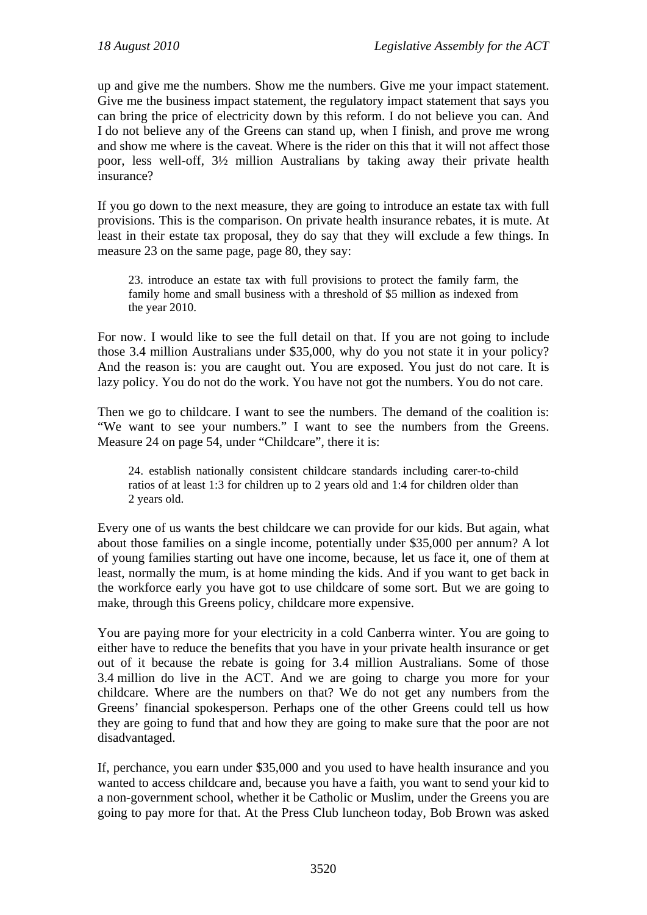up and give me the numbers. Show me the numbers. Give me your impact statement. Give me the business impact statement, the regulatory impact statement that says you can bring the price of electricity down by this reform. I do not believe you can. And I do not believe any of the Greens can stand up, when I finish, and prove me wrong and show me where is the caveat. Where is the rider on this that it will not affect those poor, less well-off, 3½ million Australians by taking away their private health insurance?

If you go down to the next measure, they are going to introduce an estate tax with full provisions. This is the comparison. On private health insurance rebates, it is mute. At least in their estate tax proposal, they do say that they will exclude a few things. In measure 23 on the same page, page 80, they say:

> 23. introduce an estate tax with full provisions to protect the family farm, the family home and small business with a threshold of $5 million as indexed from the year 2010.

For now. I would like to see the full detail on that. If you are not going to include those 3.4 million Australians under $35,000, why do you not state it in your policy? And the reason is: you are caught out. You are exposed. You just do not care. It is lazy policy. You do not do the work. You have not got the numbers. You do not care.

Then we go to childcare. I want to see the numbers. The demand of the coalition is: "We want to see your numbers." I want to see the numbers from the Greens. Measure 24 on page 54, under "Childcare", there it is:

> 24. establish nationally consistent childcare standards including carer-to-child ratios of at least 1:3 for children up to 2 years old and 1:4 for children older than 2 years old.

Every one of us wants the best childcare we can provide for our kids. But again, what about those families on a single income, potentially under $35,000 per annum? A lot of young families starting out have one income, because, let us face it, one of them at least, normally the mum, is at home minding the kids. And if you want to get back in the workforce early you have got to use childcare of some sort. But we are going to make, through this Greens policy, childcare more expensive.

You are paying more for your electricity in a cold Canberra winter. You are going to either have to reduce the benefits that you have in your private health insurance or get out of it because the rebate is going for 3.4 million Australians. Some of those 3.4 million do live in the ACT. And we are going to charge you more for your childcare. Where are the numbers on that? We do not get any numbers from the Greens' financial spokesperson. Perhaps one of the other Greens could tell us how they are going to fund that and how they are going to make sure that the poor are not disadvantaged.

If, perchance, you earn under $35,000 and you used to have health insurance and you wanted to access childcare and, because you have a faith, you want to send your kid to a non-government school, whether it be Catholic or Muslim, under the Greens you are going to pay more for that. At the Press Club luncheon today, Bob Brown was asked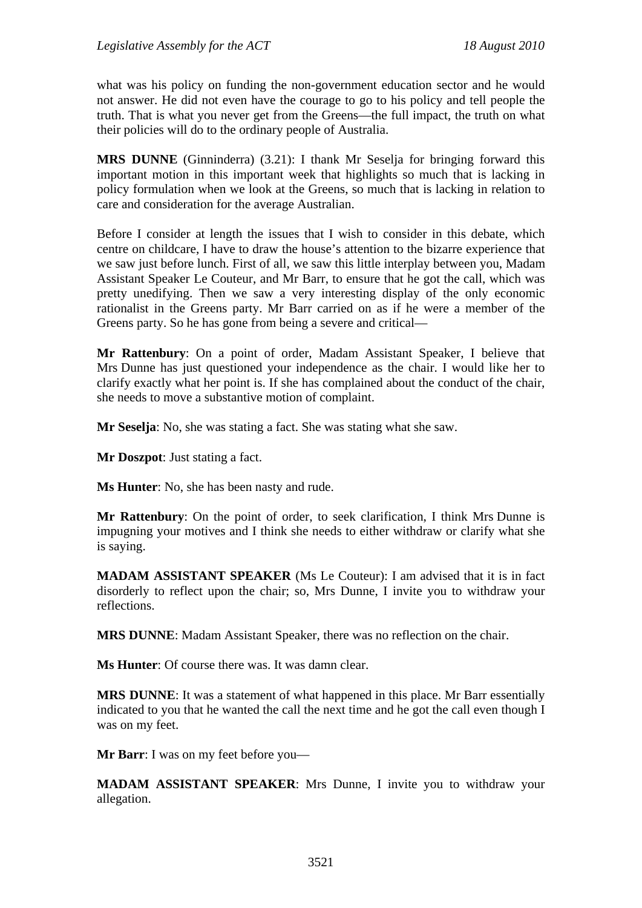what was his policy on funding the non-government education sector and he would not answer. He did not even have the courage to go to his policy and tell people the truth. That is what you never get from the Greens—the full impact, the truth on what their policies will do to the ordinary people of Australia.

**MRS DUNNE** (Ginninderra) (3.21): I thank Mr Seselja for bringing forward this important motion in this important week that highlights so much that is lacking in policy formulation when we look at the Greens, so much that is lacking in relation to care and consideration for the average Australian.

Before I consider at length the issues that I wish to consider in this debate, which centre on childcare, I have to draw the house's attention to the bizarre experience that we saw just before lunch. First of all, we saw this little interplay between you, Madam Assistant Speaker Le Couteur, and Mr Barr, to ensure that he got the call, which was pretty unedifying. Then we saw a very interesting display of the only economic rationalist in the Greens party. Mr Barr carried on as if he were a member of the Greens party. So he has gone from being a severe and critical—

**Mr Rattenbury**: On a point of order, Madam Assistant Speaker, I believe that Mrs Dunne has just questioned your independence as the chair. I would like her to clarify exactly what her point is. If she has complained about the conduct of the chair, she needs to move a substantive motion of complaint.

**Mr Seselja**: No, she was stating a fact. She was stating what she saw.

**Mr Doszpot**: Just stating a fact.

**Ms Hunter**: No, she has been nasty and rude.

**Mr Rattenbury**: On the point of order, to seek clarification, I think Mrs Dunne is impugning your motives and I think she needs to either withdraw or clarify what she is saying.

**MADAM ASSISTANT SPEAKER** (Ms Le Couteur): I am advised that it is in fact disorderly to reflect upon the chair; so, Mrs Dunne, I invite you to withdraw your reflections.

**MRS DUNNE**: Madam Assistant Speaker, there was no reflection on the chair.

**Ms Hunter**: Of course there was. It was damn clear.

**MRS DUNNE**: It was a statement of what happened in this place. Mr Barr essentially indicated to you that he wanted the call the next time and he got the call even though I was on my feet.

**Mr Barr**: I was on my feet before you—

**MADAM ASSISTANT SPEAKER**: Mrs Dunne, I invite you to withdraw your allegation.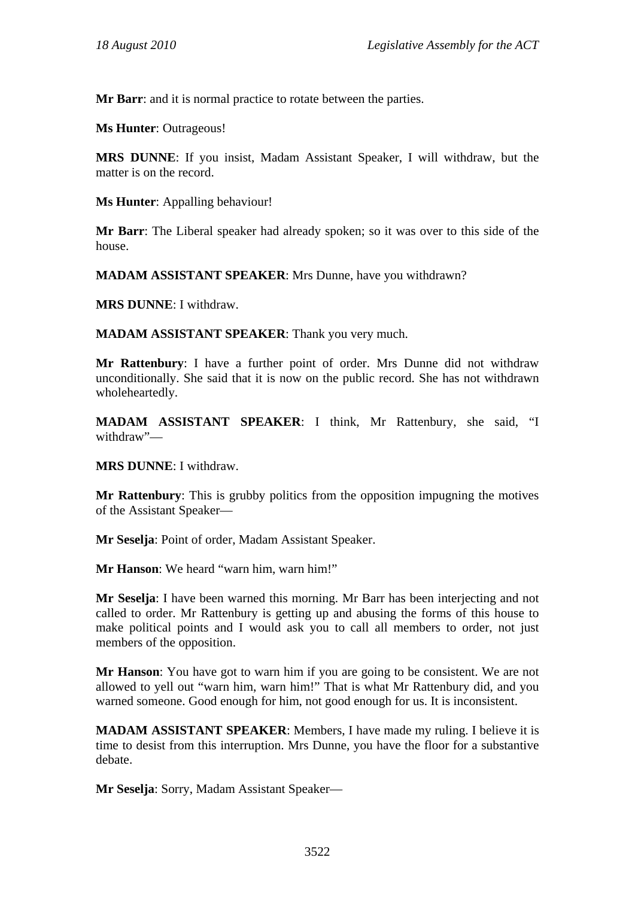**Mr Barr**: and it is normal practice to rotate between the parties.

**Ms Hunter**: Outrageous!

**MRS DUNNE**: If you insist, Madam Assistant Speaker, I will withdraw, but the matter is on the record.

**Ms Hunter**: Appalling behaviour!

**Mr Barr**: The Liberal speaker had already spoken; so it was over to this side of the house.

**MADAM ASSISTANT SPEAKER**: Mrs Dunne, have you withdrawn?

**MRS DUNNE**: I withdraw.

**MADAM ASSISTANT SPEAKER**: Thank you very much.

**Mr Rattenbury**: I have a further point of order. Mrs Dunne did not withdraw unconditionally. She said that it is now on the public record. She has not withdrawn wholeheartedly.

**MADAM ASSISTANT SPEAKER**: I think, Mr Rattenbury, she said, "I withdraw"—

**MRS DUNNE**: I withdraw.

**Mr Rattenbury**: This is grubby politics from the opposition impugning the motives of the Assistant Speaker—

**Mr Seselja**: Point of order, Madam Assistant Speaker.

**Mr Hanson**: We heard "warn him, warn him!"

**Mr Seselja**: I have been warned this morning. Mr Barr has been interjecting and not called to order. Mr Rattenbury is getting up and abusing the forms of this house to make political points and I would ask you to call all members to order, not just members of the opposition.

**Mr Hanson**: You have got to warn him if you are going to be consistent. We are not allowed to yell out "warn him, warn him!" That is what Mr Rattenbury did, and you warned someone. Good enough for him, not good enough for us. It is inconsistent.

**MADAM ASSISTANT SPEAKER**: Members, I have made my ruling. I believe it is time to desist from this interruption. Mrs Dunne, you have the floor for a substantive debate.

**Mr Seselja**: Sorry, Madam Assistant Speaker—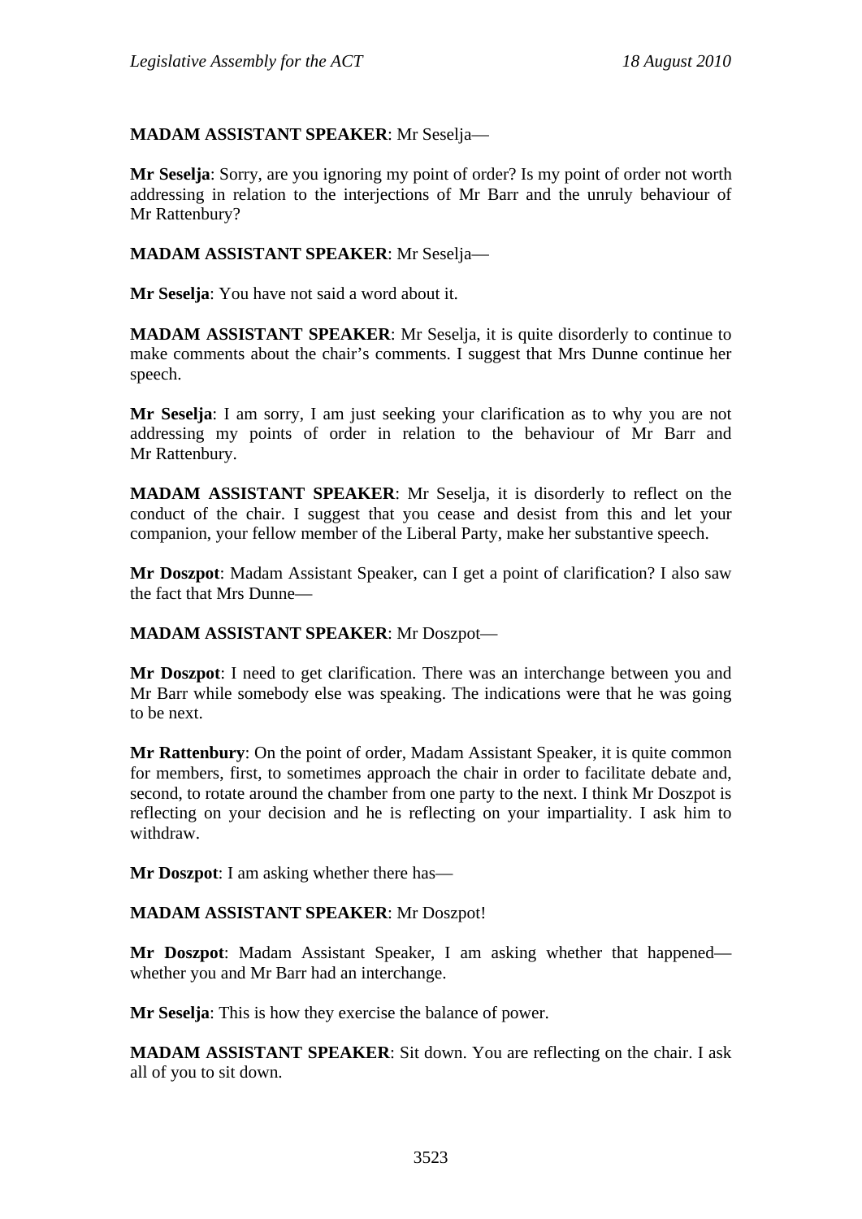**MADAM ASSISTANT SPEAKER**: Mr Seselja—

**Mr Seselja**: Sorry, are you ignoring my point of order? Is my point of order not worth addressing in relation to the interjections of Mr Barr and the unruly behaviour of Mr Rattenbury?

**MADAM ASSISTANT SPEAKER**: Mr Seselja—

**Mr Seselja**: You have not said a word about it.

**MADAM ASSISTANT SPEAKER**: Mr Seselja, it is quite disorderly to continue to make comments about the chair's comments. I suggest that Mrs Dunne continue her speech.

**Mr Seselja**: I am sorry, I am just seeking your clarification as to why you are not addressing my points of order in relation to the behaviour of Mr Barr and Mr Rattenbury.

**MADAM ASSISTANT SPEAKER**: Mr Seselja, it is disorderly to reflect on the conduct of the chair. I suggest that you cease and desist from this and let your companion, your fellow member of the Liberal Party, make her substantive speech.

**Mr Doszpot**: Madam Assistant Speaker, can I get a point of clarification? I also saw the fact that Mrs Dunne—

**MADAM ASSISTANT SPEAKER**: Mr Doszpot—

**Mr Doszpot**: I need to get clarification. There was an interchange between you and Mr Barr while somebody else was speaking. The indications were that he was going to be next.

**Mr Rattenbury**: On the point of order, Madam Assistant Speaker, it is quite common for members, first, to sometimes approach the chair in order to facilitate debate and, second, to rotate around the chamber from one party to the next. I think Mr Doszpot is reflecting on your decision and he is reflecting on your impartiality. I ask him to withdraw.

**Mr Doszpot**: I am asking whether there has—

**MADAM ASSISTANT SPEAKER**: Mr Doszpot!

**Mr Doszpot**: Madam Assistant Speaker, I am asking whether that happened—whether you and Mr Barr had an interchange.

**Mr Seselja**: This is how they exercise the balance of power.

**MADAM ASSISTANT SPEAKER**: Sit down. You are reflecting on the chair. I ask all of you to sit down.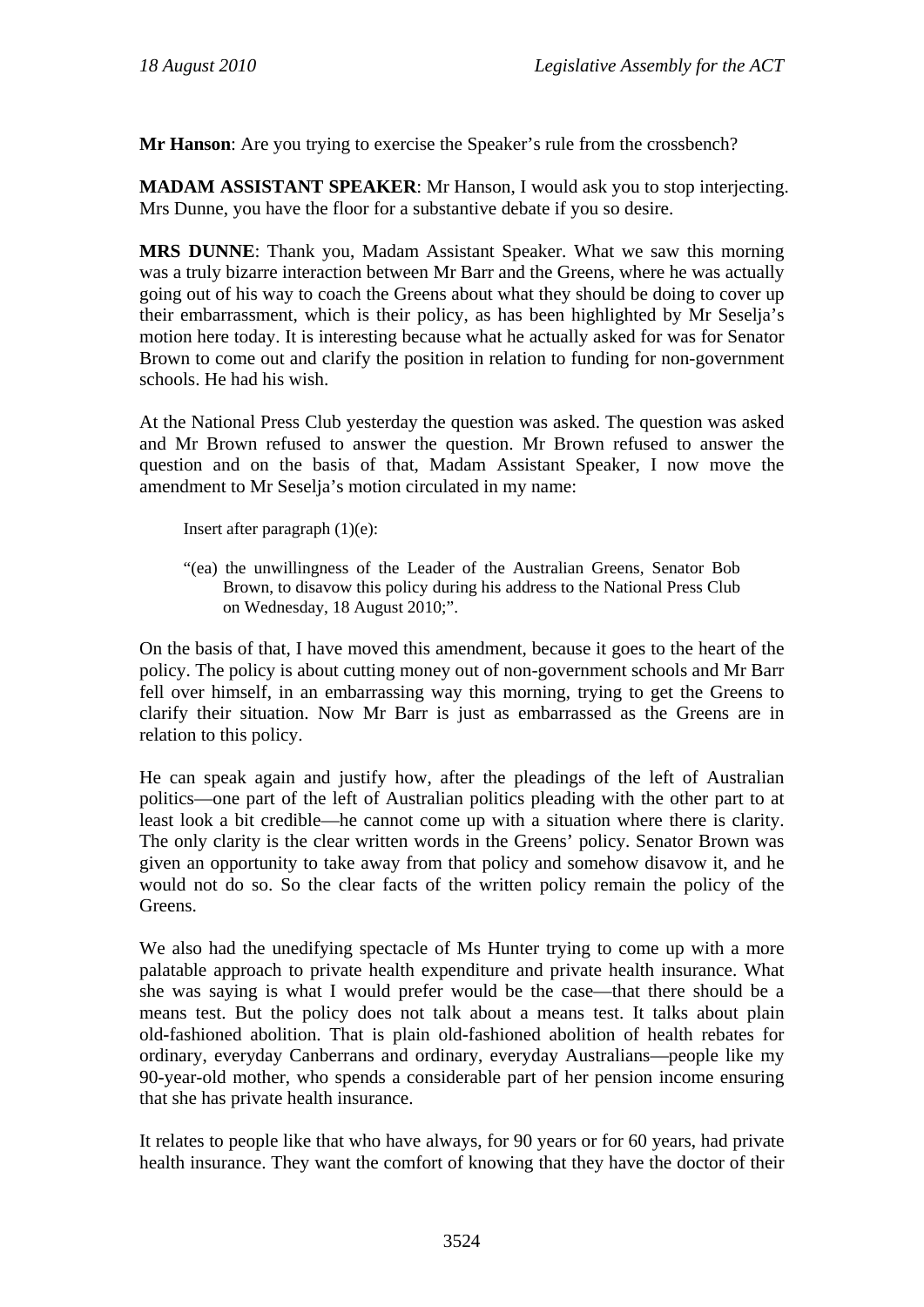**Mr Hanson**: Are you trying to exercise the Speaker's rule from the crossbench?

**MADAM ASSISTANT SPEAKER**: Mr Hanson, I would ask you to stop interjecting. Mrs Dunne, you have the floor for a substantive debate if you so desire.

**MRS DUNNE**: Thank you, Madam Assistant Speaker. What we saw this morning was a truly bizarre interaction between Mr Barr and the Greens, where he was actually going out of his way to coach the Greens about what they should be doing to cover up their embarrassment, which is their policy, as has been highlighted by Mr Seselja's motion here today. It is interesting because what he actually asked for was for Senator Brown to come out and clarify the position in relation to funding for non-government schools. He had his wish.

At the National Press Club yesterday the question was asked. The question was asked and Mr Brown refused to answer the question. Mr Brown refused to answer the question and on the basis of that, Madam Assistant Speaker, I now move the amendment to Mr Seselja's motion circulated in my name:

> Insert after paragraph (1)(e):
>
> "(ea) the unwillingness of the Leader of the Australian Greens, Senator Bob Brown, to disavow this policy during his address to the National Press Club on Wednesday, 18 August 2010;".

On the basis of that, I have moved this amendment, because it goes to the heart of the policy. The policy is about cutting money out of non-government schools and Mr Barr fell over himself, in an embarrassing way this morning, trying to get the Greens to clarify their situation. Now Mr Barr is just as embarrassed as the Greens are in relation to this policy.

He can speak again and justify how, after the pleadings of the left of Australian politics—one part of the left of Australian politics pleading with the other part to at least look a bit credible—he cannot come up with a situation where there is clarity. The only clarity is the clear written words in the Greens' policy. Senator Brown was given an opportunity to take away from that policy and somehow disavow it, and he would not do so. So the clear facts of the written policy remain the policy of the Greens.

We also had the unedifying spectacle of Ms Hunter trying to come up with a more palatable approach to private health expenditure and private health insurance. What she was saying is what I would prefer would be the case—that there should be a means test. But the policy does not talk about a means test. It talks about plain old-fashioned abolition. That is plain old-fashioned abolition of health rebates for ordinary, everyday Canberrans and ordinary, everyday Australians—people like my 90-year-old mother, who spends a considerable part of her pension income ensuring that she has private health insurance.

It relates to people like that who have always, for 90 years or for 60 years, had private health insurance. They want the comfort of knowing that they have the doctor of their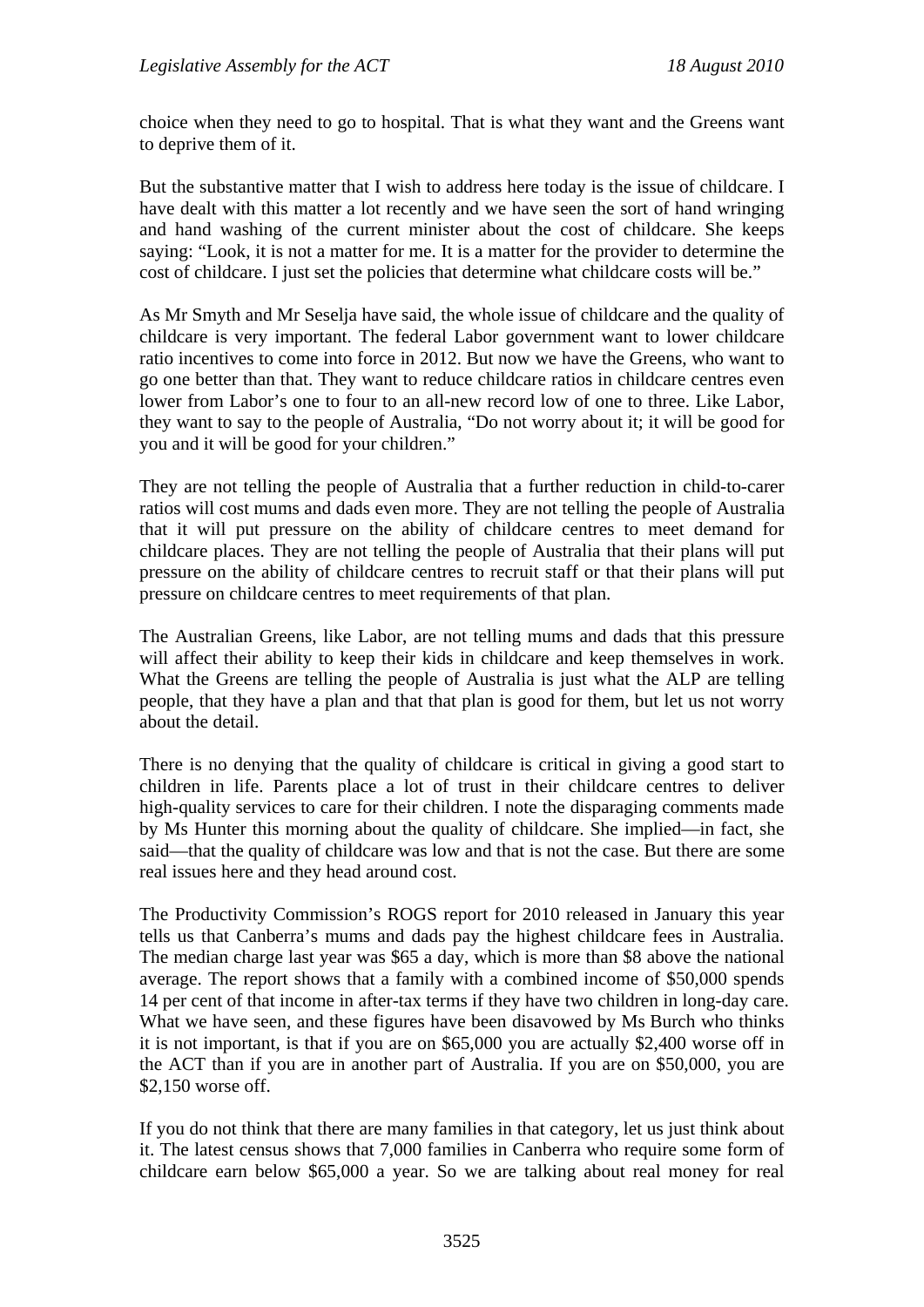choice when they need to go to hospital. That is what they want and the Greens want to deprive them of it.

But the substantive matter that I wish to address here today is the issue of childcare. I have dealt with this matter a lot recently and we have seen the sort of hand wringing and hand washing of the current minister about the cost of childcare. She keeps saying: "Look, it is not a matter for me. It is a matter for the provider to determine the cost of childcare. I just set the policies that determine what childcare costs will be."

As Mr Smyth and Mr Seselja have said, the whole issue of childcare and the quality of childcare is very important. The federal Labor government want to lower childcare ratio incentives to come into force in 2012. But now we have the Greens, who want to go one better than that. They want to reduce childcare ratios in childcare centres even lower from Labor's one to four to an all-new record low of one to three. Like Labor, they want to say to the people of Australia, "Do not worry about it; it will be good for you and it will be good for your children."

They are not telling the people of Australia that a further reduction in child-to-carer ratios will cost mums and dads even more. They are not telling the people of Australia that it will put pressure on the ability of childcare centres to meet demand for childcare places. They are not telling the people of Australia that their plans will put pressure on the ability of childcare centres to recruit staff or that their plans will put pressure on childcare centres to meet requirements of that plan.

The Australian Greens, like Labor, are not telling mums and dads that this pressure will affect their ability to keep their kids in childcare and keep themselves in work. What the Greens are telling the people of Australia is just what the ALP are telling people, that they have a plan and that that plan is good for them, but let us not worry about the detail.

There is no denying that the quality of childcare is critical in giving a good start to children in life. Parents place a lot of trust in their childcare centres to deliver high-quality services to care for their children. I note the disparaging comments made by Ms Hunter this morning about the quality of childcare. She implied—in fact, she said—that the quality of childcare was low and that is not the case. But there are some real issues here and they head around cost.

The Productivity Commission's ROGS report for 2010 released in January this year tells us that Canberra's mums and dads pay the highest childcare fees in Australia. The median charge last year was $65 a day, which is more than $8 above the national average. The report shows that a family with a combined income of $50,000 spends 14 per cent of that income in after-tax terms if they have two children in long-day care. What we have seen, and these figures have been disavowed by Ms Burch who thinks it is not important, is that if you are on $65,000 you are actually $2,400 worse off in the ACT than if you are in another part of Australia. If you are on $50,000, you are $2,150 worse off.

If you do not think that there are many families in that category, let us just think about it. The latest census shows that 7,000 families in Canberra who require some form of childcare earn below $65,000 a year. So we are talking about real money for real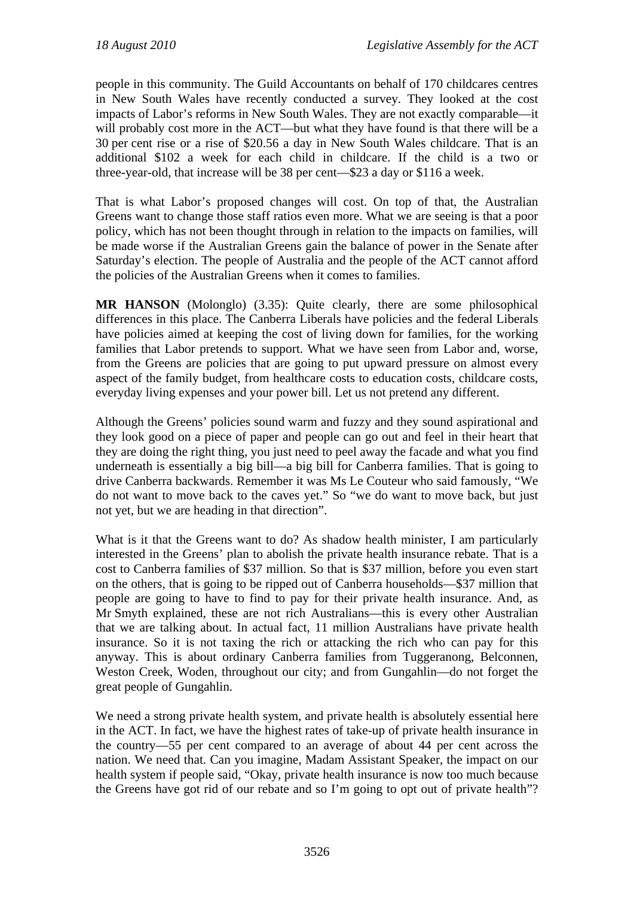people in this community. The Guild Accountants on behalf of 170 childcares centres in New South Wales have recently conducted a survey. They looked at the cost impacts of Labor's reforms in New South Wales. They are not exactly comparable—it will probably cost more in the ACT—but what they have found is that there will be a 30 per cent rise or a rise of $20.56 a day in New South Wales childcare. That is an additional $102 a week for each child in childcare. If the child is a two or three-year-old, that increase will be 38 per cent—$23 a day or $116 a week.

That is what Labor's proposed changes will cost. On top of that, the Australian Greens want to change those staff ratios even more. What we are seeing is that a poor policy, which has not been thought through in relation to the impacts on families, will be made worse if the Australian Greens gain the balance of power in the Senate after Saturday's election. The people of Australia and the people of the ACT cannot afford the policies of the Australian Greens when it comes to families.

**MR HANSON** (Molonglo) (3.35): Quite clearly, there are some philosophical differences in this place. The Canberra Liberals have policies and the federal Liberals have policies aimed at keeping the cost of living down for families, for the working families that Labor pretends to support. What we have seen from Labor and, worse, from the Greens are policies that are going to put upward pressure on almost every aspect of the family budget, from healthcare costs to education costs, childcare costs, everyday living expenses and your power bill. Let us not pretend any different.

Although the Greens' policies sound warm and fuzzy and they sound aspirational and they look good on a piece of paper and people can go out and feel in their heart that they are doing the right thing, you just need to peel away the facade and what you find underneath is essentially a big bill—a big bill for Canberra families. That is going to drive Canberra backwards. Remember it was Ms Le Couteur who said famously, "We do not want to move back to the caves yet." So "we do want to move back, but just not yet, but we are heading in that direction".

What is it that the Greens want to do? As shadow health minister, I am particularly interested in the Greens' plan to abolish the private health insurance rebate. That is a cost to Canberra families of $37 million. So that is $37 million, before you even start on the others, that is going to be ripped out of Canberra households—$37 million that people are going to have to find to pay for their private health insurance. And, as Mr Smyth explained, these are not rich Australians—this is every other Australian that we are talking about. In actual fact, 11 million Australians have private health insurance. So it is not taxing the rich or attacking the rich who can pay for this anyway. This is about ordinary Canberra families from Tuggeranong, Belconnen, Weston Creek, Woden, throughout our city; and from Gungahlin—do not forget the great people of Gungahlin.

We need a strong private health system, and private health is absolutely essential here in the ACT. In fact, we have the highest rates of take-up of private health insurance in the country—55 per cent compared to an average of about 44 per cent across the nation. We need that. Can you imagine, Madam Assistant Speaker, the impact on our health system if people said, "Okay, private health insurance is now too much because the Greens have got rid of our rebate and so I'm going to opt out of private health"?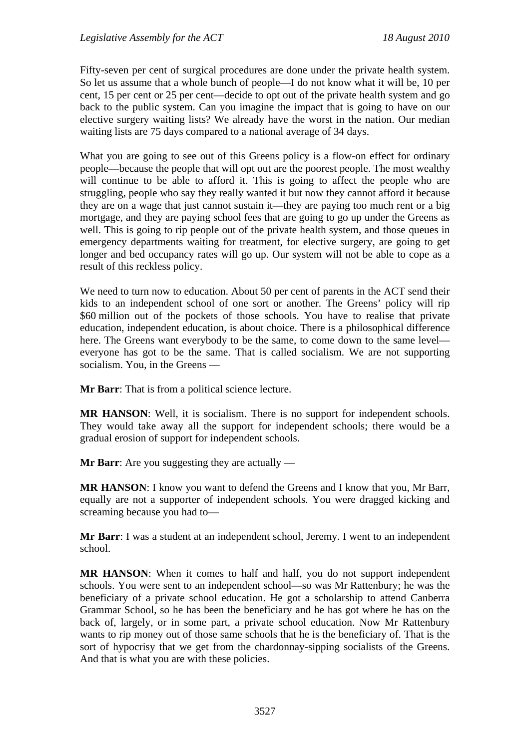Fifty-seven per cent of surgical procedures are done under the private health system. So let us assume that a whole bunch of people—I do not know what it will be, 10 per cent, 15 per cent or 25 per cent—decide to opt out of the private health system and go back to the public system. Can you imagine the impact that is going to have on our elective surgery waiting lists? We already have the worst in the nation. Our median waiting lists are 75 days compared to a national average of 34 days.

What you are going to see out of this Greens policy is a flow-on effect for ordinary people—because the people that will opt out are the poorest people. The most wealthy will continue to be able to afford it. This is going to affect the people who are struggling, people who say they really wanted it but now they cannot afford it because they are on a wage that just cannot sustain it—they are paying too much rent or a big mortgage, and they are paying school fees that are going to go up under the Greens as well. This is going to rip people out of the private health system, and those queues in emergency departments waiting for treatment, for elective surgery, are going to get longer and bed occupancy rates will go up. Our system will not be able to cope as a result of this reckless policy.

We need to turn now to education. About 50 per cent of parents in the ACT send their kids to an independent school of one sort or another. The Greens' policy will rip $60 million out of the pockets of those schools. You have to realise that private education, independent education, is about choice. There is a philosophical difference here. The Greens want everybody to be the same, to come down to the same level—everyone has got to be the same. That is called socialism. We are not supporting socialism. You, in the Greens —

**Mr Barr**: That is from a political science lecture.

**MR HANSON**: Well, it is socialism. There is no support for independent schools. They would take away all the support for independent schools; there would be a gradual erosion of support for independent schools.

**Mr Barr**: Are you suggesting they are actually —

**MR HANSON**: I know you want to defend the Greens and I know that you, Mr Barr, equally are not a supporter of independent schools. You were dragged kicking and screaming because you had to—

**Mr Barr**: I was a student at an independent school, Jeremy. I went to an independent school.

**MR HANSON**: When it comes to half and half, you do not support independent schools. You were sent to an independent school—so was Mr Rattenbury; he was the beneficiary of a private school education. He got a scholarship to attend Canberra Grammar School, so he has been the beneficiary and he has got where he has on the back of, largely, or in some part, a private school education. Now Mr Rattenbury wants to rip money out of those same schools that he is the beneficiary of. That is the sort of hypocrisy that we get from the chardonnay-sipping socialists of the Greens. And that is what you are with these policies.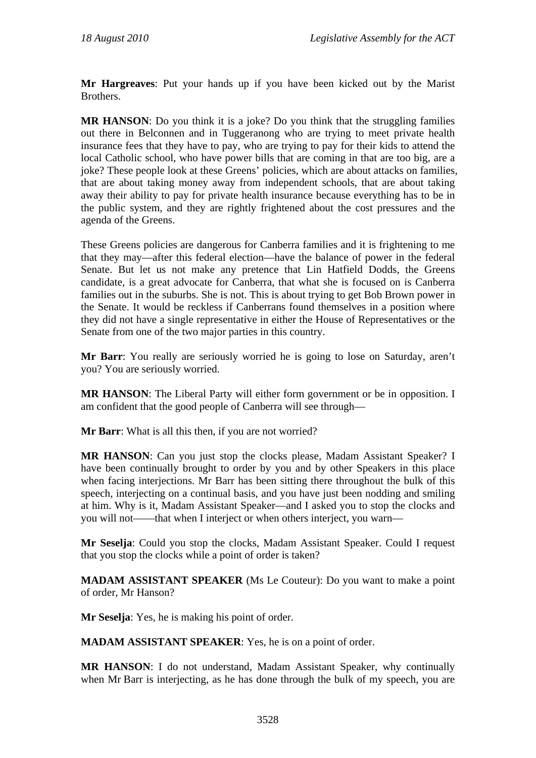**Mr Hargreaves**: Put your hands up if you have been kicked out by the Marist Brothers.

**MR HANSON**: Do you think it is a joke? Do you think that the struggling families out there in Belconnen and in Tuggeranong who are trying to meet private health insurance fees that they have to pay, who are trying to pay for their kids to attend the local Catholic school, who have power bills that are coming in that are too big, are a joke? These people look at these Greens' policies, which are about attacks on families, that are about taking money away from independent schools, that are about taking away their ability to pay for private health insurance because everything has to be in the public system, and they are rightly frightened about the cost pressures and the agenda of the Greens.

These Greens policies are dangerous for Canberra families and it is frightening to me that they may—after this federal election—have the balance of power in the federal Senate. But let us not make any pretence that Lin Hatfield Dodds, the Greens candidate, is a great advocate for Canberra, that what she is focused on is Canberra families out in the suburbs. She is not. This is about trying to get Bob Brown power in the Senate. It would be reckless if Canberrans found themselves in a position where they did not have a single representative in either the House of Representatives or the Senate from one of the two major parties in this country.

**Mr Barr**: You really are seriously worried he is going to lose on Saturday, aren't you? You are seriously worried.

**MR HANSON**: The Liberal Party will either form government or be in opposition. I am confident that the good people of Canberra will see through—

**Mr Barr**: What is all this then, if you are not worried?

**MR HANSON**: Can you just stop the clocks please, Madam Assistant Speaker? I have been continually brought to order by you and by other Speakers in this place when facing interjections. Mr Barr has been sitting there throughout the bulk of this speech, interjecting on a continual basis, and you have just been nodding and smiling at him. Why is it, Madam Assistant Speaker—and I asked you to stop the clocks and you will not——that when I interject or when others interject, you warn—

**Mr Seselja**: Could you stop the clocks, Madam Assistant Speaker. Could I request that you stop the clocks while a point of order is taken?

**MADAM ASSISTANT SPEAKER** (Ms Le Couteur): Do you want to make a point of order, Mr Hanson?

**Mr Seselja**: Yes, he is making his point of order.

**MADAM ASSISTANT SPEAKER**: Yes, he is on a point of order.

**MR HANSON**: I do not understand, Madam Assistant Speaker, why continually when Mr Barr is interjecting, as he has done through the bulk of my speech, you are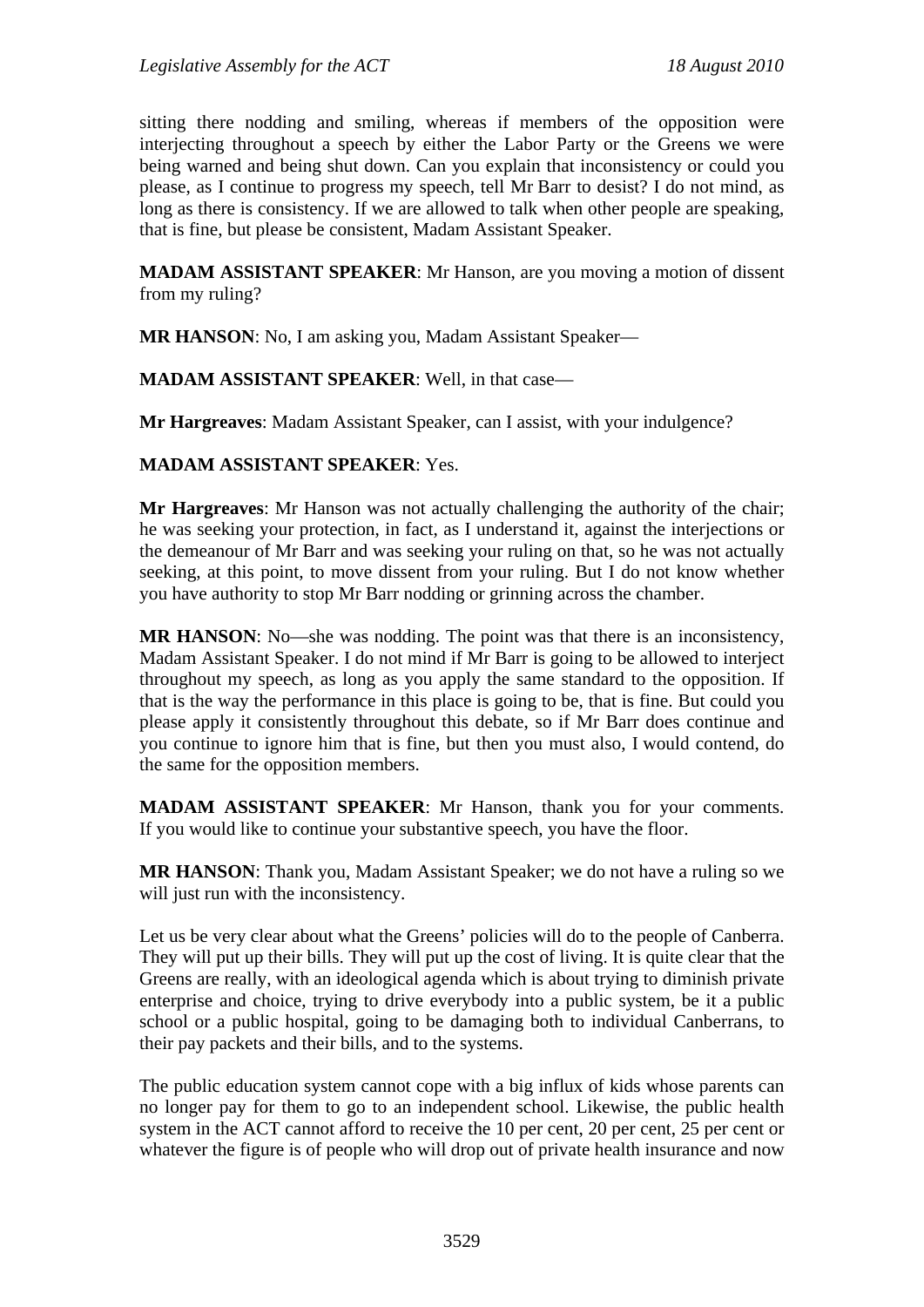sitting there nodding and smiling, whereas if members of the opposition were interjecting throughout a speech by either the Labor Party or the Greens we were being warned and being shut down. Can you explain that inconsistency or could you please, as I continue to progress my speech, tell Mr Barr to desist? I do not mind, as long as there is consistency. If we are allowed to talk when other people are speaking, that is fine, but please be consistent, Madam Assistant Speaker.

**MADAM ASSISTANT SPEAKER**: Mr Hanson, are you moving a motion of dissent from my ruling?

**MR HANSON**: No, I am asking you, Madam Assistant Speaker—

**MADAM ASSISTANT SPEAKER**: Well, in that case—

**Mr Hargreaves**: Madam Assistant Speaker, can I assist, with your indulgence?

**MADAM ASSISTANT SPEAKER**: Yes.

**Mr Hargreaves**: Mr Hanson was not actually challenging the authority of the chair; he was seeking your protection, in fact, as I understand it, against the interjections or the demeanour of Mr Barr and was seeking your ruling on that, so he was not actually seeking, at this point, to move dissent from your ruling. But I do not know whether you have authority to stop Mr Barr nodding or grinning across the chamber.

**MR HANSON**: No—she was nodding. The point was that there is an inconsistency, Madam Assistant Speaker. I do not mind if Mr Barr is going to be allowed to interject throughout my speech, as long as you apply the same standard to the opposition. If that is the way the performance in this place is going to be, that is fine. But could you please apply it consistently throughout this debate, so if Mr Barr does continue and you continue to ignore him that is fine, but then you must also, I would contend, do the same for the opposition members.

**MADAM ASSISTANT SPEAKER**: Mr Hanson, thank you for your comments. If you would like to continue your substantive speech, you have the floor.

**MR HANSON**: Thank you, Madam Assistant Speaker; we do not have a ruling so we will just run with the inconsistency.

Let us be very clear about what the Greens' policies will do to the people of Canberra. They will put up their bills. They will put up the cost of living. It is quite clear that the Greens are really, with an ideological agenda which is about trying to diminish private enterprise and choice, trying to drive everybody into a public system, be it a public school or a public hospital, going to be damaging both to individual Canberrans, to their pay packets and their bills, and to the systems.

The public education system cannot cope with a big influx of kids whose parents can no longer pay for them to go to an independent school. Likewise, the public health system in the ACT cannot afford to receive the 10 per cent, 20 per cent, 25 per cent or whatever the figure is of people who will drop out of private health insurance and now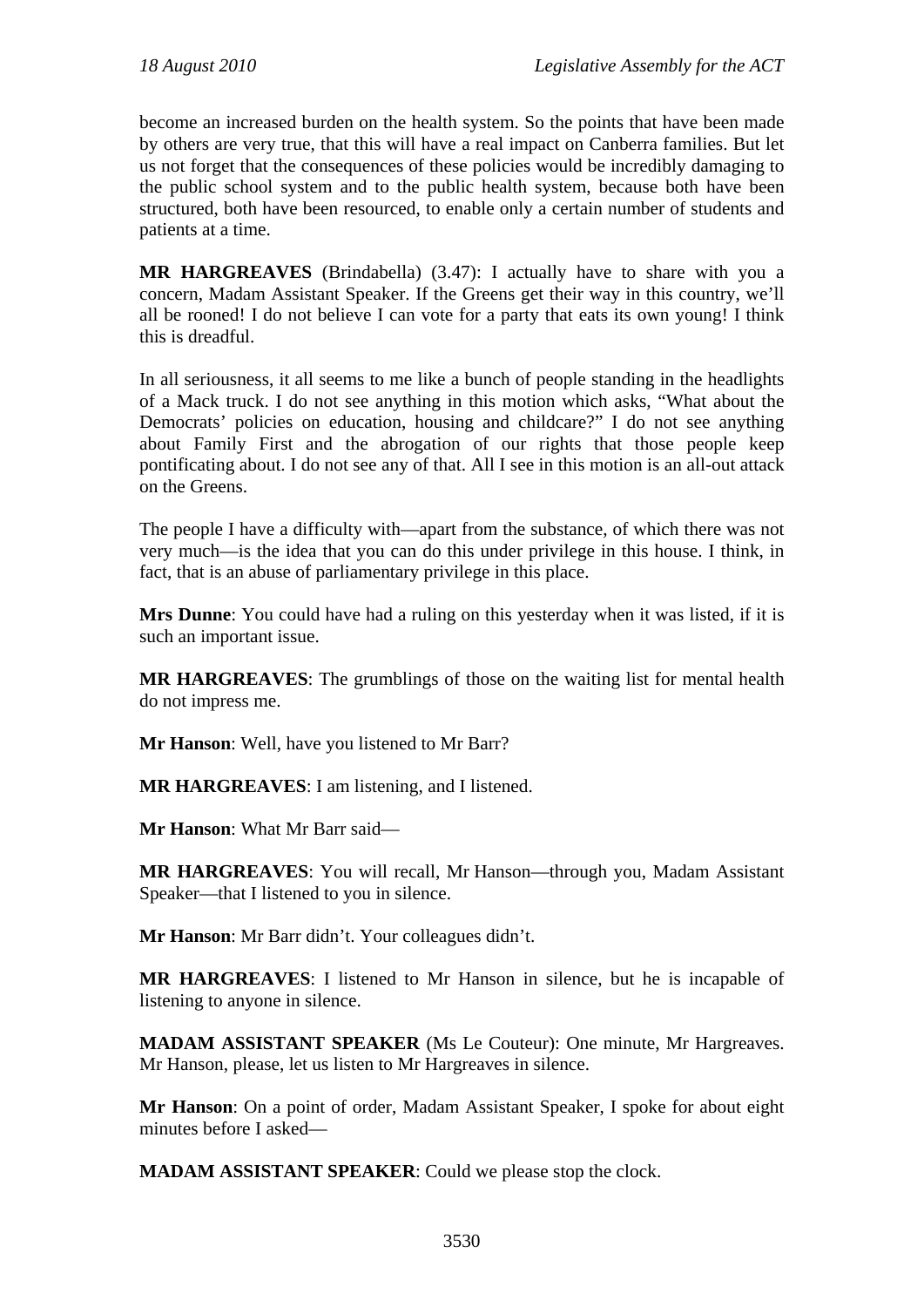become an increased burden on the health system. So the points that have been made by others are very true, that this will have a real impact on Canberra families. But let us not forget that the consequences of these policies would be incredibly damaging to the public school system and to the public health system, because both have been structured, both have been resourced, to enable only a certain number of students and patients at a time.

**MR HARGREAVES** (Brindabella) (3.47): I actually have to share with you a concern, Madam Assistant Speaker. If the Greens get their way in this country, we'll all be rooned! I do not believe I can vote for a party that eats its own young! I think this is dreadful.

In all seriousness, it all seems to me like a bunch of people standing in the headlights of a Mack truck. I do not see anything in this motion which asks, "What about the Democrats' policies on education, housing and childcare?" I do not see anything about Family First and the abrogation of our rights that those people keep pontificating about. I do not see any of that. All I see in this motion is an all-out attack on the Greens.

The people I have a difficulty with—apart from the substance, of which there was not very much—is the idea that you can do this under privilege in this house. I think, in fact, that is an abuse of parliamentary privilege in this place.

**Mrs Dunne**: You could have had a ruling on this yesterday when it was listed, if it is such an important issue.

**MR HARGREAVES**: The grumblings of those on the waiting list for mental health do not impress me.

**Mr Hanson**: Well, have you listened to Mr Barr?

**MR HARGREAVES**: I am listening, and I listened.

**Mr Hanson**: What Mr Barr said—

**MR HARGREAVES**: You will recall, Mr Hanson—through you, Madam Assistant Speaker—that I listened to you in silence.

**Mr Hanson**: Mr Barr didn't. Your colleagues didn't.

**MR HARGREAVES**: I listened to Mr Hanson in silence, but he is incapable of listening to anyone in silence.

**MADAM ASSISTANT SPEAKER** (Ms Le Couteur): One minute, Mr Hargreaves. Mr Hanson, please, let us listen to Mr Hargreaves in silence.

**Mr Hanson**: On a point of order, Madam Assistant Speaker, I spoke for about eight minutes before I asked—

**MADAM ASSISTANT SPEAKER**: Could we please stop the clock.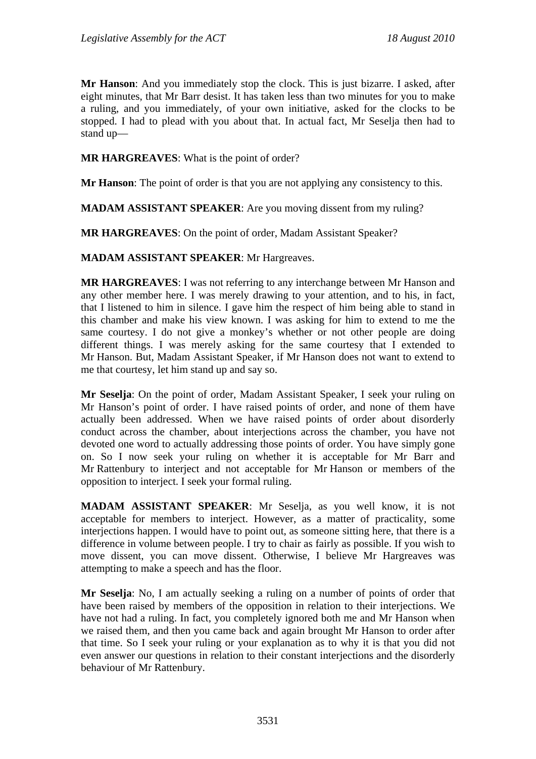**Mr Hanson**: And you immediately stop the clock. This is just bizarre. I asked, after eight minutes, that Mr Barr desist. It has taken less than two minutes for you to make a ruling, and you immediately, of your own initiative, asked for the clocks to be stopped. I had to plead with you about that. In actual fact, Mr Seselja then had to stand up—

**MR HARGREAVES**: What is the point of order?

**Mr Hanson**: The point of order is that you are not applying any consistency to this.

**MADAM ASSISTANT SPEAKER**: Are you moving dissent from my ruling?

**MR HARGREAVES**: On the point of order, Madam Assistant Speaker?

**MADAM ASSISTANT SPEAKER**: Mr Hargreaves.

**MR HARGREAVES**: I was not referring to any interchange between Mr Hanson and any other member here. I was merely drawing to your attention, and to his, in fact, that I listened to him in silence. I gave him the respect of him being able to stand in this chamber and make his view known. I was asking for him to extend to me the same courtesy. I do not give a monkey's whether or not other people are doing different things. I was merely asking for the same courtesy that I extended to Mr Hanson. But, Madam Assistant Speaker, if Mr Hanson does not want to extend to me that courtesy, let him stand up and say so.

**Mr Seselja**: On the point of order, Madam Assistant Speaker, I seek your ruling on Mr Hanson's point of order. I have raised points of order, and none of them have actually been addressed. When we have raised points of order about disorderly conduct across the chamber, about interjections across the chamber, you have not devoted one word to actually addressing those points of order. You have simply gone on. So I now seek your ruling on whether it is acceptable for Mr Barr and Mr Rattenbury to interject and not acceptable for Mr Hanson or members of the opposition to interject. I seek your formal ruling.

**MADAM ASSISTANT SPEAKER**: Mr Seselja, as you well know, it is not acceptable for members to interject. However, as a matter of practicality, some interjections happen. I would have to point out, as someone sitting here, that there is a difference in volume between people. I try to chair as fairly as possible. If you wish to move dissent, you can move dissent. Otherwise, I believe Mr Hargreaves was attempting to make a speech and has the floor.

**Mr Seselja**: No, I am actually seeking a ruling on a number of points of order that have been raised by members of the opposition in relation to their interjections. We have not had a ruling. In fact, you completely ignored both me and Mr Hanson when we raised them, and then you came back and again brought Mr Hanson to order after that time. So I seek your ruling or your explanation as to why it is that you did not even answer our questions in relation to their constant interjections and the disorderly behaviour of Mr Rattenbury.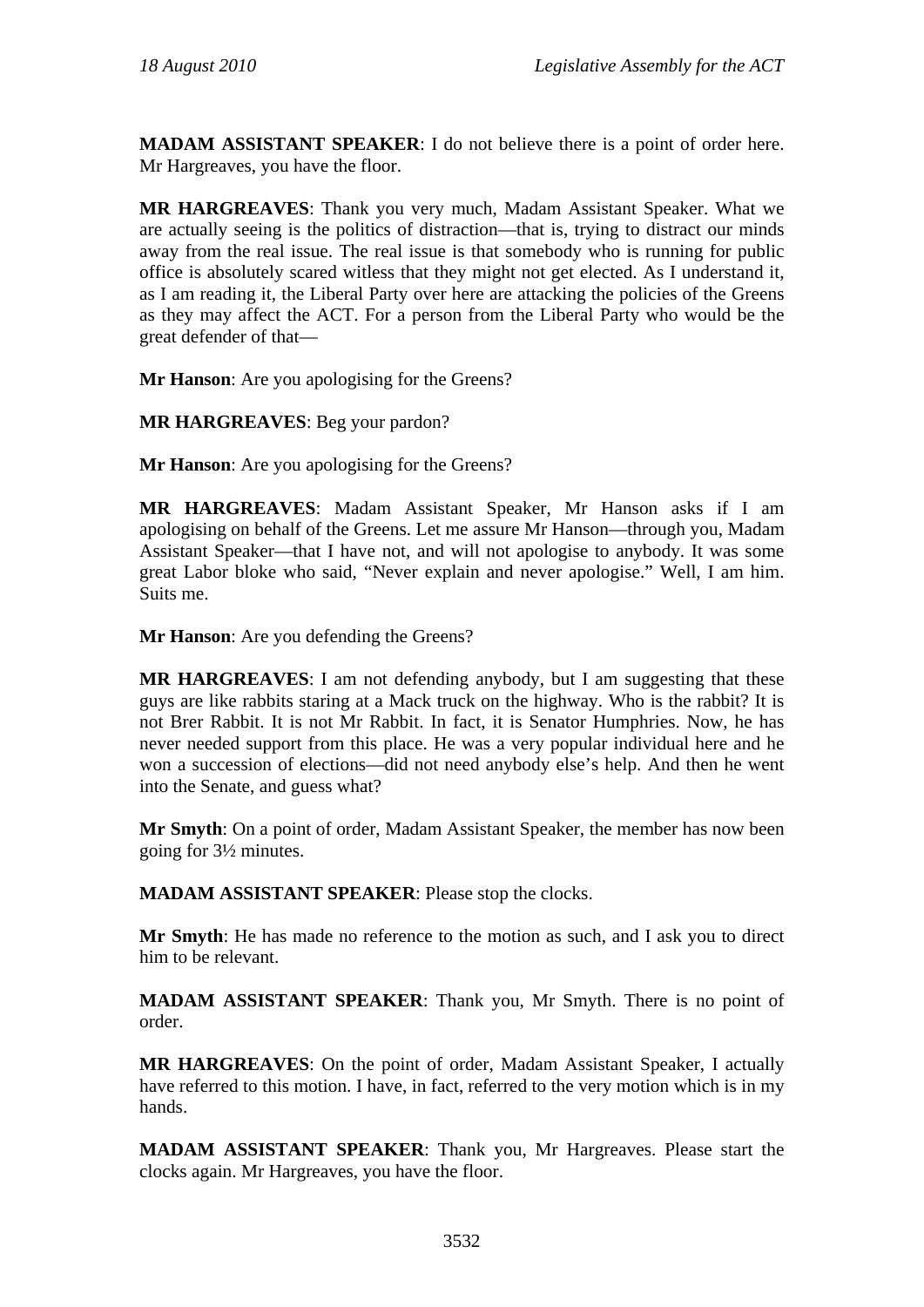**MADAM ASSISTANT SPEAKER**: I do not believe there is a point of order here. Mr Hargreaves, you have the floor.

**MR HARGREAVES**: Thank you very much, Madam Assistant Speaker. What we are actually seeing is the politics of distraction—that is, trying to distract our minds away from the real issue. The real issue is that somebody who is running for public office is absolutely scared witless that they might not get elected. As I understand it, as I am reading it, the Liberal Party over here are attacking the policies of the Greens as they may affect the ACT. For a person from the Liberal Party who would be the great defender of that—

**Mr Hanson**: Are you apologising for the Greens?

**MR HARGREAVES**: Beg your pardon?

**Mr Hanson**: Are you apologising for the Greens?

**MR HARGREAVES**: Madam Assistant Speaker, Mr Hanson asks if I am apologising on behalf of the Greens. Let me assure Mr Hanson—through you, Madam Assistant Speaker—that I have not, and will not apologise to anybody. It was some great Labor bloke who said, "Never explain and never apologise." Well, I am him. Suits me.

**Mr Hanson**: Are you defending the Greens?

**MR HARGREAVES**: I am not defending anybody, but I am suggesting that these guys are like rabbits staring at a Mack truck on the highway. Who is the rabbit? It is not Brer Rabbit. It is not Mr Rabbit. In fact, it is Senator Humphries. Now, he has never needed support from this place. He was a very popular individual here and he won a succession of elections—did not need anybody else's help. And then he went into the Senate, and guess what?

**Mr Smyth**: On a point of order, Madam Assistant Speaker, the member has now been going for 3½ minutes.

**MADAM ASSISTANT SPEAKER**: Please stop the clocks.

**Mr Smyth**: He has made no reference to the motion as such, and I ask you to direct him to be relevant.

**MADAM ASSISTANT SPEAKER**: Thank you, Mr Smyth. There is no point of order.

**MR HARGREAVES**: On the point of order, Madam Assistant Speaker, I actually have referred to this motion. I have, in fact, referred to the very motion which is in my hands.

**MADAM ASSISTANT SPEAKER**: Thank you, Mr Hargreaves. Please start the clocks again. Mr Hargreaves, you have the floor.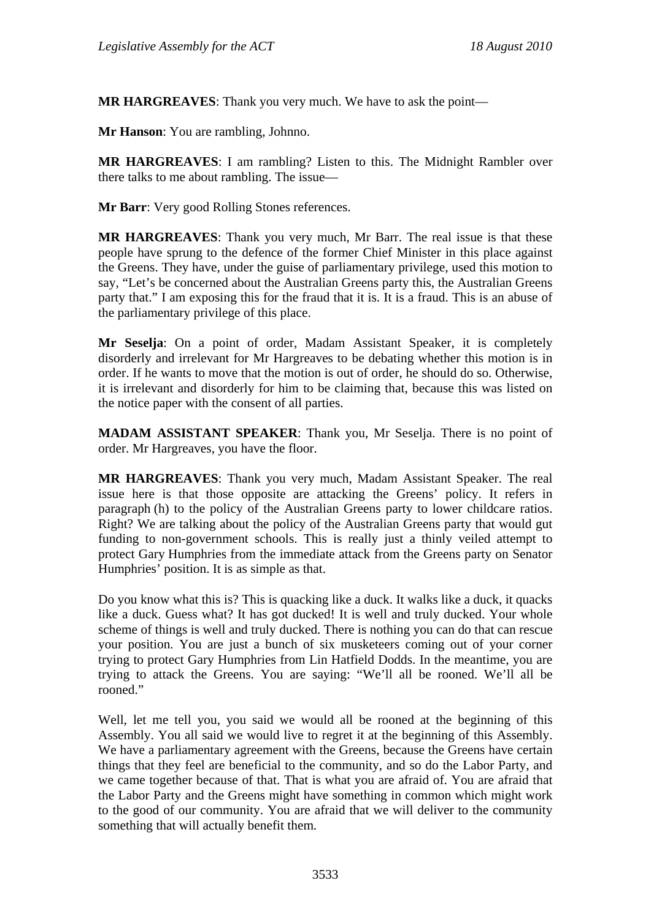**MR HARGREAVES**: Thank you very much. We have to ask the point—

**Mr Hanson**: You are rambling, Johnno.

**MR HARGREAVES**: I am rambling? Listen to this. The Midnight Rambler over there talks to me about rambling. The issue—

**Mr Barr**: Very good Rolling Stones references.

**MR HARGREAVES**: Thank you very much, Mr Barr. The real issue is that these people have sprung to the defence of the former Chief Minister in this place against the Greens. They have, under the guise of parliamentary privilege, used this motion to say, "Let's be concerned about the Australian Greens party this, the Australian Greens party that." I am exposing this for the fraud that it is. It is a fraud. This is an abuse of the parliamentary privilege of this place.

**Mr Seselja**: On a point of order, Madam Assistant Speaker, it is completely disorderly and irrelevant for Mr Hargreaves to be debating whether this motion is in order. If he wants to move that the motion is out of order, he should do so. Otherwise, it is irrelevant and disorderly for him to be claiming that, because this was listed on the notice paper with the consent of all parties.

**MADAM ASSISTANT SPEAKER**: Thank you, Mr Seselja. There is no point of order. Mr Hargreaves, you have the floor.

**MR HARGREAVES**: Thank you very much, Madam Assistant Speaker. The real issue here is that those opposite are attacking the Greens' policy. It refers in paragraph (h) to the policy of the Australian Greens party to lower childcare ratios. Right? We are talking about the policy of the Australian Greens party that would gut funding to non-government schools. This is really just a thinly veiled attempt to protect Gary Humphries from the immediate attack from the Greens party on Senator Humphries' position. It is as simple as that.

Do you know what this is? This is quacking like a duck. It walks like a duck, it quacks like a duck. Guess what? It has got ducked! It is well and truly ducked. Your whole scheme of things is well and truly ducked. There is nothing you can do that can rescue your position. You are just a bunch of six musketeers coming out of your corner trying to protect Gary Humphries from Lin Hatfield Dodds. In the meantime, you are trying to attack the Greens. You are saying: "We'll all be rooned. We'll all be rooned."

Well, let me tell you, you said we would all be rooned at the beginning of this Assembly. You all said we would live to regret it at the beginning of this Assembly. We have a parliamentary agreement with the Greens, because the Greens have certain things that they feel are beneficial to the community, and so do the Labor Party, and we came together because of that. That is what you are afraid of. You are afraid that the Labor Party and the Greens might have something in common which might work to the good of our community. You are afraid that we will deliver to the community something that will actually benefit them.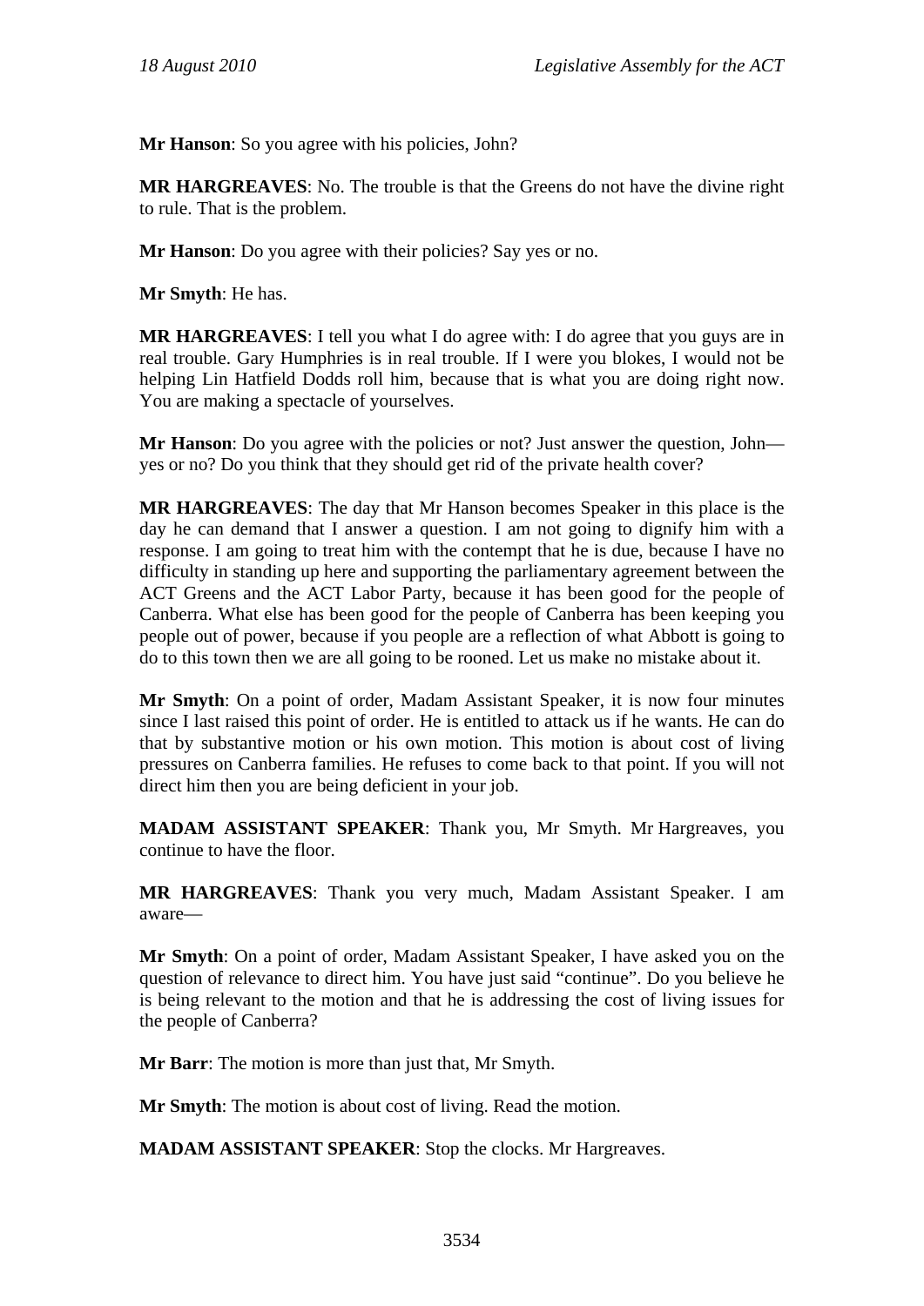**Mr Hanson**: So you agree with his policies, John?

**MR HARGREAVES**: No. The trouble is that the Greens do not have the divine right to rule. That is the problem.

**Mr Hanson**: Do you agree with their policies? Say yes or no.

**Mr Smyth**: He has.

**MR HARGREAVES**: I tell you what I do agree with: I do agree that you guys are in real trouble. Gary Humphries is in real trouble. If I were you blokes, I would not be helping Lin Hatfield Dodds roll him, because that is what you are doing right now. You are making a spectacle of yourselves.

**Mr Hanson**: Do you agree with the policies or not? Just answer the question, John—yes or no? Do you think that they should get rid of the private health cover?

**MR HARGREAVES**: The day that Mr Hanson becomes Speaker in this place is the day he can demand that I answer a question. I am not going to dignify him with a response. I am going to treat him with the contempt that he is due, because I have no difficulty in standing up here and supporting the parliamentary agreement between the ACT Greens and the ACT Labor Party, because it has been good for the people of Canberra. What else has been good for the people of Canberra has been keeping you people out of power, because if you people are a reflection of what Abbott is going to do to this town then we are all going to be rooned. Let us make no mistake about it.

**Mr Smyth**: On a point of order, Madam Assistant Speaker, it is now four minutes since I last raised this point of order. He is entitled to attack us if he wants. He can do that by substantive motion or his own motion. This motion is about cost of living pressures on Canberra families. He refuses to come back to that point. If you will not direct him then you are being deficient in your job.

**MADAM ASSISTANT SPEAKER**: Thank you, Mr Smyth. Mr Hargreaves, you continue to have the floor.

**MR HARGREAVES**: Thank you very much, Madam Assistant Speaker. I am aware—

**Mr Smyth**: On a point of order, Madam Assistant Speaker, I have asked you on the question of relevance to direct him. You have just said "continue". Do you believe he is being relevant to the motion and that he is addressing the cost of living issues for the people of Canberra?

**Mr Barr**: The motion is more than just that, Mr Smyth.

**Mr Smyth**: The motion is about cost of living. Read the motion.

**MADAM ASSISTANT SPEAKER**: Stop the clocks. Mr Hargreaves.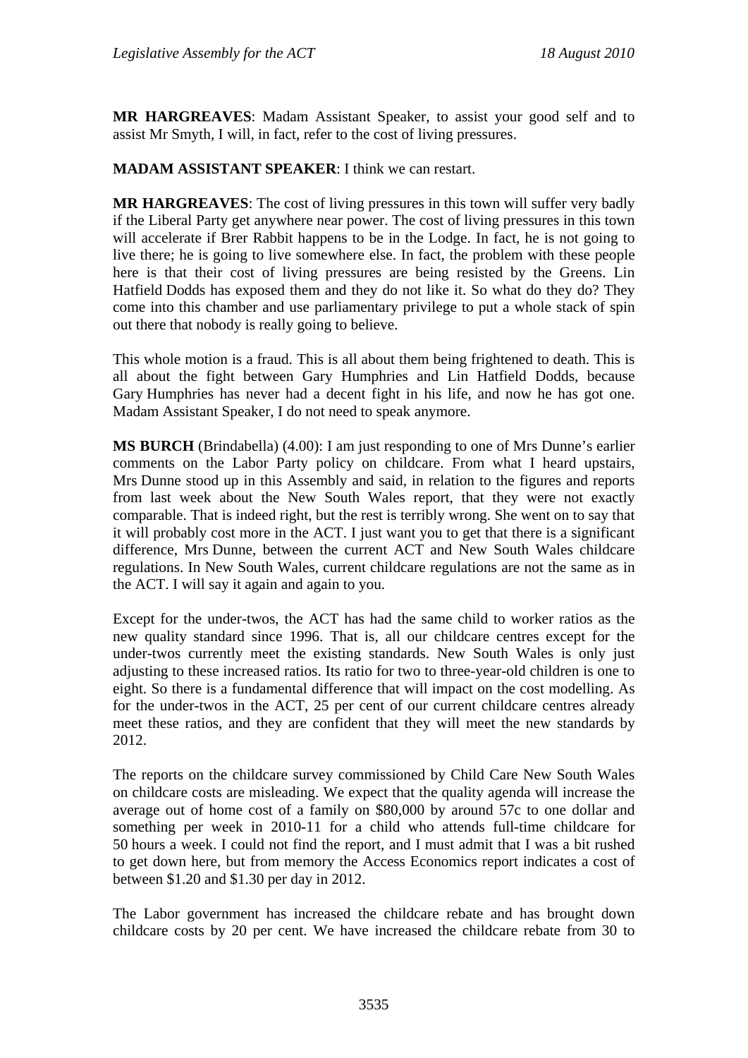**MR HARGREAVES**: Madam Assistant Speaker, to assist your good self and to assist Mr Smyth, I will, in fact, refer to the cost of living pressures.

**MADAM ASSISTANT SPEAKER**: I think we can restart.

**MR HARGREAVES**: The cost of living pressures in this town will suffer very badly if the Liberal Party get anywhere near power. The cost of living pressures in this town will accelerate if Brer Rabbit happens to be in the Lodge. In fact, he is not going to live there; he is going to live somewhere else. In fact, the problem with these people here is that their cost of living pressures are being resisted by the Greens. Lin Hatfield Dodds has exposed them and they do not like it. So what do they do? They come into this chamber and use parliamentary privilege to put a whole stack of spin out there that nobody is really going to believe.

This whole motion is a fraud. This is all about them being frightened to death. This is all about the fight between Gary Humphries and Lin Hatfield Dodds, because Gary Humphries has never had a decent fight in his life, and now he has got one. Madam Assistant Speaker, I do not need to speak anymore.

**MS BURCH** (Brindabella) (4.00): I am just responding to one of Mrs Dunne's earlier comments on the Labor Party policy on childcare. From what I heard upstairs, Mrs Dunne stood up in this Assembly and said, in relation to the figures and reports from last week about the New South Wales report, that they were not exactly comparable. That is indeed right, but the rest is terribly wrong. She went on to say that it will probably cost more in the ACT. I just want you to get that there is a significant difference, Mrs Dunne, between the current ACT and New South Wales childcare regulations. In New South Wales, current childcare regulations are not the same as in the ACT. I will say it again and again to you.

Except for the under-twos, the ACT has had the same child to worker ratios as the new quality standard since 1996. That is, all our childcare centres except for the under-twos currently meet the existing standards. New South Wales is only just adjusting to these increased ratios. Its ratio for two to three-year-old children is one to eight. So there is a fundamental difference that will impact on the cost modelling. As for the under-twos in the ACT, 25 per cent of our current childcare centres already meet these ratios, and they are confident that they will meet the new standards by 2012.

The reports on the childcare survey commissioned by Child Care New South Wales on childcare costs are misleading. We expect that the quality agenda will increase the average out of home cost of a family on $80,000 by around 57c to one dollar and something per week in 2010-11 for a child who attends full-time childcare for 50 hours a week. I could not find the report, and I must admit that I was a bit rushed to get down here, but from memory the Access Economics report indicates a cost of between $1.20 and $1.30 per day in 2012.

The Labor government has increased the childcare rebate and has brought down childcare costs by 20 per cent. We have increased the childcare rebate from 30 to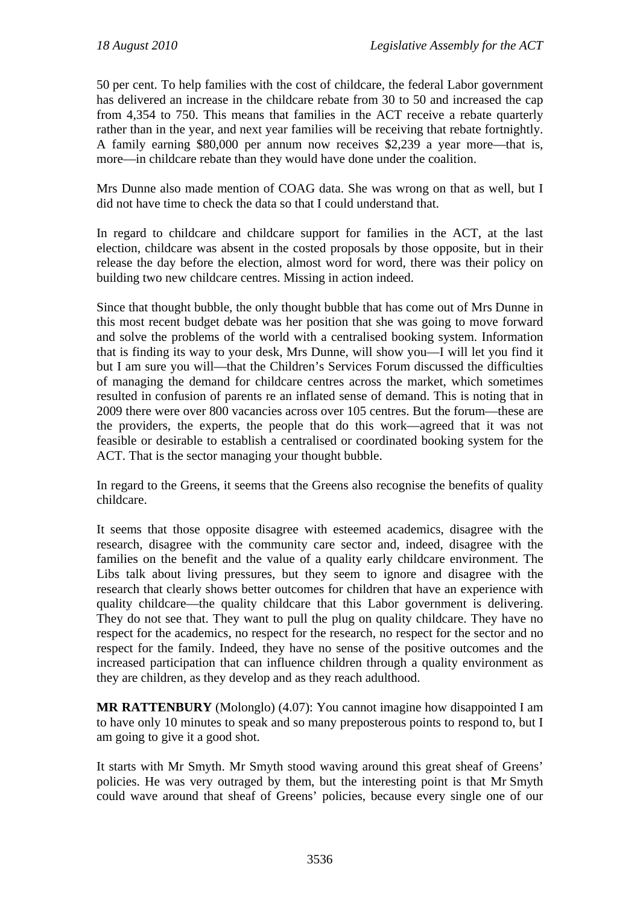50 per cent. To help families with the cost of childcare, the federal Labor government has delivered an increase in the childcare rebate from 30 to 50 and increased the cap from 4,354 to 750. This means that families in the ACT receive a rebate quarterly rather than in the year, and next year families will be receiving that rebate fortnightly. A family earning $80,000 per annum now receives $2,239 a year more—that is, more—in childcare rebate than they would have done under the coalition.

Mrs Dunne also made mention of COAG data. She was wrong on that as well, but I did not have time to check the data so that I could understand that.

In regard to childcare and childcare support for families in the ACT, at the last election, childcare was absent in the costed proposals by those opposite, but in their release the day before the election, almost word for word, there was their policy on building two new childcare centres. Missing in action indeed.

Since that thought bubble, the only thought bubble that has come out of Mrs Dunne in this most recent budget debate was her position that she was going to move forward and solve the problems of the world with a centralised booking system. Information that is finding its way to your desk, Mrs Dunne, will show you—I will let you find it but I am sure you will—that the Children's Services Forum discussed the difficulties of managing the demand for childcare centres across the market, which sometimes resulted in confusion of parents re an inflated sense of demand. This is noting that in 2009 there were over 800 vacancies across over 105 centres. But the forum—these are the providers, the experts, the people that do this work—agreed that it was not feasible or desirable to establish a centralised or coordinated booking system for the ACT. That is the sector managing your thought bubble.

In regard to the Greens, it seems that the Greens also recognise the benefits of quality childcare.

It seems that those opposite disagree with esteemed academics, disagree with the research, disagree with the community care sector and, indeed, disagree with the families on the benefit and the value of a quality early childcare environment. The Libs talk about living pressures, but they seem to ignore and disagree with the research that clearly shows better outcomes for children that have an experience with quality childcare—the quality childcare that this Labor government is delivering. They do not see that. They want to pull the plug on quality childcare. They have no respect for the academics, no respect for the research, no respect for the sector and no respect for the family. Indeed, they have no sense of the positive outcomes and the increased participation that can influence children through a quality environment as they are children, as they develop and as they reach adulthood.

**MR RATTENBURY** (Molonglo) (4.07): You cannot imagine how disappointed I am to have only 10 minutes to speak and so many preposterous points to respond to, but I am going to give it a good shot.

It starts with Mr Smyth. Mr Smyth stood waving around this great sheaf of Greens' policies. He was very outraged by them, but the interesting point is that Mr Smyth could wave around that sheaf of Greens' policies, because every single one of our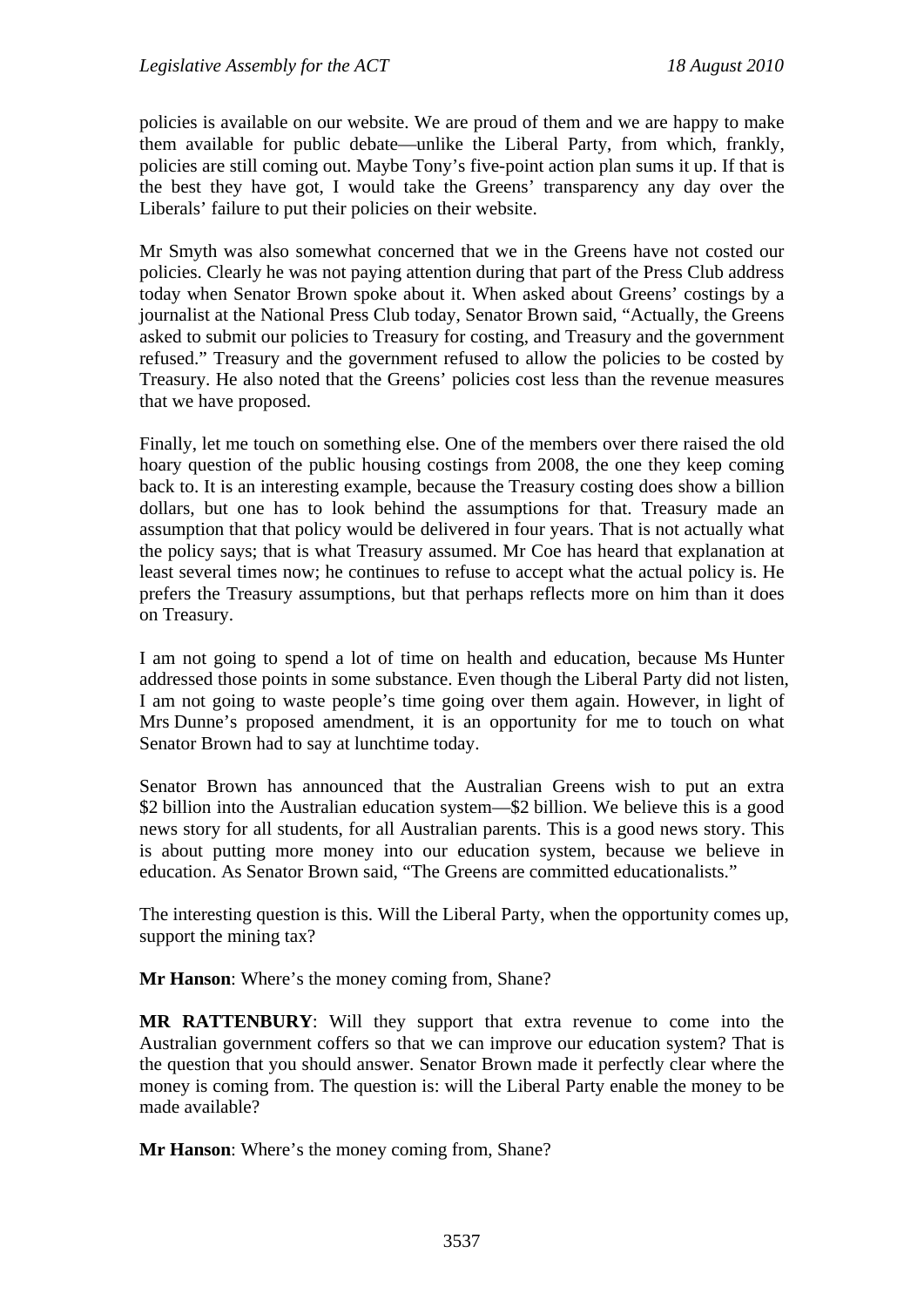policies is available on our website. We are proud of them and we are happy to make them available for public debate—unlike the Liberal Party, from which, frankly, policies are still coming out. Maybe Tony's five-point action plan sums it up. If that is the best they have got, I would take the Greens' transparency any day over the Liberals' failure to put their policies on their website.

Mr Smyth was also somewhat concerned that we in the Greens have not costed our policies. Clearly he was not paying attention during that part of the Press Club address today when Senator Brown spoke about it. When asked about Greens' costings by a journalist at the National Press Club today, Senator Brown said, "Actually, the Greens asked to submit our policies to Treasury for costing, and Treasury and the government refused." Treasury and the government refused to allow the policies to be costed by Treasury. He also noted that the Greens' policies cost less than the revenue measures that we have proposed.

Finally, let me touch on something else. One of the members over there raised the old hoary question of the public housing costings from 2008, the one they keep coming back to. It is an interesting example, because the Treasury costing does show a billion dollars, but one has to look behind the assumptions for that. Treasury made an assumption that that policy would be delivered in four years. That is not actually what the policy says; that is what Treasury assumed. Mr Coe has heard that explanation at least several times now; he continues to refuse to accept what the actual policy is. He prefers the Treasury assumptions, but that perhaps reflects more on him than it does on Treasury.

I am not going to spend a lot of time on health and education, because Ms Hunter addressed those points in some substance. Even though the Liberal Party did not listen, I am not going to waste people's time going over them again. However, in light of Mrs Dunne's proposed amendment, it is an opportunity for me to touch on what Senator Brown had to say at lunchtime today.

Senator Brown has announced that the Australian Greens wish to put an extra \$2 billion into the Australian education system—\$2 billion. We believe this is a good news story for all students, for all Australian parents. This is a good news story. This is about putting more money into our education system, because we believe in education. As Senator Brown said, "The Greens are committed educationalists."

The interesting question is this. Will the Liberal Party, when the opportunity comes up, support the mining tax?

**Mr Hanson**: Where's the money coming from, Shane?

**MR RATTENBURY**: Will they support that extra revenue to come into the Australian government coffers so that we can improve our education system? That is the question that you should answer. Senator Brown made it perfectly clear where the money is coming from. The question is: will the Liberal Party enable the money to be made available?

**Mr Hanson**: Where's the money coming from, Shane?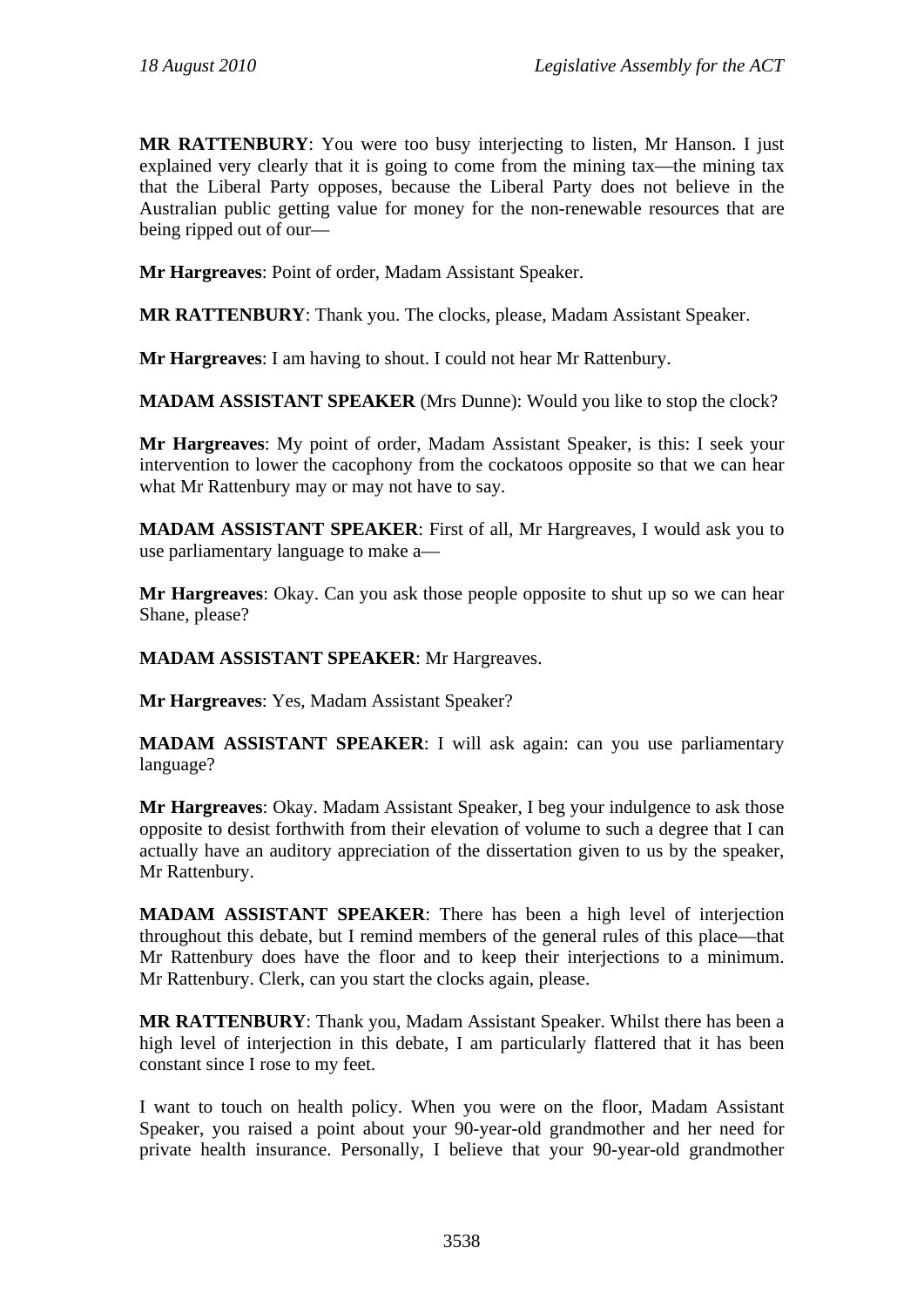**MR RATTENBURY**: You were too busy interjecting to listen, Mr Hanson. I just explained very clearly that it is going to come from the mining tax—the mining tax that the Liberal Party opposes, because the Liberal Party does not believe in the Australian public getting value for money for the non-renewable resources that are being ripped out of our—

**Mr Hargreaves**: Point of order, Madam Assistant Speaker.

**MR RATTENBURY**: Thank you. The clocks, please, Madam Assistant Speaker.

**Mr Hargreaves**: I am having to shout. I could not hear Mr Rattenbury.

**MADAM ASSISTANT SPEAKER** (Mrs Dunne): Would you like to stop the clock?

**Mr Hargreaves**: My point of order, Madam Assistant Speaker, is this: I seek your intervention to lower the cacophony from the cockatoos opposite so that we can hear what Mr Rattenbury may or may not have to say.

**MADAM ASSISTANT SPEAKER**: First of all, Mr Hargreaves, I would ask you to use parliamentary language to make a—

**Mr Hargreaves**: Okay. Can you ask those people opposite to shut up so we can hear Shane, please?

**MADAM ASSISTANT SPEAKER**: Mr Hargreaves.

**Mr Hargreaves**: Yes, Madam Assistant Speaker?

**MADAM ASSISTANT SPEAKER**: I will ask again: can you use parliamentary language?

**Mr Hargreaves**: Okay. Madam Assistant Speaker, I beg your indulgence to ask those opposite to desist forthwith from their elevation of volume to such a degree that I can actually have an auditory appreciation of the dissertation given to us by the speaker, Mr Rattenbury.

**MADAM ASSISTANT SPEAKER**: There has been a high level of interjection throughout this debate, but I remind members of the general rules of this place—that Mr Rattenbury does have the floor and to keep their interjections to a minimum. Mr Rattenbury. Clerk, can you start the clocks again, please.

**MR RATTENBURY**: Thank you, Madam Assistant Speaker. Whilst there has been a high level of interjection in this debate, I am particularly flattered that it has been constant since I rose to my feet.

I want to touch on health policy. When you were on the floor, Madam Assistant Speaker, you raised a point about your 90-year-old grandmother and her need for private health insurance. Personally, I believe that your 90-year-old grandmother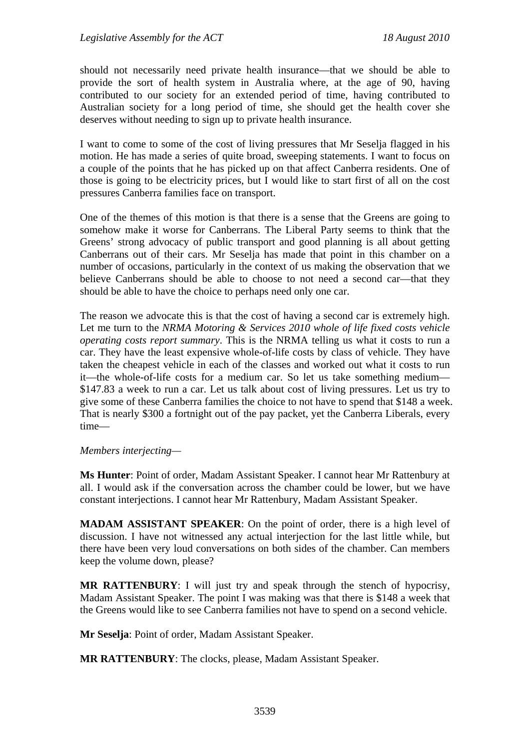should not necessarily need private health insurance—that we should be able to provide the sort of health system in Australia where, at the age of 90, having contributed to our society for an extended period of time, having contributed to Australian society for a long period of time, she should get the health cover she deserves without needing to sign up to private health insurance.

I want to come to some of the cost of living pressures that Mr Seselja flagged in his motion. He has made a series of quite broad, sweeping statements. I want to focus on a couple of the points that he has picked up on that affect Canberra residents. One of those is going to be electricity prices, but I would like to start first of all on the cost pressures Canberra families face on transport.

One of the themes of this motion is that there is a sense that the Greens are going to somehow make it worse for Canberrans. The Liberal Party seems to think that the Greens' strong advocacy of public transport and good planning is all about getting Canberrans out of their cars. Mr Seselja has made that point in this chamber on a number of occasions, particularly in the context of us making the observation that we believe Canberrans should be able to choose to not need a second car—that they should be able to have the choice to perhaps need only one car.

The reason we advocate this is that the cost of having a second car is extremely high. Let me turn to the *NRMA Motoring & Services 2010 whole of life fixed costs vehicle operating costs report summary*. This is the NRMA telling us what it costs to run a car. They have the least expensive whole-of-life costs by class of vehicle. They have taken the cheapest vehicle in each of the classes and worked out what it costs to run it—the whole-of-life costs for a medium car. So let us take something medium—$147.83 a week to run a car. Let us talk about cost of living pressures. Let us try to give some of these Canberra families the choice to not have to spend that $148 a week. That is nearly $300 a fortnight out of the pay packet, yet the Canberra Liberals, every time—

*Members interjecting*—

**Ms Hunter**: Point of order, Madam Assistant Speaker. I cannot hear Mr Rattenbury at all. I would ask if the conversation across the chamber could be lower, but we have constant interjections. I cannot hear Mr Rattenbury, Madam Assistant Speaker.

**MADAM ASSISTANT SPEAKER**: On the point of order, there is a high level of discussion. I have not witnessed any actual interjection for the last little while, but there have been very loud conversations on both sides of the chamber. Can members keep the volume down, please?

**MR RATTENBURY**: I will just try and speak through the stench of hypocrisy, Madam Assistant Speaker. The point I was making was that there is $148 a week that the Greens would like to see Canberra families not have to spend on a second vehicle.

**Mr Seselja**: Point of order, Madam Assistant Speaker.

**MR RATTENBURY**: The clocks, please, Madam Assistant Speaker.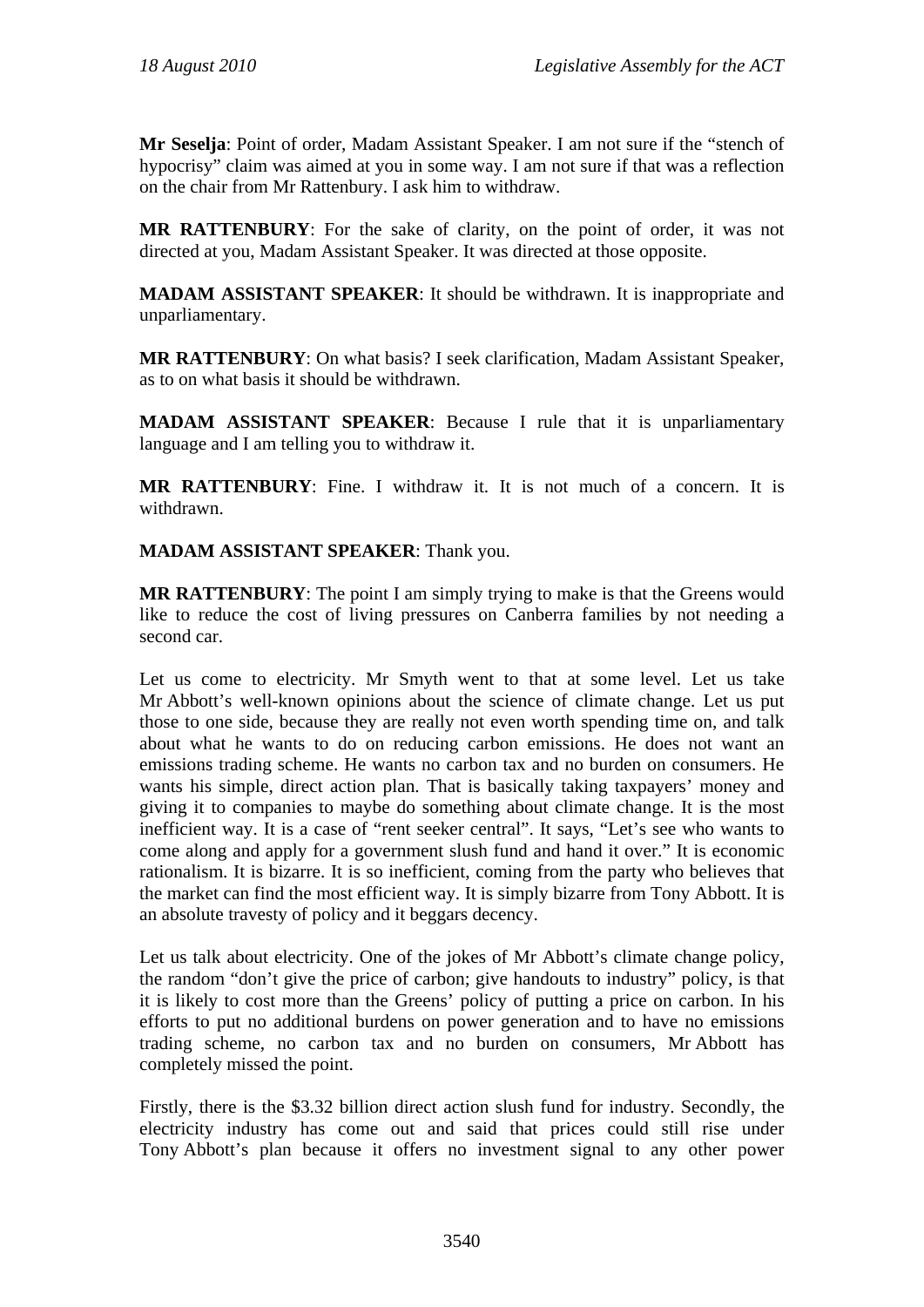**Mr Seselja**: Point of order, Madam Assistant Speaker. I am not sure if the "stench of hypocrisy" claim was aimed at you in some way. I am not sure if that was a reflection on the chair from Mr Rattenbury. I ask him to withdraw.

**MR RATTENBURY**: For the sake of clarity, on the point of order, it was not directed at you, Madam Assistant Speaker. It was directed at those opposite.

**MADAM ASSISTANT SPEAKER**: It should be withdrawn. It is inappropriate and unparliamentary.

**MR RATTENBURY**: On what basis? I seek clarification, Madam Assistant Speaker, as to on what basis it should be withdrawn.

**MADAM ASSISTANT SPEAKER**: Because I rule that it is unparliamentary language and I am telling you to withdraw it.

**MR RATTENBURY**: Fine. I withdraw it. It is not much of a concern. It is withdrawn.

**MADAM ASSISTANT SPEAKER**: Thank you.

**MR RATTENBURY**: The point I am simply trying to make is that the Greens would like to reduce the cost of living pressures on Canberra families by not needing a second car.

Let us come to electricity. Mr Smyth went to that at some level. Let us take Mr Abbott's well-known opinions about the science of climate change. Let us put those to one side, because they are really not even worth spending time on, and talk about what he wants to do on reducing carbon emissions. He does not want an emissions trading scheme. He wants no carbon tax and no burden on consumers. He wants his simple, direct action plan. That is basically taking taxpayers' money and giving it to companies to maybe do something about climate change. It is the most inefficient way. It is a case of "rent seeker central". It says, "Let's see who wants to come along and apply for a government slush fund and hand it over." It is economic rationalism. It is bizarre. It is so inefficient, coming from the party who believes that the market can find the most efficient way. It is simply bizarre from Tony Abbott. It is an absolute travesty of policy and it beggars decency.

Let us talk about electricity. One of the jokes of Mr Abbott's climate change policy, the random "don't give the price of carbon; give handouts to industry" policy, is that it is likely to cost more than the Greens' policy of putting a price on carbon. In his efforts to put no additional burdens on power generation and to have no emissions trading scheme, no carbon tax and no burden on consumers, Mr Abbott has completely missed the point.

Firstly, there is the $3.32 billion direct action slush fund for industry. Secondly, the electricity industry has come out and said that prices could still rise under Tony Abbott's plan because it offers no investment signal to any other power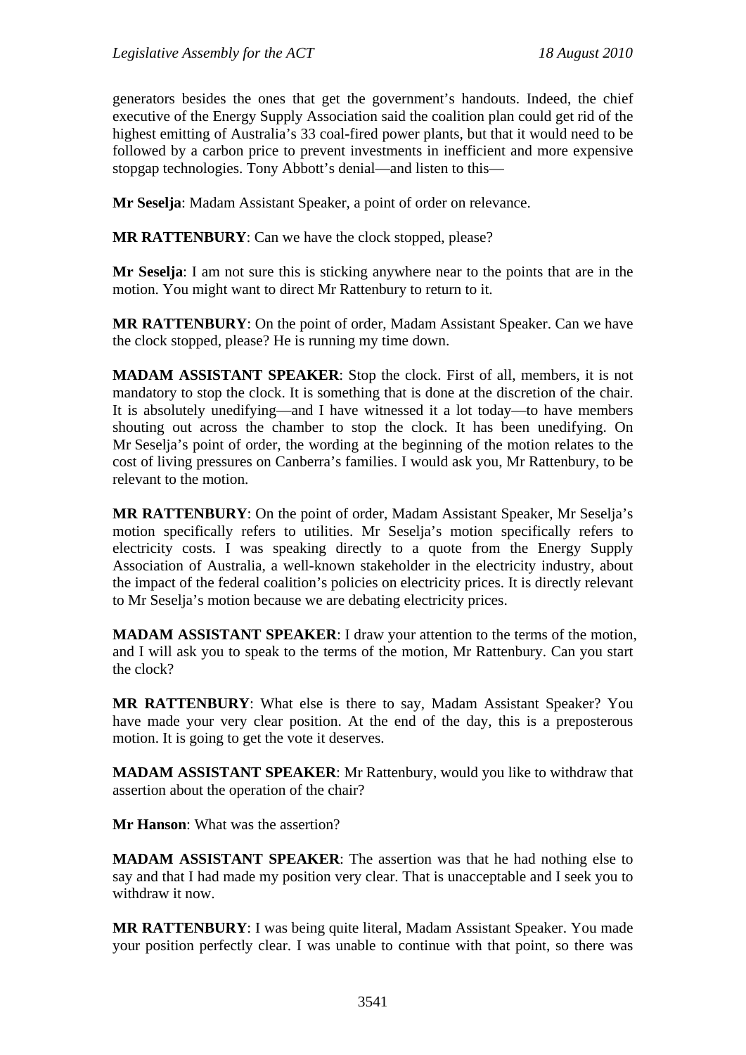generators besides the ones that get the government's handouts. Indeed, the chief executive of the Energy Supply Association said the coalition plan could get rid of the highest emitting of Australia's 33 coal-fired power plants, but that it would need to be followed by a carbon price to prevent investments in inefficient and more expensive stopgap technologies. Tony Abbott's denial—and listen to this—

**Mr Seselja**: Madam Assistant Speaker, a point of order on relevance.

**MR RATTENBURY**: Can we have the clock stopped, please?

**Mr Seselja**: I am not sure this is sticking anywhere near to the points that are in the motion. You might want to direct Mr Rattenbury to return to it.

**MR RATTENBURY**: On the point of order, Madam Assistant Speaker. Can we have the clock stopped, please? He is running my time down.

**MADAM ASSISTANT SPEAKER**: Stop the clock. First of all, members, it is not mandatory to stop the clock. It is something that is done at the discretion of the chair. It is absolutely unedifying—and I have witnessed it a lot today—to have members shouting out across the chamber to stop the clock. It has been unedifying. On Mr Seselja's point of order, the wording at the beginning of the motion relates to the cost of living pressures on Canberra's families. I would ask you, Mr Rattenbury, to be relevant to the motion.

**MR RATTENBURY**: On the point of order, Madam Assistant Speaker, Mr Seselja's motion specifically refers to utilities. Mr Seselja's motion specifically refers to electricity costs. I was speaking directly to a quote from the Energy Supply Association of Australia, a well-known stakeholder in the electricity industry, about the impact of the federal coalition's policies on electricity prices. It is directly relevant to Mr Seselja's motion because we are debating electricity prices.

**MADAM ASSISTANT SPEAKER**: I draw your attention to the terms of the motion, and I will ask you to speak to the terms of the motion, Mr Rattenbury. Can you start the clock?

**MR RATTENBURY**: What else is there to say, Madam Assistant Speaker? You have made your very clear position. At the end of the day, this is a preposterous motion. It is going to get the vote it deserves.

**MADAM ASSISTANT SPEAKER**: Mr Rattenbury, would you like to withdraw that assertion about the operation of the chair?

**Mr Hanson**: What was the assertion?

**MADAM ASSISTANT SPEAKER**: The assertion was that he had nothing else to say and that I had made my position very clear. That is unacceptable and I seek you to withdraw it now.

**MR RATTENBURY**: I was being quite literal, Madam Assistant Speaker. You made your position perfectly clear. I was unable to continue with that point, so there was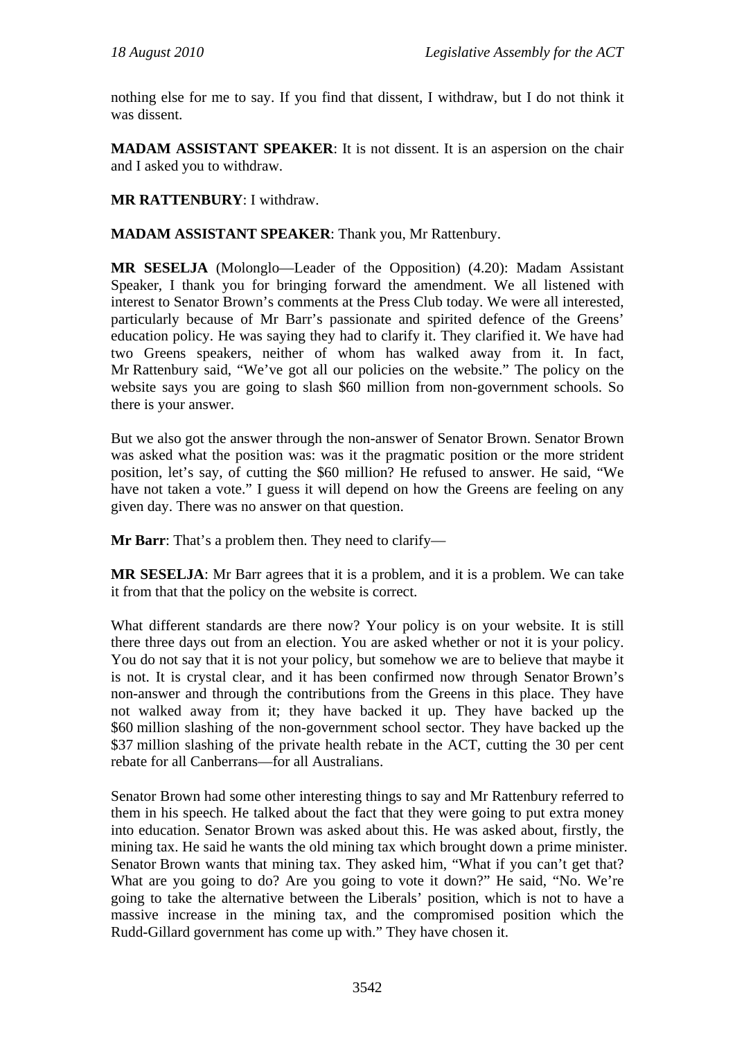nothing else for me to say. If you find that dissent, I withdraw, but I do not think it was dissent.

**MADAM ASSISTANT SPEAKER**: It is not dissent. It is an aspersion on the chair and I asked you to withdraw.

**MR RATTENBURY**: I withdraw.

**MADAM ASSISTANT SPEAKER**: Thank you, Mr Rattenbury.

**MR SESELJA** (Molonglo—Leader of the Opposition) (4.20): Madam Assistant Speaker, I thank you for bringing forward the amendment. We all listened with interest to Senator Brown's comments at the Press Club today. We were all interested, particularly because of Mr Barr's passionate and spirited defence of the Greens' education policy. He was saying they had to clarify it. They clarified it. We have had two Greens speakers, neither of whom has walked away from it. In fact, Mr Rattenbury said, "We've got all our policies on the website." The policy on the website says you are going to slash $60 million from non-government schools. So there is your answer.

But we also got the answer through the non-answer of Senator Brown. Senator Brown was asked what the position was: was it the pragmatic position or the more strident position, let's say, of cutting the $60 million? He refused to answer. He said, "We have not taken a vote." I guess it will depend on how the Greens are feeling on any given day. There was no answer on that question.

**Mr Barr**: That's a problem then. They need to clarify—

**MR SESELJA**: Mr Barr agrees that it is a problem, and it is a problem. We can take it from that that the policy on the website is correct.

What different standards are there now? Your policy is on your website. It is still there three days out from an election. You are asked whether or not it is your policy. You do not say that it is not your policy, but somehow we are to believe that maybe it is not. It is crystal clear, and it has been confirmed now through Senator Brown's non-answer and through the contributions from the Greens in this place. They have not walked away from it; they have backed it up. They have backed up the $60 million slashing of the non-government school sector. They have backed up the $37 million slashing of the private health rebate in the ACT, cutting the 30 per cent rebate for all Canberrans—for all Australians.

Senator Brown had some other interesting things to say and Mr Rattenbury referred to them in his speech. He talked about the fact that they were going to put extra money into education. Senator Brown was asked about this. He was asked about, firstly, the mining tax. He said he wants the old mining tax which brought down a prime minister. Senator Brown wants that mining tax. They asked him, "What if you can't get that? What are you going to do? Are you going to vote it down?" He said, "No. We're going to take the alternative between the Liberals' position, which is not to have a massive increase in the mining tax, and the compromised position which the Rudd-Gillard government has come up with." They have chosen it.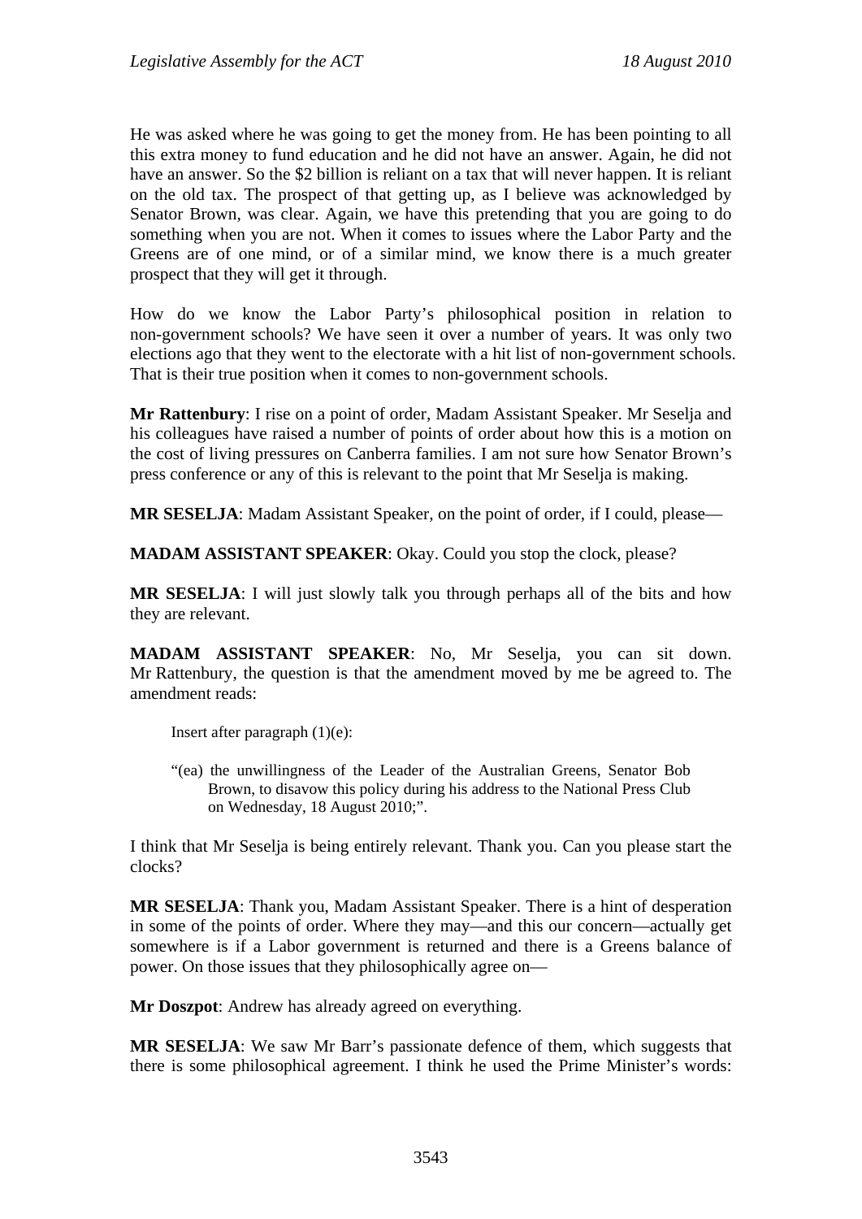He was asked where he was going to get the money from. He has been pointing to all this extra money to fund education and he did not have an answer. Again, he did not have an answer. So the $2 billion is reliant on a tax that will never happen. It is reliant on the old tax. The prospect of that getting up, as I believe was acknowledged by Senator Brown, was clear. Again, we have this pretending that you are going to do something when you are not. When it comes to issues where the Labor Party and the Greens are of one mind, or of a similar mind, we know there is a much greater prospect that they will get it through.

How do we know the Labor Party's philosophical position in relation to non-government schools? We have seen it over a number of years. It was only two elections ago that they went to the electorate with a hit list of non-government schools. That is their true position when it comes to non-government schools.

**Mr Rattenbury**: I rise on a point of order, Madam Assistant Speaker. Mr Seselja and his colleagues have raised a number of points of order about how this is a motion on the cost of living pressures on Canberra families. I am not sure how Senator Brown's press conference or any of this is relevant to the point that Mr Seselja is making.

**MR SESELJA**: Madam Assistant Speaker, on the point of order, if I could, please—

**MADAM ASSISTANT SPEAKER**: Okay. Could you stop the clock, please?

**MR SESELJA**: I will just slowly talk you through perhaps all of the bits and how they are relevant.

**MADAM ASSISTANT SPEAKER**: No, Mr Seselja, you can sit down. Mr Rattenbury, the question is that the amendment moved by me be agreed to. The amendment reads:

> Insert after paragraph (1)(e):
>
> "(ea) the unwillingness of the Leader of the Australian Greens, Senator Bob Brown, to disavow this policy during his address to the National Press Club on Wednesday, 18 August 2010;".

I think that Mr Seselja is being entirely relevant. Thank you. Can you please start the clocks?

**MR SESELJA**: Thank you, Madam Assistant Speaker. There is a hint of desperation in some of the points of order. Where they may—and this our concern—actually get somewhere is if a Labor government is returned and there is a Greens balance of power. On those issues that they philosophically agree on—

**Mr Doszpot**: Andrew has already agreed on everything.

**MR SESELJA**: We saw Mr Barr's passionate defence of them, which suggests that there is some philosophical agreement. I think he used the Prime Minister's words: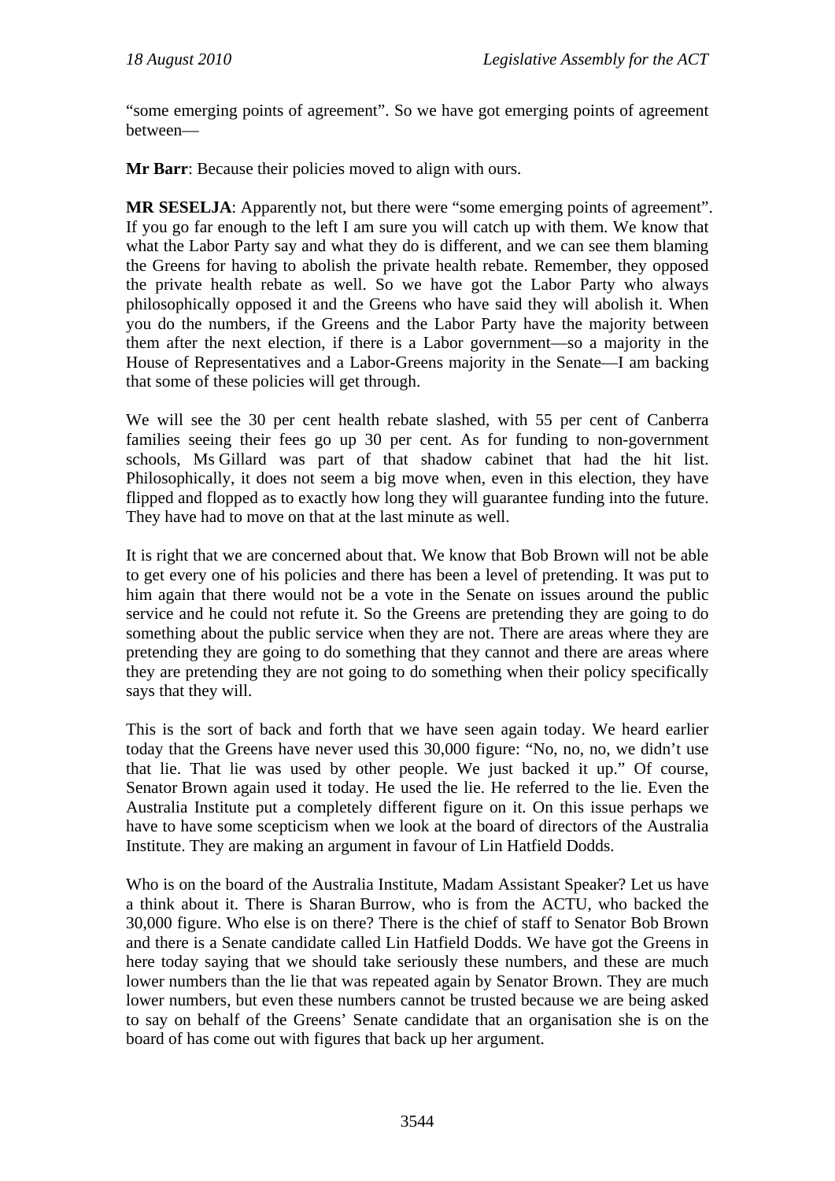"some emerging points of agreement". So we have got emerging points of agreement between—

**Mr Barr**: Because their policies moved to align with ours.

**MR SESELJA**: Apparently not, but there were "some emerging points of agreement". If you go far enough to the left I am sure you will catch up with them. We know that what the Labor Party say and what they do is different, and we can see them blaming the Greens for having to abolish the private health rebate. Remember, they opposed the private health rebate as well. So we have got the Labor Party who always philosophically opposed it and the Greens who have said they will abolish it. When you do the numbers, if the Greens and the Labor Party have the majority between them after the next election, if there is a Labor government—so a majority in the House of Representatives and a Labor-Greens majority in the Senate—I am backing that some of these policies will get through.

We will see the 30 per cent health rebate slashed, with 55 per cent of Canberra families seeing their fees go up 30 per cent. As for funding to non-government schools, Ms Gillard was part of that shadow cabinet that had the hit list. Philosophically, it does not seem a big move when, even in this election, they have flipped and flopped as to exactly how long they will guarantee funding into the future. They have had to move on that at the last minute as well.

It is right that we are concerned about that. We know that Bob Brown will not be able to get every one of his policies and there has been a level of pretending. It was put to him again that there would not be a vote in the Senate on issues around the public service and he could not refute it. So the Greens are pretending they are going to do something about the public service when they are not. There are areas where they are pretending they are going to do something that they cannot and there are areas where they are pretending they are not going to do something when their policy specifically says that they will.

This is the sort of back and forth that we have seen again today. We heard earlier today that the Greens have never used this 30,000 figure: "No, no, no, we didn't use that lie. That lie was used by other people. We just backed it up." Of course, Senator Brown again used it today. He used the lie. He referred to the lie. Even the Australia Institute put a completely different figure on it. On this issue perhaps we have to have some scepticism when we look at the board of directors of the Australia Institute. They are making an argument in favour of Lin Hatfield Dodds.

Who is on the board of the Australia Institute, Madam Assistant Speaker? Let us have a think about it. There is Sharan Burrow, who is from the ACTU, who backed the 30,000 figure. Who else is on there? There is the chief of staff to Senator Bob Brown and there is a Senate candidate called Lin Hatfield Dodds. We have got the Greens in here today saying that we should take seriously these numbers, and these are much lower numbers than the lie that was repeated again by Senator Brown. They are much lower numbers, but even these numbers cannot be trusted because we are being asked to say on behalf of the Greens' Senate candidate that an organisation she is on the board of has come out with figures that back up her argument.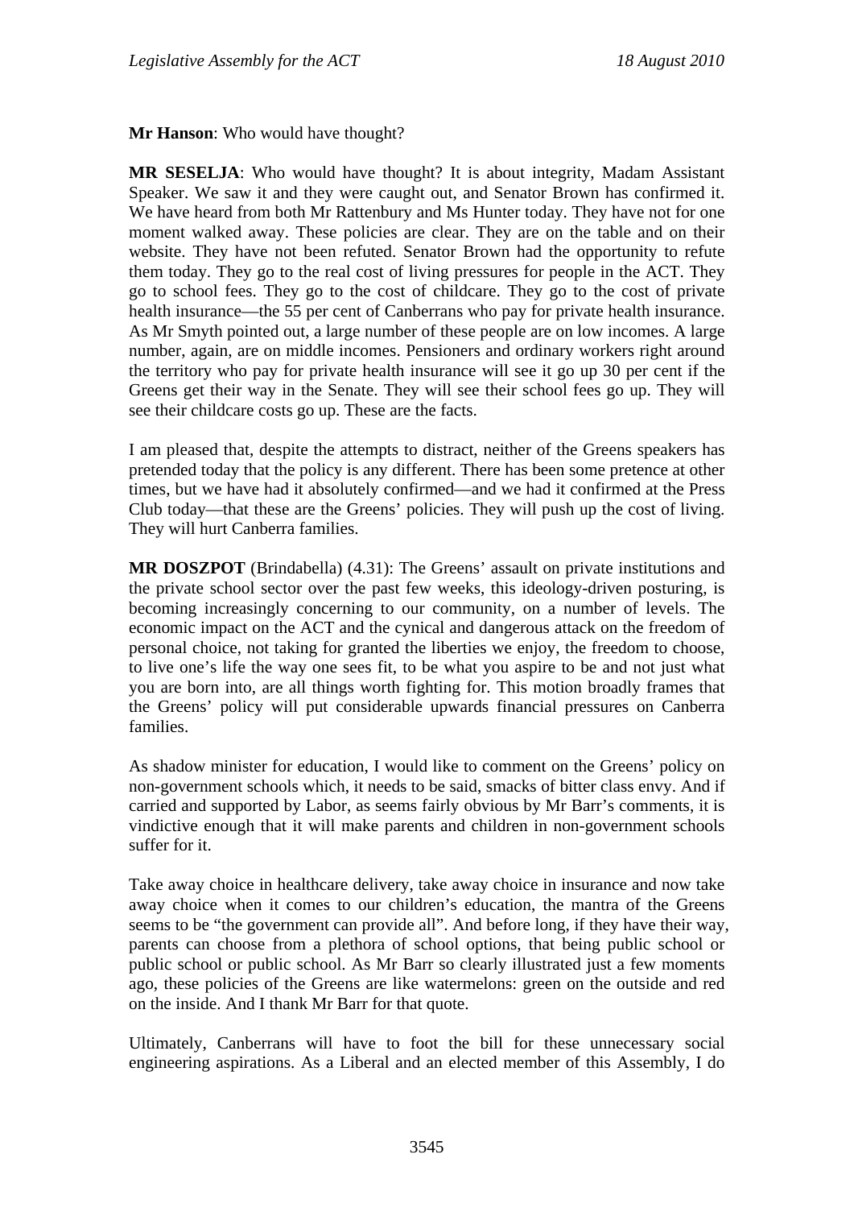**Mr Hanson**: Who would have thought?

**MR SESELJA**: Who would have thought? It is about integrity, Madam Assistant Speaker. We saw it and they were caught out, and Senator Brown has confirmed it. We have heard from both Mr Rattenbury and Ms Hunter today. They have not for one moment walked away. These policies are clear. They are on the table and on their website. They have not been refuted. Senator Brown had the opportunity to refute them today. They go to the real cost of living pressures for people in the ACT. They go to school fees. They go to the cost of childcare. They go to the cost of private health insurance—the 55 per cent of Canberrans who pay for private health insurance. As Mr Smyth pointed out, a large number of these people are on low incomes. A large number, again, are on middle incomes. Pensioners and ordinary workers right around the territory who pay for private health insurance will see it go up 30 per cent if the Greens get their way in the Senate. They will see their school fees go up. They will see their childcare costs go up. These are the facts.

I am pleased that, despite the attempts to distract, neither of the Greens speakers has pretended today that the policy is any different. There has been some pretence at other times, but we have had it absolutely confirmed—and we had it confirmed at the Press Club today—that these are the Greens' policies. They will push up the cost of living. They will hurt Canberra families.

**MR DOSZPOT** (Brindabella) (4.31): The Greens' assault on private institutions and the private school sector over the past few weeks, this ideology-driven posturing, is becoming increasingly concerning to our community, on a number of levels. The economic impact on the ACT and the cynical and dangerous attack on the freedom of personal choice, not taking for granted the liberties we enjoy, the freedom to choose, to live one's life the way one sees fit, to be what you aspire to be and not just what you are born into, are all things worth fighting for. This motion broadly frames that the Greens' policy will put considerable upwards financial pressures on Canberra families.

As shadow minister for education, I would like to comment on the Greens' policy on non-government schools which, it needs to be said, smacks of bitter class envy. And if carried and supported by Labor, as seems fairly obvious by Mr Barr's comments, it is vindictive enough that it will make parents and children in non-government schools suffer for it.

Take away choice in healthcare delivery, take away choice in insurance and now take away choice when it comes to our children's education, the mantra of the Greens seems to be "the government can provide all". And before long, if they have their way, parents can choose from a plethora of school options, that being public school or public school or public school. As Mr Barr so clearly illustrated just a few moments ago, these policies of the Greens are like watermelons: green on the outside and red on the inside. And I thank Mr Barr for that quote.

Ultimately, Canberrans will have to foot the bill for these unnecessary social engineering aspirations. As a Liberal and an elected member of this Assembly, I do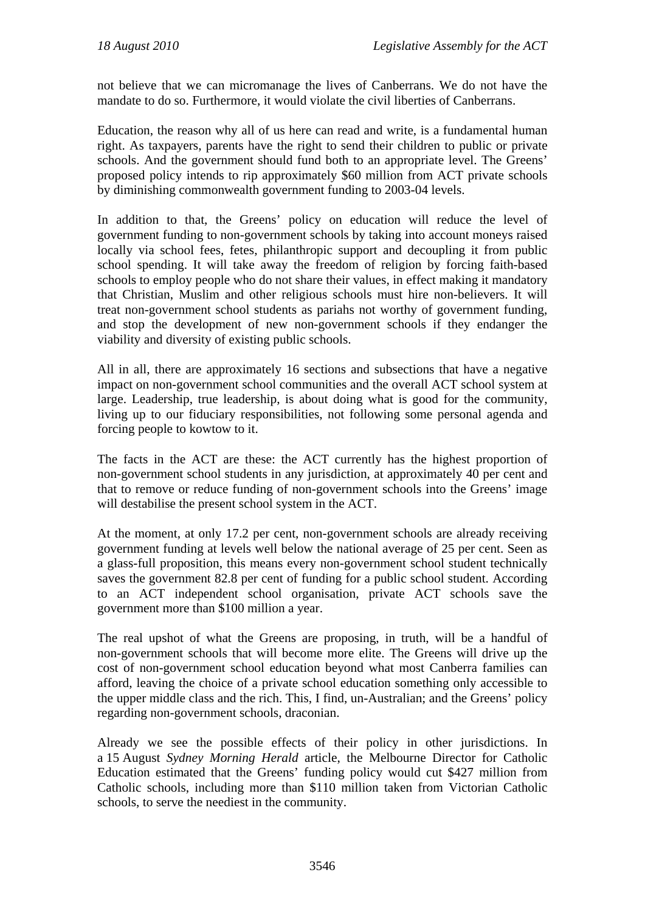not believe that we can micromanage the lives of Canberrans. We do not have the mandate to do so. Furthermore, it would violate the civil liberties of Canberrans.

Education, the reason why all of us here can read and write, is a fundamental human right. As taxpayers, parents have the right to send their children to public or private schools. And the government should fund both to an appropriate level. The Greens' proposed policy intends to rip approximately $60 million from ACT private schools by diminishing commonwealth government funding to 2003-04 levels.

In addition to that, the Greens' policy on education will reduce the level of government funding to non-government schools by taking into account moneys raised locally via school fees, fetes, philanthropic support and decoupling it from public school spending. It will take away the freedom of religion by forcing faith-based schools to employ people who do not share their values, in effect making it mandatory that Christian, Muslim and other religious schools must hire non-believers. It will treat non-government school students as pariahs not worthy of government funding, and stop the development of new non-government schools if they endanger the viability and diversity of existing public schools.

All in all, there are approximately 16 sections and subsections that have a negative impact on non-government school communities and the overall ACT school system at large. Leadership, true leadership, is about doing what is good for the community, living up to our fiduciary responsibilities, not following some personal agenda and forcing people to kowtow to it.

The facts in the ACT are these: the ACT currently has the highest proportion of non-government school students in any jurisdiction, at approximately 40 per cent and that to remove or reduce funding of non-government schools into the Greens' image will destabilise the present school system in the ACT.

At the moment, at only 17.2 per cent, non-government schools are already receiving government funding at levels well below the national average of 25 per cent. Seen as a glass-full proposition, this means every non-government school student technically saves the government 82.8 per cent of funding for a public school student. According to an ACT independent school organisation, private ACT schools save the government more than $100 million a year.

The real upshot of what the Greens are proposing, in truth, will be a handful of non-government schools that will become more elite. The Greens will drive up the cost of non-government school education beyond what most Canberra families can afford, leaving the choice of a private school education something only accessible to the upper middle class and the rich. This, I find, un-Australian; and the Greens' policy regarding non-government schools, draconian.

Already we see the possible effects of their policy in other jurisdictions. In a 15 August *Sydney Morning Herald* article, the Melbourne Director for Catholic Education estimated that the Greens' funding policy would cut $427 million from Catholic schools, including more than $110 million taken from Victorian Catholic schools, to serve the neediest in the community.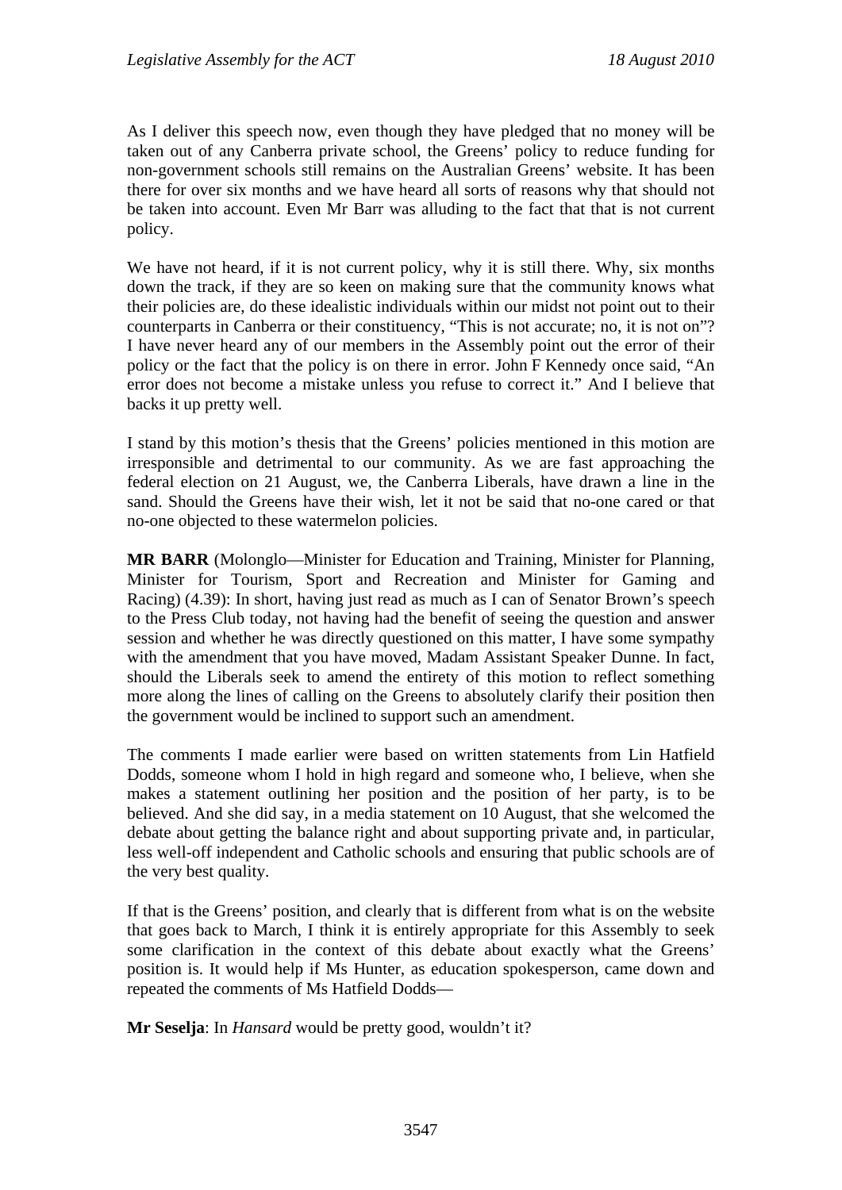As I deliver this speech now, even though they have pledged that no money will be taken out of any Canberra private school, the Greens' policy to reduce funding for non-government schools still remains on the Australian Greens' website. It has been there for over six months and we have heard all sorts of reasons why that should not be taken into account. Even Mr Barr was alluding to the fact that that is not current policy.

We have not heard, if it is not current policy, why it is still there. Why, six months down the track, if they are so keen on making sure that the community knows what their policies are, do these idealistic individuals within our midst not point out to their counterparts in Canberra or their constituency, "This is not accurate; no, it is not on"? I have never heard any of our members in the Assembly point out the error of their policy or the fact that the policy is on there in error. John F Kennedy once said, "An error does not become a mistake unless you refuse to correct it." And I believe that backs it up pretty well.

I stand by this motion's thesis that the Greens' policies mentioned in this motion are irresponsible and detrimental to our community. As we are fast approaching the federal election on 21 August, we, the Canberra Liberals, have drawn a line in the sand. Should the Greens have their wish, let it not be said that no-one cared or that no-one objected to these watermelon policies.

**MR BARR** (Molonglo—Minister for Education and Training, Minister for Planning, Minister for Tourism, Sport and Recreation and Minister for Gaming and Racing) (4.39): In short, having just read as much as I can of Senator Brown's speech to the Press Club today, not having had the benefit of seeing the question and answer session and whether he was directly questioned on this matter, I have some sympathy with the amendment that you have moved, Madam Assistant Speaker Dunne. In fact, should the Liberals seek to amend the entirety of this motion to reflect something more along the lines of calling on the Greens to absolutely clarify their position then the government would be inclined to support such an amendment.

The comments I made earlier were based on written statements from Lin Hatfield Dodds, someone whom I hold in high regard and someone who, I believe, when she makes a statement outlining her position and the position of her party, is to be believed. And she did say, in a media statement on 10 August, that she welcomed the debate about getting the balance right and about supporting private and, in particular, less well-off independent and Catholic schools and ensuring that public schools are of the very best quality.

If that is the Greens' position, and clearly that is different from what is on the website that goes back to March, I think it is entirely appropriate for this Assembly to seek some clarification in the context of this debate about exactly what the Greens' position is. It would help if Ms Hunter, as education spokesperson, came down and repeated the comments of Ms Hatfield Dodds—

**Mr Seselja**: In *Hansard* would be pretty good, wouldn't it?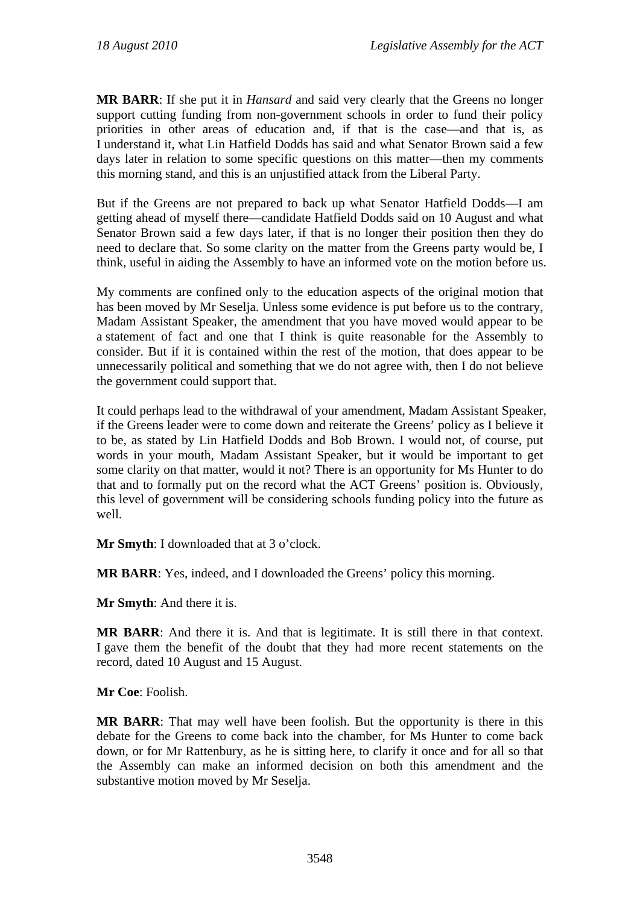**MR BARR**: If she put it in *Hansard* and said very clearly that the Greens no longer support cutting funding from non-government schools in order to fund their policy priorities in other areas of education and, if that is the case—and that is, as I understand it, what Lin Hatfield Dodds has said and what Senator Brown said a few days later in relation to some specific questions on this matter—then my comments this morning stand, and this is an unjustified attack from the Liberal Party.

But if the Greens are not prepared to back up what Senator Hatfield Dodds—I am getting ahead of myself there—candidate Hatfield Dodds said on 10 August and what Senator Brown said a few days later, if that is no longer their position then they do need to declare that. So some clarity on the matter from the Greens party would be, I think, useful in aiding the Assembly to have an informed vote on the motion before us.

My comments are confined only to the education aspects of the original motion that has been moved by Mr Seselja. Unless some evidence is put before us to the contrary, Madam Assistant Speaker, the amendment that you have moved would appear to be a statement of fact and one that I think is quite reasonable for the Assembly to consider. But if it is contained within the rest of the motion, that does appear to be unnecessarily political and something that we do not agree with, then I do not believe the government could support that.

It could perhaps lead to the withdrawal of your amendment, Madam Assistant Speaker, if the Greens leader were to come down and reiterate the Greens' policy as I believe it to be, as stated by Lin Hatfield Dodds and Bob Brown. I would not, of course, put words in your mouth, Madam Assistant Speaker, but it would be important to get some clarity on that matter, would it not? There is an opportunity for Ms Hunter to do that and to formally put on the record what the ACT Greens' position is. Obviously, this level of government will be considering schools funding policy into the future as well.

**Mr Smyth**: I downloaded that at 3 o'clock.

**MR BARR**: Yes, indeed, and I downloaded the Greens' policy this morning.

**Mr Smyth**: And there it is.

**MR BARR**: And there it is. And that is legitimate. It is still there in that context. I gave them the benefit of the doubt that they had more recent statements on the record, dated 10 August and 15 August.

**Mr Coe**: Foolish.

**MR BARR**: That may well have been foolish. But the opportunity is there in this debate for the Greens to come back into the chamber, for Ms Hunter to come back down, or for Mr Rattenbury, as he is sitting here, to clarify it once and for all so that the Assembly can make an informed decision on both this amendment and the substantive motion moved by Mr Seselja.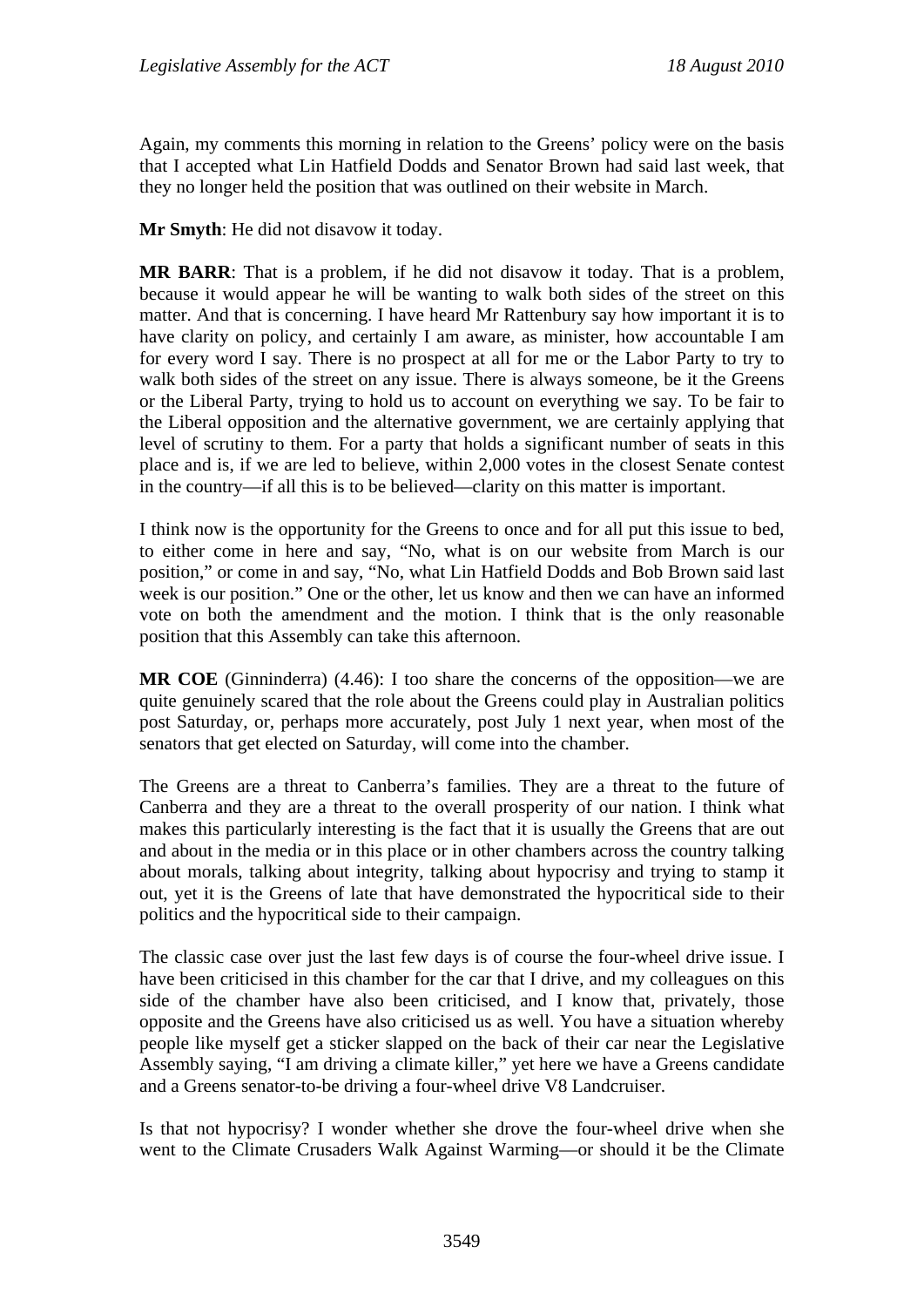Again, my comments this morning in relation to the Greens' policy were on the basis that I accepted what Lin Hatfield Dodds and Senator Brown had said last week, that they no longer held the position that was outlined on their website in March.

**Mr Smyth**: He did not disavow it today.

**MR BARR**: That is a problem, if he did not disavow it today. That is a problem, because it would appear he will be wanting to walk both sides of the street on this matter. And that is concerning. I have heard Mr Rattenbury say how important it is to have clarity on policy, and certainly I am aware, as minister, how accountable I am for every word I say. There is no prospect at all for me or the Labor Party to try to walk both sides of the street on any issue. There is always someone, be it the Greens or the Liberal Party, trying to hold us to account on everything we say. To be fair to the Liberal opposition and the alternative government, we are certainly applying that level of scrutiny to them. For a party that holds a significant number of seats in this place and is, if we are led to believe, within 2,000 votes in the closest Senate contest in the country—if all this is to be believed—clarity on this matter is important.

I think now is the opportunity for the Greens to once and for all put this issue to bed, to either come in here and say, "No, what is on our website from March is our position," or come in and say, "No, what Lin Hatfield Dodds and Bob Brown said last week is our position." One or the other, let us know and then we can have an informed vote on both the amendment and the motion. I think that is the only reasonable position that this Assembly can take this afternoon.

**MR COE** (Ginninderra) (4.46): I too share the concerns of the opposition—we are quite genuinely scared that the role about the Greens could play in Australian politics post Saturday, or, perhaps more accurately, post July 1 next year, when most of the senators that get elected on Saturday, will come into the chamber.

The Greens are a threat to Canberra's families. They are a threat to the future of Canberra and they are a threat to the overall prosperity of our nation. I think what makes this particularly interesting is the fact that it is usually the Greens that are out and about in the media or in this place or in other chambers across the country talking about morals, talking about integrity, talking about hypocrisy and trying to stamp it out, yet it is the Greens of late that have demonstrated the hypocritical side to their politics and the hypocritical side to their campaign.

The classic case over just the last few days is of course the four-wheel drive issue. I have been criticised in this chamber for the car that I drive, and my colleagues on this side of the chamber have also been criticised, and I know that, privately, those opposite and the Greens have also criticised us as well. You have a situation whereby people like myself get a sticker slapped on the back of their car near the Legislative Assembly saying, "I am driving a climate killer," yet here we have a Greens candidate and a Greens senator-to-be driving a four-wheel drive V8 Landcruiser.

Is that not hypocrisy? I wonder whether she drove the four-wheel drive when she went to the Climate Crusaders Walk Against Warming—or should it be the Climate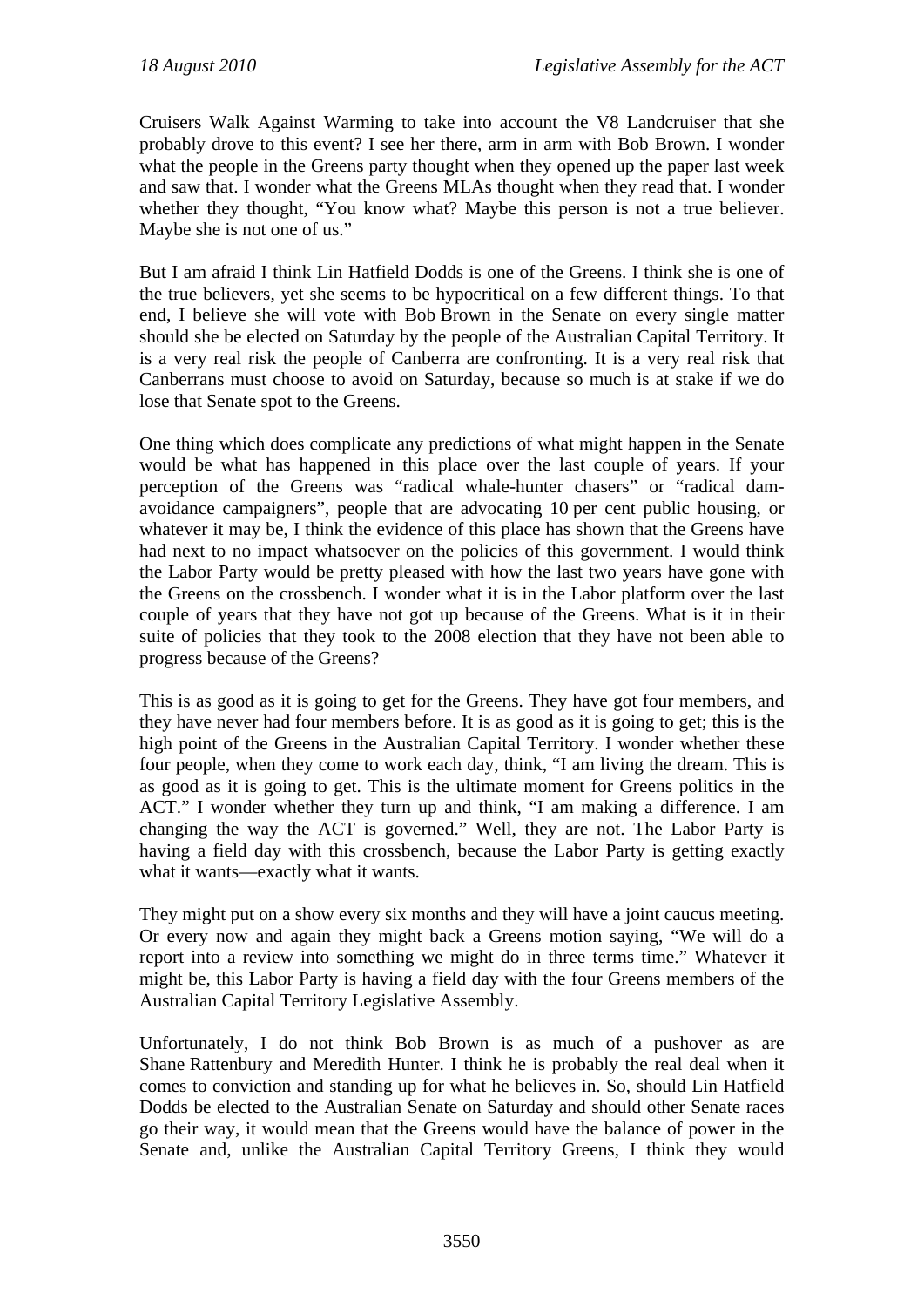Cruisers Walk Against Warming to take into account the V8 Landcruiser that she probably drove to this event? I see her there, arm in arm with Bob Brown. I wonder what the people in the Greens party thought when they opened up the paper last week and saw that. I wonder what the Greens MLAs thought when they read that. I wonder whether they thought, "You know what? Maybe this person is not a true believer. Maybe she is not one of us."

But I am afraid I think Lin Hatfield Dodds is one of the Greens. I think she is one of the true believers, yet she seems to be hypocritical on a few different things. To that end, I believe she will vote with Bob Brown in the Senate on every single matter should she be elected on Saturday by the people of the Australian Capital Territory. It is a very real risk the people of Canberra are confronting. It is a very real risk that Canberrans must choose to avoid on Saturday, because so much is at stake if we do lose that Senate spot to the Greens.

One thing which does complicate any predictions of what might happen in the Senate would be what has happened in this place over the last couple of years. If your perception of the Greens was "radical whale-hunter chasers" or "radical dam-avoidance campaigners", people that are advocating 10 per cent public housing, or whatever it may be, I think the evidence of this place has shown that the Greens have had next to no impact whatsoever on the policies of this government. I would think the Labor Party would be pretty pleased with how the last two years have gone with the Greens on the crossbench. I wonder what it is in the Labor platform over the last couple of years that they have not got up because of the Greens. What is it in their suite of policies that they took to the 2008 election that they have not been able to progress because of the Greens?

This is as good as it is going to get for the Greens. They have got four members, and they have never had four members before. It is as good as it is going to get; this is the high point of the Greens in the Australian Capital Territory. I wonder whether these four people, when they come to work each day, think, "I am living the dream. This is as good as it is going to get. This is the ultimate moment for Greens politics in the ACT." I wonder whether they turn up and think, "I am making a difference. I am changing the way the ACT is governed." Well, they are not. The Labor Party is having a field day with this crossbench, because the Labor Party is getting exactly what it wants—exactly what it wants.

They might put on a show every six months and they will have a joint caucus meeting. Or every now and again they might back a Greens motion saying, "We will do a report into a review into something we might do in three terms time." Whatever it might be, this Labor Party is having a field day with the four Greens members of the Australian Capital Territory Legislative Assembly.

Unfortunately, I do not think Bob Brown is as much of a pushover as are Shane Rattenbury and Meredith Hunter. I think he is probably the real deal when it comes to conviction and standing up for what he believes in. So, should Lin Hatfield Dodds be elected to the Australian Senate on Saturday and should other Senate races go their way, it would mean that the Greens would have the balance of power in the Senate and, unlike the Australian Capital Territory Greens, I think they would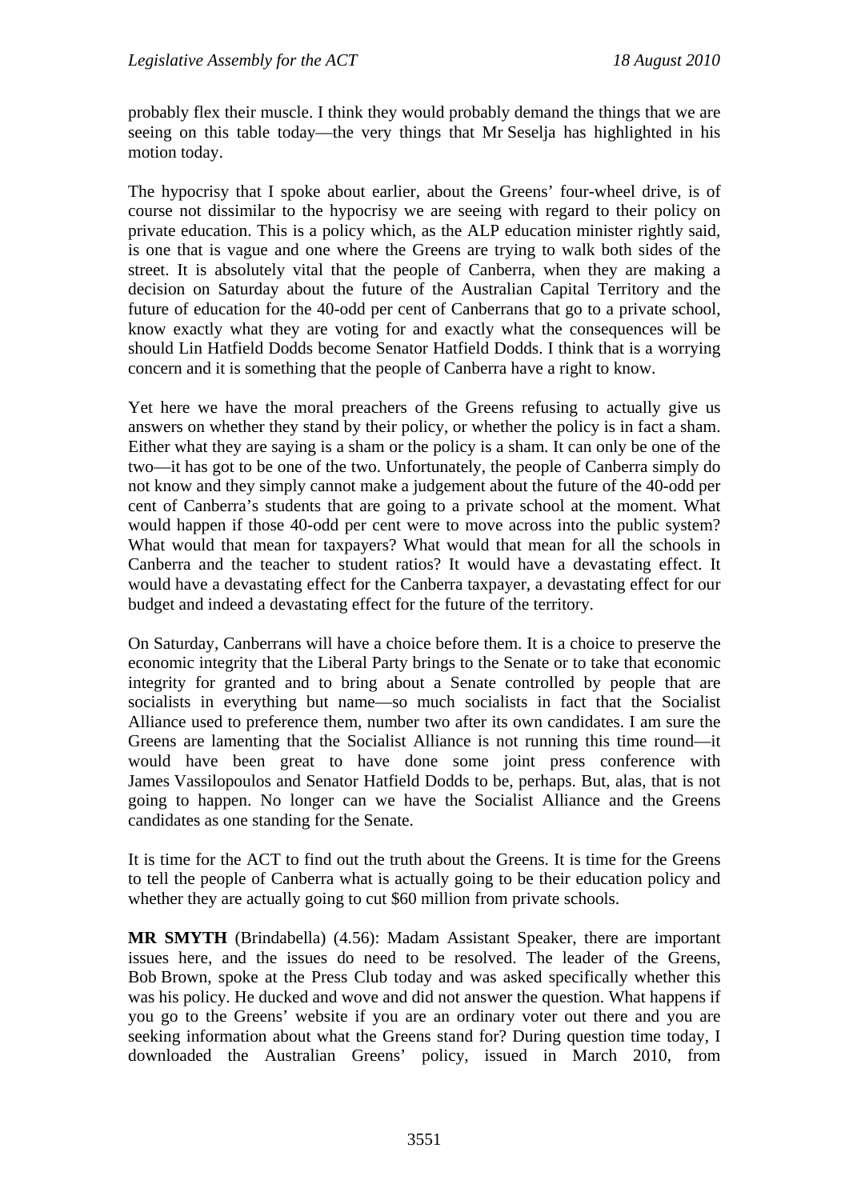probably flex their muscle. I think they would probably demand the things that we are seeing on this table today—the very things that Mr Seselja has highlighted in his motion today.

The hypocrisy that I spoke about earlier, about the Greens' four-wheel drive, is of course not dissimilar to the hypocrisy we are seeing with regard to their policy on private education. This is a policy which, as the ALP education minister rightly said, is one that is vague and one where the Greens are trying to walk both sides of the street. It is absolutely vital that the people of Canberra, when they are making a decision on Saturday about the future of the Australian Capital Territory and the future of education for the 40-odd per cent of Canberrans that go to a private school, know exactly what they are voting for and exactly what the consequences will be should Lin Hatfield Dodds become Senator Hatfield Dodds. I think that is a worrying concern and it is something that the people of Canberra have a right to know.

Yet here we have the moral preachers of the Greens refusing to actually give us answers on whether they stand by their policy, or whether the policy is in fact a sham. Either what they are saying is a sham or the policy is a sham. It can only be one of the two—it has got to be one of the two. Unfortunately, the people of Canberra simply do not know and they simply cannot make a judgement about the future of the 40-odd per cent of Canberra's students that are going to a private school at the moment. What would happen if those 40-odd per cent were to move across into the public system? What would that mean for taxpayers? What would that mean for all the schools in Canberra and the teacher to student ratios? It would have a devastating effect. It would have a devastating effect for the Canberra taxpayer, a devastating effect for our budget and indeed a devastating effect for the future of the territory.

On Saturday, Canberrans will have a choice before them. It is a choice to preserve the economic integrity that the Liberal Party brings to the Senate or to take that economic integrity for granted and to bring about a Senate controlled by people that are socialists in everything but name—so much socialists in fact that the Socialist Alliance used to preference them, number two after its own candidates. I am sure the Greens are lamenting that the Socialist Alliance is not running this time round—it would have been great to have done some joint press conference with James Vassilopoulos and Senator Hatfield Dodds to be, perhaps. But, alas, that is not going to happen. No longer can we have the Socialist Alliance and the Greens candidates as one standing for the Senate.

It is time for the ACT to find out the truth about the Greens. It is time for the Greens to tell the people of Canberra what is actually going to be their education policy and whether they are actually going to cut $60 million from private schools.

**MR SMYTH** (Brindabella) (4.56): Madam Assistant Speaker, there are important issues here, and the issues do need to be resolved. The leader of the Greens, Bob Brown, spoke at the Press Club today and was asked specifically whether this was his policy. He ducked and wove and did not answer the question. What happens if you go to the Greens' website if you are an ordinary voter out there and you are seeking information about what the Greens stand for? During question time today, I downloaded the Australian Greens' policy, issued in March 2010, from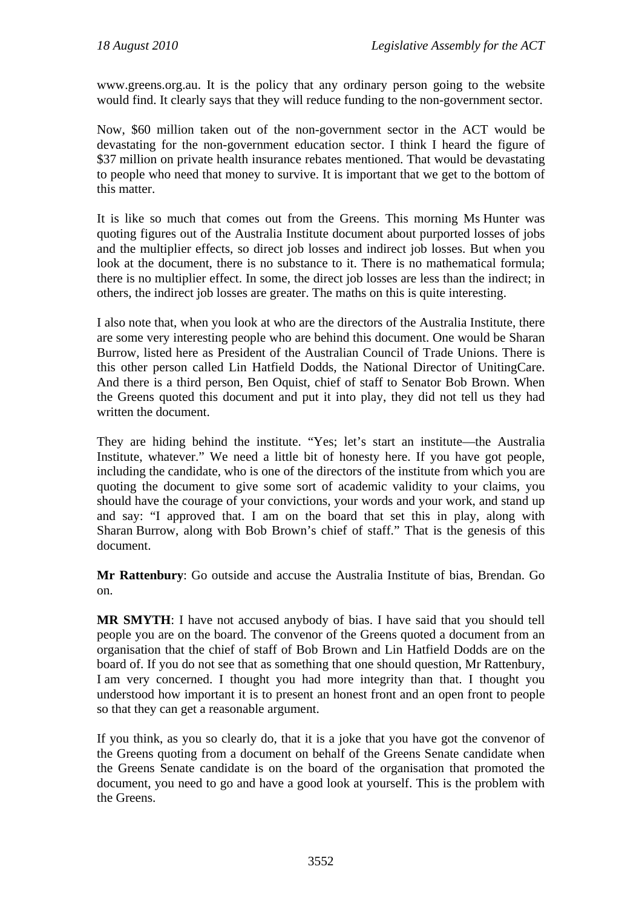www.greens.org.au. It is the policy that any ordinary person going to the website would find. It clearly says that they will reduce funding to the non-government sector.

Now, $60 million taken out of the non-government sector in the ACT would be devastating for the non-government education sector. I think I heard the figure of $37 million on private health insurance rebates mentioned. That would be devastating to people who need that money to survive. It is important that we get to the bottom of this matter.

It is like so much that comes out from the Greens. This morning Ms Hunter was quoting figures out of the Australia Institute document about purported losses of jobs and the multiplier effects, so direct job losses and indirect job losses. But when you look at the document, there is no substance to it. There is no mathematical formula; there is no multiplier effect. In some, the direct job losses are less than the indirect; in others, the indirect job losses are greater. The maths on this is quite interesting.

I also note that, when you look at who are the directors of the Australia Institute, there are some very interesting people who are behind this document. One would be Sharan Burrow, listed here as President of the Australian Council of Trade Unions. There is this other person called Lin Hatfield Dodds, the National Director of UnitingCare. And there is a third person, Ben Oquist, chief of staff to Senator Bob Brown. When the Greens quoted this document and put it into play, they did not tell us they had written the document.

They are hiding behind the institute. "Yes; let's start an institute—the Australia Institute, whatever." We need a little bit of honesty here. If you have got people, including the candidate, who is one of the directors of the institute from which you are quoting the document to give some sort of academic validity to your claims, you should have the courage of your convictions, your words and your work, and stand up and say: "I approved that. I am on the board that set this in play, along with Sharan Burrow, along with Bob Brown's chief of staff." That is the genesis of this document.

**Mr Rattenbury**: Go outside and accuse the Australia Institute of bias, Brendan. Go on.

**MR SMYTH**: I have not accused anybody of bias. I have said that you should tell people you are on the board. The convenor of the Greens quoted a document from an organisation that the chief of staff of Bob Brown and Lin Hatfield Dodds are on the board of. If you do not see that as something that one should question, Mr Rattenbury, I am very concerned. I thought you had more integrity than that. I thought you understood how important it is to present an honest front and an open front to people so that they can get a reasonable argument.

If you think, as you so clearly do, that it is a joke that you have got the convenor of the Greens quoting from a document on behalf of the Greens Senate candidate when the Greens Senate candidate is on the board of the organisation that promoted the document, you need to go and have a good look at yourself. This is the problem with the Greens.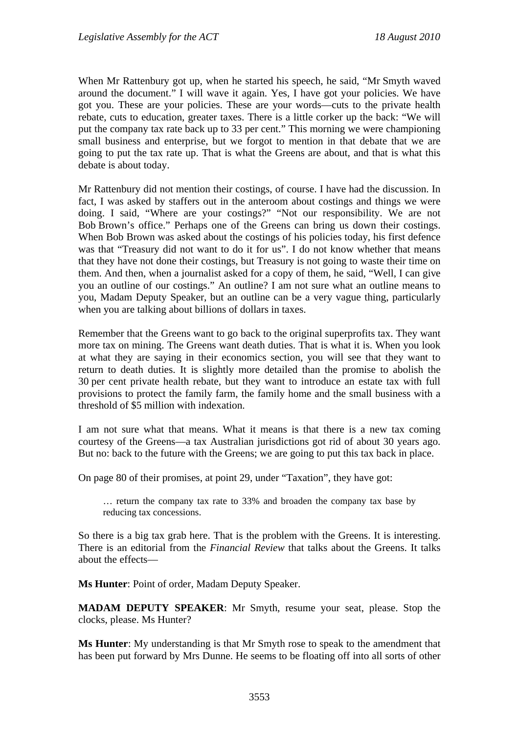When Mr Rattenbury got up, when he started his speech, he said, "Mr Smyth waved around the document." I will wave it again. Yes, I have got your policies. We have got you. These are your policies. These are your words—cuts to the private health rebate, cuts to education, greater taxes. There is a little corker up the back: "We will put the company tax rate back up to 33 per cent." This morning we were championing small business and enterprise, but we forgot to mention in that debate that we are going to put the tax rate up. That is what the Greens are about, and that is what this debate is about today.

Mr Rattenbury did not mention their costings, of course. I have had the discussion. In fact, I was asked by staffers out in the anteroom about costings and things we were doing. I said, "Where are your costings?" "Not our responsibility. We are not Bob Brown's office." Perhaps one of the Greens can bring us down their costings. When Bob Brown was asked about the costings of his policies today, his first defence was that "Treasury did not want to do it for us". I do not know whether that means that they have not done their costings, but Treasury is not going to waste their time on them. And then, when a journalist asked for a copy of them, he said, "Well, I can give you an outline of our costings." An outline? I am not sure what an outline means to you, Madam Deputy Speaker, but an outline can be a very vague thing, particularly when you are talking about billions of dollars in taxes.

Remember that the Greens want to go back to the original superprofits tax. They want more tax on mining. The Greens want death duties. That is what it is. When you look at what they are saying in their economics section, you will see that they want to return to death duties. It is slightly more detailed than the promise to abolish the 30 per cent private health rebate, but they want to introduce an estate tax with full provisions to protect the family farm, the family home and the small business with a threshold of $5 million with indexation.

I am not sure what that means. What it means is that there is a new tax coming courtesy of the Greens—a tax Australian jurisdictions got rid of about 30 years ago. But no: back to the future with the Greens; we are going to put this tax back in place.

On page 80 of their promises, at point 29, under "Taxation", they have got:

> … return the company tax rate to 33% and broaden the company tax base by reducing tax concessions.

So there is a big tax grab here. That is the problem with the Greens. It is interesting. There is an editorial from the *Financial Review* that talks about the Greens. It talks about the effects—

**Ms Hunter**: Point of order, Madam Deputy Speaker.

**MADAM DEPUTY SPEAKER**: Mr Smyth, resume your seat, please. Stop the clocks, please. Ms Hunter?

**Ms Hunter**: My understanding is that Mr Smyth rose to speak to the amendment that has been put forward by Mrs Dunne. He seems to be floating off into all sorts of other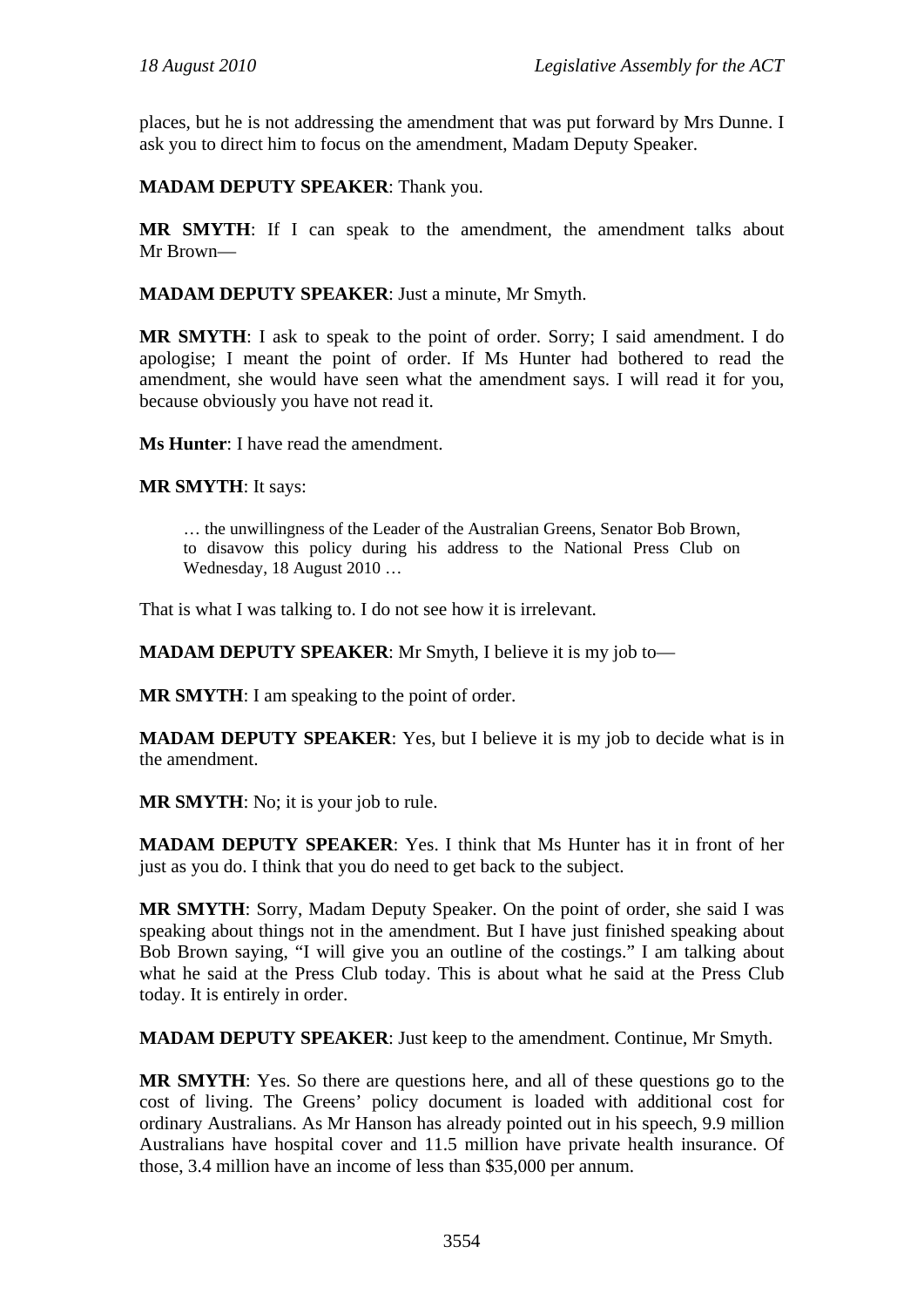places, but he is not addressing the amendment that was put forward by Mrs Dunne. I ask you to direct him to focus on the amendment, Madam Deputy Speaker.

**MADAM DEPUTY SPEAKER**: Thank you.

**MR SMYTH**: If I can speak to the amendment, the amendment talks about Mr Brown—

**MADAM DEPUTY SPEAKER**: Just a minute, Mr Smyth.

**MR SMYTH**: I ask to speak to the point of order. Sorry; I said amendment. I do apologise; I meant the point of order. If Ms Hunter had bothered to read the amendment, she would have seen what the amendment says. I will read it for you, because obviously you have not read it.

**Ms Hunter**: I have read the amendment.

**MR SMYTH**: It says:

> … the unwillingness of the Leader of the Australian Greens, Senator Bob Brown, to disavow this policy during his address to the National Press Club on Wednesday, 18 August 2010 …

That is what I was talking to. I do not see how it is irrelevant.

**MADAM DEPUTY SPEAKER**: Mr Smyth, I believe it is my job to—

**MR SMYTH**: I am speaking to the point of order.

**MADAM DEPUTY SPEAKER**: Yes, but I believe it is my job to decide what is in the amendment.

**MR SMYTH**: No; it is your job to rule.

**MADAM DEPUTY SPEAKER**: Yes. I think that Ms Hunter has it in front of her just as you do. I think that you do need to get back to the subject.

**MR SMYTH**: Sorry, Madam Deputy Speaker. On the point of order, she said I was speaking about things not in the amendment. But I have just finished speaking about Bob Brown saying, "I will give you an outline of the costings." I am talking about what he said at the Press Club today. This is about what he said at the Press Club today. It is entirely in order.

**MADAM DEPUTY SPEAKER**: Just keep to the amendment. Continue, Mr Smyth.

**MR SMYTH**: Yes. So there are questions here, and all of these questions go to the cost of living. The Greens' policy document is loaded with additional cost for ordinary Australians. As Mr Hanson has already pointed out in his speech, 9.9 million Australians have hospital cover and 11.5 million have private health insurance. Of those, 3.4 million have an income of less than $35,000 per annum.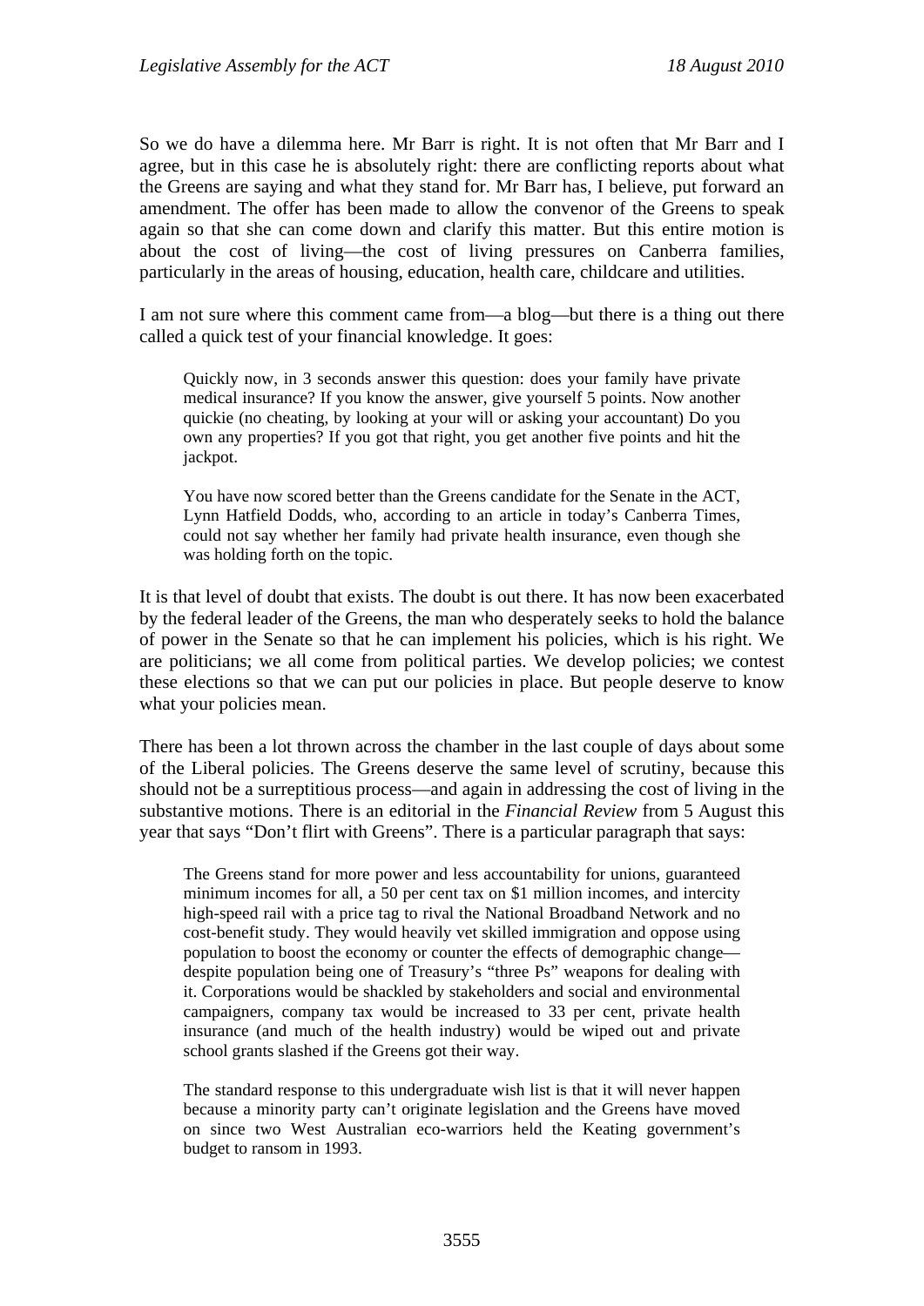So we do have a dilemma here. Mr Barr is right. It is not often that Mr Barr and I agree, but in this case he is absolutely right: there are conflicting reports about what the Greens are saying and what they stand for. Mr Barr has, I believe, put forward an amendment. The offer has been made to allow the convenor of the Greens to speak again so that she can come down and clarify this matter. But this entire motion is about the cost of living—the cost of living pressures on Canberra families, particularly in the areas of housing, education, health care, childcare and utilities.

I am not sure where this comment came from—a blog—but there is a thing out there called a quick test of your financial knowledge. It goes:

> Quickly now, in 3 seconds answer this question: does your family have private medical insurance? If you know the answer, give yourself 5 points. Now another quickie (no cheating, by looking at your will or asking your accountant) Do you own any properties? If you got that right, you get another five points and hit the jackpot.
>
> You have now scored better than the Greens candidate for the Senate in the ACT, Lynn Hatfield Dodds, who, according to an article in today's Canberra Times, could not say whether her family had private health insurance, even though she was holding forth on the topic.

It is that level of doubt that exists. The doubt is out there. It has now been exacerbated by the federal leader of the Greens, the man who desperately seeks to hold the balance of power in the Senate so that he can implement his policies, which is his right. We are politicians; we all come from political parties. We develop policies; we contest these elections so that we can put our policies in place. But people deserve to know what your policies mean.

There has been a lot thrown across the chamber in the last couple of days about some of the Liberal policies. The Greens deserve the same level of scrutiny, because this should not be a surreptitious process—and again in addressing the cost of living in the substantive motions. There is an editorial in the *Financial Review* from 5 August this year that says "Don't flirt with Greens". There is a particular paragraph that says:

> The Greens stand for more power and less accountability for unions, guaranteed minimum incomes for all, a 50 per cent tax on $1 million incomes, and intercity high-speed rail with a price tag to rival the National Broadband Network and no cost-benefit study. They would heavily vet skilled immigration and oppose using population to boost the economy or counter the effects of demographic change—despite population being one of Treasury's "three Ps" weapons for dealing with it. Corporations would be shackled by stakeholders and social and environmental campaigners, company tax would be increased to 33 per cent, private health insurance (and much of the health industry) would be wiped out and private school grants slashed if the Greens got their way.
>
> The standard response to this undergraduate wish list is that it will never happen because a minority party can't originate legislation and the Greens have moved on since two West Australian eco-warriors held the Keating government's budget to ransom in 1993.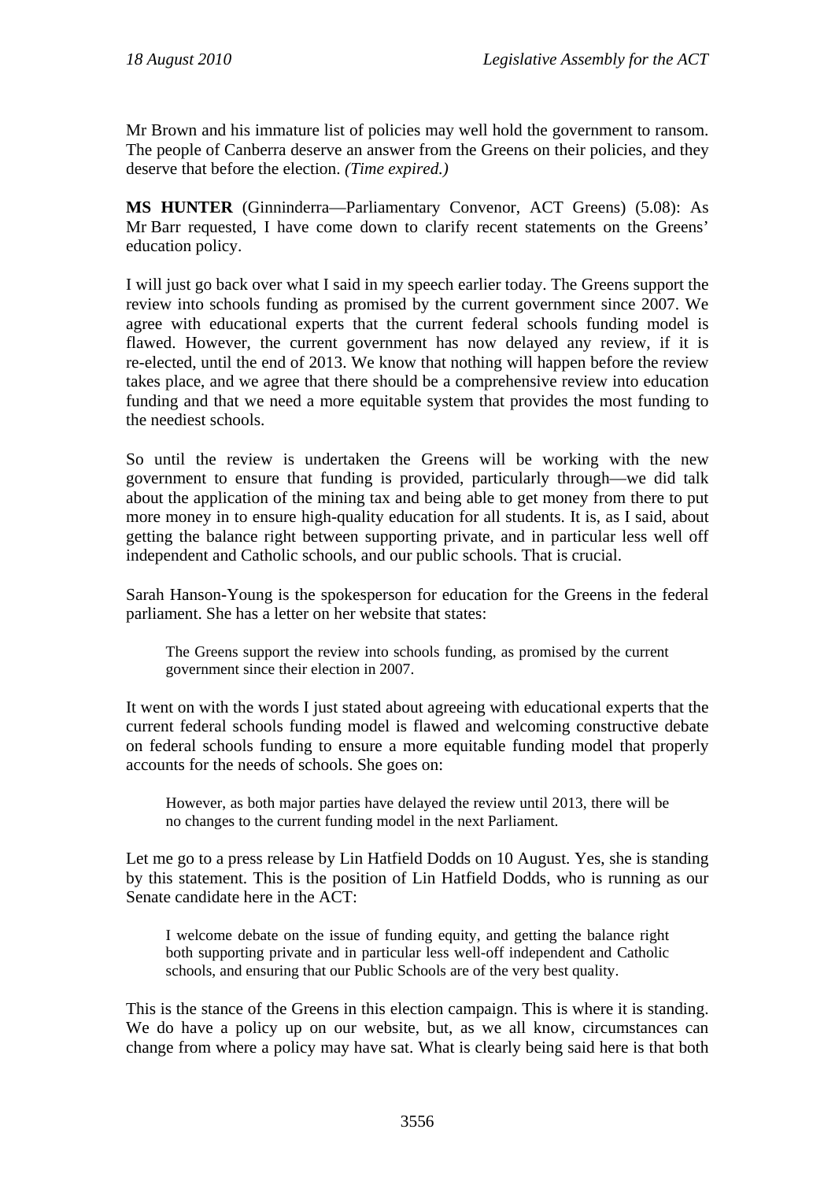Mr Brown and his immature list of policies may well hold the government to ransom. The people of Canberra deserve an answer from the Greens on their policies, and they deserve that before the election. *(Time expired.)*

**MS HUNTER** (Ginninderra—Parliamentary Convenor, ACT Greens) (5.08): As Mr Barr requested, I have come down to clarify recent statements on the Greens' education policy.

I will just go back over what I said in my speech earlier today. The Greens support the review into schools funding as promised by the current government since 2007. We agree with educational experts that the current federal schools funding model is flawed. However, the current government has now delayed any review, if it is re-elected, until the end of 2013. We know that nothing will happen before the review takes place, and we agree that there should be a comprehensive review into education funding and that we need a more equitable system that provides the most funding to the neediest schools.

So until the review is undertaken the Greens will be working with the new government to ensure that funding is provided, particularly through—we did talk about the application of the mining tax and being able to get money from there to put more money in to ensure high-quality education for all students. It is, as I said, about getting the balance right between supporting private, and in particular less well off independent and Catholic schools, and our public schools. That is crucial.

Sarah Hanson-Young is the spokesperson for education for the Greens in the federal parliament. She has a letter on her website that states:

> The Greens support the review into schools funding, as promised by the current government since their election in 2007.

It went on with the words I just stated about agreeing with educational experts that the current federal schools funding model is flawed and welcoming constructive debate on federal schools funding to ensure a more equitable funding model that properly accounts for the needs of schools. She goes on:

> However, as both major parties have delayed the review until 2013, there will be no changes to the current funding model in the next Parliament.

Let me go to a press release by Lin Hatfield Dodds on 10 August. Yes, she is standing by this statement. This is the position of Lin Hatfield Dodds, who is running as our Senate candidate here in the ACT:

> I welcome debate on the issue of funding equity, and getting the balance right both supporting private and in particular less well-off independent and Catholic schools, and ensuring that our Public Schools are of the very best quality.

This is the stance of the Greens in this election campaign. This is where it is standing. We do have a policy up on our website, but, as we all know, circumstances can change from where a policy may have sat. What is clearly being said here is that both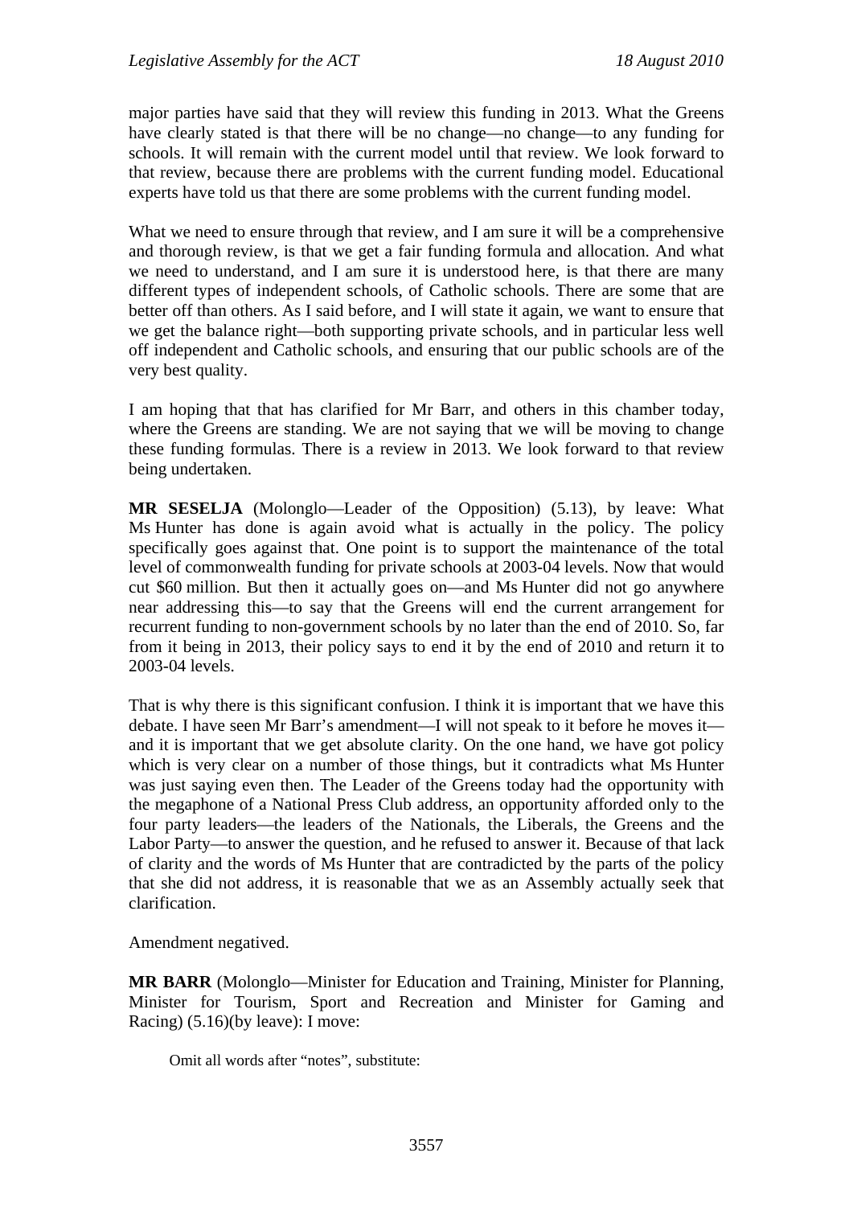major parties have said that they will review this funding in 2013. What the Greens have clearly stated is that there will be no change—no change—to any funding for schools. It will remain with the current model until that review. We look forward to that review, because there are problems with the current funding model. Educational experts have told us that there are some problems with the current funding model.

What we need to ensure through that review, and I am sure it will be a comprehensive and thorough review, is that we get a fair funding formula and allocation. And what we need to understand, and I am sure it is understood here, is that there are many different types of independent schools, of Catholic schools. There are some that are better off than others. As I said before, and I will state it again, we want to ensure that we get the balance right—both supporting private schools, and in particular less well off independent and Catholic schools, and ensuring that our public schools are of the very best quality.

I am hoping that that has clarified for Mr Barr, and others in this chamber today, where the Greens are standing. We are not saying that we will be moving to change these funding formulas. There is a review in 2013. We look forward to that review being undertaken.

**MR SESELJA** (Molonglo—Leader of the Opposition) (5.13), by leave: What Ms Hunter has done is again avoid what is actually in the policy. The policy specifically goes against that. One point is to support the maintenance of the total level of commonwealth funding for private schools at 2003-04 levels. Now that would cut $60 million. But then it actually goes on—and Ms Hunter did not go anywhere near addressing this—to say that the Greens will end the current arrangement for recurrent funding to non-government schools by no later than the end of 2010. So, far from it being in 2013, their policy says to end it by the end of 2010 and return it to 2003-04 levels.

That is why there is this significant confusion. I think it is important that we have this debate. I have seen Mr Barr's amendment—I will not speak to it before he moves it—and it is important that we get absolute clarity. On the one hand, we have got policy which is very clear on a number of those things, but it contradicts what Ms Hunter was just saying even then. The Leader of the Greens today had the opportunity with the megaphone of a National Press Club address, an opportunity afforded only to the four party leaders—the leaders of the Nationals, the Liberals, the Greens and the Labor Party—to answer the question, and he refused to answer it. Because of that lack of clarity and the words of Ms Hunter that are contradicted by the parts of the policy that she did not address, it is reasonable that we as an Assembly actually seek that clarification.

Amendment negatived.

**MR BARR** (Molonglo—Minister for Education and Training, Minister for Planning, Minister for Tourism, Sport and Recreation and Minister for Gaming and Racing) (5.16)(by leave): I move:

> Omit all words after "notes", substitute: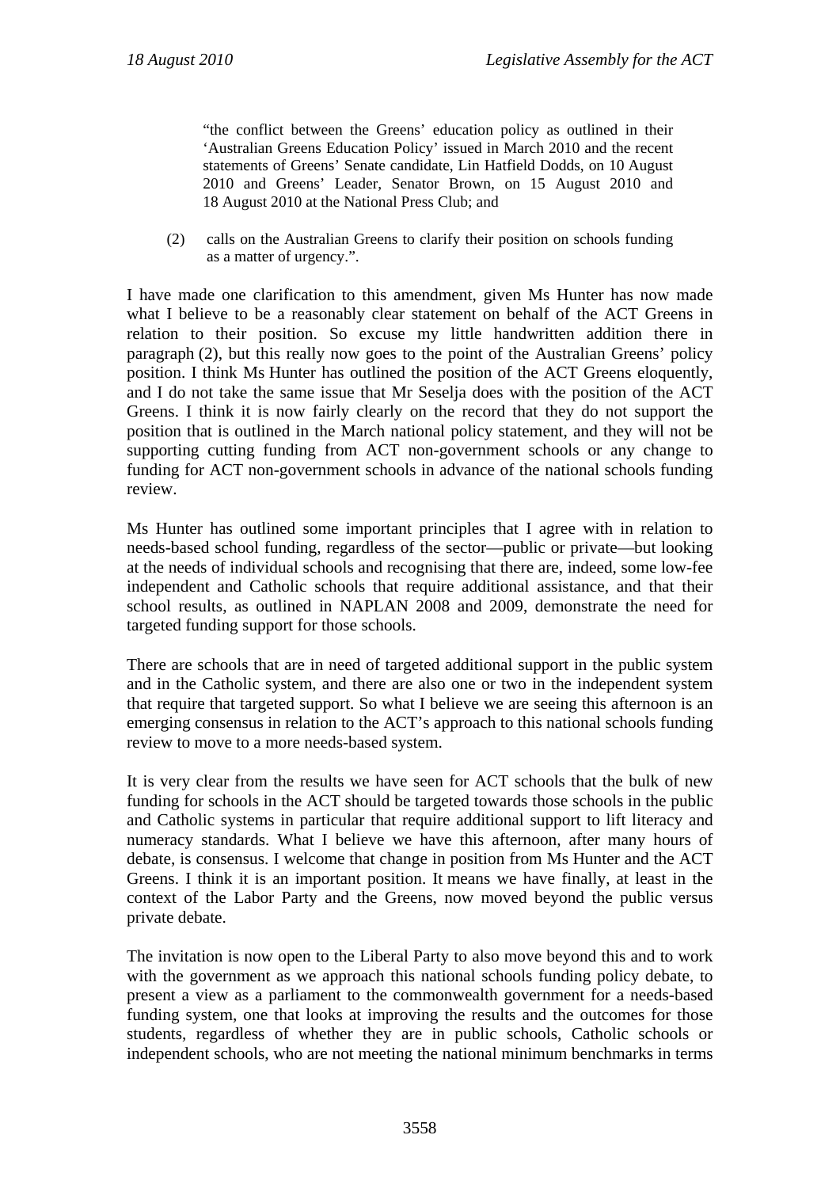> "the conflict between the Greens' education policy as outlined in their 'Australian Greens Education Policy' issued in March 2010 and the recent statements of Greens' Senate candidate, Lin Hatfield Dodds, on 10 August 2010 and Greens' Leader, Senator Brown, on 15 August 2010 and 18 August 2010 at the National Press Club; and
>
> (2) calls on the Australian Greens to clarify their position on schools funding as a matter of urgency.".

I have made one clarification to this amendment, given Ms Hunter has now made what I believe to be a reasonably clear statement on behalf of the ACT Greens in relation to their position. So excuse my little handwritten addition there in paragraph (2), but this really now goes to the point of the Australian Greens' policy position. I think Ms Hunter has outlined the position of the ACT Greens eloquently, and I do not take the same issue that Mr Seselja does with the position of the ACT Greens. I think it is now fairly clearly on the record that they do not support the position that is outlined in the March national policy statement, and they will not be supporting cutting funding from ACT non-government schools or any change to funding for ACT non-government schools in advance of the national schools funding review.

Ms Hunter has outlined some important principles that I agree with in relation to needs-based school funding, regardless of the sector—public or private—but looking at the needs of individual schools and recognising that there are, indeed, some low-fee independent and Catholic schools that require additional assistance, and that their school results, as outlined in NAPLAN 2008 and 2009, demonstrate the need for targeted funding support for those schools.

There are schools that are in need of targeted additional support in the public system and in the Catholic system, and there are also one or two in the independent system that require that targeted support. So what I believe we are seeing this afternoon is an emerging consensus in relation to the ACT's approach to this national schools funding review to move to a more needs-based system.

It is very clear from the results we have seen for ACT schools that the bulk of new funding for schools in the ACT should be targeted towards those schools in the public and Catholic systems in particular that require additional support to lift literacy and numeracy standards. What I believe we have this afternoon, after many hours of debate, is consensus. I welcome that change in position from Ms Hunter and the ACT Greens. I think it is an important position. It means we have finally, at least in the context of the Labor Party and the Greens, now moved beyond the public versus private debate.

The invitation is now open to the Liberal Party to also move beyond this and to work with the government as we approach this national schools funding policy debate, to present a view as a parliament to the commonwealth government for a needs-based funding system, one that looks at improving the results and the outcomes for those students, regardless of whether they are in public schools, Catholic schools or independent schools, who are not meeting the national minimum benchmarks in terms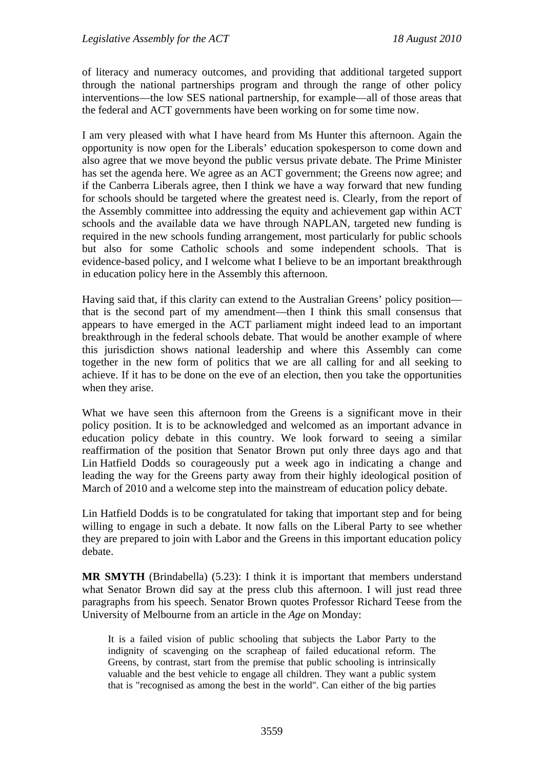of literacy and numeracy outcomes, and providing that additional targeted support through the national partnerships program and through the range of other policy interventions—the low SES national partnership, for example—all of those areas that the federal and ACT governments have been working on for some time now.

I am very pleased with what I have heard from Ms Hunter this afternoon. Again the opportunity is now open for the Liberals' education spokesperson to come down and also agree that we move beyond the public versus private debate. The Prime Minister has set the agenda here. We agree as an ACT government; the Greens now agree; and if the Canberra Liberals agree, then I think we have a way forward that new funding for schools should be targeted where the greatest need is. Clearly, from the report of the Assembly committee into addressing the equity and achievement gap within ACT schools and the available data we have through NAPLAN, targeted new funding is required in the new schools funding arrangement, most particularly for public schools but also for some Catholic schools and some independent schools. That is evidence-based policy, and I welcome what I believe to be an important breakthrough in education policy here in the Assembly this afternoon.

Having said that, if this clarity can extend to the Australian Greens' policy position—that is the second part of my amendment—then I think this small consensus that appears to have emerged in the ACT parliament might indeed lead to an important breakthrough in the federal schools debate. That would be another example of where this jurisdiction shows national leadership and where this Assembly can come together in the new form of politics that we are all calling for and all seeking to achieve. If it has to be done on the eve of an election, then you take the opportunities when they arise.

What we have seen this afternoon from the Greens is a significant move in their policy position. It is to be acknowledged and welcomed as an important advance in education policy debate in this country. We look forward to seeing a similar reaffirmation of the position that Senator Brown put only three days ago and that Lin Hatfield Dodds so courageously put a week ago in indicating a change and leading the way for the Greens party away from their highly ideological position of March of 2010 and a welcome step into the mainstream of education policy debate.

Lin Hatfield Dodds is to be congratulated for taking that important step and for being willing to engage in such a debate. It now falls on the Liberal Party to see whether they are prepared to join with Labor and the Greens in this important education policy debate.

**MR SMYTH** (Brindabella) (5.23): I think it is important that members understand what Senator Brown did say at the press club this afternoon. I will just read three paragraphs from his speech. Senator Brown quotes Professor Richard Teese from the University of Melbourne from an article in the *Age* on Monday:

> It is a failed vision of public schooling that subjects the Labor Party to the indignity of scavenging on the scrapheap of failed educational reform. The Greens, by contrast, start from the premise that public schooling is intrinsically valuable and the best vehicle to engage all children. They want a public system that is "recognised as among the best in the world". Can either of the big parties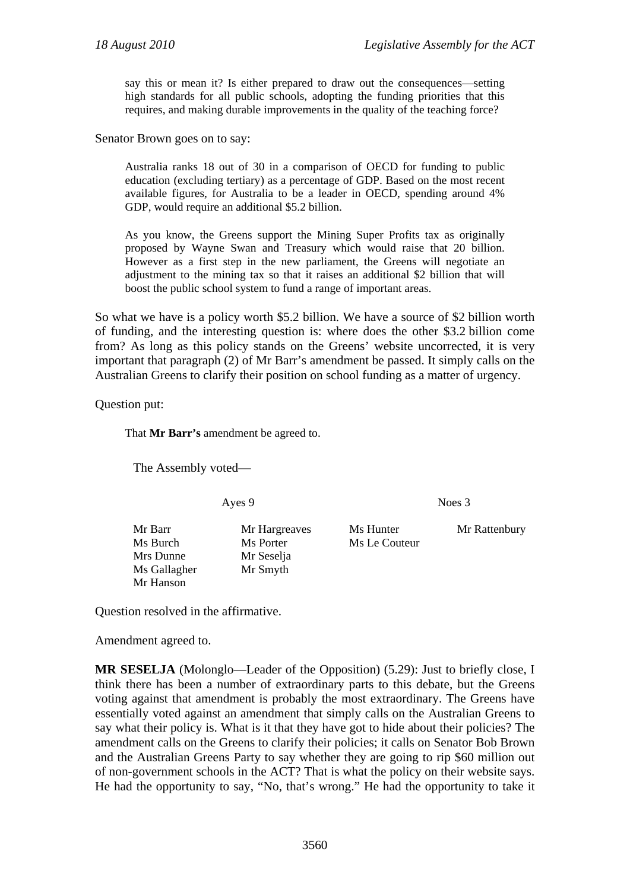> say this or mean it? Is either prepared to draw out the consequences—setting high standards for all public schools, adopting the funding priorities that this requires, and making durable improvements in the quality of the teaching force?

Senator Brown goes on to say:

> Australia ranks 18 out of 30 in a comparison of OECD for funding to public education (excluding tertiary) as a percentage of GDP. Based on the most recent available figures, for Australia to be a leader in OECD, spending around 4% GDP, would require an additional $5.2 billion.
>
> As you know, the Greens support the Mining Super Profits tax as originally proposed by Wayne Swan and Treasury which would raise that 20 billion. However as a first step in the new parliament, the Greens will negotiate an adjustment to the mining tax so that it raises an additional $2 billion that will boost the public school system to fund a range of important areas.

So what we have is a policy worth $5.2 billion. We have a source of $2 billion worth of funding, and the interesting question is: where does the other $3.2 billion come from? As long as this policy stands on the Greens' website uncorrected, it is very important that paragraph (2) of Mr Barr's amendment be passed. It simply calls on the Australian Greens to clarify their position on school funding as a matter of urgency.

Question put:

> That **Mr Barr's** amendment be agreed to.

The Assembly voted—

| Ayes 9 | | Noes 3 | |
|---|---|---|---|
| Mr Barr | Mr Hargreaves | Ms Hunter | Mr Rattenbury |
| Ms Burch | Ms Porter | Ms Le Couteur | |
| Mrs Dunne | Mr Seselja | | |
| Ms Gallagher | Mr Smyth | | |
| Mr Hanson | | | |

Question resolved in the affirmative.

Amendment agreed to.

**MR SESELJA** (Molonglo—Leader of the Opposition) (5.29): Just to briefly close, I think there has been a number of extraordinary parts to this debate, but the Greens voting against that amendment is probably the most extraordinary. The Greens have essentially voted against an amendment that simply calls on the Australian Greens to say what their policy is. What is it that they have got to hide about their policies? The amendment calls on the Greens to clarify their policies; it calls on Senator Bob Brown and the Australian Greens Party to say whether they are going to rip $60 million out of non-government schools in the ACT? That is what the policy on their website says. He had the opportunity to say, "No, that's wrong." He had the opportunity to take it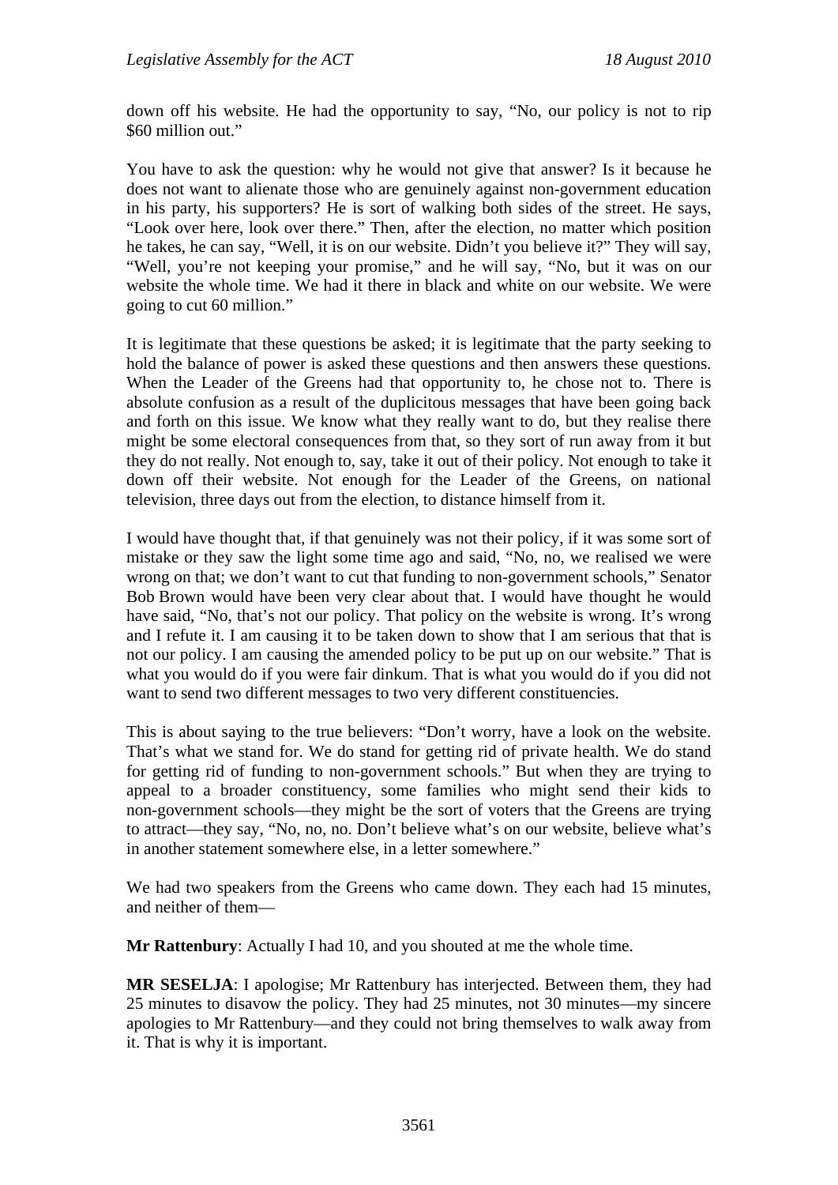down off his website. He had the opportunity to say, "No, our policy is not to rip $60 million out."

You have to ask the question: why he would not give that answer? Is it because he does not want to alienate those who are genuinely against non-government education in his party, his supporters? He is sort of walking both sides of the street. He says, "Look over here, look over there." Then, after the election, no matter which position he takes, he can say, "Well, it is on our website. Didn't you believe it?" They will say, "Well, you're not keeping your promise," and he will say, "No, but it was on our website the whole time. We had it there in black and white on our website. We were going to cut 60 million."

It is legitimate that these questions be asked; it is legitimate that the party seeking to hold the balance of power is asked these questions and then answers these questions. When the Leader of the Greens had that opportunity to, he chose not to. There is absolute confusion as a result of the duplicitous messages that have been going back and forth on this issue. We know what they really want to do, but they realise there might be some electoral consequences from that, so they sort of run away from it but they do not really. Not enough to, say, take it out of their policy. Not enough to take it down off their website. Not enough for the Leader of the Greens, on national television, three days out from the election, to distance himself from it.

I would have thought that, if that genuinely was not their policy, if it was some sort of mistake or they saw the light some time ago and said, "No, no, we realised we were wrong on that; we don't want to cut that funding to non-government schools," Senator Bob Brown would have been very clear about that. I would have thought he would have said, "No, that's not our policy. That policy on the website is wrong. It's wrong and I refute it. I am causing it to be taken down to show that I am serious that that is not our policy. I am causing the amended policy to be put up on our website." That is what you would do if you were fair dinkum. That is what you would do if you did not want to send two different messages to two very different constituencies.

This is about saying to the true believers: "Don't worry, have a look on the website. That's what we stand for. We do stand for getting rid of private health. We do stand for getting rid of funding to non-government schools." But when they are trying to appeal to a broader constituency, some families who might send their kids to non-government schools—they might be the sort of voters that the Greens are trying to attract—they say, "No, no, no. Don't believe what's on our website, believe what's in another statement somewhere else, in a letter somewhere."

We had two speakers from the Greens who came down. They each had 15 minutes, and neither of them—

**Mr Rattenbury**: Actually I had 10, and you shouted at me the whole time.

**MR SESELJA**: I apologise; Mr Rattenbury has interjected. Between them, they had 25 minutes to disavow the policy. They had 25 minutes, not 30 minutes—my sincere apologies to Mr Rattenbury—and they could not bring themselves to walk away from it. That is why it is important.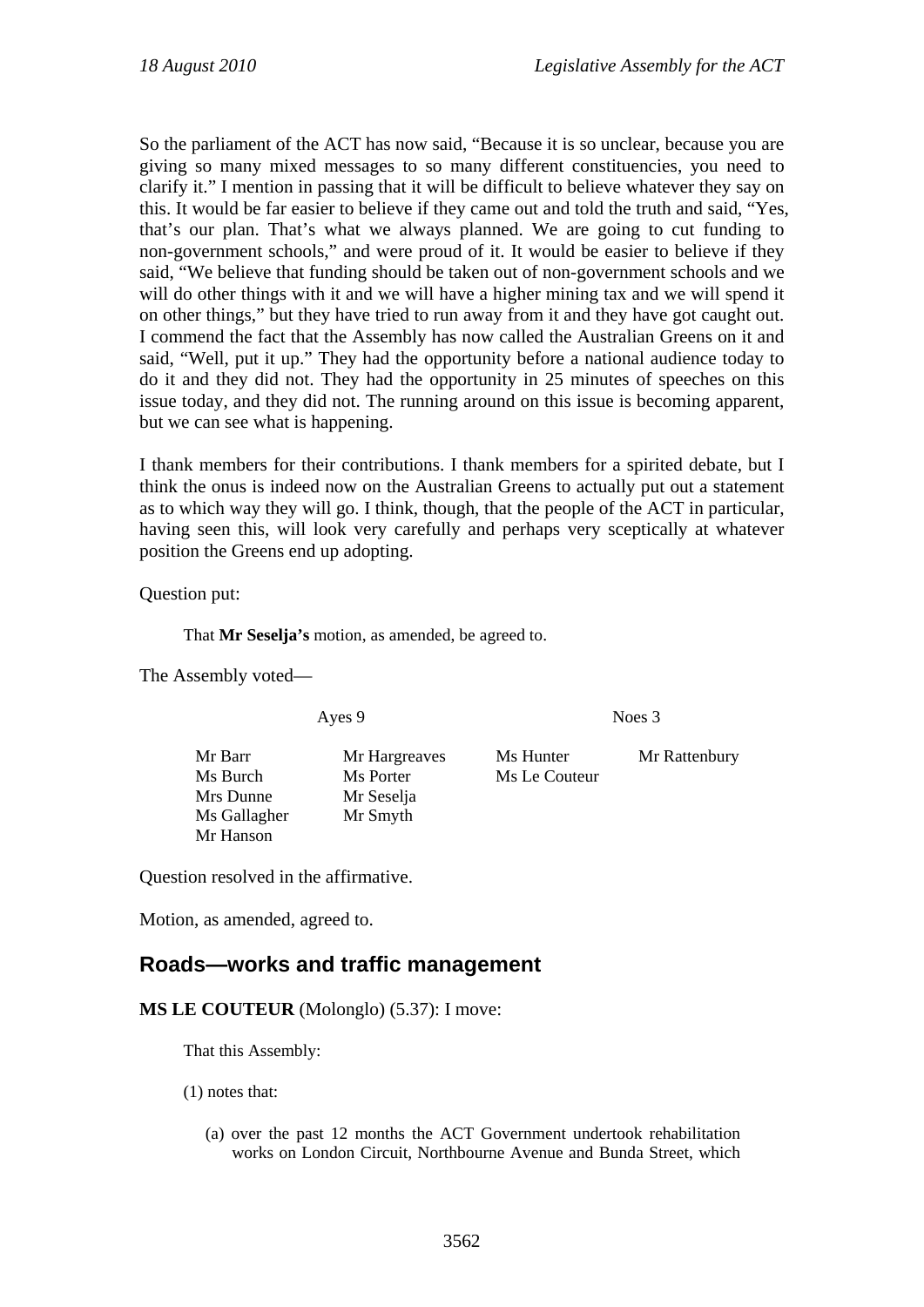So the parliament of the ACT has now said, "Because it is so unclear, because you are giving so many mixed messages to so many different constituencies, you need to clarify it." I mention in passing that it will be difficult to believe whatever they say on this. It would be far easier to believe if they came out and told the truth and said, "Yes, that's our plan. That's what we always planned. We are going to cut funding to non-government schools," and were proud of it. It would be easier to believe if they said, "We believe that funding should be taken out of non-government schools and we will do other things with it and we will have a higher mining tax and we will spend it on other things," but they have tried to run away from it and they have got caught out. I commend the fact that the Assembly has now called the Australian Greens on it and said, "Well, put it up." They had the opportunity before a national audience today to do it and they did not. They had the opportunity in 25 minutes of speeches on this issue today, and they did not. The running around on this issue is becoming apparent, but we can see what is happening.

I thank members for their contributions. I thank members for a spirited debate, but I think the onus is indeed now on the Australian Greens to actually put out a statement as to which way they will go. I think, though, that the people of the ACT in particular, having seen this, will look very carefully and perhaps very sceptically at whatever position the Greens end up adopting.

Question put:

> That **Mr Seselja's** motion, as amended, be agreed to.

The Assembly voted—

| Ayes 9 | | Noes 3 | |
|---|---|---|---|
| Mr Barr | Mr Hargreaves | Ms Hunter | Mr Rattenbury |
| Ms Burch | Ms Porter | Ms Le Couteur | |
| Mrs Dunne | Mr Seselja | | |
| Ms Gallagher | Mr Smyth | | |
| Mr Hanson | | | |

Question resolved in the affirmative.

Motion, as amended, agreed to.

## Roads—works and traffic management

**MS LE COUTEUR** (Molonglo) (5.37): I move:

> That this Assembly:
>
> (1) notes that:
>
> (a) over the past 12 months the ACT Government undertook rehabilitation works on London Circuit, Northbourne Avenue and Bunda Street, which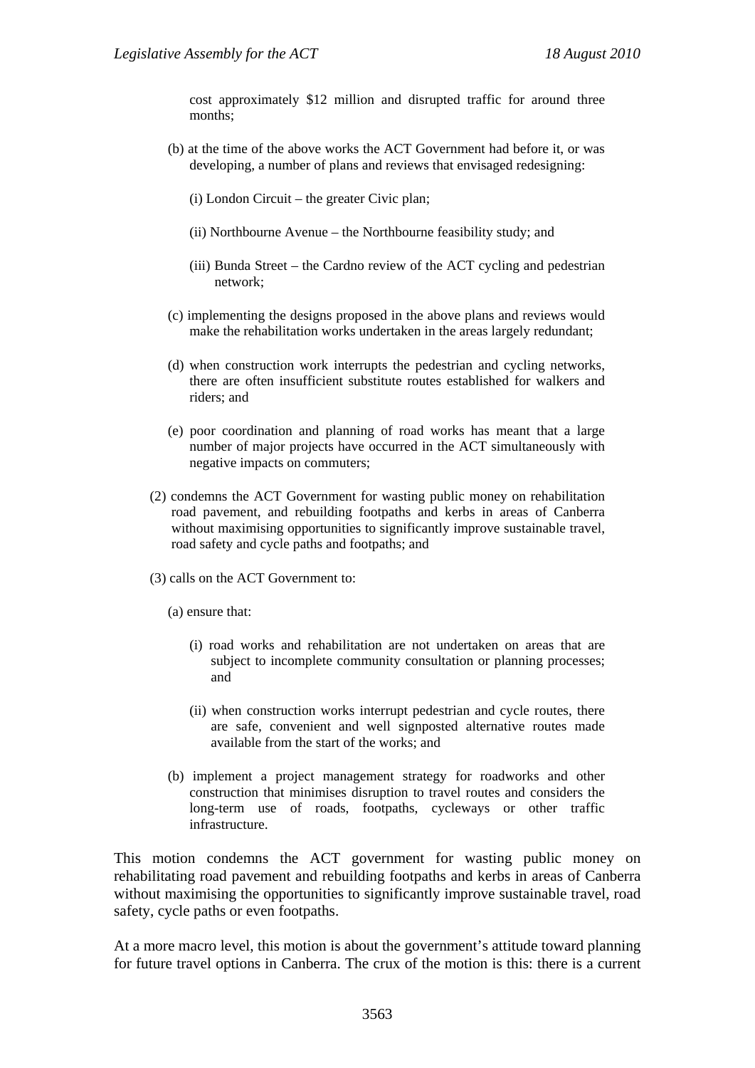cost approximately $12 million and disrupted traffic for around three months;

(b) at the time of the above works the ACT Government had before it, or was developing, a number of plans and reviews that envisaged redesigning:

(i) London Circuit – the greater Civic plan;

(ii) Northbourne Avenue – the Northbourne feasibility study; and

(iii) Bunda Street – the Cardno review of the ACT cycling and pedestrian network;

(c) implementing the designs proposed in the above plans and reviews would make the rehabilitation works undertaken in the areas largely redundant;

(d) when construction work interrupts the pedestrian and cycling networks, there are often insufficient substitute routes established for walkers and riders; and

(e) poor coordination and planning of road works has meant that a large number of major projects have occurred in the ACT simultaneously with negative impacts on commuters;

(2) condemns the ACT Government for wasting public money on rehabilitation road pavement, and rebuilding footpaths and kerbs in areas of Canberra without maximising opportunities to significantly improve sustainable travel, road safety and cycle paths and footpaths; and

(3) calls on the ACT Government to:

(a) ensure that:

(i) road works and rehabilitation are not undertaken on areas that are subject to incomplete community consultation or planning processes; and

(ii) when construction works interrupt pedestrian and cycle routes, there are safe, convenient and well signposted alternative routes made available from the start of the works; and

(b) implement a project management strategy for roadworks and other construction that minimises disruption to travel routes and considers the long-term use of roads, footpaths, cycleways or other traffic infrastructure.

This motion condemns the ACT government for wasting public money on rehabilitating road pavement and rebuilding footpaths and kerbs in areas of Canberra without maximising the opportunities to significantly improve sustainable travel, road safety, cycle paths or even footpaths.

At a more macro level, this motion is about the government's attitude toward planning for future travel options in Canberra. The crux of the motion is this: there is a current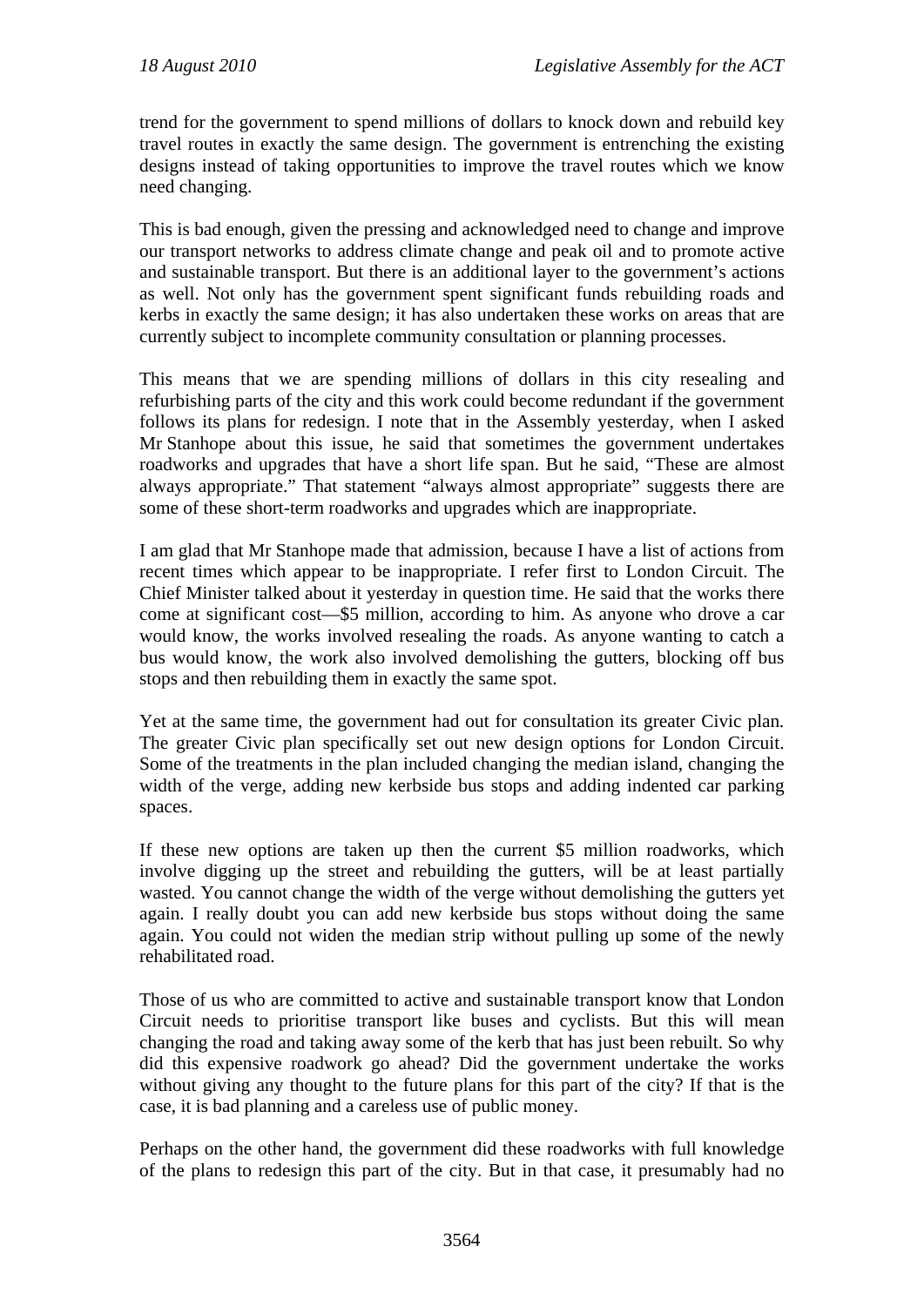trend for the government to spend millions of dollars to knock down and rebuild key travel routes in exactly the same design. The government is entrenching the existing designs instead of taking opportunities to improve the travel routes which we know need changing.

This is bad enough, given the pressing and acknowledged need to change and improve our transport networks to address climate change and peak oil and to promote active and sustainable transport. But there is an additional layer to the government's actions as well. Not only has the government spent significant funds rebuilding roads and kerbs in exactly the same design; it has also undertaken these works on areas that are currently subject to incomplete community consultation or planning processes.

This means that we are spending millions of dollars in this city resealing and refurbishing parts of the city and this work could become redundant if the government follows its plans for redesign. I note that in the Assembly yesterday, when I asked Mr Stanhope about this issue, he said that sometimes the government undertakes roadworks and upgrades that have a short life span. But he said, "These are almost always appropriate." That statement "always almost appropriate" suggests there are some of these short-term roadworks and upgrades which are inappropriate.

I am glad that Mr Stanhope made that admission, because I have a list of actions from recent times which appear to be inappropriate. I refer first to London Circuit. The Chief Minister talked about it yesterday in question time. He said that the works there come at significant cost—$5 million, according to him. As anyone who drove a car would know, the works involved resealing the roads. As anyone wanting to catch a bus would know, the work also involved demolishing the gutters, blocking off bus stops and then rebuilding them in exactly the same spot.

Yet at the same time, the government had out for consultation its greater Civic plan. The greater Civic plan specifically set out new design options for London Circuit. Some of the treatments in the plan included changing the median island, changing the width of the verge, adding new kerbside bus stops and adding indented car parking spaces.

If these new options are taken up then the current $5 million roadworks, which involve digging up the street and rebuilding the gutters, will be at least partially wasted. You cannot change the width of the verge without demolishing the gutters yet again. I really doubt you can add new kerbside bus stops without doing the same again. You could not widen the median strip without pulling up some of the newly rehabilitated road.

Those of us who are committed to active and sustainable transport know that London Circuit needs to prioritise transport like buses and cyclists. But this will mean changing the road and taking away some of the kerb that has just been rebuilt. So why did this expensive roadwork go ahead? Did the government undertake the works without giving any thought to the future plans for this part of the city? If that is the case, it is bad planning and a careless use of public money.

Perhaps on the other hand, the government did these roadworks with full knowledge of the plans to redesign this part of the city. But in that case, it presumably had no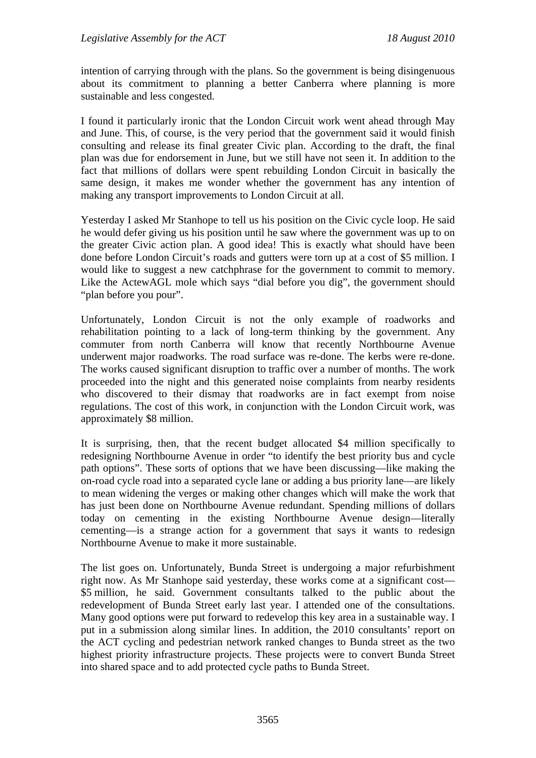intention of carrying through with the plans. So the government is being disingenuous about its commitment to planning a better Canberra where planning is more sustainable and less congested.

I found it particularly ironic that the London Circuit work went ahead through May and June. This, of course, is the very period that the government said it would finish consulting and release its final greater Civic plan. According to the draft, the final plan was due for endorsement in June, but we still have not seen it. In addition to the fact that millions of dollars were spent rebuilding London Circuit in basically the same design, it makes me wonder whether the government has any intention of making any transport improvements to London Circuit at all.

Yesterday I asked Mr Stanhope to tell us his position on the Civic cycle loop. He said he would defer giving us his position until he saw where the government was up to on the greater Civic action plan. A good idea! This is exactly what should have been done before London Circuit's roads and gutters were torn up at a cost of $5 million. I would like to suggest a new catchphrase for the government to commit to memory. Like the ActewAGL mole which says "dial before you dig", the government should "plan before you pour".

Unfortunately, London Circuit is not the only example of roadworks and rehabilitation pointing to a lack of long-term thinking by the government. Any commuter from north Canberra will know that recently Northbourne Avenue underwent major roadworks. The road surface was re-done. The kerbs were re-done. The works caused significant disruption to traffic over a number of months. The work proceeded into the night and this generated noise complaints from nearby residents who discovered to their dismay that roadworks are in fact exempt from noise regulations. The cost of this work, in conjunction with the London Circuit work, was approximately $8 million.

It is surprising, then, that the recent budget allocated $4 million specifically to redesigning Northbourne Avenue in order "to identify the best priority bus and cycle path options". These sorts of options that we have been discussing—like making the on-road cycle road into a separated cycle lane or adding a bus priority lane—are likely to mean widening the verges or making other changes which will make the work that has just been done on Northbourne Avenue redundant. Spending millions of dollars today on cementing in the existing Northbourne Avenue design—literally cementing—is a strange action for a government that says it wants to redesign Northbourne Avenue to make it more sustainable.

The list goes on. Unfortunately, Bunda Street is undergoing a major refurbishment right now. As Mr Stanhope said yesterday, these works come at a significant cost—$5 million, he said. Government consultants talked to the public about the redevelopment of Bunda Street early last year. I attended one of the consultations. Many good options were put forward to redevelop this key area in a sustainable way. I put in a submission along similar lines. In addition, the 2010 consultants' report on the ACT cycling and pedestrian network ranked changes to Bunda street as the two highest priority infrastructure projects. These projects were to convert Bunda Street into shared space and to add protected cycle paths to Bunda Street.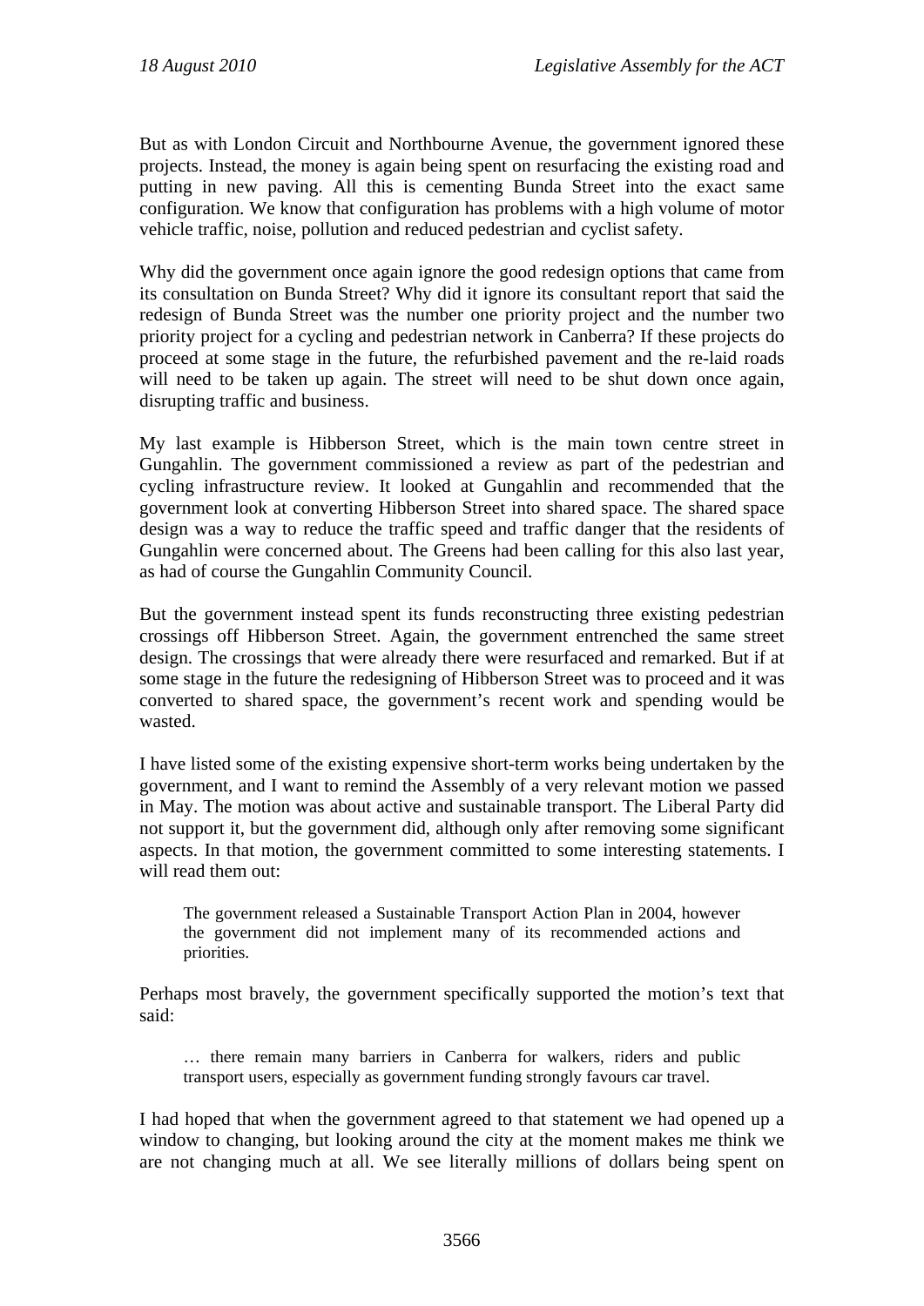But as with London Circuit and Northbourne Avenue, the government ignored these projects. Instead, the money is again being spent on resurfacing the existing road and putting in new paving. All this is cementing Bunda Street into the exact same configuration. We know that configuration has problems with a high volume of motor vehicle traffic, noise, pollution and reduced pedestrian and cyclist safety.

Why did the government once again ignore the good redesign options that came from its consultation on Bunda Street? Why did it ignore its consultant report that said the redesign of Bunda Street was the number one priority project and the number two priority project for a cycling and pedestrian network in Canberra? If these projects do proceed at some stage in the future, the refurbished pavement and the re-laid roads will need to be taken up again. The street will need to be shut down once again, disrupting traffic and business.

My last example is Hibberson Street, which is the main town centre street in Gungahlin. The government commissioned a review as part of the pedestrian and cycling infrastructure review. It looked at Gungahlin and recommended that the government look at converting Hibberson Street into shared space. The shared space design was a way to reduce the traffic speed and traffic danger that the residents of Gungahlin were concerned about. The Greens had been calling for this also last year, as had of course the Gungahlin Community Council.

But the government instead spent its funds reconstructing three existing pedestrian crossings off Hibberson Street. Again, the government entrenched the same street design. The crossings that were already there were resurfaced and remarked. But if at some stage in the future the redesigning of Hibberson Street was to proceed and it was converted to shared space, the government's recent work and spending would be wasted.

I have listed some of the existing expensive short-term works being undertaken by the government, and I want to remind the Assembly of a very relevant motion we passed in May. The motion was about active and sustainable transport. The Liberal Party did not support it, but the government did, although only after removing some significant aspects. In that motion, the government committed to some interesting statements. I will read them out:

> The government released a Sustainable Transport Action Plan in 2004, however the government did not implement many of its recommended actions and priorities.

Perhaps most bravely, the government specifically supported the motion's text that said:

> … there remain many barriers in Canberra for walkers, riders and public transport users, especially as government funding strongly favours car travel.

I had hoped that when the government agreed to that statement we had opened up a window to changing, but looking around the city at the moment makes me think we are not changing much at all. We see literally millions of dollars being spent on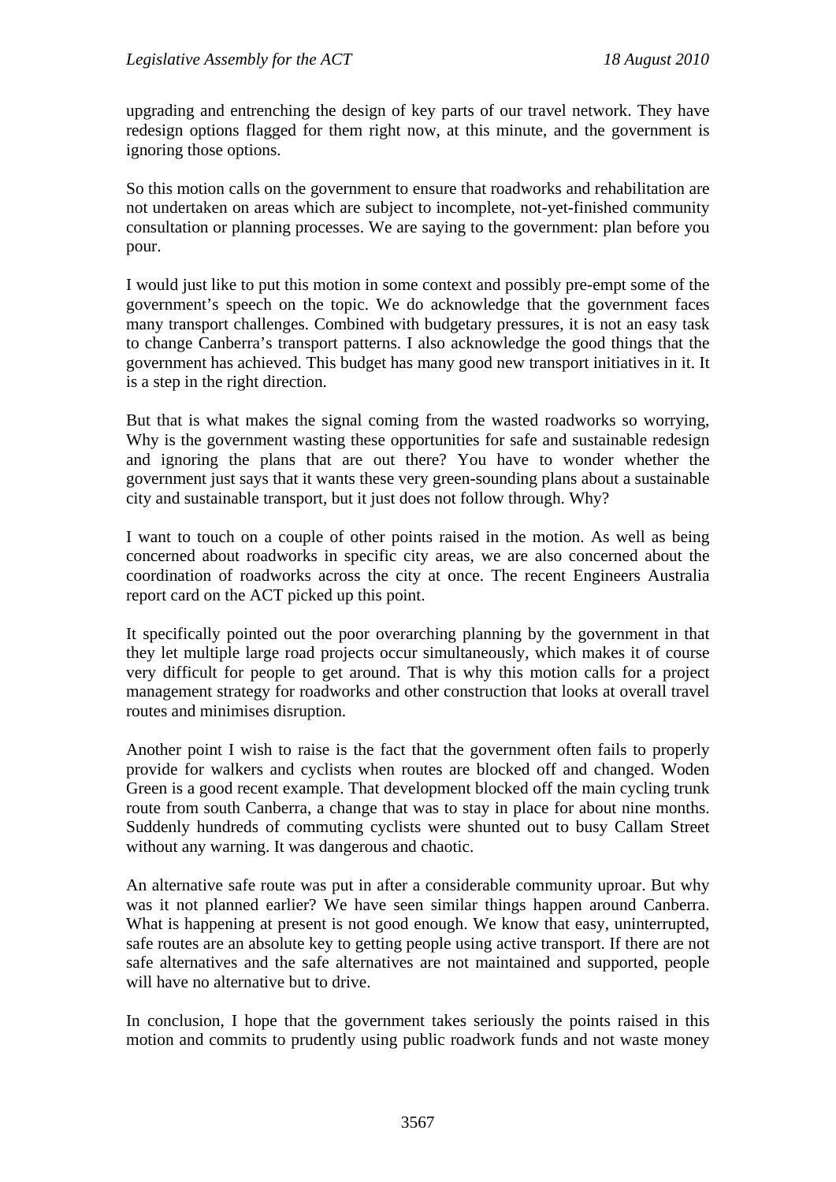upgrading and entrenching the design of key parts of our travel network. They have redesign options flagged for them right now, at this minute, and the government is ignoring those options.

So this motion calls on the government to ensure that roadworks and rehabilitation are not undertaken on areas which are subject to incomplete, not-yet-finished community consultation or planning processes. We are saying to the government: plan before you pour.

I would just like to put this motion in some context and possibly pre-empt some of the government's speech on the topic. We do acknowledge that the government faces many transport challenges. Combined with budgetary pressures, it is not an easy task to change Canberra's transport patterns. I also acknowledge the good things that the government has achieved. This budget has many good new transport initiatives in it. It is a step in the right direction.

But that is what makes the signal coming from the wasted roadworks so worrying, Why is the government wasting these opportunities for safe and sustainable redesign and ignoring the plans that are out there? You have to wonder whether the government just says that it wants these very green-sounding plans about a sustainable city and sustainable transport, but it just does not follow through. Why?

I want to touch on a couple of other points raised in the motion. As well as being concerned about roadworks in specific city areas, we are also concerned about the coordination of roadworks across the city at once. The recent Engineers Australia report card on the ACT picked up this point.

It specifically pointed out the poor overarching planning by the government in that they let multiple large road projects occur simultaneously, which makes it of course very difficult for people to get around. That is why this motion calls for a project management strategy for roadworks and other construction that looks at overall travel routes and minimises disruption.

Another point I wish to raise is the fact that the government often fails to properly provide for walkers and cyclists when routes are blocked off and changed. Woden Green is a good recent example. That development blocked off the main cycling trunk route from south Canberra, a change that was to stay in place for about nine months. Suddenly hundreds of commuting cyclists were shunted out to busy Callam Street without any warning. It was dangerous and chaotic.

An alternative safe route was put in after a considerable community uproar. But why was it not planned earlier? We have seen similar things happen around Canberra. What is happening at present is not good enough. We know that easy, uninterrupted, safe routes are an absolute key to getting people using active transport. If there are not safe alternatives and the safe alternatives are not maintained and supported, people will have no alternative but to drive.

In conclusion, I hope that the government takes seriously the points raised in this motion and commits to prudently using public roadwork funds and not waste money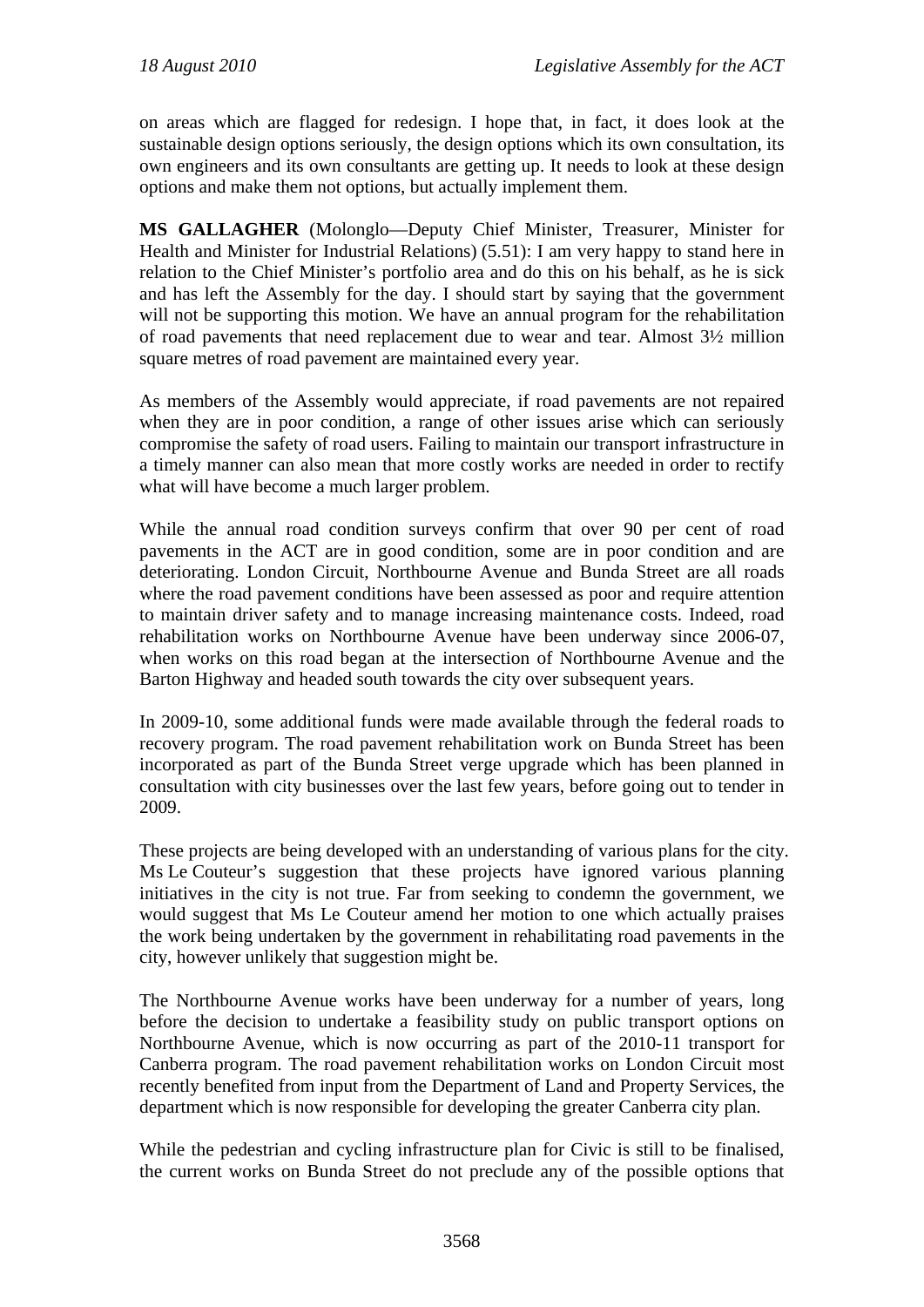on areas which are flagged for redesign. I hope that, in fact, it does look at the sustainable design options seriously, the design options which its own consultation, its own engineers and its own consultants are getting up. It needs to look at these design options and make them not options, but actually implement them.

**MS GALLAGHER** (Molonglo—Deputy Chief Minister, Treasurer, Minister for Health and Minister for Industrial Relations) (5.51): I am very happy to stand here in relation to the Chief Minister's portfolio area and do this on his behalf, as he is sick and has left the Assembly for the day. I should start by saying that the government will not be supporting this motion. We have an annual program for the rehabilitation of road pavements that need replacement due to wear and tear. Almost 3½ million square metres of road pavement are maintained every year.

As members of the Assembly would appreciate, if road pavements are not repaired when they are in poor condition, a range of other issues arise which can seriously compromise the safety of road users. Failing to maintain our transport infrastructure in a timely manner can also mean that more costly works are needed in order to rectify what will have become a much larger problem.

While the annual road condition surveys confirm that over 90 per cent of road pavements in the ACT are in good condition, some are in poor condition and are deteriorating. London Circuit, Northbourne Avenue and Bunda Street are all roads where the road pavement conditions have been assessed as poor and require attention to maintain driver safety and to manage increasing maintenance costs. Indeed, road rehabilitation works on Northbourne Avenue have been underway since 2006-07, when works on this road began at the intersection of Northbourne Avenue and the Barton Highway and headed south towards the city over subsequent years.

In 2009-10, some additional funds were made available through the federal roads to recovery program. The road pavement rehabilitation work on Bunda Street has been incorporated as part of the Bunda Street verge upgrade which has been planned in consultation with city businesses over the last few years, before going out to tender in 2009.

These projects are being developed with an understanding of various plans for the city. Ms Le Couteur's suggestion that these projects have ignored various planning initiatives in the city is not true. Far from seeking to condemn the government, we would suggest that Ms Le Couteur amend her motion to one which actually praises the work being undertaken by the government in rehabilitating road pavements in the city, however unlikely that suggestion might be.

The Northbourne Avenue works have been underway for a number of years, long before the decision to undertake a feasibility study on public transport options on Northbourne Avenue, which is now occurring as part of the 2010-11 transport for Canberra program. The road pavement rehabilitation works on London Circuit most recently benefited from input from the Department of Land and Property Services, the department which is now responsible for developing the greater Canberra city plan.

While the pedestrian and cycling infrastructure plan for Civic is still to be finalised, the current works on Bunda Street do not preclude any of the possible options that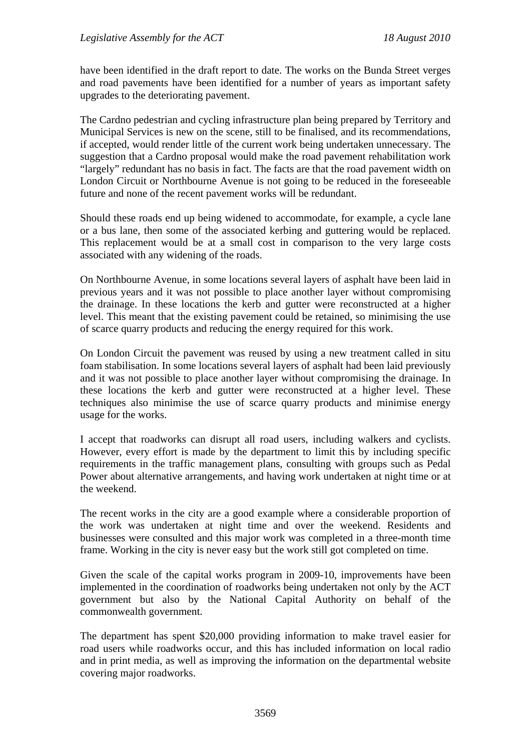have been identified in the draft report to date. The works on the Bunda Street verges and road pavements have been identified for a number of years as important safety upgrades to the deteriorating pavement.

The Cardno pedestrian and cycling infrastructure plan being prepared by Territory and Municipal Services is new on the scene, still to be finalised, and its recommendations, if accepted, would render little of the current work being undertaken unnecessary. The suggestion that a Cardno proposal would make the road pavement rehabilitation work "largely" redundant has no basis in fact. The facts are that the road pavement width on London Circuit or Northbourne Avenue is not going to be reduced in the foreseeable future and none of the recent pavement works will be redundant.

Should these roads end up being widened to accommodate, for example, a cycle lane or a bus lane, then some of the associated kerbing and guttering would be replaced. This replacement would be at a small cost in comparison to the very large costs associated with any widening of the roads.

On Northbourne Avenue, in some locations several layers of asphalt have been laid in previous years and it was not possible to place another layer without compromising the drainage. In these locations the kerb and gutter were reconstructed at a higher level. This meant that the existing pavement could be retained, so minimising the use of scarce quarry products and reducing the energy required for this work.

On London Circuit the pavement was reused by using a new treatment called in situ foam stabilisation. In some locations several layers of asphalt had been laid previously and it was not possible to place another layer without compromising the drainage. In these locations the kerb and gutter were reconstructed at a higher level. These techniques also minimise the use of scarce quarry products and minimise energy usage for the works.

I accept that roadworks can disrupt all road users, including walkers and cyclists. However, every effort is made by the department to limit this by including specific requirements in the traffic management plans, consulting with groups such as Pedal Power about alternative arrangements, and having work undertaken at night time or at the weekend.

The recent works in the city are a good example where a considerable proportion of the work was undertaken at night time and over the weekend. Residents and businesses were consulted and this major work was completed in a three-month time frame. Working in the city is never easy but the work still got completed on time.

Given the scale of the capital works program in 2009-10, improvements have been implemented in the coordination of roadworks being undertaken not only by the ACT government but also by the National Capital Authority on behalf of the commonwealth government.

The department has spent $20,000 providing information to make travel easier for road users while roadworks occur, and this has included information on local radio and in print media, as well as improving the information on the departmental website covering major roadworks.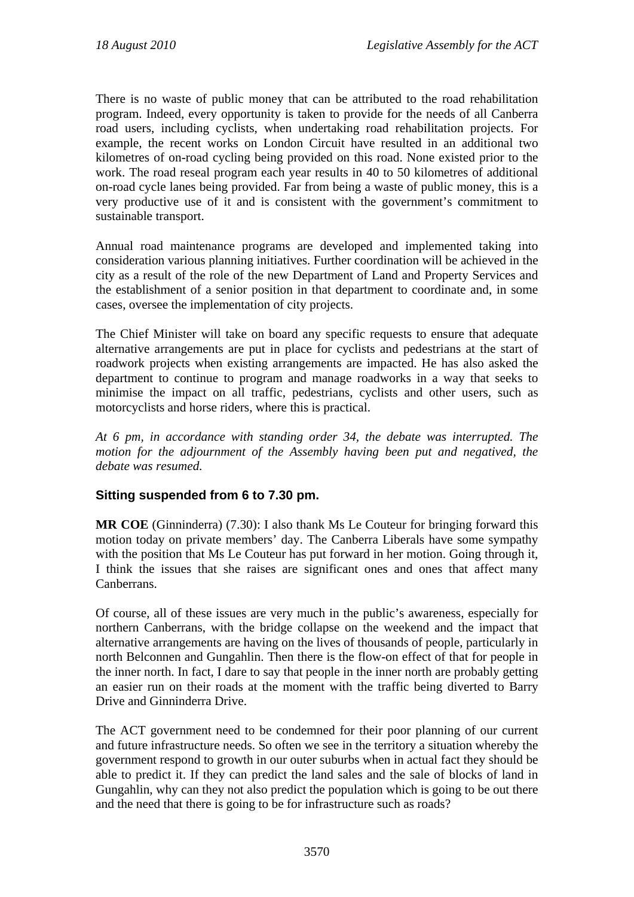There is no waste of public money that can be attributed to the road rehabilitation program. Indeed, every opportunity is taken to provide for the needs of all Canberra road users, including cyclists, when undertaking road rehabilitation projects. For example, the recent works on London Circuit have resulted in an additional two kilometres of on-road cycling being provided on this road. None existed prior to the work. The road reseal program each year results in 40 to 50 kilometres of additional on-road cycle lanes being provided. Far from being a waste of public money, this is a very productive use of it and is consistent with the government's commitment to sustainable transport.

Annual road maintenance programs are developed and implemented taking into consideration various planning initiatives. Further coordination will be achieved in the city as a result of the role of the new Department of Land and Property Services and the establishment of a senior position in that department to coordinate and, in some cases, oversee the implementation of city projects.

The Chief Minister will take on board any specific requests to ensure that adequate alternative arrangements are put in place for cyclists and pedestrians at the start of roadwork projects when existing arrangements are impacted. He has also asked the department to continue to program and manage roadworks in a way that seeks to minimise the impact on all traffic, pedestrians, cyclists and other users, such as motorcyclists and horse riders, where this is practical.

*At 6 pm, in accordance with standing order 34, the debate was interrupted. The motion for the adjournment of the Assembly having been put and negatived, the debate was resumed.*

### Sitting suspended from 6 to 7.30 pm.

**MR COE** (Ginninderra) (7.30): I also thank Ms Le Couteur for bringing forward this motion today on private members' day. The Canberra Liberals have some sympathy with the position that Ms Le Couteur has put forward in her motion. Going through it, I think the issues that she raises are significant ones and ones that affect many Canberrans.

Of course, all of these issues are very much in the public's awareness, especially for northern Canberrans, with the bridge collapse on the weekend and the impact that alternative arrangements are having on the lives of thousands of people, particularly in north Belconnen and Gungahlin. Then there is the flow-on effect of that for people in the inner north. In fact, I dare to say that people in the inner north are probably getting an easier run on their roads at the moment with the traffic being diverted to Barry Drive and Ginninderra Drive.

The ACT government need to be condemned for their poor planning of our current and future infrastructure needs. So often we see in the territory a situation whereby the government respond to growth in our outer suburbs when in actual fact they should be able to predict it. If they can predict the land sales and the sale of blocks of land in Gungahlin, why can they not also predict the population which is going to be out there and the need that there is going to be for infrastructure such as roads?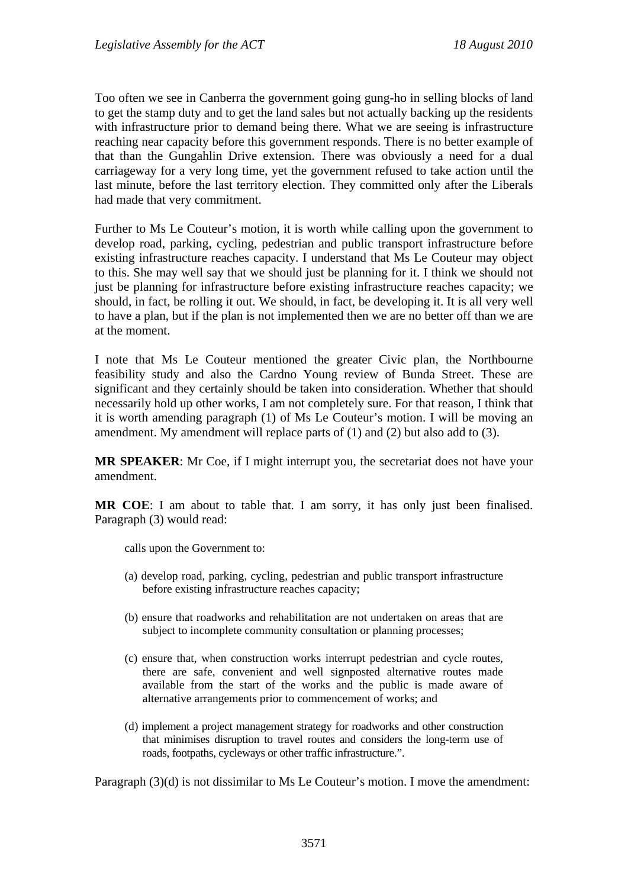Too often we see in Canberra the government going gung-ho in selling blocks of land to get the stamp duty and to get the land sales but not actually backing up the residents with infrastructure prior to demand being there. What we are seeing is infrastructure reaching near capacity before this government responds. There is no better example of that than the Gungahlin Drive extension. There was obviously a need for a dual carriageway for a very long time, yet the government refused to take action until the last minute, before the last territory election. They committed only after the Liberals had made that very commitment.

Further to Ms Le Couteur's motion, it is worth while calling upon the government to develop road, parking, cycling, pedestrian and public transport infrastructure before existing infrastructure reaches capacity. I understand that Ms Le Couteur may object to this. She may well say that we should just be planning for it. I think we should not just be planning for infrastructure before existing infrastructure reaches capacity; we should, in fact, be rolling it out. We should, in fact, be developing it. It is all very well to have a plan, but if the plan is not implemented then we are no better off than we are at the moment.

I note that Ms Le Couteur mentioned the greater Civic plan, the Northbourne feasibility study and also the Cardno Young review of Bunda Street. These are significant and they certainly should be taken into consideration. Whether that should necessarily hold up other works, I am not completely sure. For that reason, I think that it is worth amending paragraph (1) of Ms Le Couteur's motion. I will be moving an amendment. My amendment will replace parts of (1) and (2) but also add to (3).

**MR SPEAKER**: Mr Coe, if I might interrupt you, the secretariat does not have your amendment.

**MR COE**: I am about to table that. I am sorry, it has only just been finalised. Paragraph (3) would read:

> calls upon the Government to:
>
> (a) develop road, parking, cycling, pedestrian and public transport infrastructure before existing infrastructure reaches capacity;
>
> (b) ensure that roadworks and rehabilitation are not undertaken on areas that are subject to incomplete community consultation or planning processes;
>
> (c) ensure that, when construction works interrupt pedestrian and cycle routes, there are safe, convenient and well signposted alternative routes made available from the start of the works and the public is made aware of alternative arrangements prior to commencement of works; and
>
> (d) implement a project management strategy for roadworks and other construction that minimises disruption to travel routes and considers the long-term use of roads, footpaths, cycleways or other traffic infrastructure.".

Paragraph (3)(d) is not dissimilar to Ms Le Couteur's motion. I move the amendment: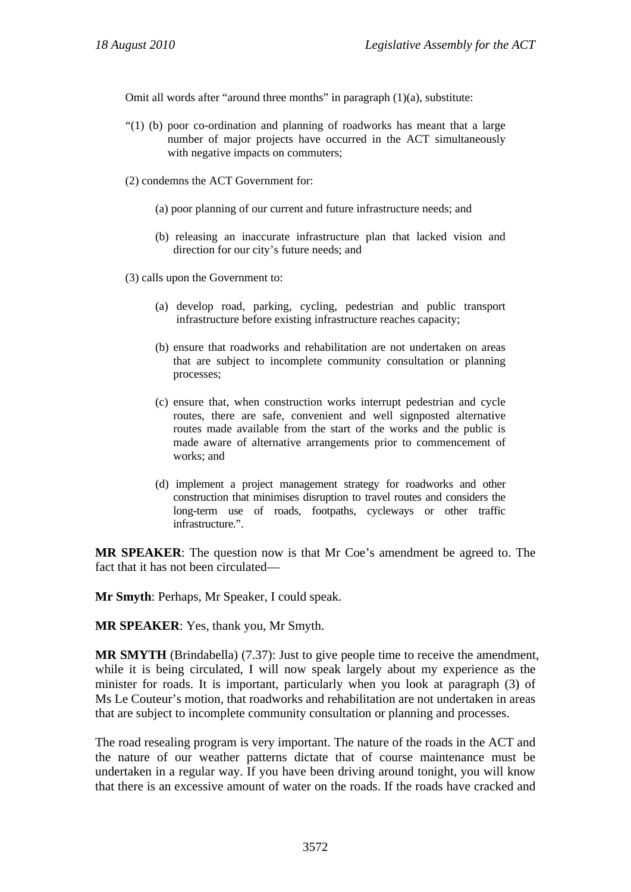Omit all words after "around three months" in paragraph (1)(a), substitute:

"(1) (b) poor co-ordination and planning of roadworks has meant that a large number of major projects have occurred in the ACT simultaneously with negative impacts on commuters;

(2) condemns the ACT Government for:

(a) poor planning of our current and future infrastructure needs; and

(b) releasing an inaccurate infrastructure plan that lacked vision and direction for our city's future needs; and

(3) calls upon the Government to:

(a) develop road, parking, cycling, pedestrian and public transport infrastructure before existing infrastructure reaches capacity;

(b) ensure that roadworks and rehabilitation are not undertaken on areas that are subject to incomplete community consultation or planning processes;

(c) ensure that, when construction works interrupt pedestrian and cycle routes, there are safe, convenient and well signposted alternative routes made available from the start of the works and the public is made aware of alternative arrangements prior to commencement of works; and

(d) implement a project management strategy for roadworks and other construction that minimises disruption to travel routes and considers the long-term use of roads, footpaths, cycleways or other traffic infrastructure.".

**MR SPEAKER**: The question now is that Mr Coe's amendment be agreed to. The fact that it has not been circulated—

**Mr Smyth**: Perhaps, Mr Speaker, I could speak.

**MR SPEAKER**: Yes, thank you, Mr Smyth.

**MR SMYTH** (Brindabella) (7.37): Just to give people time to receive the amendment, while it is being circulated, I will now speak largely about my experience as the minister for roads. It is important, particularly when you look at paragraph (3) of Ms Le Couteur's motion, that roadworks and rehabilitation are not undertaken in areas that are subject to incomplete community consultation or planning and processes.

The road resealing program is very important. The nature of the roads in the ACT and the nature of our weather patterns dictate that of course maintenance must be undertaken in a regular way. If you have been driving around tonight, you will know that there is an excessive amount of water on the roads. If the roads have cracked and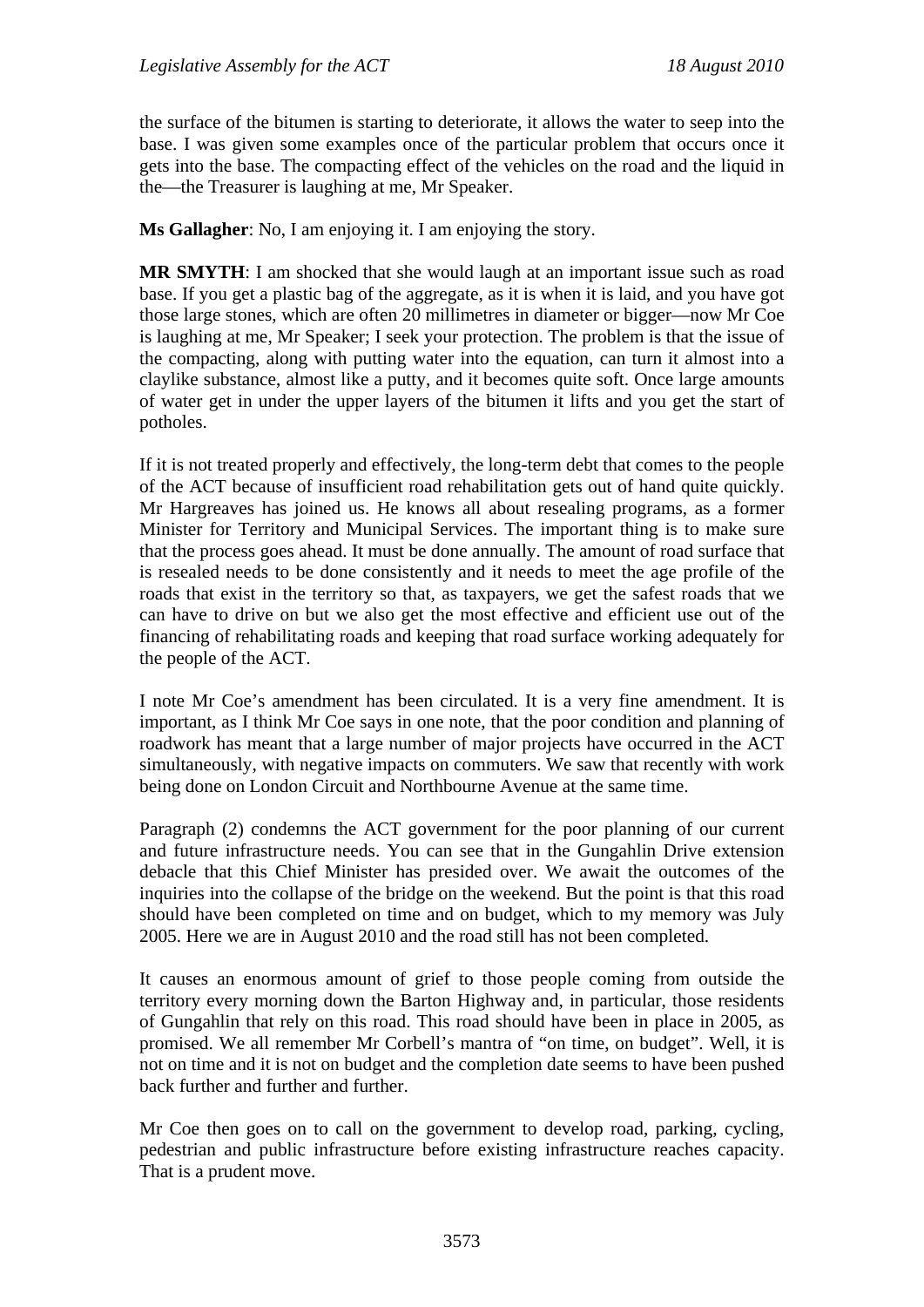the surface of the bitumen is starting to deteriorate, it allows the water to seep into the base. I was given some examples once of the particular problem that occurs once it gets into the base. The compacting effect of the vehicles on the road and the liquid in the—the Treasurer is laughing at me, Mr Speaker.

**Ms Gallagher**: No, I am enjoying it. I am enjoying the story.

**MR SMYTH**: I am shocked that she would laugh at an important issue such as road base. If you get a plastic bag of the aggregate, as it is when it is laid, and you have got those large stones, which are often 20 millimetres in diameter or bigger—now Mr Coe is laughing at me, Mr Speaker; I seek your protection. The problem is that the issue of the compacting, along with putting water into the equation, can turn it almost into a claylike substance, almost like a putty, and it becomes quite soft. Once large amounts of water get in under the upper layers of the bitumen it lifts and you get the start of potholes.

If it is not treated properly and effectively, the long-term debt that comes to the people of the ACT because of insufficient road rehabilitation gets out of hand quite quickly. Mr Hargreaves has joined us. He knows all about resealing programs, as a former Minister for Territory and Municipal Services. The important thing is to make sure that the process goes ahead. It must be done annually. The amount of road surface that is resealed needs to be done consistently and it needs to meet the age profile of the roads that exist in the territory so that, as taxpayers, we get the safest roads that we can have to drive on but we also get the most effective and efficient use out of the financing of rehabilitating roads and keeping that road surface working adequately for the people of the ACT.

I note Mr Coe's amendment has been circulated. It is a very fine amendment. It is important, as I think Mr Coe says in one note, that the poor condition and planning of roadwork has meant that a large number of major projects have occurred in the ACT simultaneously, with negative impacts on commuters. We saw that recently with work being done on London Circuit and Northbourne Avenue at the same time.

Paragraph (2) condemns the ACT government for the poor planning of our current and future infrastructure needs. You can see that in the Gungahlin Drive extension debacle that this Chief Minister has presided over. We await the outcomes of the inquiries into the collapse of the bridge on the weekend. But the point is that this road should have been completed on time and on budget, which to my memory was July 2005. Here we are in August 2010 and the road still has not been completed.

It causes an enormous amount of grief to those people coming from outside the territory every morning down the Barton Highway and, in particular, those residents of Gungahlin that rely on this road. This road should have been in place in 2005, as promised. We all remember Mr Corbell's mantra of "on time, on budget". Well, it is not on time and it is not on budget and the completion date seems to have been pushed back further and further and further.

Mr Coe then goes on to call on the government to develop road, parking, cycling, pedestrian and public infrastructure before existing infrastructure reaches capacity. That is a prudent move.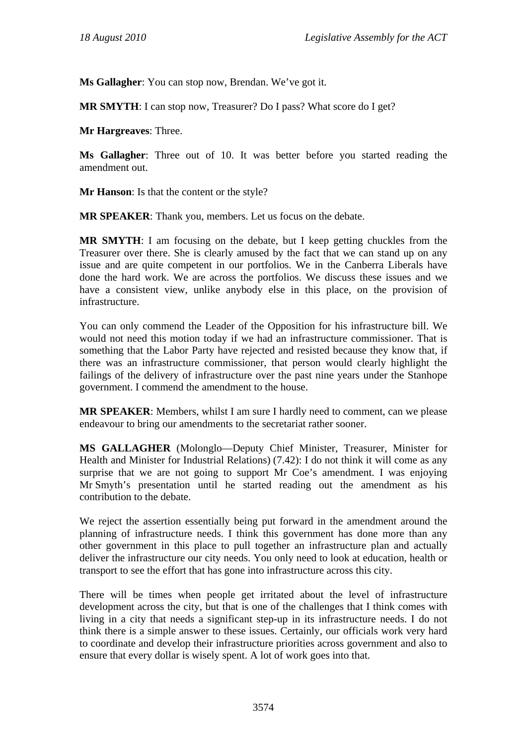**Ms Gallagher**: You can stop now, Brendan. We've got it.

**MR SMYTH**: I can stop now, Treasurer? Do I pass? What score do I get?

**Mr Hargreaves**: Three.

**Ms Gallagher**: Three out of 10. It was better before you started reading the amendment out.

**Mr Hanson**: Is that the content or the style?

**MR SPEAKER**: Thank you, members. Let us focus on the debate.

**MR SMYTH**: I am focusing on the debate, but I keep getting chuckles from the Treasurer over there. She is clearly amused by the fact that we can stand up on any issue and are quite competent in our portfolios. We in the Canberra Liberals have done the hard work. We are across the portfolios. We discuss these issues and we have a consistent view, unlike anybody else in this place, on the provision of infrastructure.

You can only commend the Leader of the Opposition for his infrastructure bill. We would not need this motion today if we had an infrastructure commissioner. That is something that the Labor Party have rejected and resisted because they know that, if there was an infrastructure commissioner, that person would clearly highlight the failings of the delivery of infrastructure over the past nine years under the Stanhope government. I commend the amendment to the house.

**MR SPEAKER**: Members, whilst I am sure I hardly need to comment, can we please endeavour to bring our amendments to the secretariat rather sooner.

**MS GALLAGHER** (Molonglo—Deputy Chief Minister, Treasurer, Minister for Health and Minister for Industrial Relations) (7.42): I do not think it will come as any surprise that we are not going to support Mr Coe's amendment. I was enjoying Mr Smyth's presentation until he started reading out the amendment as his contribution to the debate.

We reject the assertion essentially being put forward in the amendment around the planning of infrastructure needs. I think this government has done more than any other government in this place to pull together an infrastructure plan and actually deliver the infrastructure our city needs. You only need to look at education, health or transport to see the effort that has gone into infrastructure across this city.

There will be times when people get irritated about the level of infrastructure development across the city, but that is one of the challenges that I think comes with living in a city that needs a significant step-up in its infrastructure needs. I do not think there is a simple answer to these issues. Certainly, our officials work very hard to coordinate and develop their infrastructure priorities across government and also to ensure that every dollar is wisely spent. A lot of work goes into that.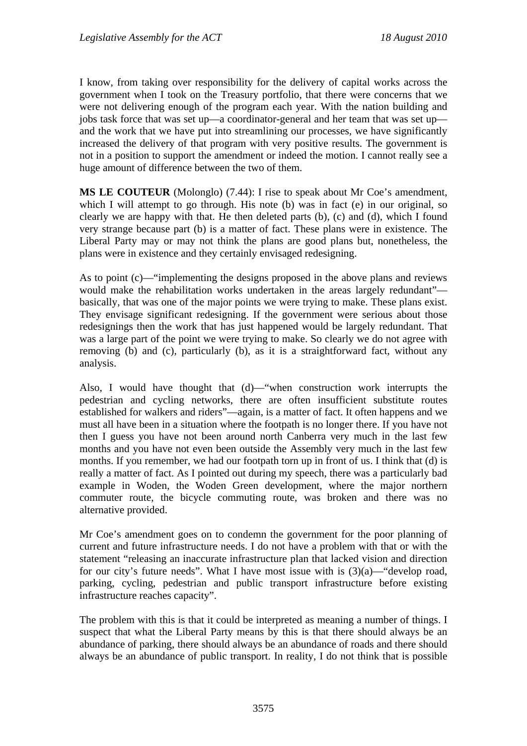I know, from taking over responsibility for the delivery of capital works across the government when I took on the Treasury portfolio, that there were concerns that we were not delivering enough of the program each year. With the nation building and jobs task force that was set up—a coordinator-general and her team that was set up—and the work that we have put into streamlining our processes, we have significantly increased the delivery of that program with very positive results. The government is not in a position to support the amendment or indeed the motion. I cannot really see a huge amount of difference between the two of them.

**MS LE COUTEUR** (Molonglo) (7.44): I rise to speak about Mr Coe's amendment, which I will attempt to go through. His note (b) was in fact (e) in our original, so clearly we are happy with that. He then deleted parts (b), (c) and (d), which I found very strange because part (b) is a matter of fact. These plans were in existence. The Liberal Party may or may not think the plans are good plans but, nonetheless, the plans were in existence and they certainly envisaged redesigning.

As to point (c)—"implementing the designs proposed in the above plans and reviews would make the rehabilitation works undertaken in the areas largely redundant"—basically, that was one of the major points we were trying to make. These plans exist. They envisage significant redesigning. If the government were serious about those redesignings then the work that has just happened would be largely redundant. That was a large part of the point we were trying to make. So clearly we do not agree with removing (b) and (c), particularly (b), as it is a straightforward fact, without any analysis.

Also, I would have thought that (d)—"when construction work interrupts the pedestrian and cycling networks, there are often insufficient substitute routes established for walkers and riders"—again, is a matter of fact. It often happens and we must all have been in a situation where the footpath is no longer there. If you have not then I guess you have not been around north Canberra very much in the last few months and you have not even been outside the Assembly very much in the last few months. If you remember, we had our footpath torn up in front of us. I think that (d) is really a matter of fact. As I pointed out during my speech, there was a particularly bad example in Woden, the Woden Green development, where the major northern commuter route, the bicycle commuting route, was broken and there was no alternative provided.

Mr Coe's amendment goes on to condemn the government for the poor planning of current and future infrastructure needs. I do not have a problem with that or with the statement "releasing an inaccurate infrastructure plan that lacked vision and direction for our city's future needs". What I have most issue with is (3)(a)—"develop road, parking, cycling, pedestrian and public transport infrastructure before existing infrastructure reaches capacity".

The problem with this is that it could be interpreted as meaning a number of things. I suspect that what the Liberal Party means by this is that there should always be an abundance of parking, there should always be an abundance of roads and there should always be an abundance of public transport. In reality, I do not think that is possible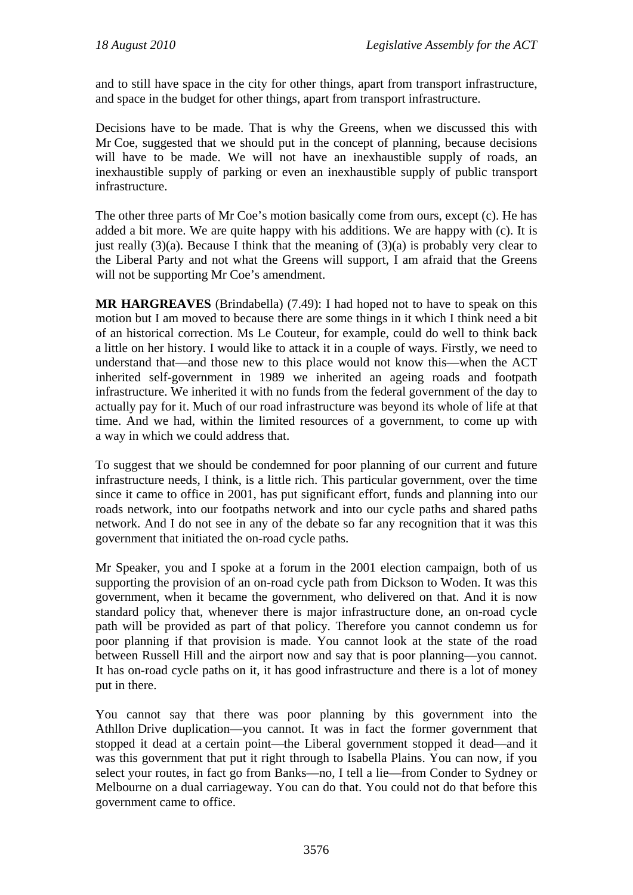and to still have space in the city for other things, apart from transport infrastructure, and space in the budget for other things, apart from transport infrastructure.

Decisions have to be made. That is why the Greens, when we discussed this with Mr Coe, suggested that we should put in the concept of planning, because decisions will have to be made. We will not have an inexhaustible supply of roads, an inexhaustible supply of parking or even an inexhaustible supply of public transport infrastructure.

The other three parts of Mr Coe's motion basically come from ours, except (c). He has added a bit more. We are quite happy with his additions. We are happy with (c). It is just really (3)(a). Because I think that the meaning of (3)(a) is probably very clear to the Liberal Party and not what the Greens will support, I am afraid that the Greens will not be supporting Mr Coe's amendment.

**MR HARGREAVES** (Brindabella) (7.49): I had hoped not to have to speak on this motion but I am moved to because there are some things in it which I think need a bit of an historical correction. Ms Le Couteur, for example, could do well to think back a little on her history. I would like to attack it in a couple of ways. Firstly, we need to understand that—and those new to this place would not know this—when the ACT inherited self-government in 1989 we inherited an ageing roads and footpath infrastructure. We inherited it with no funds from the federal government of the day to actually pay for it. Much of our road infrastructure was beyond its whole of life at that time. And we had, within the limited resources of a government, to come up with a way in which we could address that.

To suggest that we should be condemned for poor planning of our current and future infrastructure needs, I think, is a little rich. This particular government, over the time since it came to office in 2001, has put significant effort, funds and planning into our roads network, into our footpaths network and into our cycle paths and shared paths network. And I do not see in any of the debate so far any recognition that it was this government that initiated the on-road cycle paths.

Mr Speaker, you and I spoke at a forum in the 2001 election campaign, both of us supporting the provision of an on-road cycle path from Dickson to Woden. It was this government, when it became the government, who delivered on that. And it is now standard policy that, whenever there is major infrastructure done, an on-road cycle path will be provided as part of that policy. Therefore you cannot condemn us for poor planning if that provision is made. You cannot look at the state of the road between Russell Hill and the airport now and say that is poor planning—you cannot. It has on-road cycle paths on it, it has good infrastructure and there is a lot of money put in there.

You cannot say that there was poor planning by this government into the Athllon Drive duplication—you cannot. It was in fact the former government that stopped it dead at a certain point—the Liberal government stopped it dead—and it was this government that put it right through to Isabella Plains. You can now, if you select your routes, in fact go from Banks—no, I tell a lie—from Conder to Sydney or Melbourne on a dual carriageway. You can do that. You could not do that before this government came to office.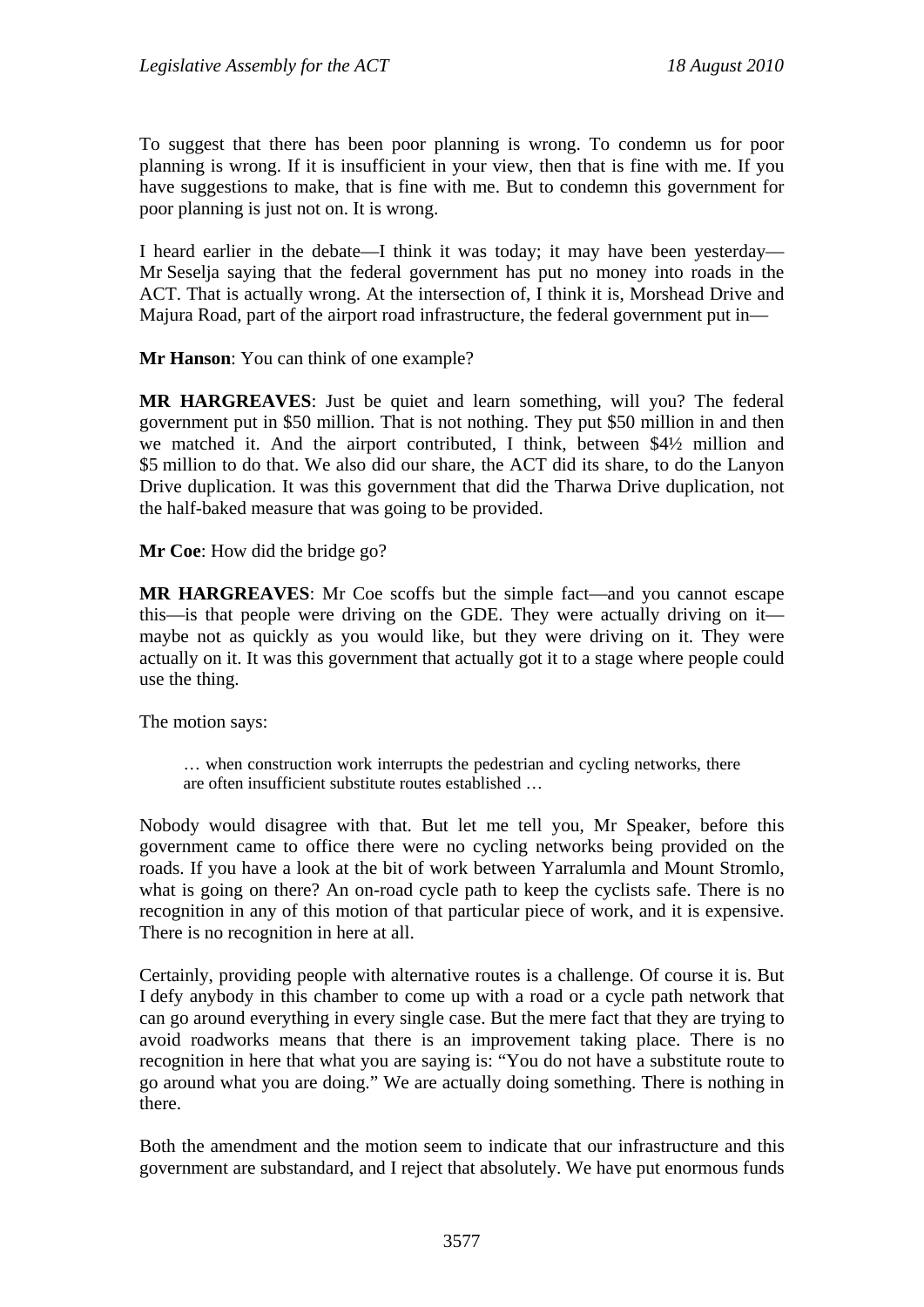To suggest that there has been poor planning is wrong. To condemn us for poor planning is wrong. If it is insufficient in your view, then that is fine with me. If you have suggestions to make, that is fine with me. But to condemn this government for poor planning is just not on. It is wrong.

I heard earlier in the debate—I think it was today; it may have been yesterday—Mr Seselja saying that the federal government has put no money into roads in the ACT. That is actually wrong. At the intersection of, I think it is, Morshead Drive and Majura Road, part of the airport road infrastructure, the federal government put in—

**Mr Hanson**: You can think of one example?

**MR HARGREAVES**: Just be quiet and learn something, will you? The federal government put in $50 million. That is not nothing. They put $50 million in and then we matched it. And the airport contributed, I think, between $4½ million and $5 million to do that. We also did our share, the ACT did its share, to do the Lanyon Drive duplication. It was this government that did the Tharwa Drive duplication, not the half-baked measure that was going to be provided.

**Mr Coe**: How did the bridge go?

**MR HARGREAVES**: Mr Coe scoffs but the simple fact—and you cannot escape this—is that people were driving on the GDE. They were actually driving on it—maybe not as quickly as you would like, but they were driving on it. They were actually on it. It was this government that actually got it to a stage where people could use the thing.

The motion says:

> … when construction work interrupts the pedestrian and cycling networks, there are often insufficient substitute routes established …

Nobody would disagree with that. But let me tell you, Mr Speaker, before this government came to office there were no cycling networks being provided on the roads. If you have a look at the bit of work between Yarralumla and Mount Stromlo, what is going on there? An on-road cycle path to keep the cyclists safe. There is no recognition in any of this motion of that particular piece of work, and it is expensive. There is no recognition in here at all.

Certainly, providing people with alternative routes is a challenge. Of course it is. But I defy anybody in this chamber to come up with a road or a cycle path network that can go around everything in every single case. But the mere fact that they are trying to avoid roadworks means that there is an improvement taking place. There is no recognition in here that what you are saying is: "You do not have a substitute route to go around what you are doing." We are actually doing something. There is nothing in there.

Both the amendment and the motion seem to indicate that our infrastructure and this government are substandard, and I reject that absolutely. We have put enormous funds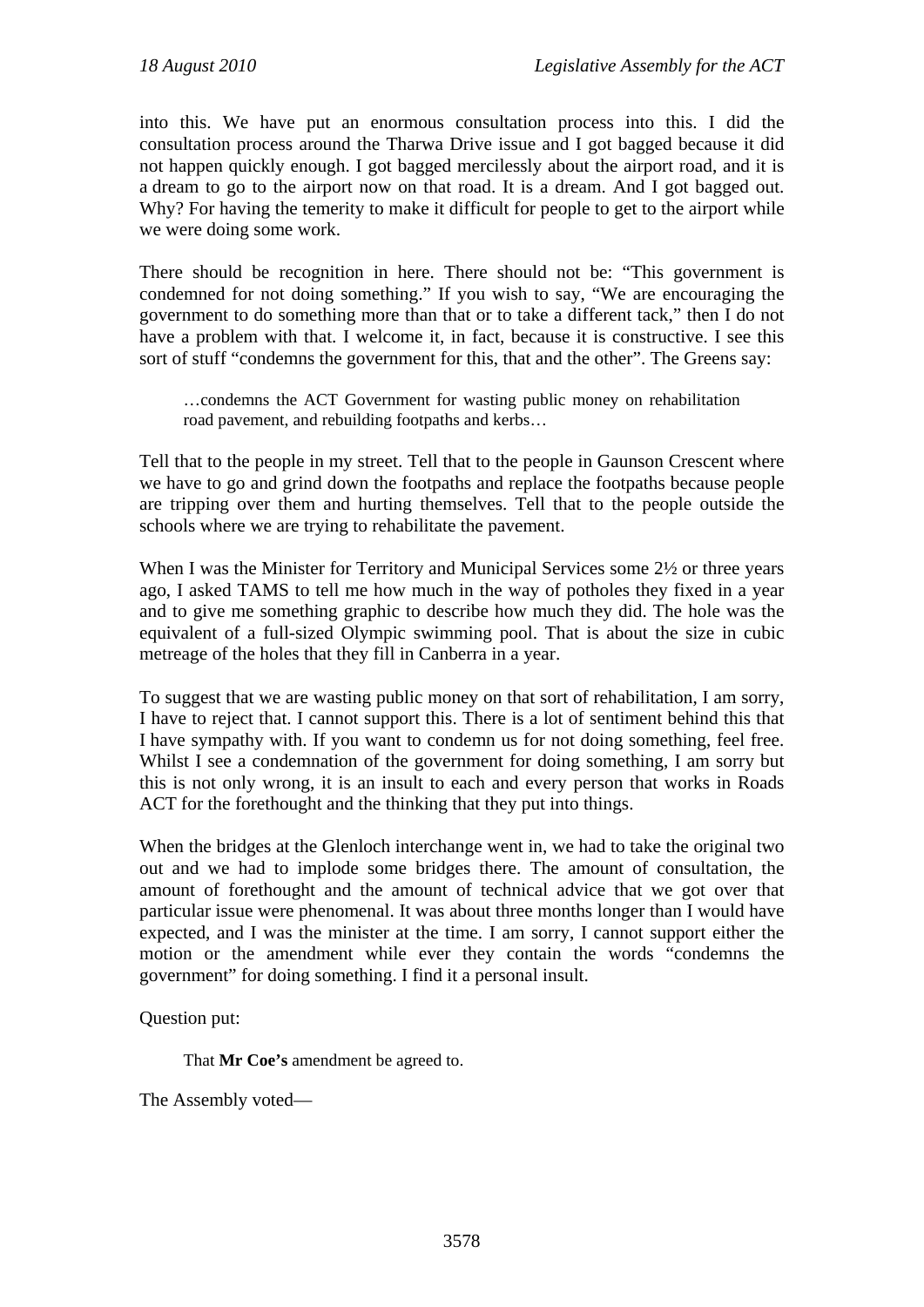into this. We have put an enormous consultation process into this. I did the consultation process around the Tharwa Drive issue and I got bagged because it did not happen quickly enough. I got bagged mercilessly about the airport road, and it is a dream to go to the airport now on that road. It is a dream. And I got bagged out. Why? For having the temerity to make it difficult for people to get to the airport while we were doing some work.

There should be recognition in here. There should not be: "This government is condemned for not doing something." If you wish to say, "We are encouraging the government to do something more than that or to take a different tack," then I do not have a problem with that. I welcome it, in fact, because it is constructive. I see this sort of stuff "condemns the government for this, that and the other". The Greens say:

> …condemns the ACT Government for wasting public money on rehabilitation road pavement, and rebuilding footpaths and kerbs…

Tell that to the people in my street. Tell that to the people in Gaunson Crescent where we have to go and grind down the footpaths and replace the footpaths because people are tripping over them and hurting themselves. Tell that to the people outside the schools where we are trying to rehabilitate the pavement.

When I was the Minister for Territory and Municipal Services some 2½ or three years ago, I asked TAMS to tell me how much in the way of potholes they fixed in a year and to give me something graphic to describe how much they did. The hole was the equivalent of a full-sized Olympic swimming pool. That is about the size in cubic metreage of the holes that they fill in Canberra in a year.

To suggest that we are wasting public money on that sort of rehabilitation, I am sorry, I have to reject that. I cannot support this. There is a lot of sentiment behind this that I have sympathy with. If you want to condemn us for not doing something, feel free. Whilst I see a condemnation of the government for doing something, I am sorry but this is not only wrong, it is an insult to each and every person that works in Roads ACT for the forethought and the thinking that they put into things.

When the bridges at the Glenloch interchange went in, we had to take the original two out and we had to implode some bridges there. The amount of consultation, the amount of forethought and the amount of technical advice that we got over that particular issue were phenomenal. It was about three months longer than I would have expected, and I was the minister at the time. I am sorry, I cannot support either the motion or the amendment while ever they contain the words "condemns the government" for doing something. I find it a personal insult.

Question put:

> That **Mr Coe's** amendment be agreed to.

The Assembly voted—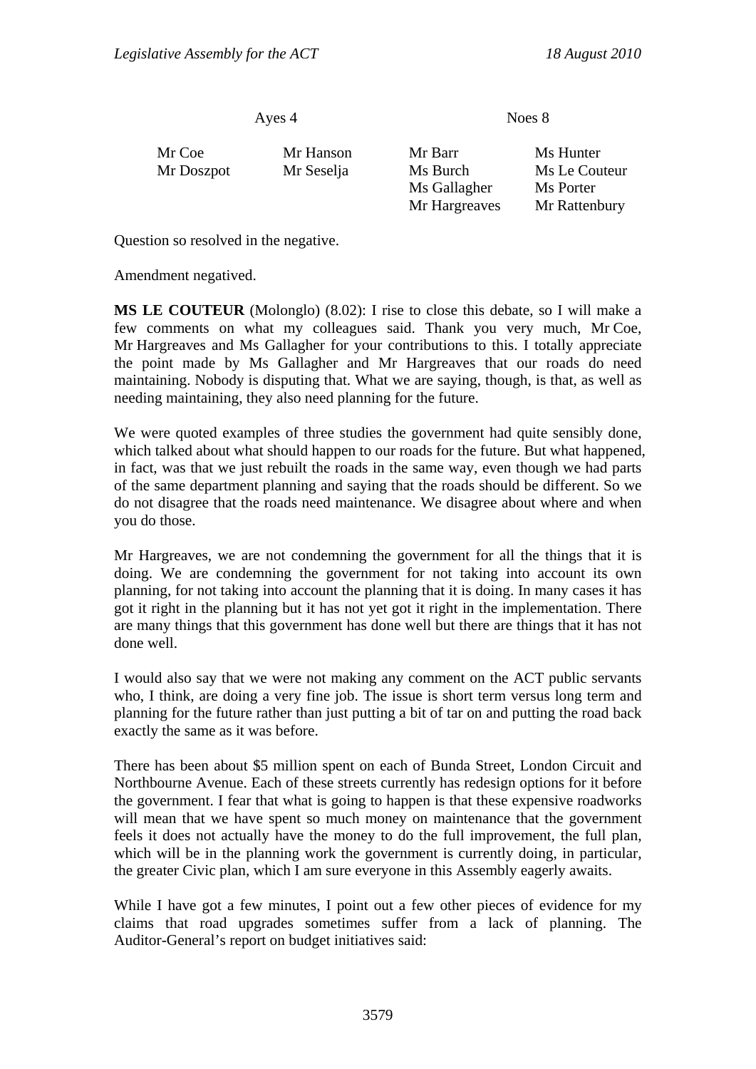| Ayes 4 | | Noes 8 | |
|---|---|---|---|
| Mr Coe | Mr Hanson | Mr Barr | Ms Hunter |
| Mr Doszpot | Mr Seselja | Ms Burch | Ms Le Couteur |
| | | Ms Gallagher | Ms Porter |
| | | Mr Hargreaves | Mr Rattenbury |

Question so resolved in the negative.

Amendment negatived.

**MS LE COUTEUR** (Molonglo) (8.02): I rise to close this debate, so I will make a few comments on what my colleagues said. Thank you very much, Mr Coe, Mr Hargreaves and Ms Gallagher for your contributions to this. I totally appreciate the point made by Ms Gallagher and Mr Hargreaves that our roads do need maintaining. Nobody is disputing that. What we are saying, though, is that, as well as needing maintaining, they also need planning for the future.

We were quoted examples of three studies the government had quite sensibly done, which talked about what should happen to our roads for the future. But what happened, in fact, was that we just rebuilt the roads in the same way, even though we had parts of the same department planning and saying that the roads should be different. So we do not disagree that the roads need maintenance. We disagree about where and when you do those.

Mr Hargreaves, we are not condemning the government for all the things that it is doing. We are condemning the government for not taking into account its own planning, for not taking into account the planning that it is doing. In many cases it has got it right in the planning but it has not yet got it right in the implementation. There are many things that this government has done well but there are things that it has not done well.

I would also say that we were not making any comment on the ACT public servants who, I think, are doing a very fine job. The issue is short term versus long term and planning for the future rather than just putting a bit of tar on and putting the road back exactly the same as it was before.

There has been about $5 million spent on each of Bunda Street, London Circuit and Northbourne Avenue. Each of these streets currently has redesign options for it before the government. I fear that what is going to happen is that these expensive roadworks will mean that we have spent so much money on maintenance that the government feels it does not actually have the money to do the full improvement, the full plan, which will be in the planning work the government is currently doing, in particular, the greater Civic plan, which I am sure everyone in this Assembly eagerly awaits.

While I have got a few minutes, I point out a few other pieces of evidence for my claims that road upgrades sometimes suffer from a lack of planning. The Auditor-General's report on budget initiatives said: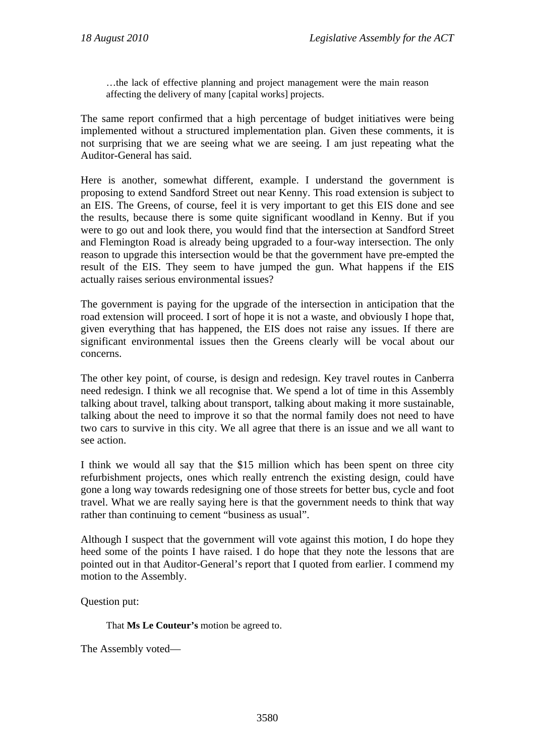> …the lack of effective planning and project management were the main reason affecting the delivery of many [capital works] projects.

The same report confirmed that a high percentage of budget initiatives were being implemented without a structured implementation plan. Given these comments, it is not surprising that we are seeing what we are seeing. I am just repeating what the Auditor-General has said.

Here is another, somewhat different, example. I understand the government is proposing to extend Sandford Street out near Kenny. This road extension is subject to an EIS. The Greens, of course, feel it is very important to get this EIS done and see the results, because there is some quite significant woodland in Kenny. But if you were to go out and look there, you would find that the intersection at Sandford Street and Flemington Road is already being upgraded to a four-way intersection. The only reason to upgrade this intersection would be that the government have pre-empted the result of the EIS. They seem to have jumped the gun. What happens if the EIS actually raises serious environmental issues?

The government is paying for the upgrade of the intersection in anticipation that the road extension will proceed. I sort of hope it is not a waste, and obviously I hope that, given everything that has happened, the EIS does not raise any issues. If there are significant environmental issues then the Greens clearly will be vocal about our concerns.

The other key point, of course, is design and redesign. Key travel routes in Canberra need redesign. I think we all recognise that. We spend a lot of time in this Assembly talking about travel, talking about transport, talking about making it more sustainable, talking about the need to improve it so that the normal family does not need to have two cars to survive in this city. We all agree that there is an issue and we all want to see action.

I think we would all say that the $15 million which has been spent on three city refurbishment projects, ones which really entrench the existing design, could have gone a long way towards redesigning one of those streets for better bus, cycle and foot travel. What we are really saying here is that the government needs to think that way rather than continuing to cement "business as usual".

Although I suspect that the government will vote against this motion, I do hope they heed some of the points I have raised. I do hope that they note the lessons that are pointed out in that Auditor-General's report that I quoted from earlier. I commend my motion to the Assembly.

Question put:

> That **Ms Le Couteur's** motion be agreed to.

The Assembly voted—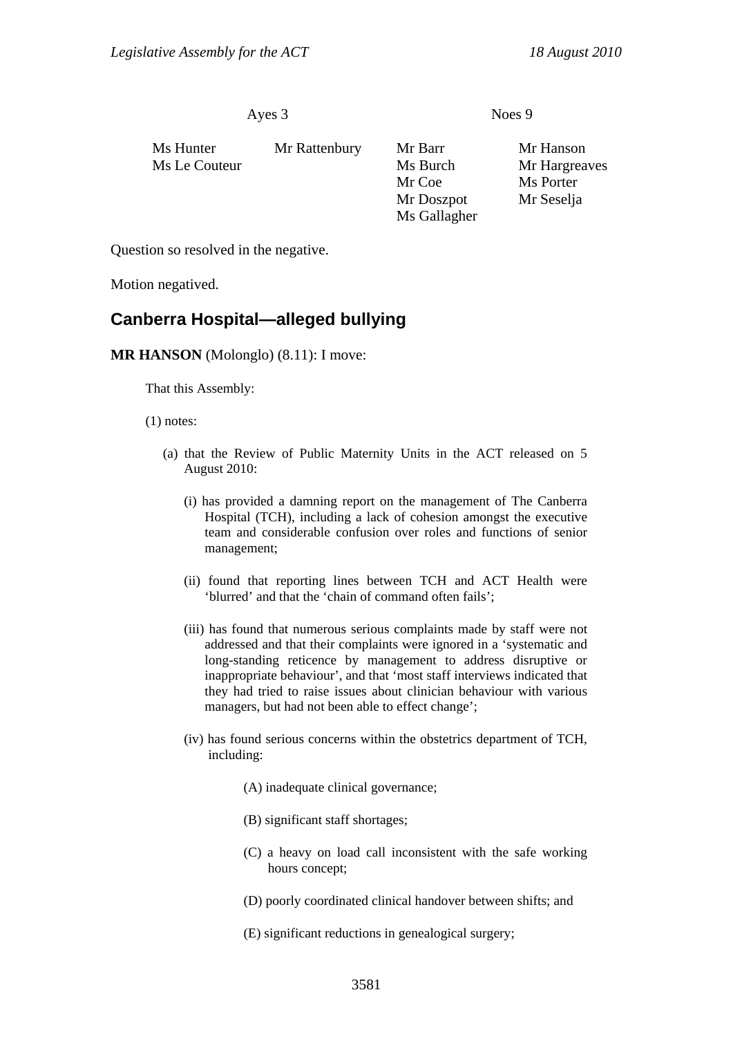| Ayes 3 | | Noes 9 | |
|---|---|---|---|
| Ms Hunter | Mr Rattenbury | Mr Barr | Mr Hanson |
| Ms Le Couteur | | Ms Burch | Mr Hargreaves |
| | | Mr Coe | Ms Porter |
| | | Mr Doszpot | Mr Seselja |
| | | Ms Gallagher | |

Question so resolved in the negative.

Motion negatived.

## Canberra Hospital—alleged bullying

**MR HANSON** (Molonglo) (8.11): I move:

That this Assembly:

(1) notes:

(a) that the Review of Public Maternity Units in the ACT released on 5 August 2010:

(i) has provided a damning report on the management of The Canberra Hospital (TCH), including a lack of cohesion amongst the executive team and considerable confusion over roles and functions of senior management;

(ii) found that reporting lines between TCH and ACT Health were 'blurred' and that the 'chain of command often fails';

(iii) has found that numerous serious complaints made by staff were not addressed and that their complaints were ignored in a 'systematic and long-standing reticence by management to address disruptive or inappropriate behaviour', and that 'most staff interviews indicated that they had tried to raise issues about clinician behaviour with various managers, but had not been able to effect change';

(iv) has found serious concerns within the obstetrics department of TCH, including:

(A) inadequate clinical governance;

(B) significant staff shortages;

(C) a heavy on load call inconsistent with the safe working hours concept;

(D) poorly coordinated clinical handover between shifts; and

(E) significant reductions in genealogical surgery;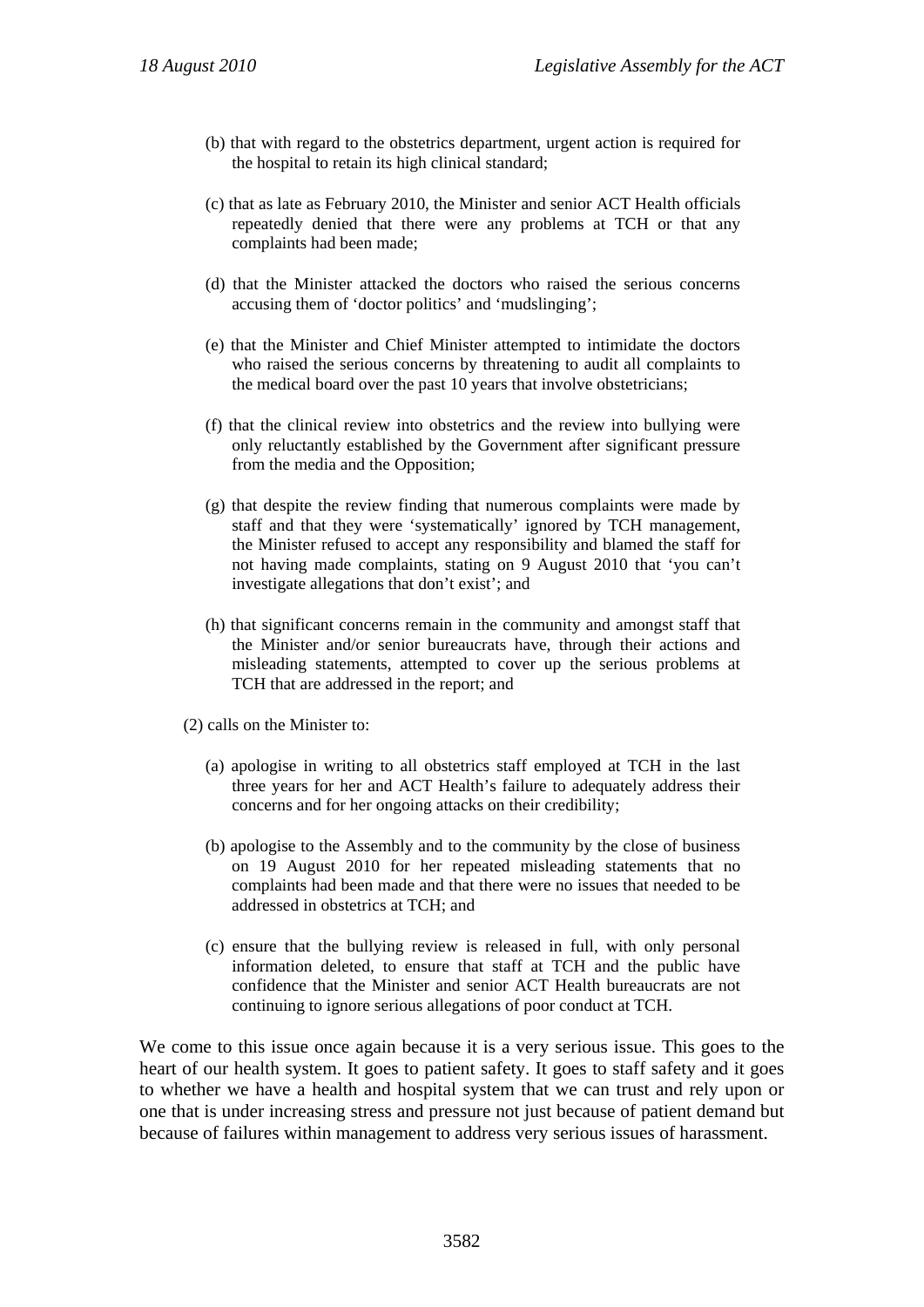(b) that with regard to the obstetrics department, urgent action is required for the hospital to retain its high clinical standard;

(c) that as late as February 2010, the Minister and senior ACT Health officials repeatedly denied that there were any problems at TCH or that any complaints had been made;

(d) that the Minister attacked the doctors who raised the serious concerns accusing them of 'doctor politics' and 'mudslinging';

(e) that the Minister and Chief Minister attempted to intimidate the doctors who raised the serious concerns by threatening to audit all complaints to the medical board over the past 10 years that involve obstetricians;

(f) that the clinical review into obstetrics and the review into bullying were only reluctantly established by the Government after significant pressure from the media and the Opposition;

(g) that despite the review finding that numerous complaints were made by staff and that they were 'systematically' ignored by TCH management, the Minister refused to accept any responsibility and blamed the staff for not having made complaints, stating on 9 August 2010 that 'you can't investigate allegations that don't exist'; and

(h) that significant concerns remain in the community and amongst staff that the Minister and/or senior bureaucrats have, through their actions and misleading statements, attempted to cover up the serious problems at TCH that are addressed in the report; and

(2) calls on the Minister to:

(a) apologise in writing to all obstetrics staff employed at TCH in the last three years for her and ACT Health's failure to adequately address their concerns and for her ongoing attacks on their credibility;

(b) apologise to the Assembly and to the community by the close of business on 19 August 2010 for her repeated misleading statements that no complaints had been made and that there were no issues that needed to be addressed in obstetrics at TCH; and

(c) ensure that the bullying review is released in full, with only personal information deleted, to ensure that staff at TCH and the public have confidence that the Minister and senior ACT Health bureaucrats are not continuing to ignore serious allegations of poor conduct at TCH.

We come to this issue once again because it is a very serious issue. This goes to the heart of our health system. It goes to patient safety. It goes to staff safety and it goes to whether we have a health and hospital system that we can trust and rely upon or one that is under increasing stress and pressure not just because of patient demand but because of failures within management to address very serious issues of harassment.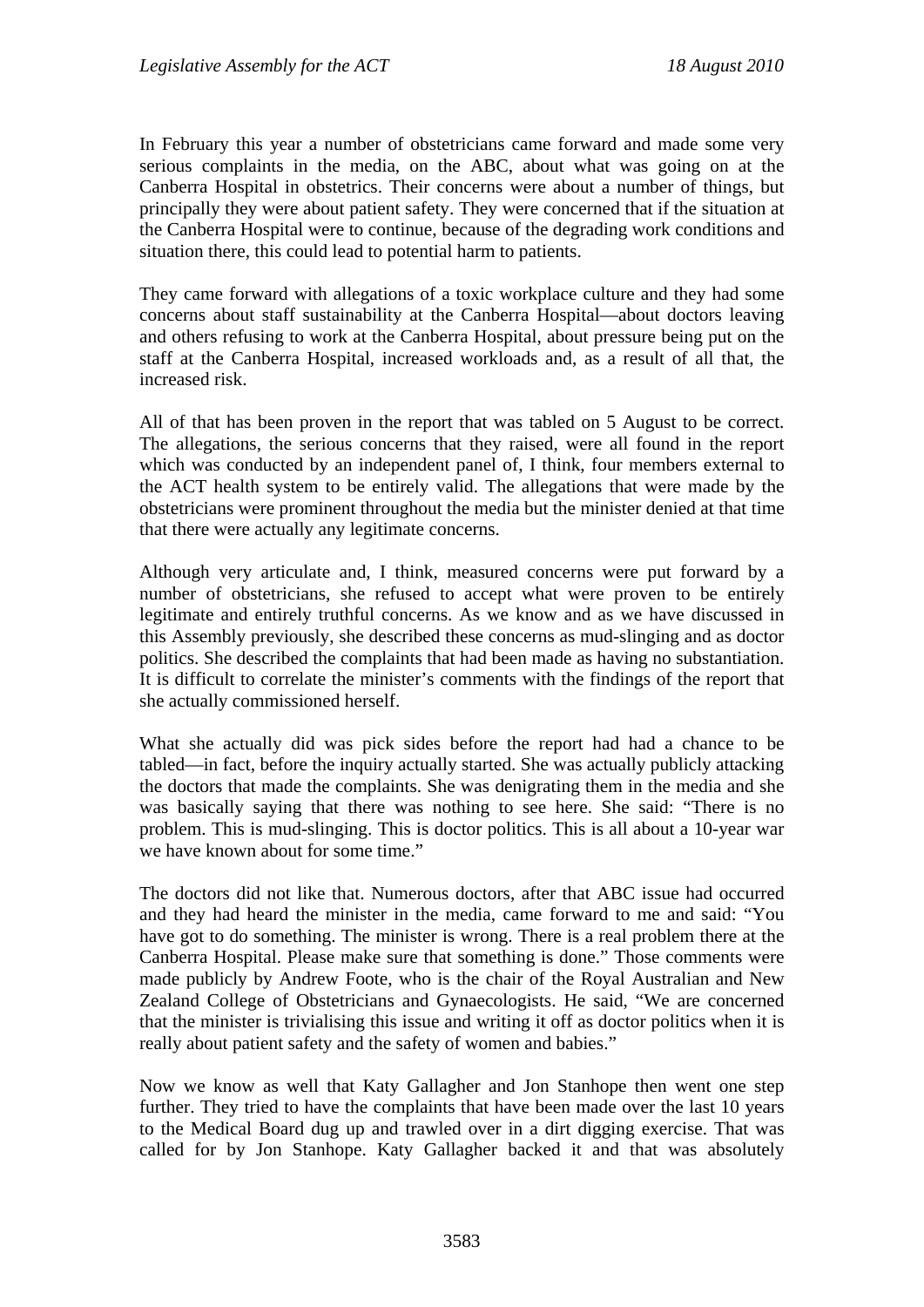In February this year a number of obstetricians came forward and made some very serious complaints in the media, on the ABC, about what was going on at the Canberra Hospital in obstetrics. Their concerns were about a number of things, but principally they were about patient safety. They were concerned that if the situation at the Canberra Hospital were to continue, because of the degrading work conditions and situation there, this could lead to potential harm to patients.

They came forward with allegations of a toxic workplace culture and they had some concerns about staff sustainability at the Canberra Hospital—about doctors leaving and others refusing to work at the Canberra Hospital, about pressure being put on the staff at the Canberra Hospital, increased workloads and, as a result of all that, the increased risk.

All of that has been proven in the report that was tabled on 5 August to be correct. The allegations, the serious concerns that they raised, were all found in the report which was conducted by an independent panel of, I think, four members external to the ACT health system to be entirely valid. The allegations that were made by the obstetricians were prominent throughout the media but the minister denied at that time that there were actually any legitimate concerns.

Although very articulate and, I think, measured concerns were put forward by a number of obstetricians, she refused to accept what were proven to be entirely legitimate and entirely truthful concerns. As we know and as we have discussed in this Assembly previously, she described these concerns as mud-slinging and as doctor politics. She described the complaints that had been made as having no substantiation. It is difficult to correlate the minister's comments with the findings of the report that she actually commissioned herself.

What she actually did was pick sides before the report had had a chance to be tabled—in fact, before the inquiry actually started. She was actually publicly attacking the doctors that made the complaints. She was denigrating them in the media and she was basically saying that there was nothing to see here. She said: "There is no problem. This is mud-slinging. This is doctor politics. This is all about a 10-year war we have known about for some time."

The doctors did not like that. Numerous doctors, after that ABC issue had occurred and they had heard the minister in the media, came forward to me and said: "You have got to do something. The minister is wrong. There is a real problem there at the Canberra Hospital. Please make sure that something is done." Those comments were made publicly by Andrew Foote, who is the chair of the Royal Australian and New Zealand College of Obstetricians and Gynaecologists. He said, "We are concerned that the minister is trivialising this issue and writing it off as doctor politics when it is really about patient safety and the safety of women and babies."

Now we know as well that Katy Gallagher and Jon Stanhope then went one step further. They tried to have the complaints that have been made over the last 10 years to the Medical Board dug up and trawled over in a dirt digging exercise. That was called for by Jon Stanhope. Katy Gallagher backed it and that was absolutely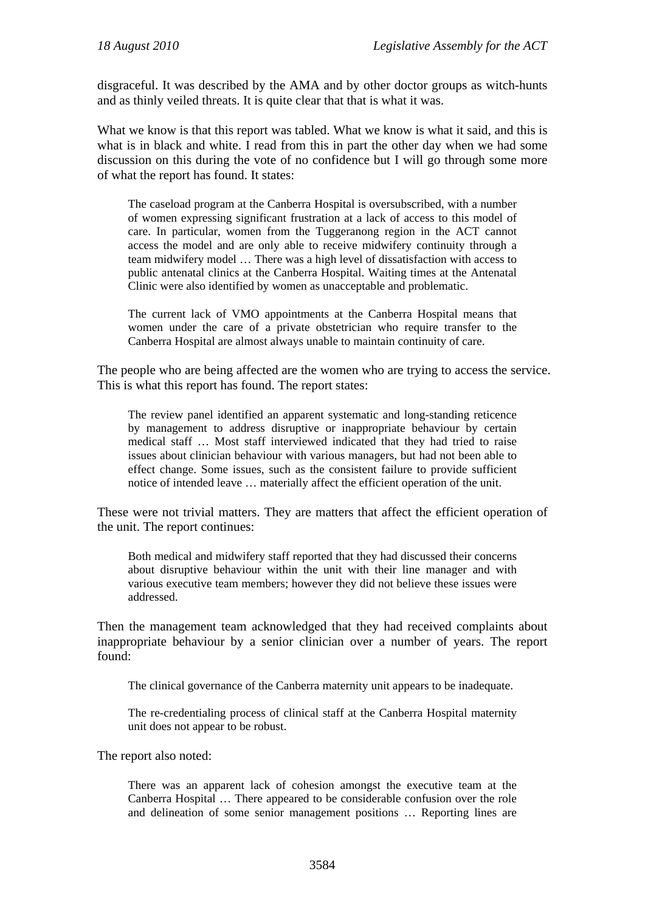disgraceful. It was described by the AMA and by other doctor groups as witch-hunts and as thinly veiled threats. It is quite clear that that is what it was.

What we know is that this report was tabled. What we know is what it said, and this is what is in black and white. I read from this in part the other day when we had some discussion on this during the vote of no confidence but I will go through some more of what the report has found. It states:

> The caseload program at the Canberra Hospital is oversubscribed, with a number of women expressing significant frustration at a lack of access to this model of care. In particular, women from the Tuggeranong region in the ACT cannot access the model and are only able to receive midwifery continuity through a team midwifery model … There was a high level of dissatisfaction with access to public antenatal clinics at the Canberra Hospital. Waiting times at the Antenatal Clinic were also identified by women as unacceptable and problematic.
>
> The current lack of VMO appointments at the Canberra Hospital means that women under the care of a private obstetrician who require transfer to the Canberra Hospital are almost always unable to maintain continuity of care.

The people who are being affected are the women who are trying to access the service. This is what this report has found. The report states:

> The review panel identified an apparent systematic and long-standing reticence by management to address disruptive or inappropriate behaviour by certain medical staff … Most staff interviewed indicated that they had tried to raise issues about clinician behaviour with various managers, but had not been able to effect change. Some issues, such as the consistent failure to provide sufficient notice of intended leave … materially affect the efficient operation of the unit.

These were not trivial matters. They are matters that affect the efficient operation of the unit. The report continues:

> Both medical and midwifery staff reported that they had discussed their concerns about disruptive behaviour within the unit with their line manager and with various executive team members; however they did not believe these issues were addressed.

Then the management team acknowledged that they had received complaints about inappropriate behaviour by a senior clinician over a number of years. The report found:

> The clinical governance of the Canberra maternity unit appears to be inadequate.
>
> The re-credentialing process of clinical staff at the Canberra Hospital maternity unit does not appear to be robust.

The report also noted:

> There was an apparent lack of cohesion amongst the executive team at the Canberra Hospital … There appeared to be considerable confusion over the role and delineation of some senior management positions … Reporting lines are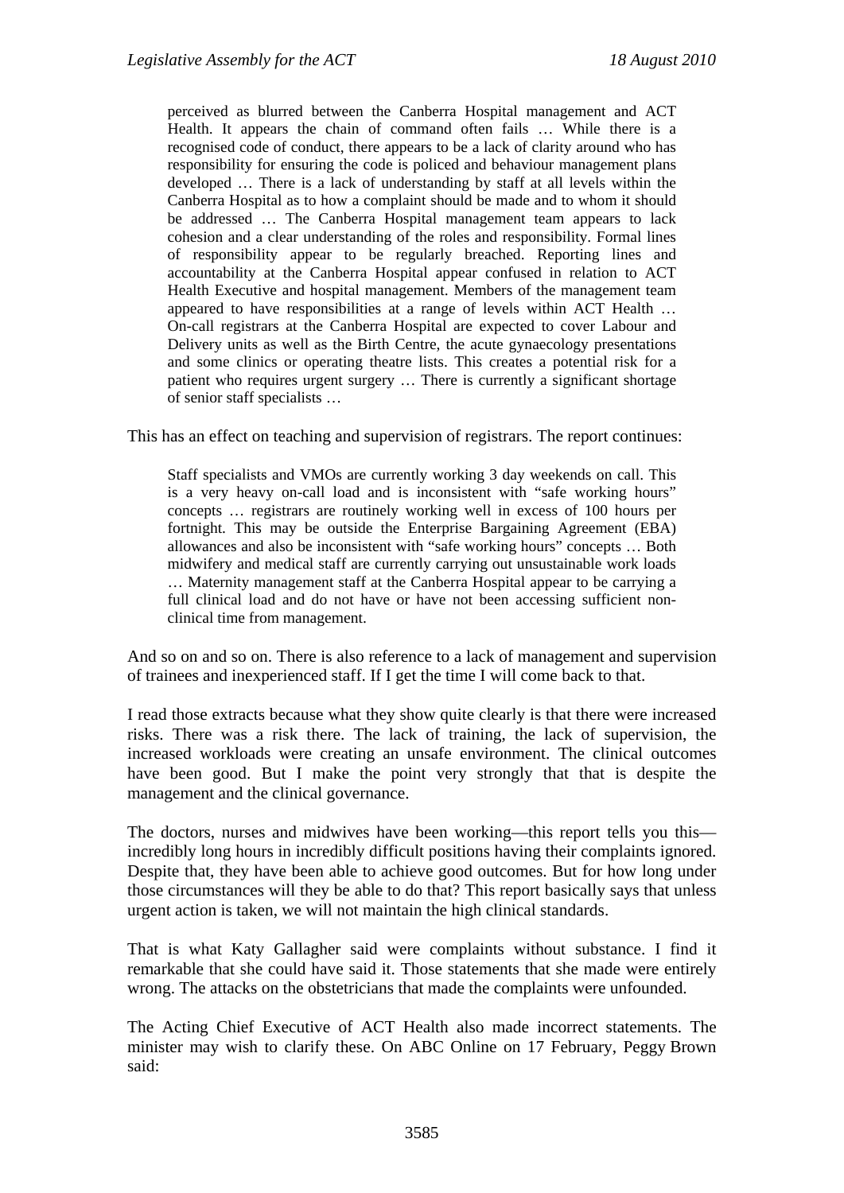> perceived as blurred between the Canberra Hospital management and ACT Health. It appears the chain of command often fails … While there is a recognised code of conduct, there appears to be a lack of clarity around who has responsibility for ensuring the code is policed and behaviour management plans developed … There is a lack of understanding by staff at all levels within the Canberra Hospital as to how a complaint should be made and to whom it should be addressed … The Canberra Hospital management team appears to lack cohesion and a clear understanding of the roles and responsibility. Formal lines of responsibility appear to be regularly breached. Reporting lines and accountability at the Canberra Hospital appear confused in relation to ACT Health Executive and hospital management. Members of the management team appeared to have responsibilities at a range of levels within ACT Health … On-call registrars at the Canberra Hospital are expected to cover Labour and Delivery units as well as the Birth Centre, the acute gynaecology presentations and some clinics or operating theatre lists. This creates a potential risk for a patient who requires urgent surgery … There is currently a significant shortage of senior staff specialists …

This has an effect on teaching and supervision of registrars. The report continues:

> Staff specialists and VMOs are currently working 3 day weekends on call. This is a very heavy on-call load and is inconsistent with "safe working hours" concepts … registrars are routinely working well in excess of 100 hours per fortnight. This may be outside the Enterprise Bargaining Agreement (EBA) allowances and also be inconsistent with "safe working hours" concepts … Both midwifery and medical staff are currently carrying out unsustainable work loads … Maternity management staff at the Canberra Hospital appear to be carrying a full clinical load and do not have or have not been accessing sufficient non-clinical time from management.

And so on and so on. There is also reference to a lack of management and supervision of trainees and inexperienced staff. If I get the time I will come back to that.

I read those extracts because what they show quite clearly is that there were increased risks. There was a risk there. The lack of training, the lack of supervision, the increased workloads were creating an unsafe environment. The clinical outcomes have been good. But I make the point very strongly that that is despite the management and the clinical governance.

The doctors, nurses and midwives have been working—this report tells you this—incredibly long hours in incredibly difficult positions having their complaints ignored. Despite that, they have been able to achieve good outcomes. But for how long under those circumstances will they be able to do that? This report basically says that unless urgent action is taken, we will not maintain the high clinical standards.

That is what Katy Gallagher said were complaints without substance. I find it remarkable that she could have said it. Those statements that she made were entirely wrong. The attacks on the obstetricians that made the complaints were unfounded.

The Acting Chief Executive of ACT Health also made incorrect statements. The minister may wish to clarify these. On ABC Online on 17 February, Peggy Brown said: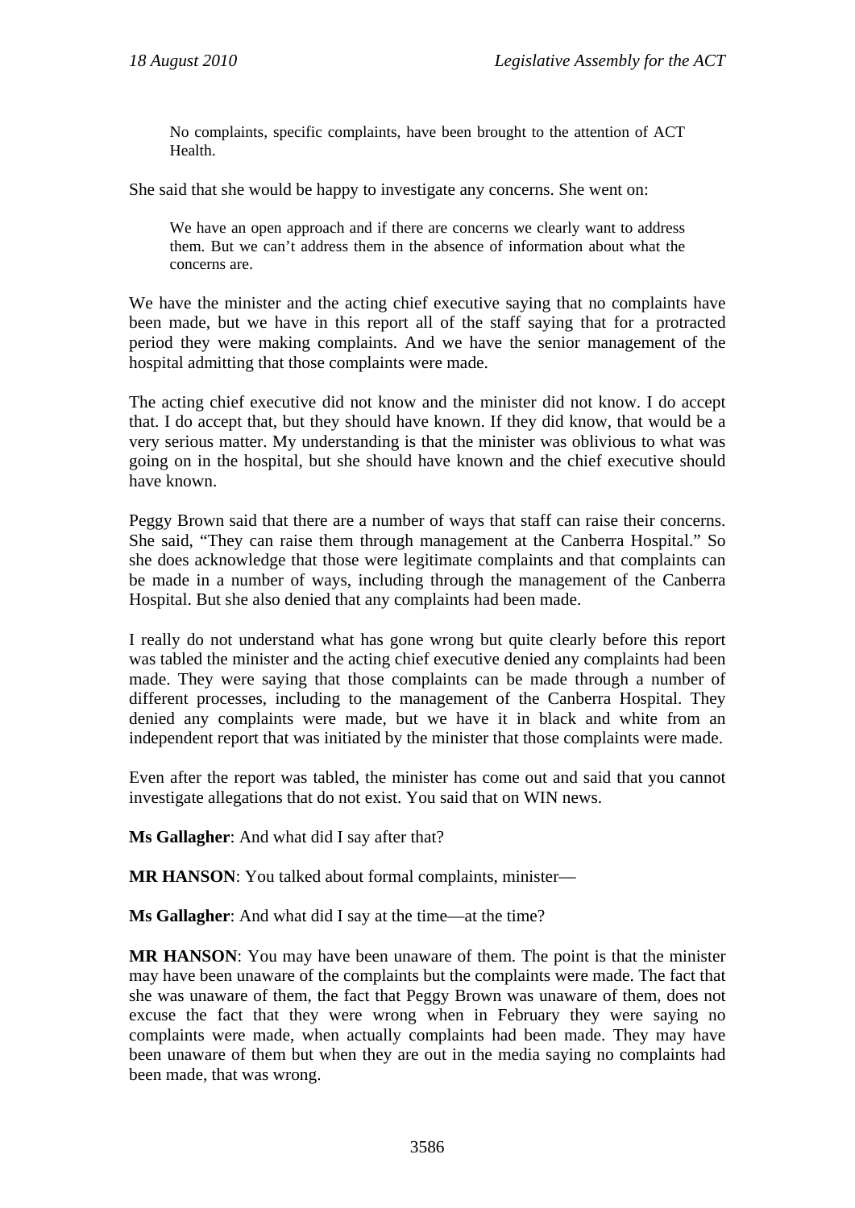> No complaints, specific complaints, have been brought to the attention of ACT Health.

She said that she would be happy to investigate any concerns. She went on:

> We have an open approach and if there are concerns we clearly want to address them. But we can't address them in the absence of information about what the concerns are.

We have the minister and the acting chief executive saying that no complaints have been made, but we have in this report all of the staff saying that for a protracted period they were making complaints. And we have the senior management of the hospital admitting that those complaints were made.

The acting chief executive did not know and the minister did not know. I do accept that. I do accept that, but they should have known. If they did know, that would be a very serious matter. My understanding is that the minister was oblivious to what was going on in the hospital, but she should have known and the chief executive should have known.

Peggy Brown said that there are a number of ways that staff can raise their concerns. She said, "They can raise them through management at the Canberra Hospital." So she does acknowledge that those were legitimate complaints and that complaints can be made in a number of ways, including through the management of the Canberra Hospital. But she also denied that any complaints had been made.

I really do not understand what has gone wrong but quite clearly before this report was tabled the minister and the acting chief executive denied any complaints had been made. They were saying that those complaints can be made through a number of different processes, including to the management of the Canberra Hospital. They denied any complaints were made, but we have it in black and white from an independent report that was initiated by the minister that those complaints were made.

Even after the report was tabled, the minister has come out and said that you cannot investigate allegations that do not exist. You said that on WIN news.

**Ms Gallagher**: And what did I say after that?

**MR HANSON**: You talked about formal complaints, minister—

**Ms Gallagher**: And what did I say at the time—at the time?

**MR HANSON**: You may have been unaware of them. The point is that the minister may have been unaware of the complaints but the complaints were made. The fact that she was unaware of them, the fact that Peggy Brown was unaware of them, does not excuse the fact that they were wrong when in February they were saying no complaints were made, when actually complaints had been made. They may have been unaware of them but when they are out in the media saying no complaints had been made, that was wrong.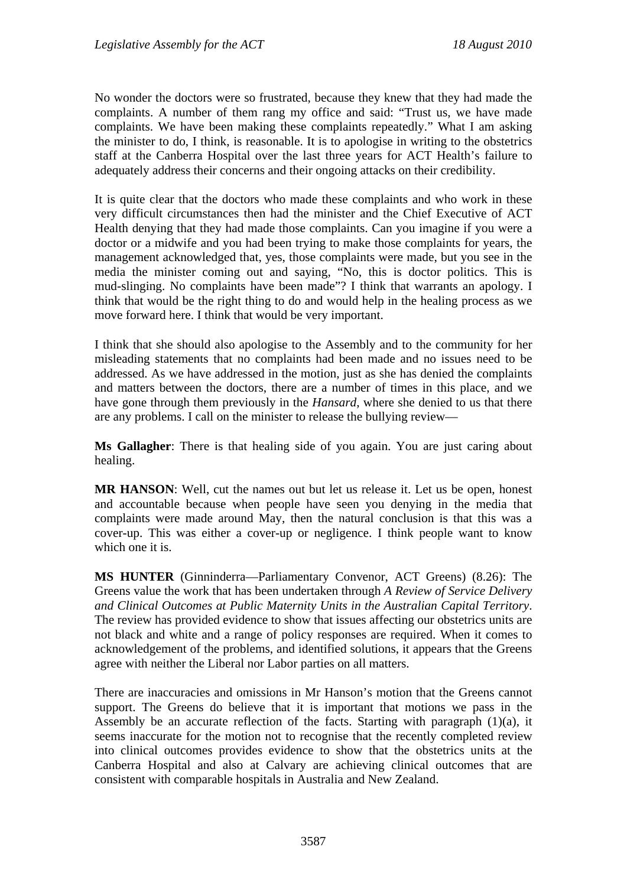No wonder the doctors were so frustrated, because they knew that they had made the complaints. A number of them rang my office and said: "Trust us, we have made complaints. We have been making these complaints repeatedly." What I am asking the minister to do, I think, is reasonable. It is to apologise in writing to the obstetrics staff at the Canberra Hospital over the last three years for ACT Health's failure to adequately address their concerns and their ongoing attacks on their credibility.

It is quite clear that the doctors who made these complaints and who work in these very difficult circumstances then had the minister and the Chief Executive of ACT Health denying that they had made those complaints. Can you imagine if you were a doctor or a midwife and you had been trying to make those complaints for years, the management acknowledged that, yes, those complaints were made, but you see in the media the minister coming out and saying, "No, this is doctor politics. This is mud-slinging. No complaints have been made"? I think that warrants an apology. I think that would be the right thing to do and would help in the healing process as we move forward here. I think that would be very important.

I think that she should also apologise to the Assembly and to the community for her misleading statements that no complaints had been made and no issues need to be addressed. As we have addressed in the motion, just as she has denied the complaints and matters between the doctors, there are a number of times in this place, and we have gone through them previously in the *Hansard*, where she denied to us that there are any problems. I call on the minister to release the bullying review—

**Ms Gallagher**: There is that healing side of you again. You are just caring about healing.

**MR HANSON**: Well, cut the names out but let us release it. Let us be open, honest and accountable because when people have seen you denying in the media that complaints were made around May, then the natural conclusion is that this was a cover-up. This was either a cover-up or negligence. I think people want to know which one it is.

**MS HUNTER** (Ginninderra—Parliamentary Convenor, ACT Greens) (8.26): The Greens value the work that has been undertaken through *A Review of Service Delivery and Clinical Outcomes at Public Maternity Units in the Australian Capital Territory*. The review has provided evidence to show that issues affecting our obstetrics units are not black and white and a range of policy responses are required. When it comes to acknowledgement of the problems, and identified solutions, it appears that the Greens agree with neither the Liberal nor Labor parties on all matters.

There are inaccuracies and omissions in Mr Hanson's motion that the Greens cannot support. The Greens do believe that it is important that motions we pass in the Assembly be an accurate reflection of the facts. Starting with paragraph (1)(a), it seems inaccurate for the motion not to recognise that the recently completed review into clinical outcomes provides evidence to show that the obstetrics units at the Canberra Hospital and also at Calvary are achieving clinical outcomes that are consistent with comparable hospitals in Australia and New Zealand.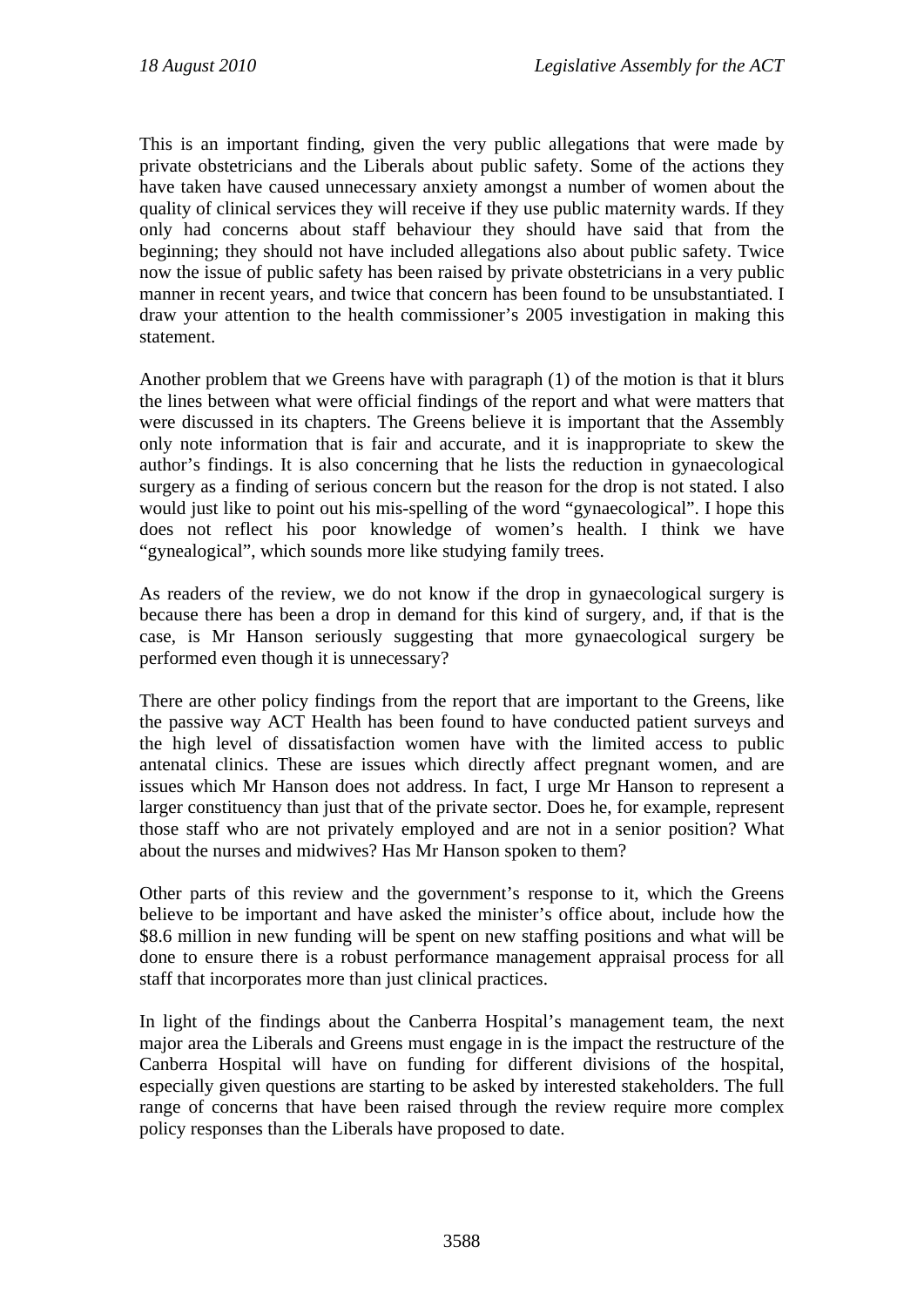This is an important finding, given the very public allegations that were made by private obstetricians and the Liberals about public safety. Some of the actions they have taken have caused unnecessary anxiety amongst a number of women about the quality of clinical services they will receive if they use public maternity wards. If they only had concerns about staff behaviour they should have said that from the beginning; they should not have included allegations also about public safety. Twice now the issue of public safety has been raised by private obstetricians in a very public manner in recent years, and twice that concern has been found to be unsubstantiated. I draw your attention to the health commissioner's 2005 investigation in making this statement.

Another problem that we Greens have with paragraph (1) of the motion is that it blurs the lines between what were official findings of the report and what were matters that were discussed in its chapters. The Greens believe it is important that the Assembly only note information that is fair and accurate, and it is inappropriate to skew the author's findings. It is also concerning that he lists the reduction in gynaecological surgery as a finding of serious concern but the reason for the drop is not stated. I also would just like to point out his mis-spelling of the word "gynaecological". I hope this does not reflect his poor knowledge of women's health. I think we have "gynealogical", which sounds more like studying family trees.

As readers of the review, we do not know if the drop in gynaecological surgery is because there has been a drop in demand for this kind of surgery, and, if that is the case, is Mr Hanson seriously suggesting that more gynaecological surgery be performed even though it is unnecessary?

There are other policy findings from the report that are important to the Greens, like the passive way ACT Health has been found to have conducted patient surveys and the high level of dissatisfaction women have with the limited access to public antenatal clinics. These are issues which directly affect pregnant women, and are issues which Mr Hanson does not address. In fact, I urge Mr Hanson to represent a larger constituency than just that of the private sector. Does he, for example, represent those staff who are not privately employed and are not in a senior position? What about the nurses and midwives? Has Mr Hanson spoken to them?

Other parts of this review and the government's response to it, which the Greens believe to be important and have asked the minister's office about, include how the $8.6 million in new funding will be spent on new staffing positions and what will be done to ensure there is a robust performance management appraisal process for all staff that incorporates more than just clinical practices.

In light of the findings about the Canberra Hospital's management team, the next major area the Liberals and Greens must engage in is the impact the restructure of the Canberra Hospital will have on funding for different divisions of the hospital, especially given questions are starting to be asked by interested stakeholders. The full range of concerns that have been raised through the review require more complex policy responses than the Liberals have proposed to date.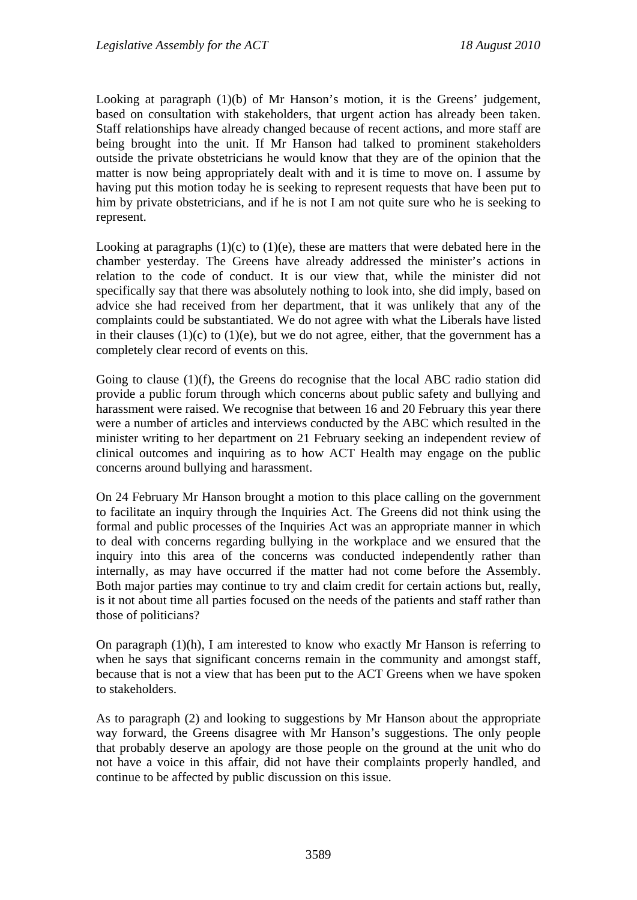Looking at paragraph (1)(b) of Mr Hanson's motion, it is the Greens' judgement, based on consultation with stakeholders, that urgent action has already been taken. Staff relationships have already changed because of recent actions, and more staff are being brought into the unit. If Mr Hanson had talked to prominent stakeholders outside the private obstetricians he would know that they are of the opinion that the matter is now being appropriately dealt with and it is time to move on. I assume by having put this motion today he is seeking to represent requests that have been put to him by private obstetricians, and if he is not I am not quite sure who he is seeking to represent.

Looking at paragraphs (1)(c) to (1)(e), these are matters that were debated here in the chamber yesterday. The Greens have already addressed the minister's actions in relation to the code of conduct. It is our view that, while the minister did not specifically say that there was absolutely nothing to look into, she did imply, based on advice she had received from her department, that it was unlikely that any of the complaints could be substantiated. We do not agree with what the Liberals have listed in their clauses (1)(c) to (1)(e), but we do not agree, either, that the government has a completely clear record of events on this.

Going to clause (1)(f), the Greens do recognise that the local ABC radio station did provide a public forum through which concerns about public safety and bullying and harassment were raised. We recognise that between 16 and 20 February this year there were a number of articles and interviews conducted by the ABC which resulted in the minister writing to her department on 21 February seeking an independent review of clinical outcomes and inquiring as to how ACT Health may engage on the public concerns around bullying and harassment.

On 24 February Mr Hanson brought a motion to this place calling on the government to facilitate an inquiry through the Inquiries Act. The Greens did not think using the formal and public processes of the Inquiries Act was an appropriate manner in which to deal with concerns regarding bullying in the workplace and we ensured that the inquiry into this area of the concerns was conducted independently rather than internally, as may have occurred if the matter had not come before the Assembly. Both major parties may continue to try and claim credit for certain actions but, really, is it not about time all parties focused on the needs of the patients and staff rather than those of politicians?

On paragraph (1)(h), I am interested to know who exactly Mr Hanson is referring to when he says that significant concerns remain in the community and amongst staff, because that is not a view that has been put to the ACT Greens when we have spoken to stakeholders.

As to paragraph (2) and looking to suggestions by Mr Hanson about the appropriate way forward, the Greens disagree with Mr Hanson's suggestions. The only people that probably deserve an apology are those people on the ground at the unit who do not have a voice in this affair, did not have their complaints properly handled, and continue to be affected by public discussion on this issue.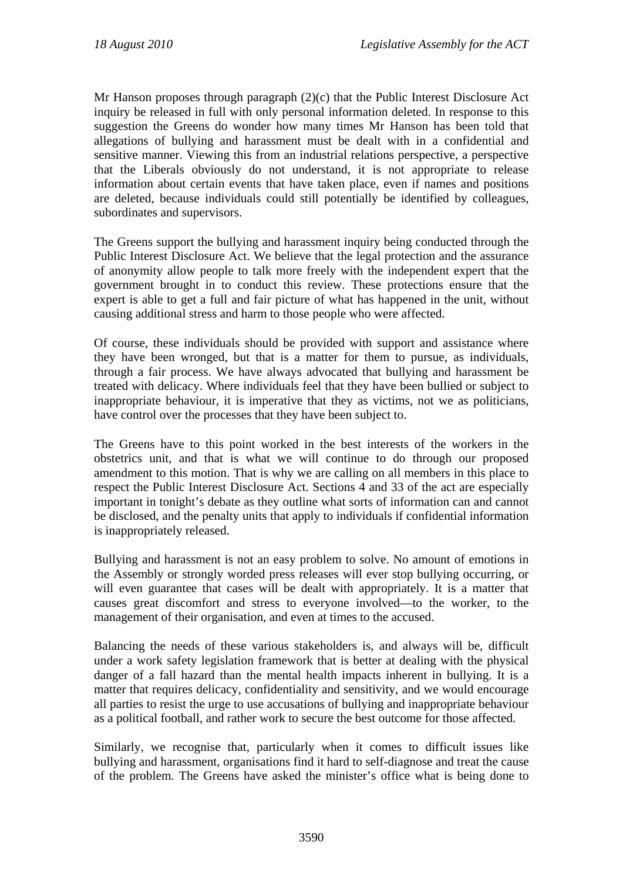Mr Hanson proposes through paragraph (2)(c) that the Public Interest Disclosure Act inquiry be released in full with only personal information deleted. In response to this suggestion the Greens do wonder how many times Mr Hanson has been told that allegations of bullying and harassment must be dealt with in a confidential and sensitive manner. Viewing this from an industrial relations perspective, a perspective that the Liberals obviously do not understand, it is not appropriate to release information about certain events that have taken place, even if names and positions are deleted, because individuals could still potentially be identified by colleagues, subordinates and supervisors.

The Greens support the bullying and harassment inquiry being conducted through the Public Interest Disclosure Act. We believe that the legal protection and the assurance of anonymity allow people to talk more freely with the independent expert that the government brought in to conduct this review. These protections ensure that the expert is able to get a full and fair picture of what has happened in the unit, without causing additional stress and harm to those people who were affected.

Of course, these individuals should be provided with support and assistance where they have been wronged, but that is a matter for them to pursue, as individuals, through a fair process. We have always advocated that bullying and harassment be treated with delicacy. Where individuals feel that they have been bullied or subject to inappropriate behaviour, it is imperative that they as victims, not we as politicians, have control over the processes that they have been subject to.

The Greens have to this point worked in the best interests of the workers in the obstetrics unit, and that is what we will continue to do through our proposed amendment to this motion. That is why we are calling on all members in this place to respect the Public Interest Disclosure Act. Sections 4 and 33 of the act are especially important in tonight's debate as they outline what sorts of information can and cannot be disclosed, and the penalty units that apply to individuals if confidential information is inappropriately released.

Bullying and harassment is not an easy problem to solve. No amount of emotions in the Assembly or strongly worded press releases will ever stop bullying occurring, or will even guarantee that cases will be dealt with appropriately. It is a matter that causes great discomfort and stress to everyone involved—to the worker, to the management of their organisation, and even at times to the accused.

Balancing the needs of these various stakeholders is, and always will be, difficult under a work safety legislation framework that is better at dealing with the physical danger of a fall hazard than the mental health impacts inherent in bullying. It is a matter that requires delicacy, confidentiality and sensitivity, and we would encourage all parties to resist the urge to use accusations of bullying and inappropriate behaviour as a political football, and rather work to secure the best outcome for those affected.

Similarly, we recognise that, particularly when it comes to difficult issues like bullying and harassment, organisations find it hard to self-diagnose and treat the cause of the problem. The Greens have asked the minister's office what is being done to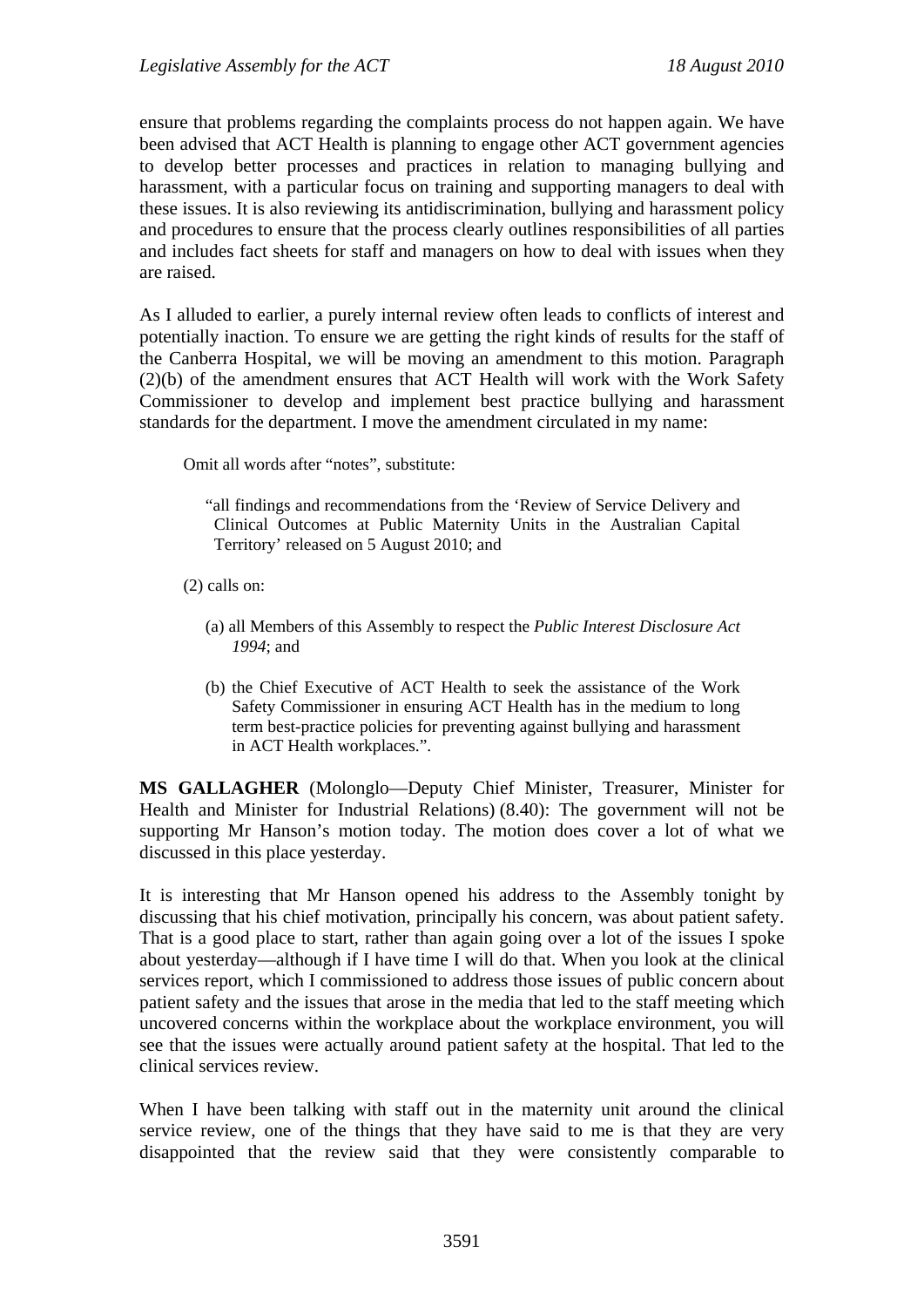ensure that problems regarding the complaints process do not happen again. We have been advised that ACT Health is planning to engage other ACT government agencies to develop better processes and practices in relation to managing bullying and harassment, with a particular focus on training and supporting managers to deal with these issues. It is also reviewing its antidiscrimination, bullying and harassment policy and procedures to ensure that the process clearly outlines responsibilities of all parties and includes fact sheets for staff and managers on how to deal with issues when they are raised.

As I alluded to earlier, a purely internal review often leads to conflicts of interest and potentially inaction. To ensure we are getting the right kinds of results for the staff of the Canberra Hospital, we will be moving an amendment to this motion. Paragraph (2)(b) of the amendment ensures that ACT Health will work with the Work Safety Commissioner to develop and implement best practice bullying and harassment standards for the department. I move the amendment circulated in my name:

> Omit all words after "notes", substitute:
>
> > "all findings and recommendations from the 'Review of Service Delivery and Clinical Outcomes at Public Maternity Units in the Australian Capital Territory' released on 5 August 2010; and
>
> (2) calls on:
>
> > (a) all Members of this Assembly to respect the *Public Interest Disclosure Act 1994*; and
> >
> > (b) the Chief Executive of ACT Health to seek the assistance of the Work Safety Commissioner in ensuring ACT Health has in the medium to long term best-practice policies for preventing against bullying and harassment in ACT Health workplaces.".

**MS GALLAGHER** (Molonglo—Deputy Chief Minister, Treasurer, Minister for Health and Minister for Industrial Relations) (8.40): The government will not be supporting Mr Hanson's motion today. The motion does cover a lot of what we discussed in this place yesterday.

It is interesting that Mr Hanson opened his address to the Assembly tonight by discussing that his chief motivation, principally his concern, was about patient safety. That is a good place to start, rather than again going over a lot of the issues I spoke about yesterday—although if I have time I will do that. When you look at the clinical services report, which I commissioned to address those issues of public concern about patient safety and the issues that arose in the media that led to the staff meeting which uncovered concerns within the workplace about the workplace environment, you will see that the issues were actually around patient safety at the hospital. That led to the clinical services review.

When I have been talking with staff out in the maternity unit around the clinical service review, one of the things that they have said to me is that they are very disappointed that the review said that they were consistently comparable to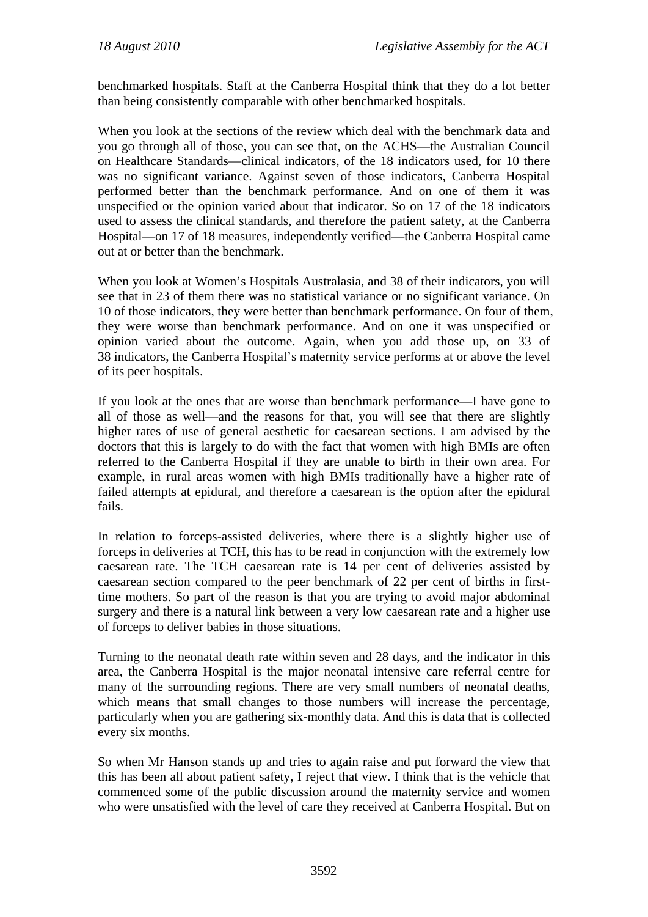benchmarked hospitals. Staff at the Canberra Hospital think that they do a lot better than being consistently comparable with other benchmarked hospitals.

When you look at the sections of the review which deal with the benchmark data and you go through all of those, you can see that, on the ACHS—the Australian Council on Healthcare Standards—clinical indicators, of the 18 indicators used, for 10 there was no significant variance. Against seven of those indicators, Canberra Hospital performed better than the benchmark performance. And on one of them it was unspecified or the opinion varied about that indicator. So on 17 of the 18 indicators used to assess the clinical standards, and therefore the patient safety, at the Canberra Hospital—on 17 of 18 measures, independently verified—the Canberra Hospital came out at or better than the benchmark.

When you look at Women's Hospitals Australasia, and 38 of their indicators, you will see that in 23 of them there was no statistical variance or no significant variance. On 10 of those indicators, they were better than benchmark performance. On four of them, they were worse than benchmark performance. And on one it was unspecified or opinion varied about the outcome. Again, when you add those up, on 33 of 38 indicators, the Canberra Hospital's maternity service performs at or above the level of its peer hospitals.

If you look at the ones that are worse than benchmark performance—I have gone to all of those as well—and the reasons for that, you will see that there are slightly higher rates of use of general aesthetic for caesarean sections. I am advised by the doctors that this is largely to do with the fact that women with high BMIs are often referred to the Canberra Hospital if they are unable to birth in their own area. For example, in rural areas women with high BMIs traditionally have a higher rate of failed attempts at epidural, and therefore a caesarean is the option after the epidural fails.

In relation to forceps-assisted deliveries, where there is a slightly higher use of forceps in deliveries at TCH, this has to be read in conjunction with the extremely low caesarean rate. The TCH caesarean rate is 14 per cent of deliveries assisted by caesarean section compared to the peer benchmark of 22 per cent of births in first-time mothers. So part of the reason is that you are trying to avoid major abdominal surgery and there is a natural link between a very low caesarean rate and a higher use of forceps to deliver babies in those situations.

Turning to the neonatal death rate within seven and 28 days, and the indicator in this area, the Canberra Hospital is the major neonatal intensive care referral centre for many of the surrounding regions. There are very small numbers of neonatal deaths, which means that small changes to those numbers will increase the percentage, particularly when you are gathering six-monthly data. And this is data that is collected every six months.

So when Mr Hanson stands up and tries to again raise and put forward the view that this has been all about patient safety, I reject that view. I think that is the vehicle that commenced some of the public discussion around the maternity service and women who were unsatisfied with the level of care they received at Canberra Hospital. But on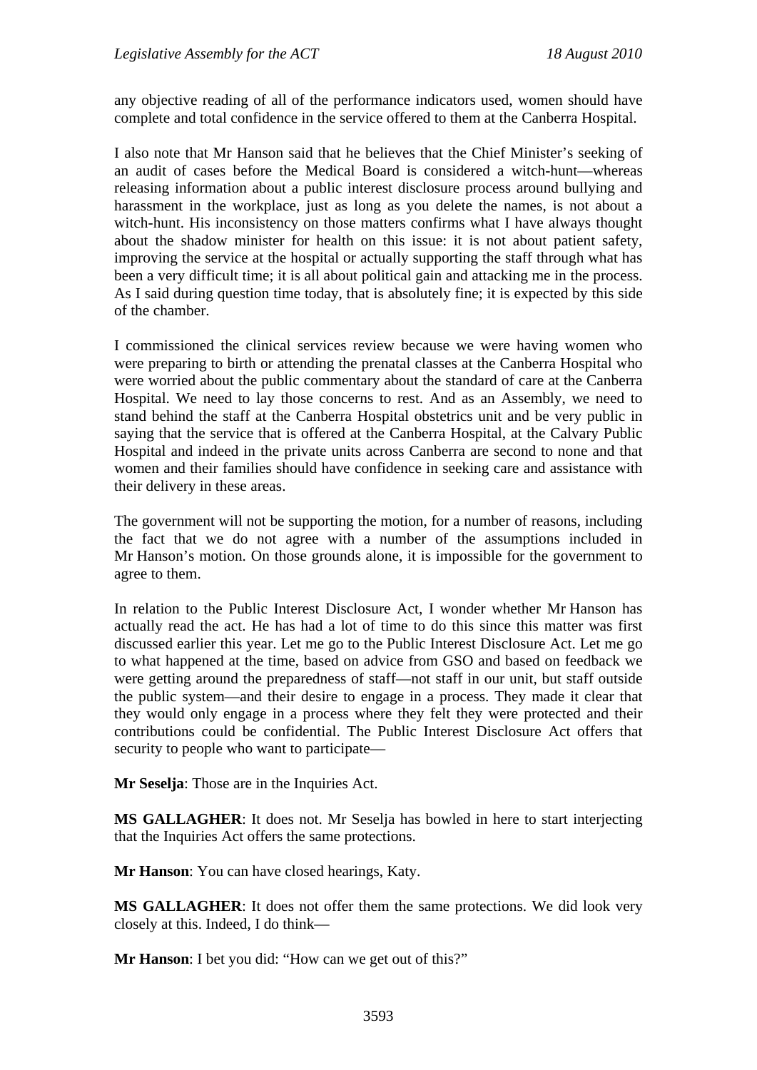any objective reading of all of the performance indicators used, women should have complete and total confidence in the service offered to them at the Canberra Hospital.

I also note that Mr Hanson said that he believes that the Chief Minister's seeking of an audit of cases before the Medical Board is considered a witch-hunt—whereas releasing information about a public interest disclosure process around bullying and harassment in the workplace, just as long as you delete the names, is not about a witch-hunt. His inconsistency on those matters confirms what I have always thought about the shadow minister for health on this issue: it is not about patient safety, improving the service at the hospital or actually supporting the staff through what has been a very difficult time; it is all about political gain and attacking me in the process. As I said during question time today, that is absolutely fine; it is expected by this side of the chamber.

I commissioned the clinical services review because we were having women who were preparing to birth or attending the prenatal classes at the Canberra Hospital who were worried about the public commentary about the standard of care at the Canberra Hospital. We need to lay those concerns to rest. And as an Assembly, we need to stand behind the staff at the Canberra Hospital obstetrics unit and be very public in saying that the service that is offered at the Canberra Hospital, at the Calvary Public Hospital and indeed in the private units across Canberra are second to none and that women and their families should have confidence in seeking care and assistance with their delivery in these areas.

The government will not be supporting the motion, for a number of reasons, including the fact that we do not agree with a number of the assumptions included in Mr Hanson's motion. On those grounds alone, it is impossible for the government to agree to them.

In relation to the Public Interest Disclosure Act, I wonder whether Mr Hanson has actually read the act. He has had a lot of time to do this since this matter was first discussed earlier this year. Let me go to the Public Interest Disclosure Act. Let me go to what happened at the time, based on advice from GSO and based on feedback we were getting around the preparedness of staff—not staff in our unit, but staff outside the public system—and their desire to engage in a process. They made it clear that they would only engage in a process where they felt they were protected and their contributions could be confidential. The Public Interest Disclosure Act offers that security to people who want to participate—

**Mr Seselja**: Those are in the Inquiries Act.

**MS GALLAGHER**: It does not. Mr Seselja has bowled in here to start interjecting that the Inquiries Act offers the same protections.

**Mr Hanson**: You can have closed hearings, Katy.

**MS GALLAGHER**: It does not offer them the same protections. We did look very closely at this. Indeed, I do think—

**Mr Hanson**: I bet you did: "How can we get out of this?"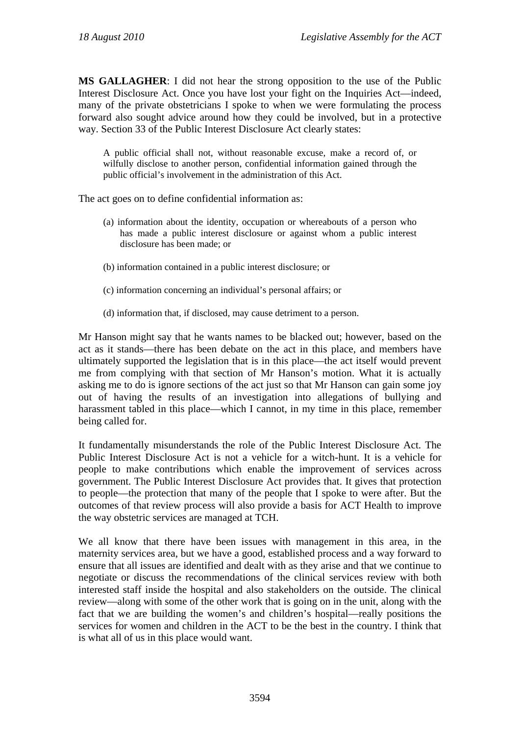**MS GALLAGHER**: I did not hear the strong opposition to the use of the Public Interest Disclosure Act. Once you have lost your fight on the Inquiries Act—indeed, many of the private obstetricians I spoke to when we were formulating the process forward also sought advice around how they could be involved, but in a protective way. Section 33 of the Public Interest Disclosure Act clearly states:

> A public official shall not, without reasonable excuse, make a record of, or wilfully disclose to another person, confidential information gained through the public official's involvement in the administration of this Act.

The act goes on to define confidential information as:

> (a) information about the identity, occupation or whereabouts of a person who has made a public interest disclosure or against whom a public interest disclosure has been made; or
>
> (b) information contained in a public interest disclosure; or
>
> (c) information concerning an individual's personal affairs; or
>
> (d) information that, if disclosed, may cause detriment to a person.

Mr Hanson might say that he wants names to be blacked out; however, based on the act as it stands—there has been debate on the act in this place, and members have ultimately supported the legislation that is in this place—the act itself would prevent me from complying with that section of Mr Hanson's motion. What it is actually asking me to do is ignore sections of the act just so that Mr Hanson can gain some joy out of having the results of an investigation into allegations of bullying and harassment tabled in this place—which I cannot, in my time in this place, remember being called for.

It fundamentally misunderstands the role of the Public Interest Disclosure Act. The Public Interest Disclosure Act is not a vehicle for a witch-hunt. It is a vehicle for people to make contributions which enable the improvement of services across government. The Public Interest Disclosure Act provides that. It gives that protection to people—the protection that many of the people that I spoke to were after. But the outcomes of that review process will also provide a basis for ACT Health to improve the way obstetric services are managed at TCH.

We all know that there have been issues with management in this area, in the maternity services area, but we have a good, established process and a way forward to ensure that all issues are identified and dealt with as they arise and that we continue to negotiate or discuss the recommendations of the clinical services review with both interested staff inside the hospital and also stakeholders on the outside. The clinical review—along with some of the other work that is going on in the unit, along with the fact that we are building the women's and children's hospital—really positions the services for women and children in the ACT to be the best in the country. I think that is what all of us in this place would want.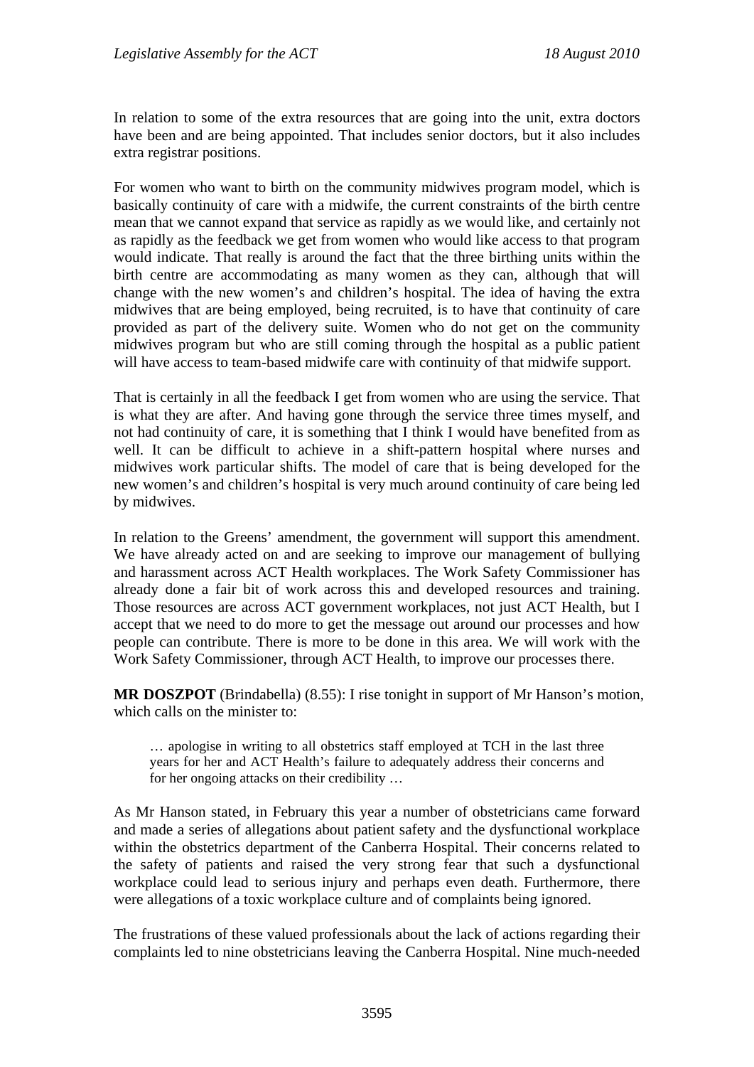In relation to some of the extra resources that are going into the unit, extra doctors have been and are being appointed. That includes senior doctors, but it also includes extra registrar positions.

For women who want to birth on the community midwives program model, which is basically continuity of care with a midwife, the current constraints of the birth centre mean that we cannot expand that service as rapidly as we would like, and certainly not as rapidly as the feedback we get from women who would like access to that program would indicate. That really is around the fact that the three birthing units within the birth centre are accommodating as many women as they can, although that will change with the new women's and children's hospital. The idea of having the extra midwives that are being employed, being recruited, is to have that continuity of care provided as part of the delivery suite. Women who do not get on the community midwives program but who are still coming through the hospital as a public patient will have access to team-based midwife care with continuity of that midwife support.

That is certainly in all the feedback I get from women who are using the service. That is what they are after. And having gone through the service three times myself, and not had continuity of care, it is something that I think I would have benefited from as well. It can be difficult to achieve in a shift-pattern hospital where nurses and midwives work particular shifts. The model of care that is being developed for the new women's and children's hospital is very much around continuity of care being led by midwives.

In relation to the Greens' amendment, the government will support this amendment. We have already acted on and are seeking to improve our management of bullying and harassment across ACT Health workplaces. The Work Safety Commissioner has already done a fair bit of work across this and developed resources and training. Those resources are across ACT government workplaces, not just ACT Health, but I accept that we need to do more to get the message out around our processes and how people can contribute. There is more to be done in this area. We will work with the Work Safety Commissioner, through ACT Health, to improve our processes there.

**MR DOSZPOT** (Brindabella) (8.55): I rise tonight in support of Mr Hanson's motion, which calls on the minister to:

> … apologise in writing to all obstetrics staff employed at TCH in the last three years for her and ACT Health's failure to adequately address their concerns and for her ongoing attacks on their credibility …

As Mr Hanson stated, in February this year a number of obstetricians came forward and made a series of allegations about patient safety and the dysfunctional workplace within the obstetrics department of the Canberra Hospital. Their concerns related to the safety of patients and raised the very strong fear that such a dysfunctional workplace could lead to serious injury and perhaps even death. Furthermore, there were allegations of a toxic workplace culture and of complaints being ignored.

The frustrations of these valued professionals about the lack of actions regarding their complaints led to nine obstetricians leaving the Canberra Hospital. Nine much-needed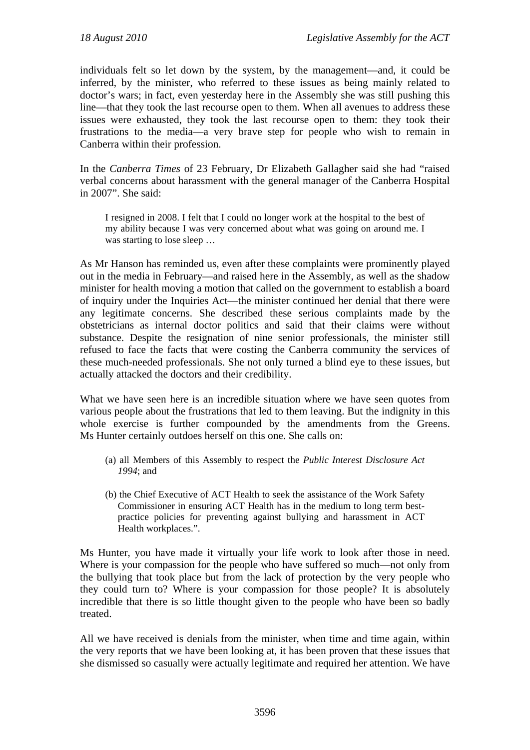individuals felt so let down by the system, by the management—and, it could be inferred, by the minister, who referred to these issues as being mainly related to doctor's wars; in fact, even yesterday here in the Assembly she was still pushing this line—that they took the last recourse open to them. When all avenues to address these issues were exhausted, they took the last recourse open to them: they took their frustrations to the media—a very brave step for people who wish to remain in Canberra within their profession.

In the *Canberra Times* of 23 February, Dr Elizabeth Gallagher said she had "raised verbal concerns about harassment with the general manager of the Canberra Hospital in 2007". She said:

> I resigned in 2008. I felt that I could no longer work at the hospital to the best of my ability because I was very concerned about what was going on around me. I was starting to lose sleep …

As Mr Hanson has reminded us, even after these complaints were prominently played out in the media in February—and raised here in the Assembly, as well as the shadow minister for health moving a motion that called on the government to establish a board of inquiry under the Inquiries Act—the minister continued her denial that there were any legitimate concerns. She described these serious complaints made by the obstetricians as internal doctor politics and said that their claims were without substance. Despite the resignation of nine senior professionals, the minister still refused to face the facts that were costing the Canberra community the services of these much-needed professionals. She not only turned a blind eye to these issues, but actually attacked the doctors and their credibility.

What we have seen here is an incredible situation where we have seen quotes from various people about the frustrations that led to them leaving. But the indignity in this whole exercise is further compounded by the amendments from the Greens. Ms Hunter certainly outdoes herself on this one. She calls on:

> (a) all Members of this Assembly to respect the *Public Interest Disclosure Act 1994*; and
>
> (b) the Chief Executive of ACT Health to seek the assistance of the Work Safety Commissioner in ensuring ACT Health has in the medium to long term best-practice policies for preventing against bullying and harassment in ACT Health workplaces.".

Ms Hunter, you have made it virtually your life work to look after those in need. Where is your compassion for the people who have suffered so much—not only from the bullying that took place but from the lack of protection by the very people who they could turn to? Where is your compassion for those people? It is absolutely incredible that there is so little thought given to the people who have been so badly treated.

All we have received is denials from the minister, when time and time again, within the very reports that we have been looking at, it has been proven that these issues that she dismissed so casually were actually legitimate and required her attention. We have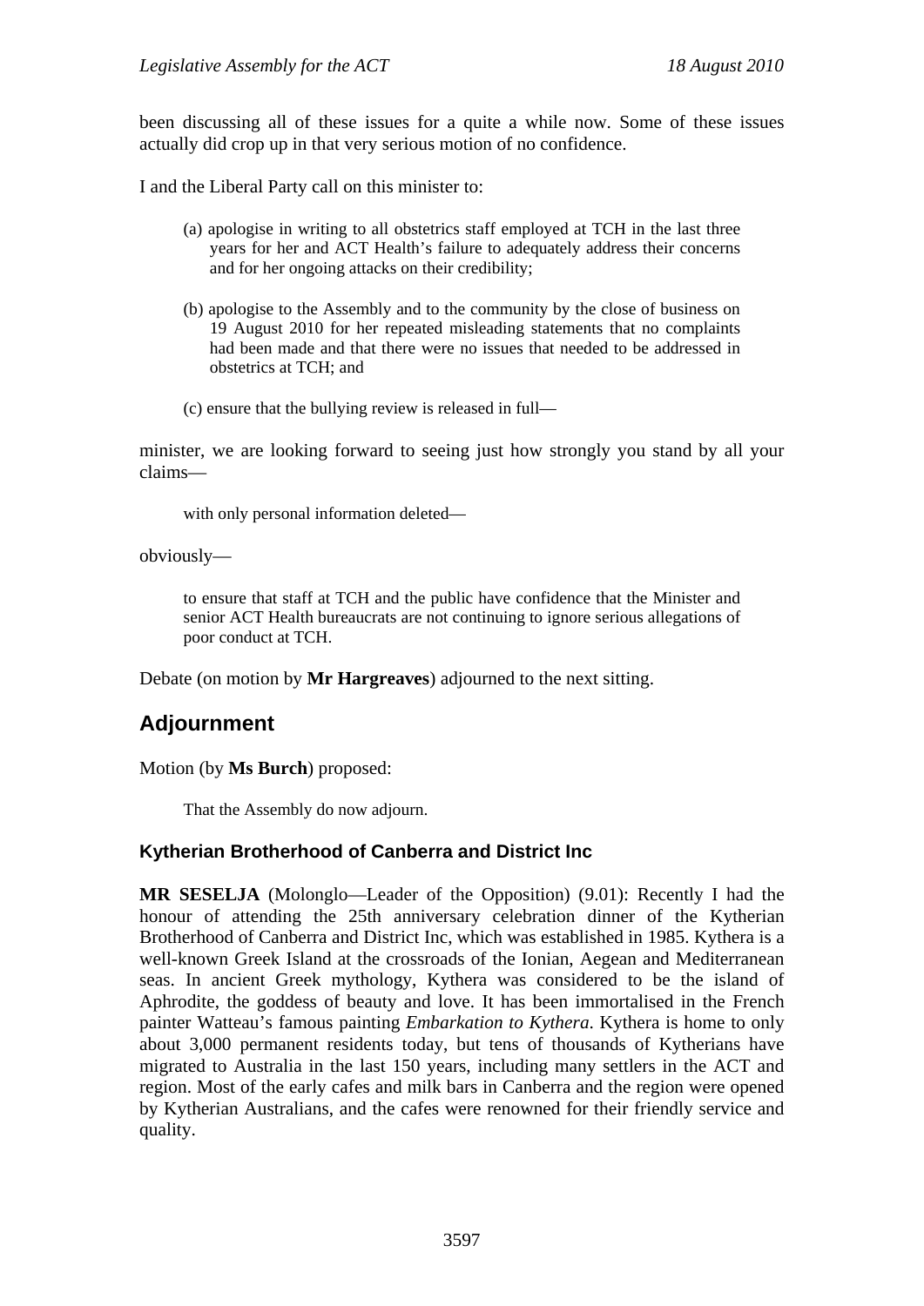been discussing all of these issues for a quite a while now. Some of these issues actually did crop up in that very serious motion of no confidence.

I and the Liberal Party call on this minister to:

> (a) apologise in writing to all obstetrics staff employed at TCH in the last three years for her and ACT Health's failure to adequately address their concerns and for her ongoing attacks on their credibility;
>
> (b) apologise to the Assembly and to the community by the close of business on 19 August 2010 for her repeated misleading statements that no complaints had been made and that there were no issues that needed to be addressed in obstetrics at TCH; and
>
> (c) ensure that the bullying review is released in full—

minister, we are looking forward to seeing just how strongly you stand by all your claims—

> with only personal information deleted—

obviously—

> to ensure that staff at TCH and the public have confidence that the Minister and senior ACT Health bureaucrats are not continuing to ignore serious allegations of poor conduct at TCH.

Debate (on motion by **Mr Hargreaves**) adjourned to the next sitting.

## Adjournment

Motion (by **Ms Burch**) proposed:

> That the Assembly do now adjourn.

### Kytherian Brotherhood of Canberra and District Inc

**MR SESELJA** (Molonglo—Leader of the Opposition) (9.01): Recently I had the honour of attending the 25th anniversary celebration dinner of the Kytherian Brotherhood of Canberra and District Inc, which was established in 1985. Kythera is a well-known Greek Island at the crossroads of the Ionian, Aegean and Mediterranean seas. In ancient Greek mythology, Kythera was considered to be the island of Aphrodite, the goddess of beauty and love. It has been immortalised in the French painter Watteau's famous painting *Embarkation to Kythera*. Kythera is home to only about 3,000 permanent residents today, but tens of thousands of Kytherians have migrated to Australia in the last 150 years, including many settlers in the ACT and region. Most of the early cafes and milk bars in Canberra and the region were opened by Kytherian Australians, and the cafes were renowned for their friendly service and quality.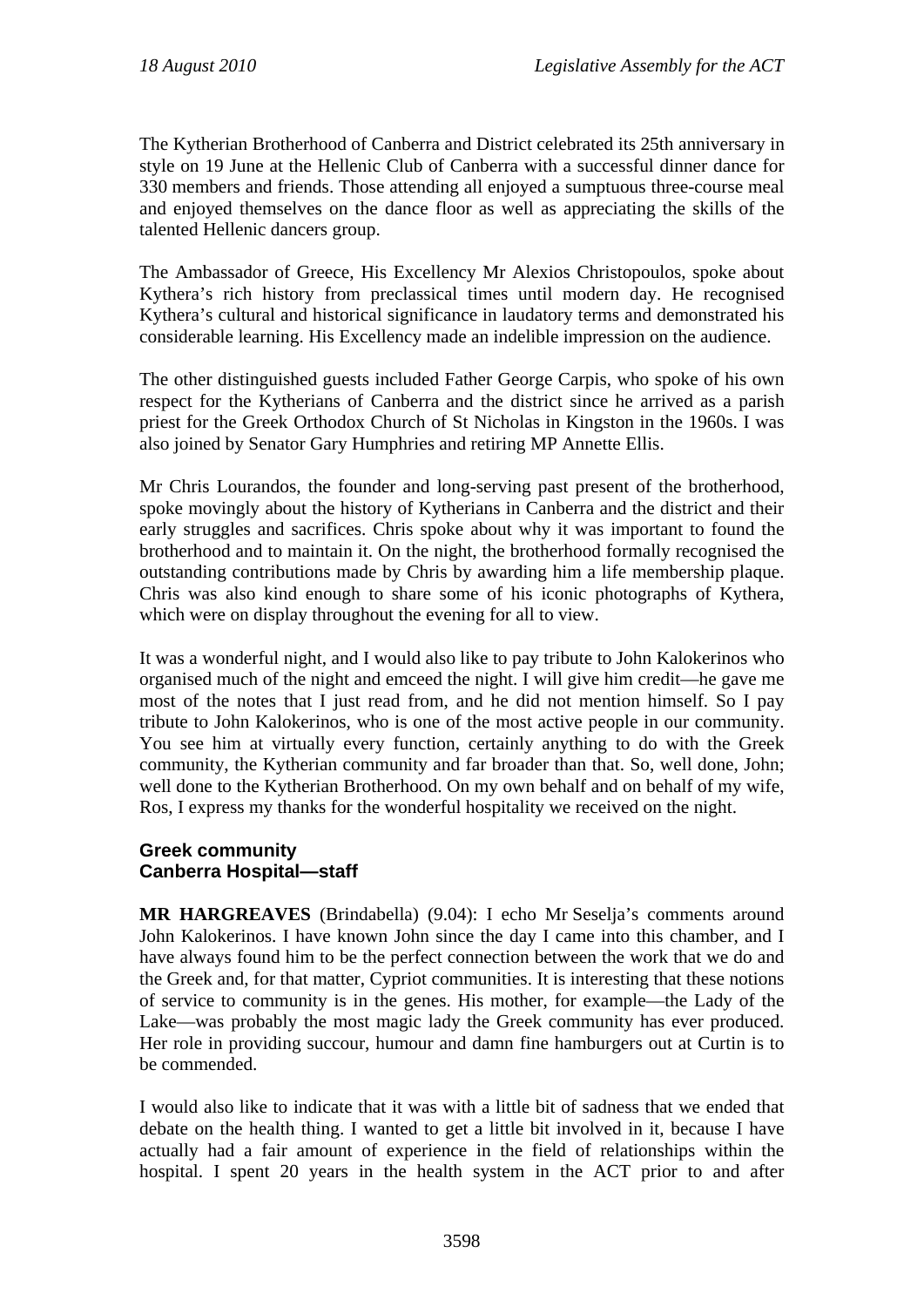The Kytherian Brotherhood of Canberra and District celebrated its 25th anniversary in style on 19 June at the Hellenic Club of Canberra with a successful dinner dance for 330 members and friends. Those attending all enjoyed a sumptuous three-course meal and enjoyed themselves on the dance floor as well as appreciating the skills of the talented Hellenic dancers group.

The Ambassador of Greece, His Excellency Mr Alexios Christopoulos, spoke about Kythera's rich history from preclassical times until modern day. He recognised Kythera's cultural and historical significance in laudatory terms and demonstrated his considerable learning. His Excellency made an indelible impression on the audience.

The other distinguished guests included Father George Carpis, who spoke of his own respect for the Kytherians of Canberra and the district since he arrived as a parish priest for the Greek Orthodox Church of St Nicholas in Kingston in the 1960s. I was also joined by Senator Gary Humphries and retiring MP Annette Ellis.

Mr Chris Lourandos, the founder and long-serving past present of the brotherhood, spoke movingly about the history of Kytherians in Canberra and the district and their early struggles and sacrifices. Chris spoke about why it was important to found the brotherhood and to maintain it. On the night, the brotherhood formally recognised the outstanding contributions made by Chris by awarding him a life membership plaque. Chris was also kind enough to share some of his iconic photographs of Kythera, which were on display throughout the evening for all to view.

It was a wonderful night, and I would also like to pay tribute to John Kalokerinos who organised much of the night and emceed the night. I will give him credit—he gave me most of the notes that I just read from, and he did not mention himself. So I pay tribute to John Kalokerinos, who is one of the most active people in our community. You see him at virtually every function, certainly anything to do with the Greek community, the Kytherian community and far broader than that. So, well done, John; well done to the Kytherian Brotherhood. On my own behalf and on behalf of my wife, Ros, I express my thanks for the wonderful hospitality we received on the night.

#### Greek community
#### Canberra Hospital—staff

**MR HARGREAVES** (Brindabella) (9.04): I echo Mr Seselja's comments around John Kalokerinos. I have known John since the day I came into this chamber, and I have always found him to be the perfect connection between the work that we do and the Greek and, for that matter, Cypriot communities. It is interesting that these notions of service to community is in the genes. His mother, for example—the Lady of the Lake—was probably the most magic lady the Greek community has ever produced. Her role in providing succour, humour and damn fine hamburgers out at Curtin is to be commended.

I would also like to indicate that it was with a little bit of sadness that we ended that debate on the health thing. I wanted to get a little bit involved in it, because I have actually had a fair amount of experience in the field of relationships within the hospital. I spent 20 years in the health system in the ACT prior to and after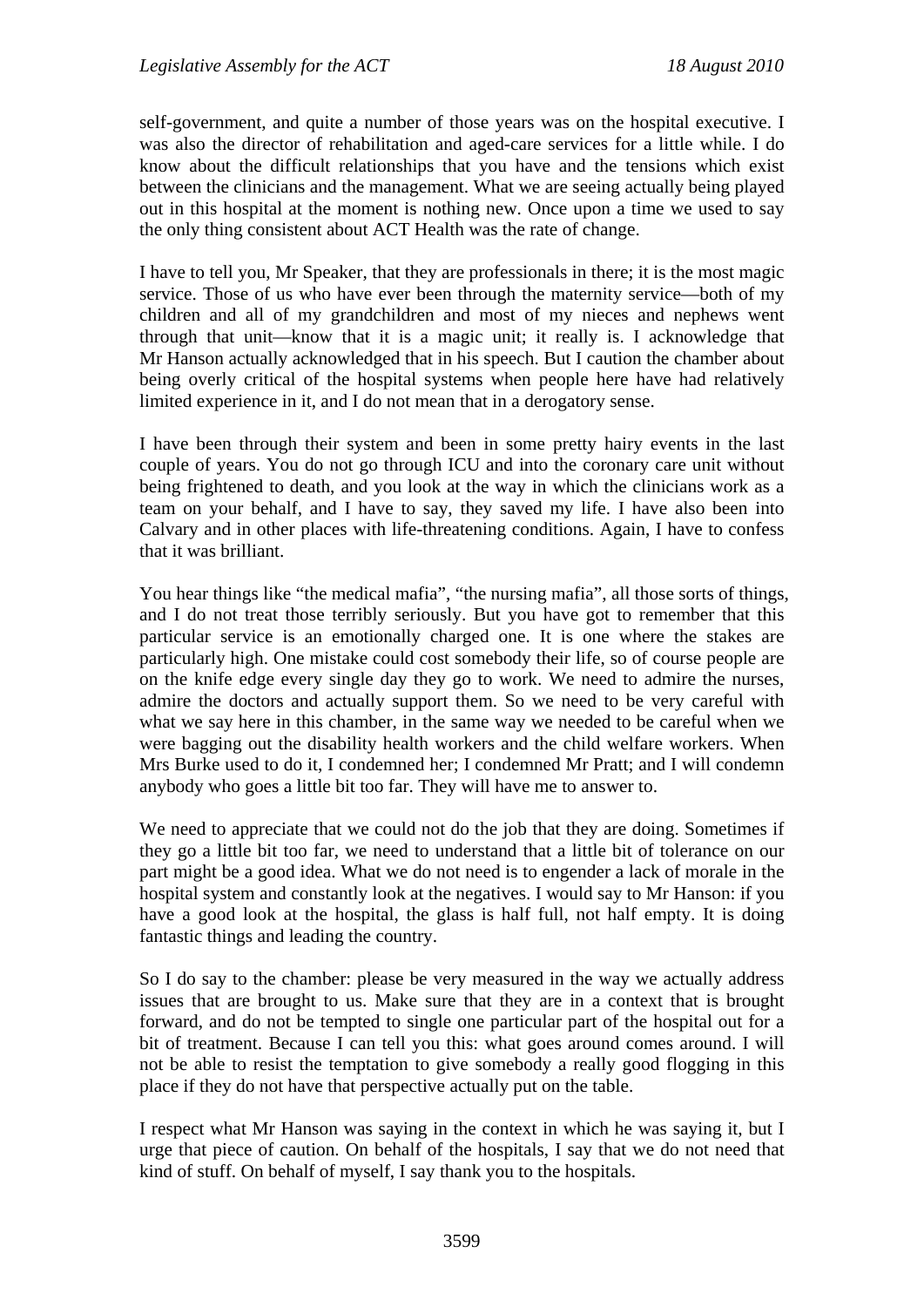self-government, and quite a number of those years was on the hospital executive. I was also the director of rehabilitation and aged-care services for a little while. I do know about the difficult relationships that you have and the tensions which exist between the clinicians and the management. What we are seeing actually being played out in this hospital at the moment is nothing new. Once upon a time we used to say the only thing consistent about ACT Health was the rate of change.

I have to tell you, Mr Speaker, that they are professionals in there; it is the most magic service. Those of us who have ever been through the maternity service—both of my children and all of my grandchildren and most of my nieces and nephews went through that unit—know that it is a magic unit; it really is. I acknowledge that Mr Hanson actually acknowledged that in his speech. But I caution the chamber about being overly critical of the hospital systems when people here have had relatively limited experience in it, and I do not mean that in a derogatory sense.

I have been through their system and been in some pretty hairy events in the last couple of years. You do not go through ICU and into the coronary care unit without being frightened to death, and you look at the way in which the clinicians work as a team on your behalf, and I have to say, they saved my life. I have also been into Calvary and in other places with life-threatening conditions. Again, I have to confess that it was brilliant.

You hear things like "the medical mafia", "the nursing mafia", all those sorts of things, and I do not treat those terribly seriously. But you have got to remember that this particular service is an emotionally charged one. It is one where the stakes are particularly high. One mistake could cost somebody their life, so of course people are on the knife edge every single day they go to work. We need to admire the nurses, admire the doctors and actually support them. So we need to be very careful with what we say here in this chamber, in the same way we needed to be careful when we were bagging out the disability health workers and the child welfare workers. When Mrs Burke used to do it, I condemned her; I condemned Mr Pratt; and I will condemn anybody who goes a little bit too far. They will have me to answer to.

We need to appreciate that we could not do the job that they are doing. Sometimes if they go a little bit too far, we need to understand that a little bit of tolerance on our part might be a good idea. What we do not need is to engender a lack of morale in the hospital system and constantly look at the negatives. I would say to Mr Hanson: if you have a good look at the hospital, the glass is half full, not half empty. It is doing fantastic things and leading the country.

So I do say to the chamber: please be very measured in the way we actually address issues that are brought to us. Make sure that they are in a context that is brought forward, and do not be tempted to single one particular part of the hospital out for a bit of treatment. Because I can tell you this: what goes around comes around. I will not be able to resist the temptation to give somebody a really good flogging in this place if they do not have that perspective actually put on the table.

I respect what Mr Hanson was saying in the context in which he was saying it, but I urge that piece of caution. On behalf of the hospitals, I say that we do not need that kind of stuff. On behalf of myself, I say thank you to the hospitals.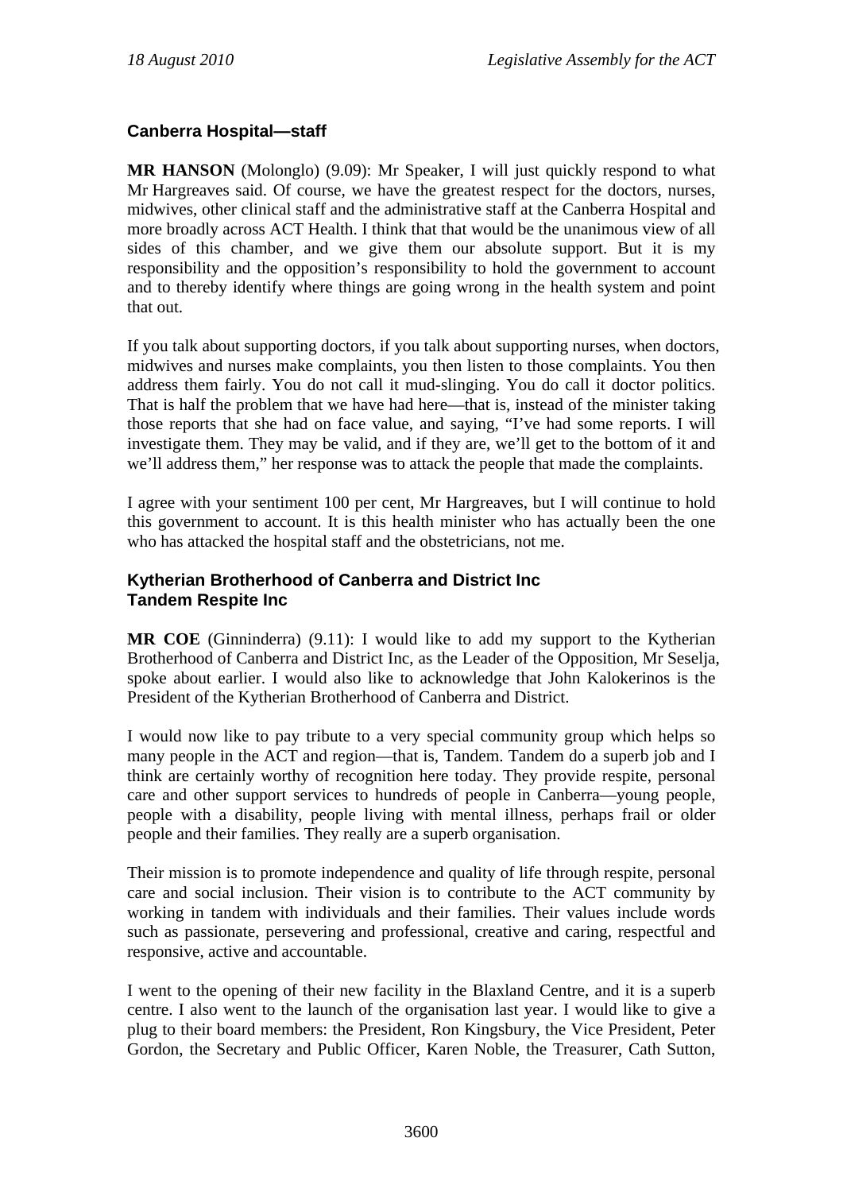### Canberra Hospital—staff

**MR HANSON** (Molonglo) (9.09): Mr Speaker, I will just quickly respond to what Mr Hargreaves said. Of course, we have the greatest respect for the doctors, nurses, midwives, other clinical staff and the administrative staff at the Canberra Hospital and more broadly across ACT Health. I think that that would be the unanimous view of all sides of this chamber, and we give them our absolute support. But it is my responsibility and the opposition's responsibility to hold the government to account and to thereby identify where things are going wrong in the health system and point that out.

If you talk about supporting doctors, if you talk about supporting nurses, when doctors, midwives and nurses make complaints, you then listen to those complaints. You then address them fairly. You do not call it mud-slinging. You do call it doctor politics. That is half the problem that we have had here—that is, instead of the minister taking those reports that she had on face value, and saying, "I've had some reports. I will investigate them. They may be valid, and if they are, we'll get to the bottom of it and we'll address them," her response was to attack the people that made the complaints.

I agree with your sentiment 100 per cent, Mr Hargreaves, but I will continue to hold this government to account. It is this health minister who has actually been the one who has attacked the hospital staff and the obstetricians, not me.

### Kytherian Brotherhood of Canberra and District Inc
### Tandem Respite Inc

**MR COE** (Ginninderra) (9.11): I would like to add my support to the Kytherian Brotherhood of Canberra and District Inc, as the Leader of the Opposition, Mr Seselja, spoke about earlier. I would also like to acknowledge that John Kalokerinos is the President of the Kytherian Brotherhood of Canberra and District.

I would now like to pay tribute to a very special community group which helps so many people in the ACT and region—that is, Tandem. Tandem do a superb job and I think are certainly worthy of recognition here today. They provide respite, personal care and other support services to hundreds of people in Canberra—young people, people with a disability, people living with mental illness, perhaps frail or older people and their families. They really are a superb organisation.

Their mission is to promote independence and quality of life through respite, personal care and social inclusion. Their vision is to contribute to the ACT community by working in tandem with individuals and their families. Their values include words such as passionate, persevering and professional, creative and caring, respectful and responsive, active and accountable.

I went to the opening of their new facility in the Blaxland Centre, and it is a superb centre. I also went to the launch of the organisation last year. I would like to give a plug to their board members: the President, Ron Kingsbury, the Vice President, Peter Gordon, the Secretary and Public Officer, Karen Noble, the Treasurer, Cath Sutton,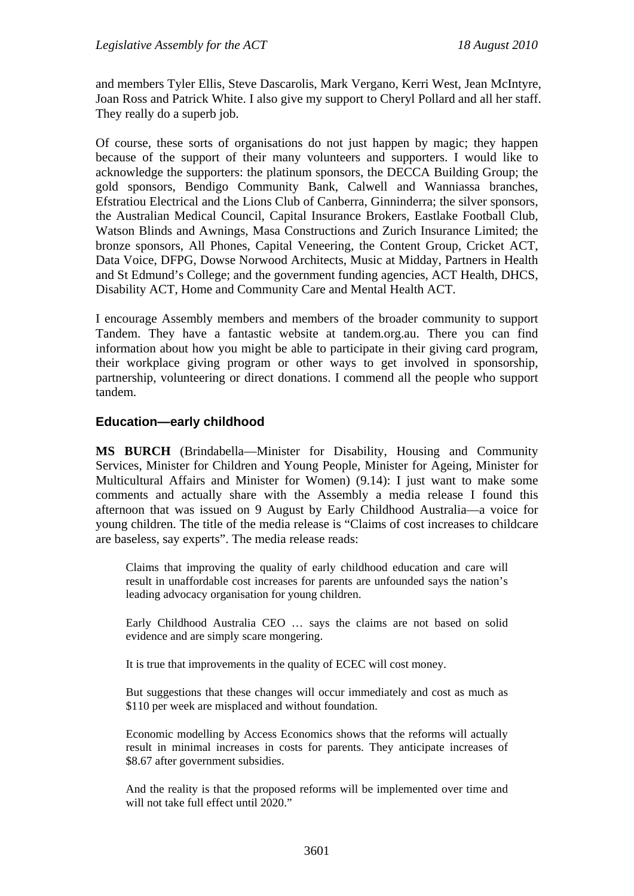and members Tyler Ellis, Steve Dascarolis, Mark Vergano, Kerri West, Jean McIntyre, Joan Ross and Patrick White. I also give my support to Cheryl Pollard and all her staff. They really do a superb job.

Of course, these sorts of organisations do not just happen by magic; they happen because of the support of their many volunteers and supporters. I would like to acknowledge the supporters: the platinum sponsors, the DECCA Building Group; the gold sponsors, Bendigo Community Bank, Calwell and Wanniassa branches, Efstratiou Electrical and the Lions Club of Canberra, Ginninderra; the silver sponsors, the Australian Medical Council, Capital Insurance Brokers, Eastlake Football Club, Watson Blinds and Awnings, Masa Constructions and Zurich Insurance Limited; the bronze sponsors, All Phones, Capital Veneering, the Content Group, Cricket ACT, Data Voice, DFPG, Dowse Norwood Architects, Music at Midday, Partners in Health and St Edmund's College; and the government funding agencies, ACT Health, DHCS, Disability ACT, Home and Community Care and Mental Health ACT.

I encourage Assembly members and members of the broader community to support Tandem. They have a fantastic website at tandem.org.au. There you can find information about how you might be able to participate in their giving card program, their workplace giving program or other ways to get involved in sponsorship, partnership, volunteering or direct donations. I commend all the people who support tandem.

## Education—early childhood

**MS BURCH** (Brindabella—Minister for Disability, Housing and Community Services, Minister for Children and Young People, Minister for Ageing, Minister for Multicultural Affairs and Minister for Women) (9.14): I just want to make some comments and actually share with the Assembly a media release I found this afternoon that was issued on 9 August by Early Childhood Australia—a voice for young children. The title of the media release is "Claims of cost increases to childcare are baseless, say experts". The media release reads:

> Claims that improving the quality of early childhood education and care will result in unaffordable cost increases for parents are unfounded says the nation's leading advocacy organisation for young children.
>
> Early Childhood Australia CEO … says the claims are not based on solid evidence and are simply scare mongering.
>
> It is true that improvements in the quality of ECEC will cost money.
>
> But suggestions that these changes will occur immediately and cost as much as $110 per week are misplaced and without foundation.
>
> Economic modelling by Access Economics shows that the reforms will actually result in minimal increases in costs for parents. They anticipate increases of $8.67 after government subsidies.
>
> And the reality is that the proposed reforms will be implemented over time and will not take full effect until 2020."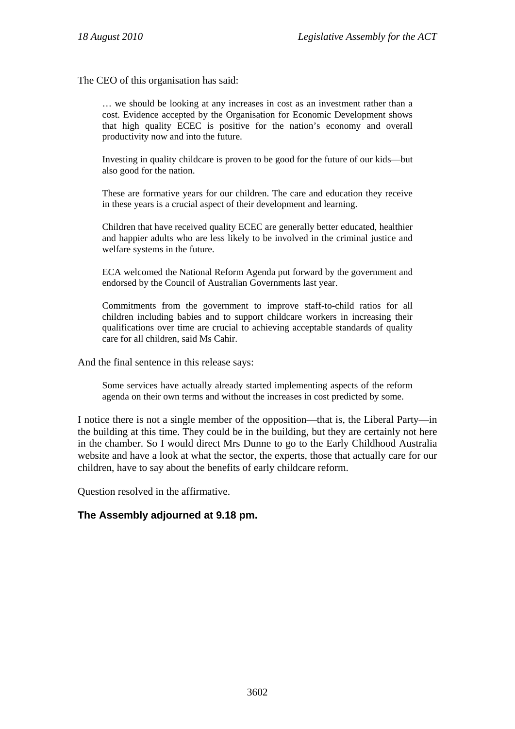The CEO of this organisation has said:

> … we should be looking at any increases in cost as an investment rather than a cost. Evidence accepted by the Organisation for Economic Development shows that high quality ECEC is positive for the nation's economy and overall productivity now and into the future.
>
> Investing in quality childcare is proven to be good for the future of our kids—but also good for the nation.
>
> These are formative years for our children. The care and education they receive in these years is a crucial aspect of their development and learning.
>
> Children that have received quality ECEC are generally better educated, healthier and happier adults who are less likely to be involved in the criminal justice and welfare systems in the future.
>
> ECA welcomed the National Reform Agenda put forward by the government and endorsed by the Council of Australian Governments last year.
>
> Commitments from the government to improve staff-to-child ratios for all children including babies and to support childcare workers in increasing their qualifications over time are crucial to achieving acceptable standards of quality care for all children, said Ms Cahir.

And the final sentence in this release says:

> Some services have actually already started implementing aspects of the reform agenda on their own terms and without the increases in cost predicted by some.

I notice there is not a single member of the opposition—that is, the Liberal Party—in the building at this time. They could be in the building, but they are certainly not here in the chamber. So I would direct Mrs Dunne to go to the Early Childhood Australia website and have a look at what the sector, the experts, those that actually care for our children, have to say about the benefits of early childcare reform.

Question resolved in the affirmative.

**The Assembly adjourned at 9.18 pm.**